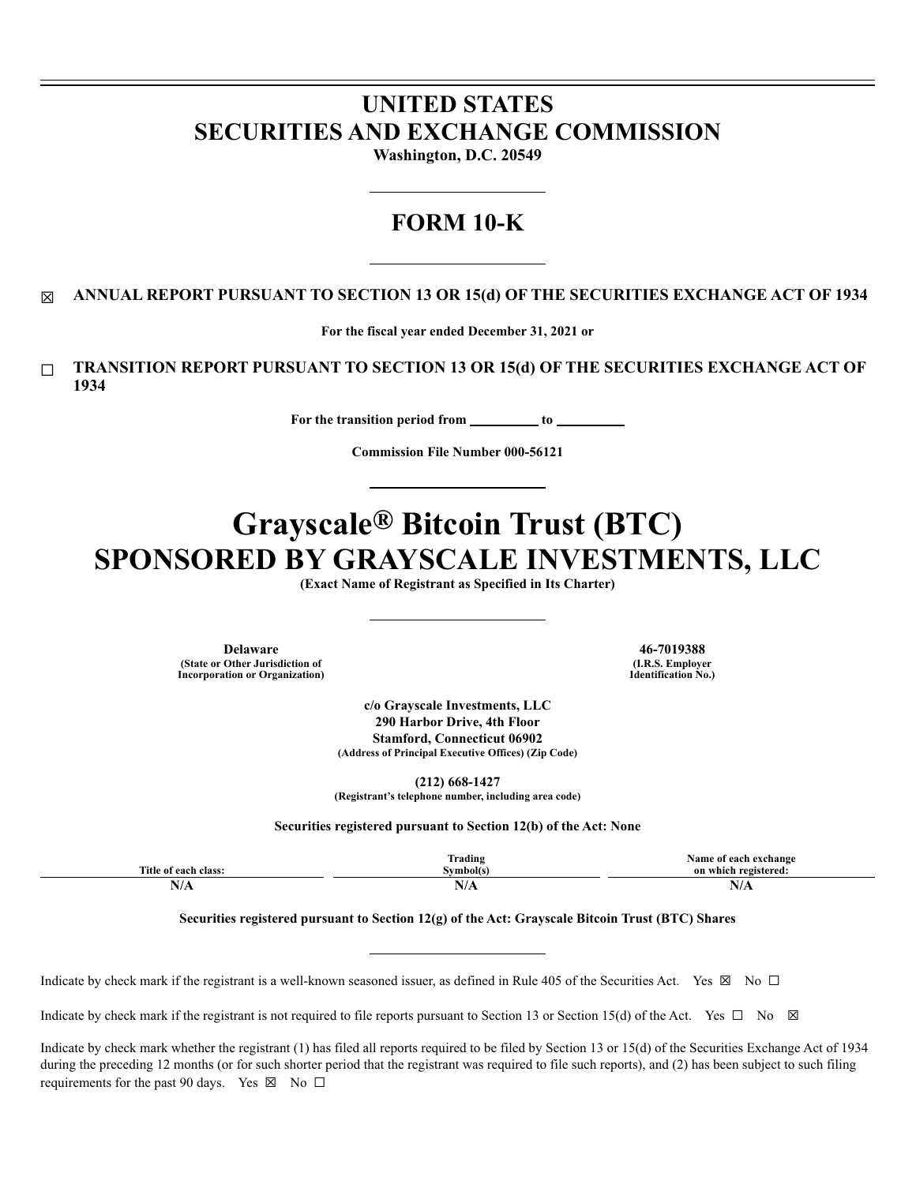# UNITED STATES
# SECURITIES AND EXCHANGE COMMISSION

**Washington, D.C. 20549**

---

# FORM 10-K

---

☒ **ANNUAL REPORT PURSUANT TO SECTION 13 OR 15(d) OF THE SECURITIES EXCHANGE ACT OF 1934**

**For the fiscal year ended December 31, 2021 or**

☐ **TRANSITION REPORT PURSUANT TO SECTION 13 OR 15(d) OF THE SECURITIES EXCHANGE ACT OF 1934**

**For the transition period from __________ to __________**

**Commission File Number 000-56121**

---

# Grayscale® Bitcoin Trust (BTC)
# SPONSORED BY GRAYSCALE INVESTMENTS, LLC

**(Exact Name of Registrant as Specified in Its Charter)**

---

| **Delaware** | **46-7019388** |
|---|---|
| **(State or Other Jurisdiction of Incorporation or Organization)** | **(I.R.S. Employer Identification No.)** |

**c/o Grayscale Investments, LLC**
**290 Harbor Drive, 4th Floor**
**Stamford, Connecticut 06902**
**(Address of Principal Executive Offices) (Zip Code)**

**(212) 668-1427**
**(Registrant's telephone number, including area code)**

**Securities registered pursuant to Section 12(b) of the Act: None**

| Title of each class: | Trading Symbol(s) | Name of each exchange on which registered: |
|---|---|---|
| N/A | N/A | N/A |

**Securities registered pursuant to Section 12(g) of the Act: Grayscale Bitcoin Trust (BTC) Shares**

---

Indicate by check mark if the registrant is a well-known seasoned issuer, as defined in Rule 405 of the Securities Act. Yes ☒ No ☐

Indicate by check mark if the registrant is not required to file reports pursuant to Section 13 or Section 15(d) of the Act. Yes ☐ No ☒

Indicate by check mark whether the registrant (1) has filed all reports required to be filed by Section 13 or 15(d) of the Securities Exchange Act of 1934 during the preceding 12 months (or for such shorter period that the registrant was required to file such reports), and (2) has been subject to such filing requirements for the past 90 days. Yes ☒ No ☐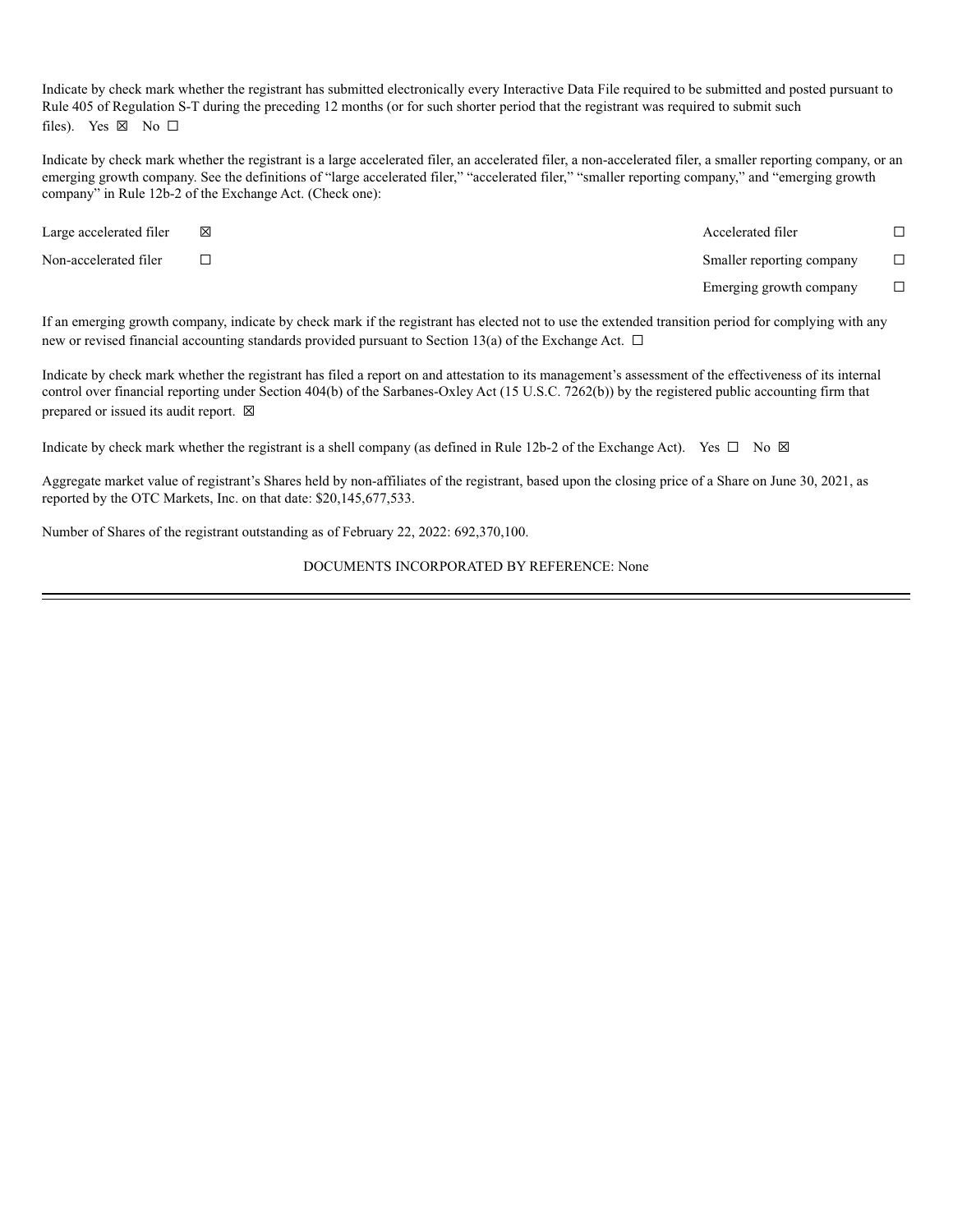Indicate by check mark whether the registrant has submitted electronically every Interactive Data File required to be submitted and posted pursuant to Rule 405 of Regulation S-T during the preceding 12 months (or for such shorter period that the registrant was required to submit such files). Yes ☒ No ☐

Indicate by check mark whether the registrant is a large accelerated filer, an accelerated filer, a non-accelerated filer, a smaller reporting company, or an emerging growth company. See the definitions of "large accelerated filer," "accelerated filer," "smaller reporting company," and "emerging growth company" in Rule 12b-2 of the Exchange Act. (Check one):

| | | | |
|---|---|---|---|
| Large accelerated filer | ☒ | Accelerated filer | ☐ |
| Non-accelerated filer | ☐ | Smaller reporting company | ☐ |
| | | Emerging growth company | ☐ |

If an emerging growth company, indicate by check mark if the registrant has elected not to use the extended transition period for complying with any new or revised financial accounting standards provided pursuant to Section 13(a) of the Exchange Act. ☐

Indicate by check mark whether the registrant has filed a report on and attestation to its management's assessment of the effectiveness of its internal control over financial reporting under Section 404(b) of the Sarbanes-Oxley Act (15 U.S.C. 7262(b)) by the registered public accounting firm that prepared or issued its audit report. ☒

Indicate by check mark whether the registrant is a shell company (as defined in Rule 12b-2 of the Exchange Act). Yes ☐ No ☒

Aggregate market value of registrant's Shares held by non-affiliates of the registrant, based upon the closing price of a Share on June 30, 2021, as reported by the OTC Markets, Inc. on that date: $20,145,677,533.

Number of Shares of the registrant outstanding as of February 22, 2022: 692,370,100.

DOCUMENTS INCORPORATED BY REFERENCE: None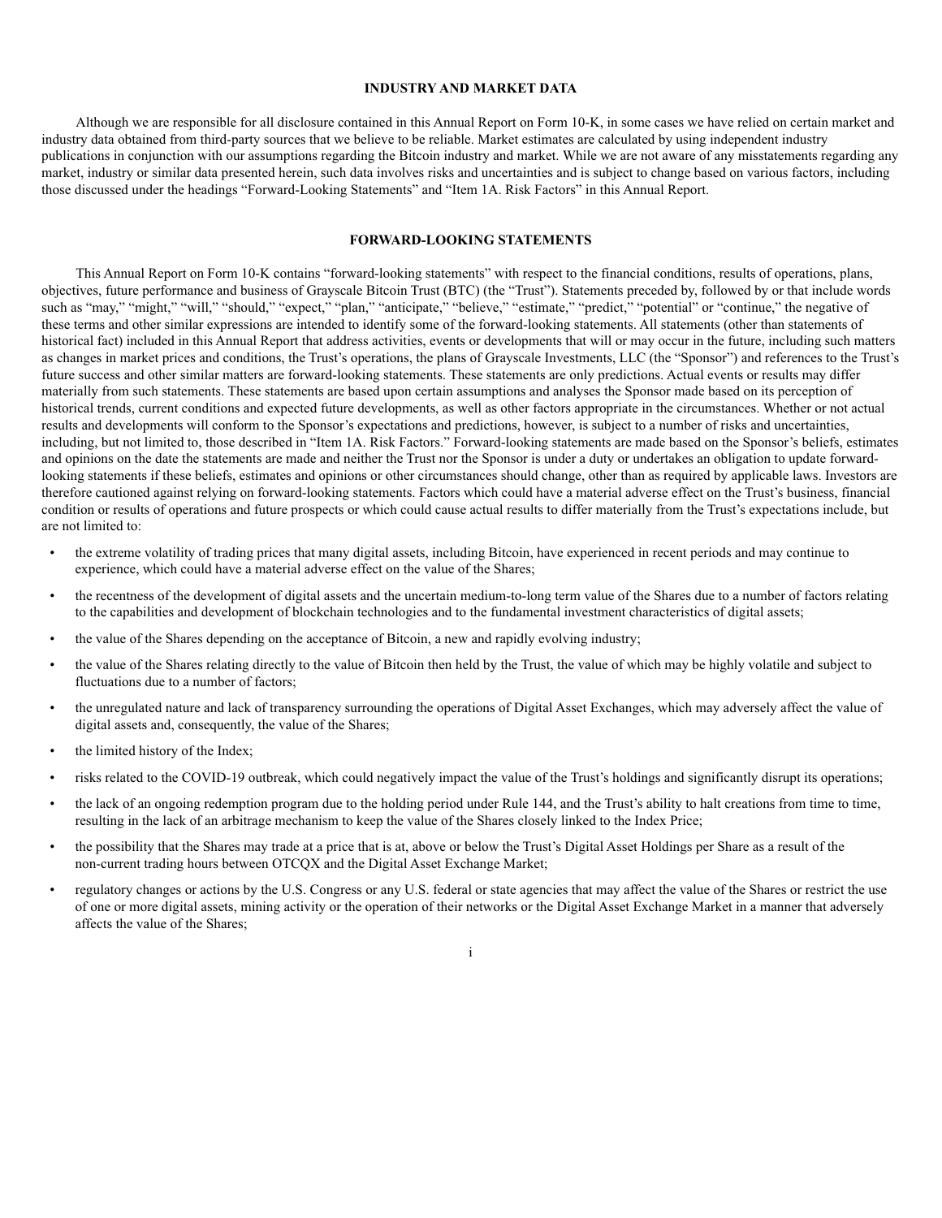## INDUSTRY AND MARKET DATA

Although we are responsible for all disclosure contained in this Annual Report on Form 10-K, in some cases we have relied on certain market and industry data obtained from third-party sources that we believe to be reliable. Market estimates are calculated by using independent industry publications in conjunction with our assumptions regarding the Bitcoin industry and market. While we are not aware of any misstatements regarding any market, industry or similar data presented herein, such data involves risks and uncertainties and is subject to change based on various factors, including those discussed under the headings "Forward-Looking Statements" and "Item 1A. Risk Factors" in this Annual Report.

## FORWARD-LOOKING STATEMENTS

This Annual Report on Form 10-K contains "forward-looking statements" with respect to the financial conditions, results of operations, plans, objectives, future performance and business of Grayscale Bitcoin Trust (BTC) (the "Trust"). Statements preceded by, followed by or that include words such as "may," "might," "will," "should," "expect," "plan," "anticipate," "believe," "estimate," "predict," "potential" or "continue," the negative of these terms and other similar expressions are intended to identify some of the forward-looking statements. All statements (other than statements of historical fact) included in this Annual Report that address activities, events or developments that will or may occur in the future, including such matters as changes in market prices and conditions, the Trust's operations, the plans of Grayscale Investments, LLC (the "Sponsor") and references to the Trust's future success and other similar matters are forward-looking statements. These statements are only predictions. Actual events or results may differ materially from such statements. These statements are based upon certain assumptions and analyses the Sponsor made based on its perception of historical trends, current conditions and expected future developments, as well as other factors appropriate in the circumstances. Whether or not actual results and developments will conform to the Sponsor's expectations and predictions, however, is subject to a number of risks and uncertainties, including, but not limited to, those described in "Item 1A. Risk Factors." Forward-looking statements are made based on the Sponsor's beliefs, estimates and opinions on the date the statements are made and neither the Trust nor the Sponsor is under a duty or undertakes an obligation to update forward-looking statements if these beliefs, estimates and opinions or other circumstances should change, other than as required by applicable laws. Investors are therefore cautioned against relying on forward-looking statements. Factors which could have a material adverse effect on the Trust's business, financial condition or results of operations and future prospects or which could cause actual results to differ materially from the Trust's expectations include, but are not limited to:

- the extreme volatility of trading prices that many digital assets, including Bitcoin, have experienced in recent periods and may continue to experience, which could have a material adverse effect on the value of the Shares;
- the recentness of the development of digital assets and the uncertain medium-to-long term value of the Shares due to a number of factors relating to the capabilities and development of blockchain technologies and to the fundamental investment characteristics of digital assets;
- the value of the Shares depending on the acceptance of Bitcoin, a new and rapidly evolving industry;
- the value of the Shares relating directly to the value of Bitcoin then held by the Trust, the value of which may be highly volatile and subject to fluctuations due to a number of factors;
- the unregulated nature and lack of transparency surrounding the operations of Digital Asset Exchanges, which may adversely affect the value of digital assets and, consequently, the value of the Shares;
- the limited history of the Index;
- risks related to the COVID-19 outbreak, which could negatively impact the value of the Trust's holdings and significantly disrupt its operations;
- the lack of an ongoing redemption program due to the holding period under Rule 144, and the Trust's ability to halt creations from time to time, resulting in the lack of an arbitrage mechanism to keep the value of the Shares closely linked to the Index Price;
- the possibility that the Shares may trade at a price that is at, above or below the Trust's Digital Asset Holdings per Share as a result of the non-current trading hours between OTCQX and the Digital Asset Exchange Market;
- regulatory changes or actions by the U.S. Congress or any U.S. federal or state agencies that may affect the value of the Shares or restrict the use of one or more digital assets, mining activity or the operation of their networks or the Digital Asset Exchange Market in a manner that adversely affects the value of the Shares;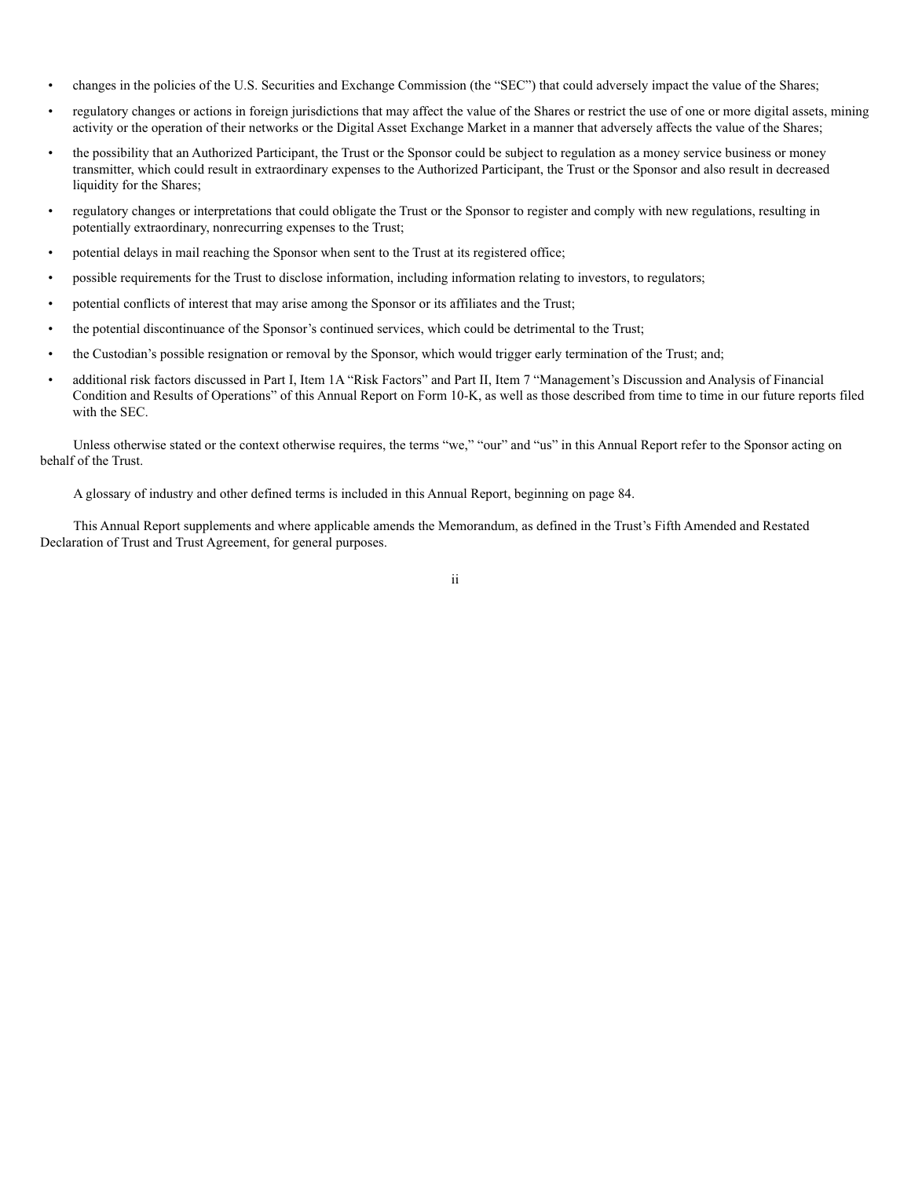- changes in the policies of the U.S. Securities and Exchange Commission (the "SEC") that could adversely impact the value of the Shares;
- regulatory changes or actions in foreign jurisdictions that may affect the value of the Shares or restrict the use of one or more digital assets, mining activity or the operation of their networks or the Digital Asset Exchange Market in a manner that adversely affects the value of the Shares;
- the possibility that an Authorized Participant, the Trust or the Sponsor could be subject to regulation as a money service business or money transmitter, which could result in extraordinary expenses to the Authorized Participant, the Trust or the Sponsor and also result in decreased liquidity for the Shares;
- regulatory changes or interpretations that could obligate the Trust or the Sponsor to register and comply with new regulations, resulting in potentially extraordinary, nonrecurring expenses to the Trust;
- potential delays in mail reaching the Sponsor when sent to the Trust at its registered office;
- possible requirements for the Trust to disclose information, including information relating to investors, to regulators;
- potential conflicts of interest that may arise among the Sponsor or its affiliates and the Trust;
- the potential discontinuance of the Sponsor's continued services, which could be detrimental to the Trust;
- the Custodian's possible resignation or removal by the Sponsor, which would trigger early termination of the Trust; and;
- additional risk factors discussed in Part I, Item 1A "Risk Factors" and Part II, Item 7 "Management's Discussion and Analysis of Financial Condition and Results of Operations" of this Annual Report on Form 10-K, as well as those described from time to time in our future reports filed with the SEC.

Unless otherwise stated or the context otherwise requires, the terms "we," "our" and "us" in this Annual Report refer to the Sponsor acting on behalf of the Trust.

A glossary of industry and other defined terms is included in this Annual Report, beginning on page 84.

This Annual Report supplements and where applicable amends the Memorandum, as defined in the Trust's Fifth Amended and Restated Declaration of Trust and Trust Agreement, for general purposes.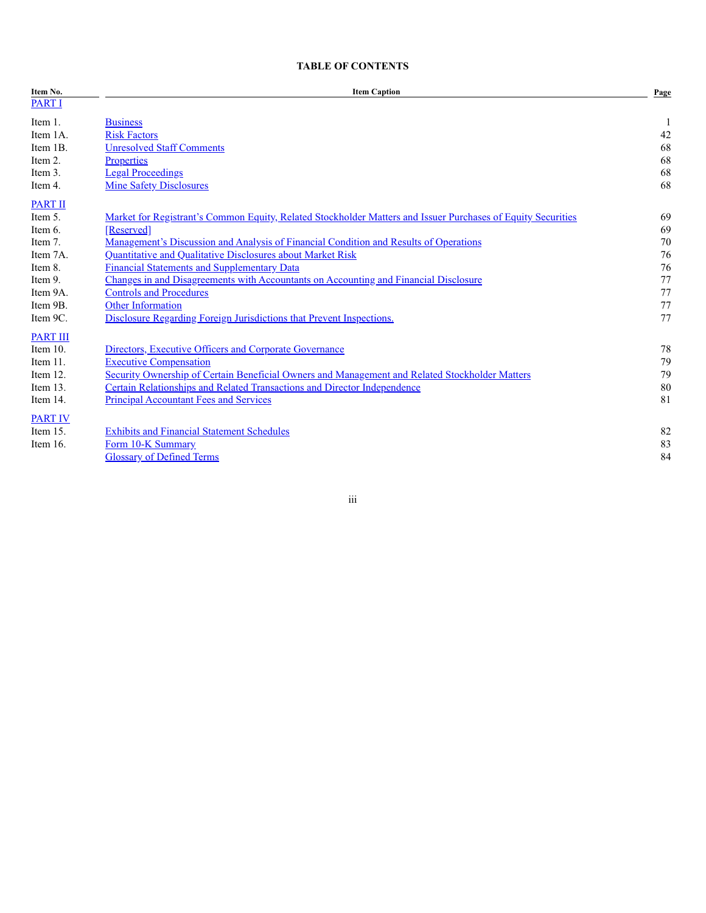**TABLE OF CONTENTS**

| Item No. | Item Caption | Page |
|---|---|---|
| PART I | | |
| Item 1. | Business | 1 |
| Item 1A. | Risk Factors | 42 |
| Item 1B. | Unresolved Staff Comments | 68 |
| Item 2. | Properties | 68 |
| Item 3. | Legal Proceedings | 68 |
| Item 4. | Mine Safety Disclosures | 68 |
| PART II | | |
| Item 5. | Market for Registrant's Common Equity, Related Stockholder Matters and Issuer Purchases of Equity Securities | 69 |
| Item 6. | [Reserved] | 69 |
| Item 7. | Management's Discussion and Analysis of Financial Condition and Results of Operations | 70 |
| Item 7A. | Quantitative and Qualitative Disclosures about Market Risk | 76 |
| Item 8. | Financial Statements and Supplementary Data | 76 |
| Item 9. | Changes in and Disagreements with Accountants on Accounting and Financial Disclosure | 77 |
| Item 9A. | Controls and Procedures | 77 |
| Item 9B. | Other Information | 77 |
| Item 9C. | Disclosure Regarding Foreign Jurisdictions that Prevent Inspections. | 77 |
| PART III | | |
| Item 10. | Directors, Executive Officers and Corporate Governance | 78 |
| Item 11. | Executive Compensation | 79 |
| Item 12. | Security Ownership of Certain Beneficial Owners and Management and Related Stockholder Matters | 79 |
| Item 13. | Certain Relationships and Related Transactions and Director Independence | 80 |
| Item 14. | Principal Accountant Fees and Services | 81 |
| PART IV | | |
| Item 15. | Exhibits and Financial Statement Schedules | 82 |
| Item 16. | Form 10-K Summary | 83 |
| | Glossary of Defined Terms | 84 |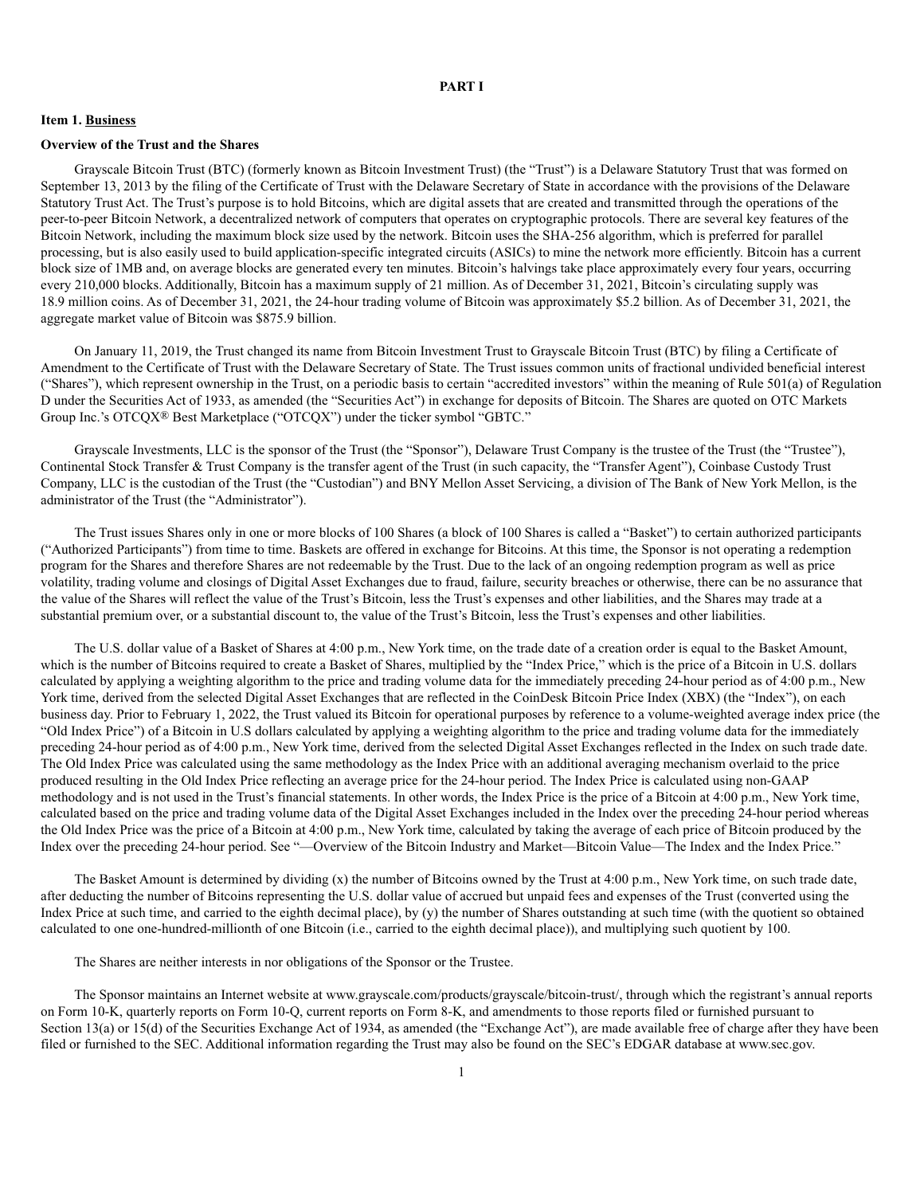# PART I

## Item 1. Business

### Overview of the Trust and the Shares

Grayscale Bitcoin Trust (BTC) (formerly known as Bitcoin Investment Trust) (the "Trust") is a Delaware Statutory Trust that was formed on September 13, 2013 by the filing of the Certificate of Trust with the Delaware Secretary of State in accordance with the provisions of the Delaware Statutory Trust Act. The Trust's purpose is to hold Bitcoins, which are digital assets that are created and transmitted through the operations of the peer-to-peer Bitcoin Network, a decentralized network of computers that operates on cryptographic protocols. There are several key features of the Bitcoin Network, including the maximum block size used by the network. Bitcoin uses the SHA-256 algorithm, which is preferred for parallel processing, but is also easily used to build application-specific integrated circuits (ASICs) to mine the network more efficiently. Bitcoin has a current block size of 1MB and, on average blocks are generated every ten minutes. Bitcoin's halvings take place approximately every four years, occurring every 210,000 blocks. Additionally, Bitcoin has a maximum supply of 21 million. As of December 31, 2021, Bitcoin's circulating supply was 18.9 million coins. As of December 31, 2021, the 24-hour trading volume of Bitcoin was approximately $5.2 billion. As of December 31, 2021, the aggregate market value of Bitcoin was $875.9 billion.

On January 11, 2019, the Trust changed its name from Bitcoin Investment Trust to Grayscale Bitcoin Trust (BTC) by filing a Certificate of Amendment to the Certificate of Trust with the Delaware Secretary of State. The Trust issues common units of fractional undivided beneficial interest ("Shares"), which represent ownership in the Trust, on a periodic basis to certain "accredited investors" within the meaning of Rule 501(a) of Regulation D under the Securities Act of 1933, as amended (the "Securities Act") in exchange for deposits of Bitcoin. The Shares are quoted on OTC Markets Group Inc.'s OTCQX® Best Marketplace ("OTCQX") under the ticker symbol "GBTC."

Grayscale Investments, LLC is the sponsor of the Trust (the "Sponsor"), Delaware Trust Company is the trustee of the Trust (the "Trustee"), Continental Stock Transfer & Trust Company is the transfer agent of the Trust (in such capacity, the "Transfer Agent"), Coinbase Custody Trust Company, LLC is the custodian of the Trust (the "Custodian") and BNY Mellon Asset Servicing, a division of The Bank of New York Mellon, is the administrator of the Trust (the "Administrator").

The Trust issues Shares only in one or more blocks of 100 Shares (a block of 100 Shares is called a "Basket") to certain authorized participants ("Authorized Participants") from time to time. Baskets are offered in exchange for Bitcoins. At this time, the Sponsor is not operating a redemption program for the Shares and therefore Shares are not redeemable by the Trust. Due to the lack of an ongoing redemption program as well as price volatility, trading volume and closings of Digital Asset Exchanges due to fraud, failure, security breaches or otherwise, there can be no assurance that the value of the Shares will reflect the value of the Trust's Bitcoin, less the Trust's expenses and other liabilities, and the Shares may trade at a substantial premium over, or a substantial discount to, the value of the Trust's Bitcoin, less the Trust's expenses and other liabilities.

The U.S. dollar value of a Basket of Shares at 4:00 p.m., New York time, on the trade date of a creation order is equal to the Basket Amount, which is the number of Bitcoins required to create a Basket of Shares, multiplied by the "Index Price," which is the price of a Bitcoin in U.S. dollars calculated by applying a weighting algorithm to the price and trading volume data for the immediately preceding 24-hour period as of 4:00 p.m., New York time, derived from the selected Digital Asset Exchanges that are reflected in the CoinDesk Bitcoin Price Index (XBX) (the "Index"), on each business day. Prior to February 1, 2022, the Trust valued its Bitcoin for operational purposes by reference to a volume-weighted average index price (the "Old Index Price") of a Bitcoin in U.S dollars calculated by applying a weighting algorithm to the price and trading volume data for the immediately preceding 24-hour period as of 4:00 p.m., New York time, derived from the selected Digital Asset Exchanges reflected in the Index on such trade date. The Old Index Price was calculated using the same methodology as the Index Price with an additional averaging mechanism overlaid to the price produced resulting in the Old Index Price reflecting an average price for the 24-hour period. The Index Price is calculated using non-GAAP methodology and is not used in the Trust's financial statements. In other words, the Index Price is the price of a Bitcoin at 4:00 p.m., New York time, calculated based on the price and trading volume data of the Digital Asset Exchanges included in the Index over the preceding 24-hour period whereas the Old Index Price was the price of a Bitcoin at 4:00 p.m., New York time, calculated by taking the average of each price of Bitcoin produced by the Index over the preceding 24-hour period. See "—Overview of the Bitcoin Industry and Market—Bitcoin Value—The Index and the Index Price."

The Basket Amount is determined by dividing (x) the number of Bitcoins owned by the Trust at 4:00 p.m., New York time, on such trade date, after deducting the number of Bitcoins representing the U.S. dollar value of accrued but unpaid fees and expenses of the Trust (converted using the Index Price at such time, and carried to the eighth decimal place), by (y) the number of Shares outstanding at such time (with the quotient so obtained calculated to one one-hundred-millionth of one Bitcoin (i.e., carried to the eighth decimal place)), and multiplying such quotient by 100.

The Shares are neither interests in nor obligations of the Sponsor or the Trustee.

The Sponsor maintains an Internet website at www.grayscale.com/products/grayscale/bitcoin-trust/, through which the registrant's annual reports on Form 10-K, quarterly reports on Form 10-Q, current reports on Form 8-K, and amendments to those reports filed or furnished pursuant to Section 13(a) or 15(d) of the Securities Exchange Act of 1934, as amended (the "Exchange Act"), are made available free of charge after they have been filed or furnished to the SEC. Additional information regarding the Trust may also be found on the SEC's EDGAR database at www.sec.gov.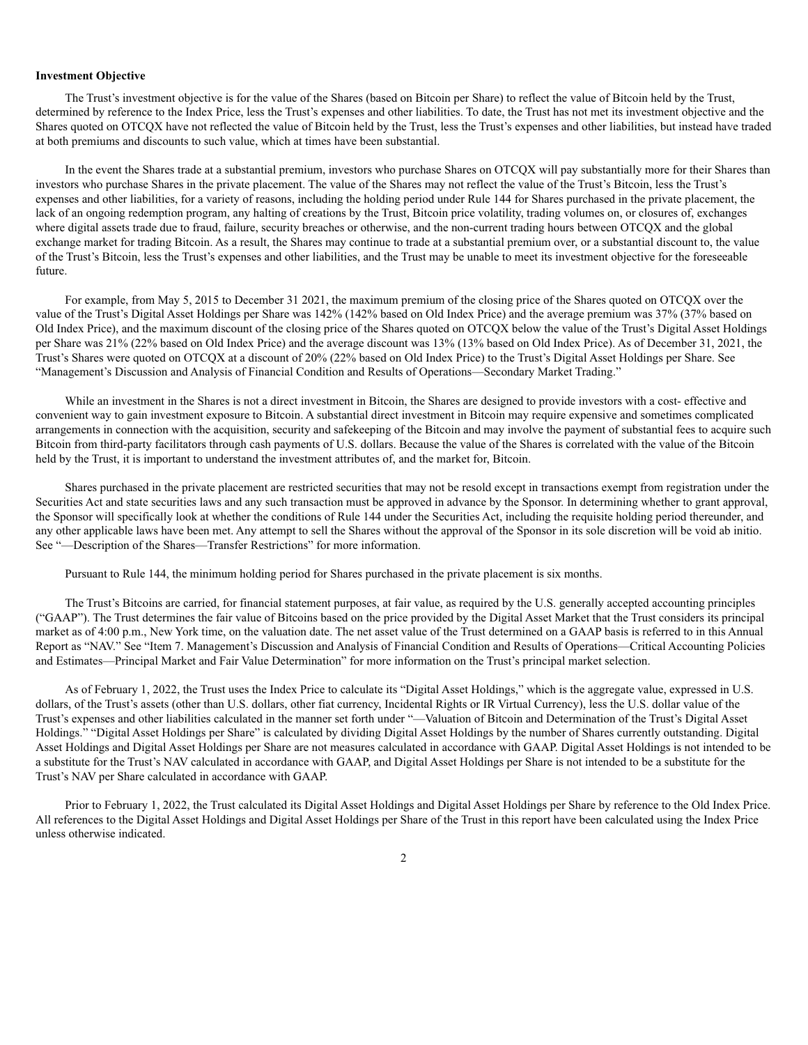**Investment Objective**

The Trust's investment objective is for the value of the Shares (based on Bitcoin per Share) to reflect the value of Bitcoin held by the Trust, determined by reference to the Index Price, less the Trust's expenses and other liabilities. To date, the Trust has not met its investment objective and the Shares quoted on OTCQX have not reflected the value of Bitcoin held by the Trust, less the Trust's expenses and other liabilities, but instead have traded at both premiums and discounts to such value, which at times have been substantial.

In the event the Shares trade at a substantial premium, investors who purchase Shares on OTCQX will pay substantially more for their Shares than investors who purchase Shares in the private placement. The value of the Shares may not reflect the value of the Trust's Bitcoin, less the Trust's expenses and other liabilities, for a variety of reasons, including the holding period under Rule 144 for Shares purchased in the private placement, the lack of an ongoing redemption program, any halting of creations by the Trust, Bitcoin price volatility, trading volumes on, or closures of, exchanges where digital assets trade due to fraud, failure, security breaches or otherwise, and the non-current trading hours between OTCQX and the global exchange market for trading Bitcoin. As a result, the Shares may continue to trade at a substantial premium over, or a substantial discount to, the value of the Trust's Bitcoin, less the Trust's expenses and other liabilities, and the Trust may be unable to meet its investment objective for the foreseeable future.

For example, from May 5, 2015 to December 31 2021, the maximum premium of the closing price of the Shares quoted on OTCQX over the value of the Trust's Digital Asset Holdings per Share was 142% (142% based on Old Index Price) and the average premium was 37% (37% based on Old Index Price), and the maximum discount of the closing price of the Shares quoted on OTCQX below the value of the Trust's Digital Asset Holdings per Share was 21% (22% based on Old Index Price) and the average discount was 13% (13% based on Old Index Price). As of December 31, 2021, the Trust's Shares were quoted on OTCQX at a discount of 20% (22% based on Old Index Price) to the Trust's Digital Asset Holdings per Share. See "Management's Discussion and Analysis of Financial Condition and Results of Operations—Secondary Market Trading."

While an investment in the Shares is not a direct investment in Bitcoin, the Shares are designed to provide investors with a cost- effective and convenient way to gain investment exposure to Bitcoin. A substantial direct investment in Bitcoin may require expensive and sometimes complicated arrangements in connection with the acquisition, security and safekeeping of the Bitcoin and may involve the payment of substantial fees to acquire such Bitcoin from third-party facilitators through cash payments of U.S. dollars. Because the value of the Shares is correlated with the value of the Bitcoin held by the Trust, it is important to understand the investment attributes of, and the market for, Bitcoin.

Shares purchased in the private placement are restricted securities that may not be resold except in transactions exempt from registration under the Securities Act and state securities laws and any such transaction must be approved in advance by the Sponsor. In determining whether to grant approval, the Sponsor will specifically look at whether the conditions of Rule 144 under the Securities Act, including the requisite holding period thereunder, and any other applicable laws have been met. Any attempt to sell the Shares without the approval of the Sponsor in its sole discretion will be void ab initio. See "—Description of the Shares—Transfer Restrictions" for more information.

Pursuant to Rule 144, the minimum holding period for Shares purchased in the private placement is six months.

The Trust's Bitcoins are carried, for financial statement purposes, at fair value, as required by the U.S. generally accepted accounting principles ("GAAP"). The Trust determines the fair value of Bitcoins based on the price provided by the Digital Asset Market that the Trust considers its principal market as of 4:00 p.m., New York time, on the valuation date. The net asset value of the Trust determined on a GAAP basis is referred to in this Annual Report as "NAV." See "Item 7. Management's Discussion and Analysis of Financial Condition and Results of Operations—Critical Accounting Policies and Estimates—Principal Market and Fair Value Determination" for more information on the Trust's principal market selection.

As of February 1, 2022, the Trust uses the Index Price to calculate its "Digital Asset Holdings," which is the aggregate value, expressed in U.S. dollars, of the Trust's assets (other than U.S. dollars, other fiat currency, Incidental Rights or IR Virtual Currency), less the U.S. dollar value of the Trust's expenses and other liabilities calculated in the manner set forth under "—Valuation of Bitcoin and Determination of the Trust's Digital Asset Holdings." "Digital Asset Holdings per Share" is calculated by dividing Digital Asset Holdings by the number of Shares currently outstanding. Digital Asset Holdings and Digital Asset Holdings per Share are not measures calculated in accordance with GAAP. Digital Asset Holdings is not intended to be a substitute for the Trust's NAV calculated in accordance with GAAP, and Digital Asset Holdings per Share is not intended to be a substitute for the Trust's NAV per Share calculated in accordance with GAAP.

Prior to February 1, 2022, the Trust calculated its Digital Asset Holdings and Digital Asset Holdings per Share by reference to the Old Index Price. All references to the Digital Asset Holdings and Digital Asset Holdings per Share of the Trust in this report have been calculated using the Index Price unless otherwise indicated.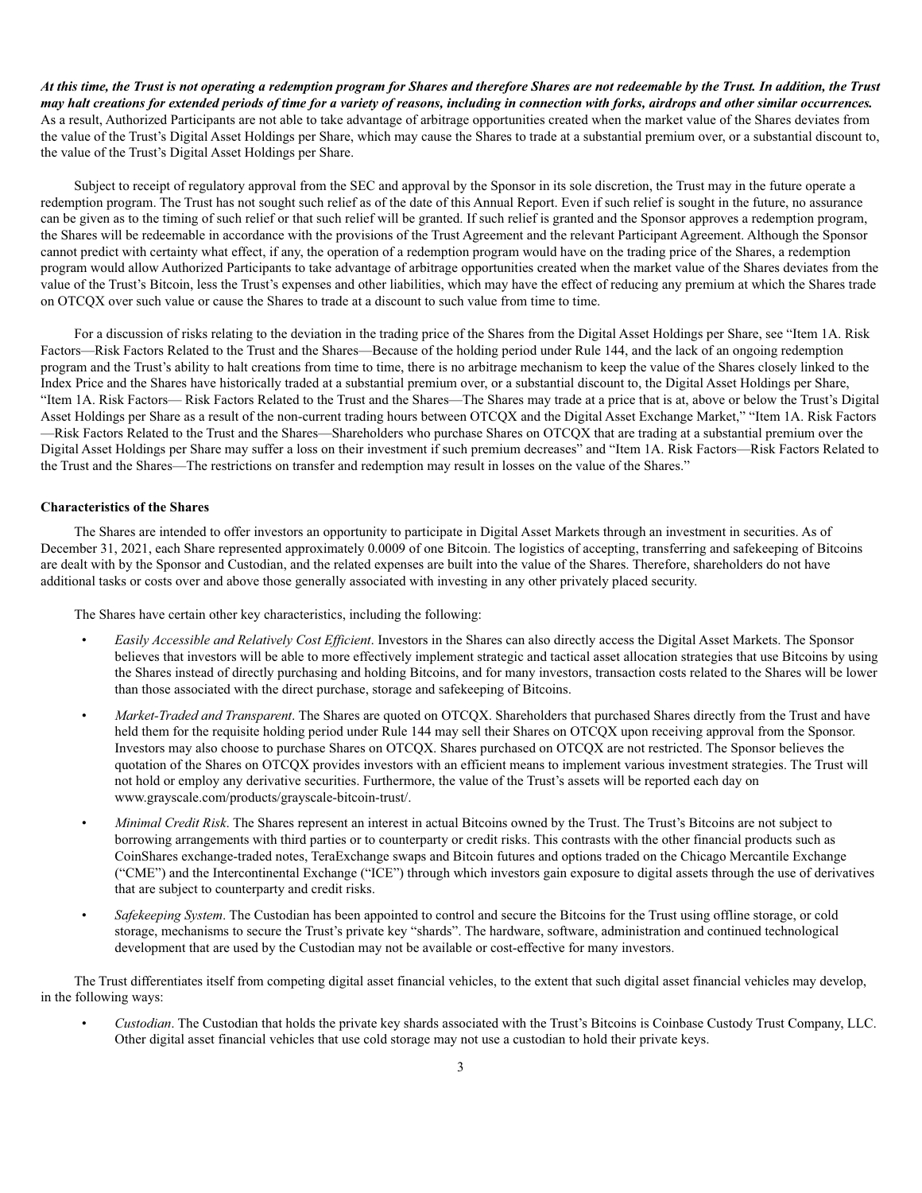***At this time, the Trust is not operating a redemption program for Shares and therefore Shares are not redeemable by the Trust. In addition, the Trust may halt creations for extended periods of time for a variety of reasons, including in connection with forks, airdrops and other similar occurrences.*** As a result, Authorized Participants are not able to take advantage of arbitrage opportunities created when the market value of the Shares deviates from the value of the Trust's Digital Asset Holdings per Share, which may cause the Shares to trade at a substantial premium over, or a substantial discount to, the value of the Trust's Digital Asset Holdings per Share.

Subject to receipt of regulatory approval from the SEC and approval by the Sponsor in its sole discretion, the Trust may in the future operate a redemption program. The Trust has not sought such relief as of the date of this Annual Report. Even if such relief is sought in the future, no assurance can be given as to the timing of such relief or that such relief will be granted. If such relief is granted and the Sponsor approves a redemption program, the Shares will be redeemable in accordance with the provisions of the Trust Agreement and the relevant Participant Agreement. Although the Sponsor cannot predict with certainty what effect, if any, the operation of a redemption program would have on the trading price of the Shares, a redemption program would allow Authorized Participants to take advantage of arbitrage opportunities created when the market value of the Shares deviates from the value of the Trust's Bitcoin, less the Trust's expenses and other liabilities, which may have the effect of reducing any premium at which the Shares trade on OTCQX over such value or cause the Shares to trade at a discount to such value from time to time.

For a discussion of risks relating to the deviation in the trading price of the Shares from the Digital Asset Holdings per Share, see "Item 1A. Risk Factors—Risk Factors Related to the Trust and the Shares—Because of the holding period under Rule 144, and the lack of an ongoing redemption program and the Trust's ability to halt creations from time to time, there is no arbitrage mechanism to keep the value of the Shares closely linked to the Index Price and the Shares have historically traded at a substantial premium over, or a substantial discount to, the Digital Asset Holdings per Share," "Item 1A. Risk Factors— Risk Factors Related to the Trust and the Shares—The Shares may trade at a price that is at, above or below the Trust's Digital Asset Holdings per Share as a result of the non-current trading hours between OTCQX and the Digital Asset Exchange Market," "Item 1A. Risk Factors—Risk Factors Related to the Trust and the Shares—Shareholders who purchase Shares on OTCQX that are trading at a substantial premium over the Digital Asset Holdings per Share may suffer a loss on their investment if such premium decreases" and "Item 1A. Risk Factors—Risk Factors Related to the Trust and the Shares—The restrictions on transfer and redemption may result in losses on the value of the Shares."

**Characteristics of the Shares**

The Shares are intended to offer investors an opportunity to participate in Digital Asset Markets through an investment in securities. As of December 31, 2021, each Share represented approximately 0.0009 of one Bitcoin. The logistics of accepting, transferring and safekeeping of Bitcoins are dealt with by the Sponsor and Custodian, and the related expenses are built into the value of the Shares. Therefore, shareholders do not have additional tasks or costs over and above those generally associated with investing in any other privately placed security.

The Shares have certain other key characteristics, including the following:

- *Easily Accessible and Relatively Cost Efficient*. Investors in the Shares can also directly access the Digital Asset Markets. The Sponsor believes that investors will be able to more effectively implement strategic and tactical asset allocation strategies that use Bitcoins by using the Shares instead of directly purchasing and holding Bitcoins, and for many investors, transaction costs related to the Shares will be lower than those associated with the direct purchase, storage and safekeeping of Bitcoins.
- *Market-Traded and Transparent*. The Shares are quoted on OTCQX. Shareholders that purchased Shares directly from the Trust and have held them for the requisite holding period under Rule 144 may sell their Shares on OTCQX upon receiving approval from the Sponsor. Investors may also choose to purchase Shares on OTCQX. Shares purchased on OTCQX are not restricted. The Sponsor believes the quotation of the Shares on OTCQX provides investors with an efficient means to implement various investment strategies. The Trust will not hold or employ any derivative securities. Furthermore, the value of the Trust's assets will be reported each day on www.grayscale.com/products/grayscale-bitcoin-trust/.
- *Minimal Credit Risk*. The Shares represent an interest in actual Bitcoins owned by the Trust. The Trust's Bitcoins are not subject to borrowing arrangements with third parties or to counterparty or credit risks. This contrasts with the other financial products such as CoinShares exchange-traded notes, TeraExchange swaps and Bitcoin futures and options traded on the Chicago Mercantile Exchange ("CME") and the Intercontinental Exchange ("ICE") through which investors gain exposure to digital assets through the use of derivatives that are subject to counterparty and credit risks.
- *Safekeeping System*. The Custodian has been appointed to control and secure the Bitcoins for the Trust using offline storage, or cold storage, mechanisms to secure the Trust's private key "shards". The hardware, software, administration and continued technological development that are used by the Custodian may not be available or cost-effective for many investors.

The Trust differentiates itself from competing digital asset financial vehicles, to the extent that such digital asset financial vehicles may develop, in the following ways:

- *Custodian*. The Custodian that holds the private key shards associated with the Trust's Bitcoins is Coinbase Custody Trust Company, LLC. Other digital asset financial vehicles that use cold storage may not use a custodian to hold their private keys.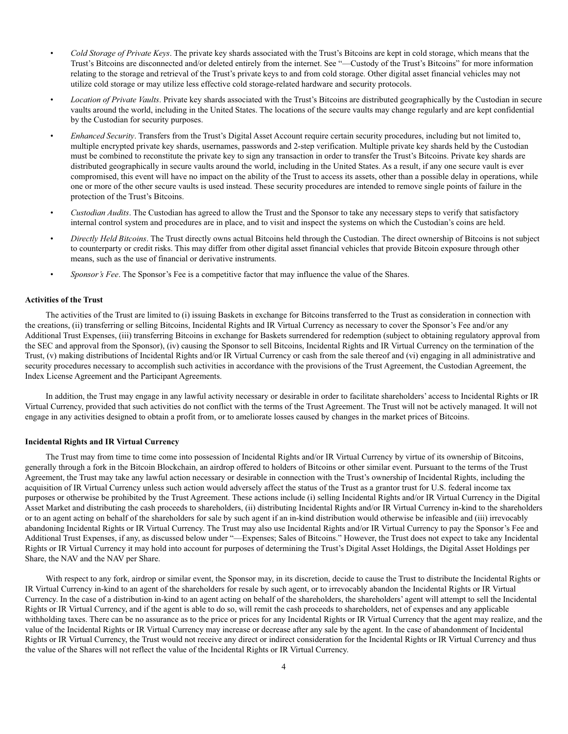- *Cold Storage of Private Keys*. The private key shards associated with the Trust's Bitcoins are kept in cold storage, which means that the Trust's Bitcoins are disconnected and/or deleted entirely from the internet. See "—Custody of the Trust's Bitcoins" for more information relating to the storage and retrieval of the Trust's private keys to and from cold storage. Other digital asset financial vehicles may not utilize cold storage or may utilize less effective cold storage-related hardware and security protocols.
- *Location of Private Vaults*. Private key shards associated with the Trust's Bitcoins are distributed geographically by the Custodian in secure vaults around the world, including in the United States. The locations of the secure vaults may change regularly and are kept confidential by the Custodian for security purposes.
- *Enhanced Security*. Transfers from the Trust's Digital Asset Account require certain security procedures, including but not limited to, multiple encrypted private key shards, usernames, passwords and 2-step verification. Multiple private key shards held by the Custodian must be combined to reconstitute the private key to sign any transaction in order to transfer the Trust's Bitcoins. Private key shards are distributed geographically in secure vaults around the world, including in the United States. As a result, if any one secure vault is ever compromised, this event will have no impact on the ability of the Trust to access its assets, other than a possible delay in operations, while one or more of the other secure vaults is used instead. These security procedures are intended to remove single points of failure in the protection of the Trust's Bitcoins.
- *Custodian Audits*. The Custodian has agreed to allow the Trust and the Sponsor to take any necessary steps to verify that satisfactory internal control system and procedures are in place, and to visit and inspect the systems on which the Custodian's coins are held.
- *Directly Held Bitcoins*. The Trust directly owns actual Bitcoins held through the Custodian. The direct ownership of Bitcoins is not subject to counterparty or credit risks. This may differ from other digital asset financial vehicles that provide Bitcoin exposure through other means, such as the use of financial or derivative instruments.
- *Sponsor's Fee*. The Sponsor's Fee is a competitive factor that may influence the value of the Shares.

**Activities of the Trust**

The activities of the Trust are limited to (i) issuing Baskets in exchange for Bitcoins transferred to the Trust as consideration in connection with the creations, (ii) transferring or selling Bitcoins, Incidental Rights and IR Virtual Currency as necessary to cover the Sponsor's Fee and/or any Additional Trust Expenses, (iii) transferring Bitcoins in exchange for Baskets surrendered for redemption (subject to obtaining regulatory approval from the SEC and approval from the Sponsor), (iv) causing the Sponsor to sell Bitcoins, Incidental Rights and IR Virtual Currency on the termination of the Trust, (v) making distributions of Incidental Rights and/or IR Virtual Currency or cash from the sale thereof and (vi) engaging in all administrative and security procedures necessary to accomplish such activities in accordance with the provisions of the Trust Agreement, the Custodian Agreement, the Index License Agreement and the Participant Agreements.

In addition, the Trust may engage in any lawful activity necessary or desirable in order to facilitate shareholders' access to Incidental Rights or IR Virtual Currency, provided that such activities do not conflict with the terms of the Trust Agreement. The Trust will not be actively managed. It will not engage in any activities designed to obtain a profit from, or to ameliorate losses caused by changes in the market prices of Bitcoins.

**Incidental Rights and IR Virtual Currency**

The Trust may from time to time come into possession of Incidental Rights and/or IR Virtual Currency by virtue of its ownership of Bitcoins, generally through a fork in the Bitcoin Blockchain, an airdrop offered to holders of Bitcoins or other similar event. Pursuant to the terms of the Trust Agreement, the Trust may take any lawful action necessary or desirable in connection with the Trust's ownership of Incidental Rights, including the acquisition of IR Virtual Currency unless such action would adversely affect the status of the Trust as a grantor trust for U.S. federal income tax purposes or otherwise be prohibited by the Trust Agreement. These actions include (i) selling Incidental Rights and/or IR Virtual Currency in the Digital Asset Market and distributing the cash proceeds to shareholders, (ii) distributing Incidental Rights and/or IR Virtual Currency in-kind to the shareholders or to an agent acting on behalf of the shareholders for sale by such agent if an in-kind distribution would otherwise be infeasible and (iii) irrevocably abandoning Incidental Rights or IR Virtual Currency. The Trust may also use Incidental Rights and/or IR Virtual Currency to pay the Sponsor's Fee and Additional Trust Expenses, if any, as discussed below under "—Expenses; Sales of Bitcoins." However, the Trust does not expect to take any Incidental Rights or IR Virtual Currency it may hold into account for purposes of determining the Trust's Digital Asset Holdings, the Digital Asset Holdings per Share, the NAV and the NAV per Share.

With respect to any fork, airdrop or similar event, the Sponsor may, in its discretion, decide to cause the Trust to distribute the Incidental Rights or IR Virtual Currency in-kind to an agent of the shareholders for resale by such agent, or to irrevocably abandon the Incidental Rights or IR Virtual Currency. In the case of a distribution in-kind to an agent acting on behalf of the shareholders, the shareholders' agent will attempt to sell the Incidental Rights or IR Virtual Currency, and if the agent is able to do so, will remit the cash proceeds to shareholders, net of expenses and any applicable withholding taxes. There can be no assurance as to the price or prices for any Incidental Rights or IR Virtual Currency that the agent may realize, and the value of the Incidental Rights or IR Virtual Currency may increase or decrease after any sale by the agent. In the case of abandonment of Incidental Rights or IR Virtual Currency, the Trust would not receive any direct or indirect consideration for the Incidental Rights or IR Virtual Currency and thus the value of the Shares will not reflect the value of the Incidental Rights or IR Virtual Currency.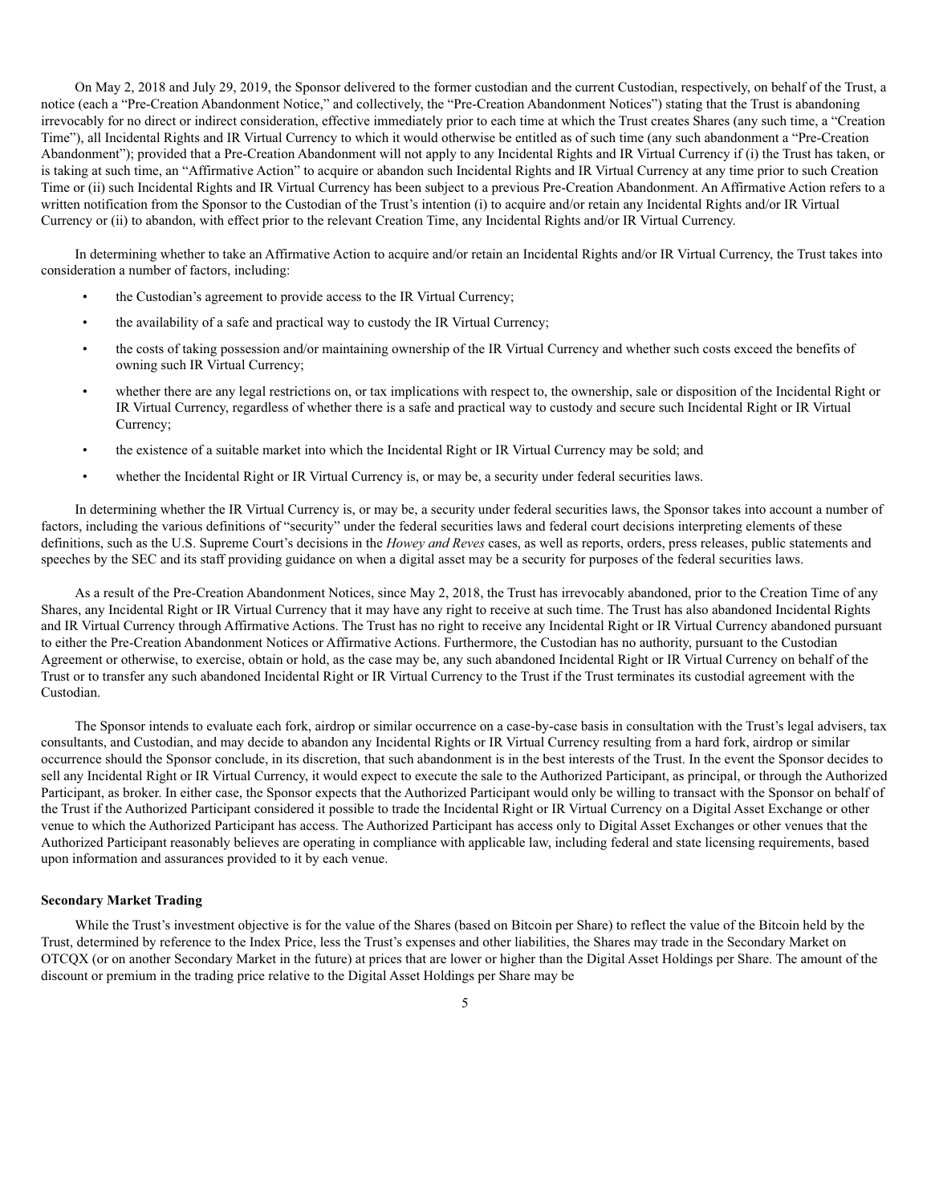On May 2, 2018 and July 29, 2019, the Sponsor delivered to the former custodian and the current Custodian, respectively, on behalf of the Trust, a notice (each a "Pre-Creation Abandonment Notice," and collectively, the "Pre-Creation Abandonment Notices") stating that the Trust is abandoning irrevocably for no direct or indirect consideration, effective immediately prior to each time at which the Trust creates Shares (any such time, a "Creation Time"), all Incidental Rights and IR Virtual Currency to which it would otherwise be entitled as of such time (any such abandonment a "Pre-Creation Abandonment"); provided that a Pre-Creation Abandonment will not apply to any Incidental Rights and IR Virtual Currency if (i) the Trust has taken, or is taking at such time, an "Affirmative Action" to acquire or abandon such Incidental Rights and IR Virtual Currency at any time prior to such Creation Time or (ii) such Incidental Rights and IR Virtual Currency has been subject to a previous Pre-Creation Abandonment. An Affirmative Action refers to a written notification from the Sponsor to the Custodian of the Trust's intention (i) to acquire and/or retain any Incidental Rights and/or IR Virtual Currency or (ii) to abandon, with effect prior to the relevant Creation Time, any Incidental Rights and/or IR Virtual Currency.

In determining whether to take an Affirmative Action to acquire and/or retain an Incidental Rights and/or IR Virtual Currency, the Trust takes into consideration a number of factors, including:

- the Custodian's agreement to provide access to the IR Virtual Currency;
- the availability of a safe and practical way to custody the IR Virtual Currency;
- the costs of taking possession and/or maintaining ownership of the IR Virtual Currency and whether such costs exceed the benefits of owning such IR Virtual Currency;
- whether there are any legal restrictions on, or tax implications with respect to, the ownership, sale or disposition of the Incidental Right or IR Virtual Currency, regardless of whether there is a safe and practical way to custody and secure such Incidental Right or IR Virtual Currency;
- the existence of a suitable market into which the Incidental Right or IR Virtual Currency may be sold; and
- whether the Incidental Right or IR Virtual Currency is, or may be, a security under federal securities laws.

In determining whether the IR Virtual Currency is, or may be, a security under federal securities laws, the Sponsor takes into account a number of factors, including the various definitions of "security" under the federal securities laws and federal court decisions interpreting elements of these definitions, such as the U.S. Supreme Court's decisions in the *Howey and Reves* cases, as well as reports, orders, press releases, public statements and speeches by the SEC and its staff providing guidance on when a digital asset may be a security for purposes of the federal securities laws.

As a result of the Pre-Creation Abandonment Notices, since May 2, 2018, the Trust has irrevocably abandoned, prior to the Creation Time of any Shares, any Incidental Right or IR Virtual Currency that it may have any right to receive at such time. The Trust has also abandoned Incidental Rights and IR Virtual Currency through Affirmative Actions. The Trust has no right to receive any Incidental Right or IR Virtual Currency abandoned pursuant to either the Pre-Creation Abandonment Notices or Affirmative Actions. Furthermore, the Custodian has no authority, pursuant to the Custodian Agreement or otherwise, to exercise, obtain or hold, as the case may be, any such abandoned Incidental Right or IR Virtual Currency on behalf of the Trust or to transfer any such abandoned Incidental Right or IR Virtual Currency to the Trust if the Trust terminates its custodial agreement with the Custodian.

The Sponsor intends to evaluate each fork, airdrop or similar occurrence on a case-by-case basis in consultation with the Trust's legal advisers, tax consultants, and Custodian, and may decide to abandon any Incidental Rights or IR Virtual Currency resulting from a hard fork, airdrop or similar occurrence should the Sponsor conclude, in its discretion, that such abandonment is in the best interests of the Trust. In the event the Sponsor decides to sell any Incidental Right or IR Virtual Currency, it would expect to execute the sale to the Authorized Participant, as principal, or through the Authorized Participant, as broker. In either case, the Sponsor expects that the Authorized Participant would only be willing to transact with the Sponsor on behalf of the Trust if the Authorized Participant considered it possible to trade the Incidental Right or IR Virtual Currency on a Digital Asset Exchange or other venue to which the Authorized Participant has access. The Authorized Participant has access only to Digital Asset Exchanges or other venues that the Authorized Participant reasonably believes are operating in compliance with applicable law, including federal and state licensing requirements, based upon information and assurances provided to it by each venue.

**Secondary Market Trading**

While the Trust's investment objective is for the value of the Shares (based on Bitcoin per Share) to reflect the value of the Bitcoin held by the Trust, determined by reference to the Index Price, less the Trust's expenses and other liabilities, the Shares may trade in the Secondary Market on OTCQX (or on another Secondary Market in the future) at prices that are lower or higher than the Digital Asset Holdings per Share. The amount of the discount or premium in the trading price relative to the Digital Asset Holdings per Share may be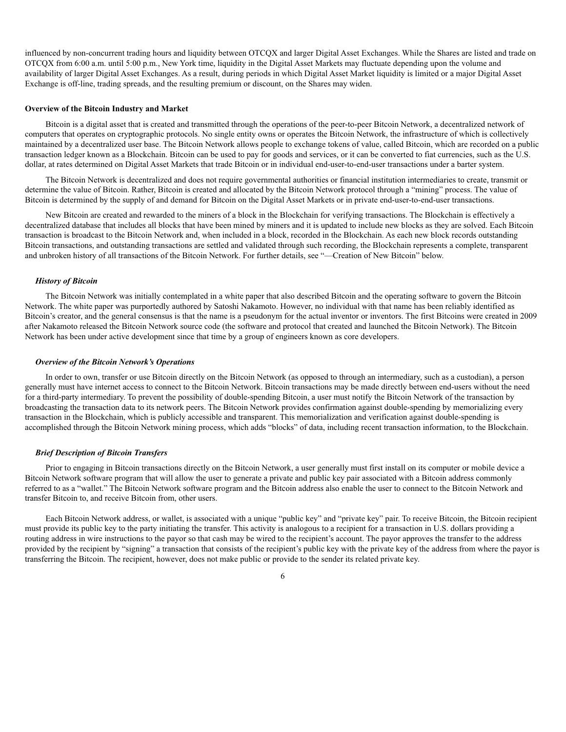influenced by non-concurrent trading hours and liquidity between OTCQX and larger Digital Asset Exchanges. While the Shares are listed and trade on OTCQX from 6:00 a.m. until 5:00 p.m., New York time, liquidity in the Digital Asset Markets may fluctuate depending upon the volume and availability of larger Digital Asset Exchanges. As a result, during periods in which Digital Asset Market liquidity is limited or a major Digital Asset Exchange is off-line, trading spreads, and the resulting premium or discount, on the Shares may widen.

**Overview of the Bitcoin Industry and Market**

Bitcoin is a digital asset that is created and transmitted through the operations of the peer-to-peer Bitcoin Network, a decentralized network of computers that operates on cryptographic protocols. No single entity owns or operates the Bitcoin Network, the infrastructure of which is collectively maintained by a decentralized user base. The Bitcoin Network allows people to exchange tokens of value, called Bitcoin, which are recorded on a public transaction ledger known as a Blockchain. Bitcoin can be used to pay for goods and services, or it can be converted to fiat currencies, such as the U.S. dollar, at rates determined on Digital Asset Markets that trade Bitcoin or in individual end-user-to-end-user transactions under a barter system.

The Bitcoin Network is decentralized and does not require governmental authorities or financial institution intermediaries to create, transmit or determine the value of Bitcoin. Rather, Bitcoin is created and allocated by the Bitcoin Network protocol through a "mining" process. The value of Bitcoin is determined by the supply of and demand for Bitcoin on the Digital Asset Markets or in private end-user-to-end-user transactions.

New Bitcoin are created and rewarded to the miners of a block in the Blockchain for verifying transactions. The Blockchain is effectively a decentralized database that includes all blocks that have been mined by miners and it is updated to include new blocks as they are solved. Each Bitcoin transaction is broadcast to the Bitcoin Network and, when included in a block, recorded in the Blockchain. As each new block records outstanding Bitcoin transactions, and outstanding transactions are settled and validated through such recording, the Blockchain represents a complete, transparent and unbroken history of all transactions of the Bitcoin Network. For further details, see "—Creation of New Bitcoin" below.

***History of Bitcoin***

The Bitcoin Network was initially contemplated in a white paper that also described Bitcoin and the operating software to govern the Bitcoin Network. The white paper was purportedly authored by Satoshi Nakamoto. However, no individual with that name has been reliably identified as Bitcoin's creator, and the general consensus is that the name is a pseudonym for the actual inventor or inventors. The first Bitcoins were created in 2009 after Nakamoto released the Bitcoin Network source code (the software and protocol that created and launched the Bitcoin Network). The Bitcoin Network has been under active development since that time by a group of engineers known as core developers.

***Overview of the Bitcoin Network's Operations***

In order to own, transfer or use Bitcoin directly on the Bitcoin Network (as opposed to through an intermediary, such as a custodian), a person generally must have internet access to connect to the Bitcoin Network. Bitcoin transactions may be made directly between end-users without the need for a third-party intermediary. To prevent the possibility of double-spending Bitcoin, a user must notify the Bitcoin Network of the transaction by broadcasting the transaction data to its network peers. The Bitcoin Network provides confirmation against double-spending by memorializing every transaction in the Blockchain, which is publicly accessible and transparent. This memorialization and verification against double-spending is accomplished through the Bitcoin Network mining process, which adds "blocks" of data, including recent transaction information, to the Blockchain.

***Brief Description of Bitcoin Transfers***

Prior to engaging in Bitcoin transactions directly on the Bitcoin Network, a user generally must first install on its computer or mobile device a Bitcoin Network software program that will allow the user to generate a private and public key pair associated with a Bitcoin address commonly referred to as a "wallet." The Bitcoin Network software program and the Bitcoin address also enable the user to connect to the Bitcoin Network and transfer Bitcoin to, and receive Bitcoin from, other users.

Each Bitcoin Network address, or wallet, is associated with a unique "public key" and "private key" pair. To receive Bitcoin, the Bitcoin recipient must provide its public key to the party initiating the transfer. This activity is analogous to a recipient for a transaction in U.S. dollars providing a routing address in wire instructions to the payor so that cash may be wired to the recipient's account. The payor approves the transfer to the address provided by the recipient by "signing" a transaction that consists of the recipient's public key with the private key of the address from where the payor is transferring the Bitcoin. The recipient, however, does not make public or provide to the sender its related private key.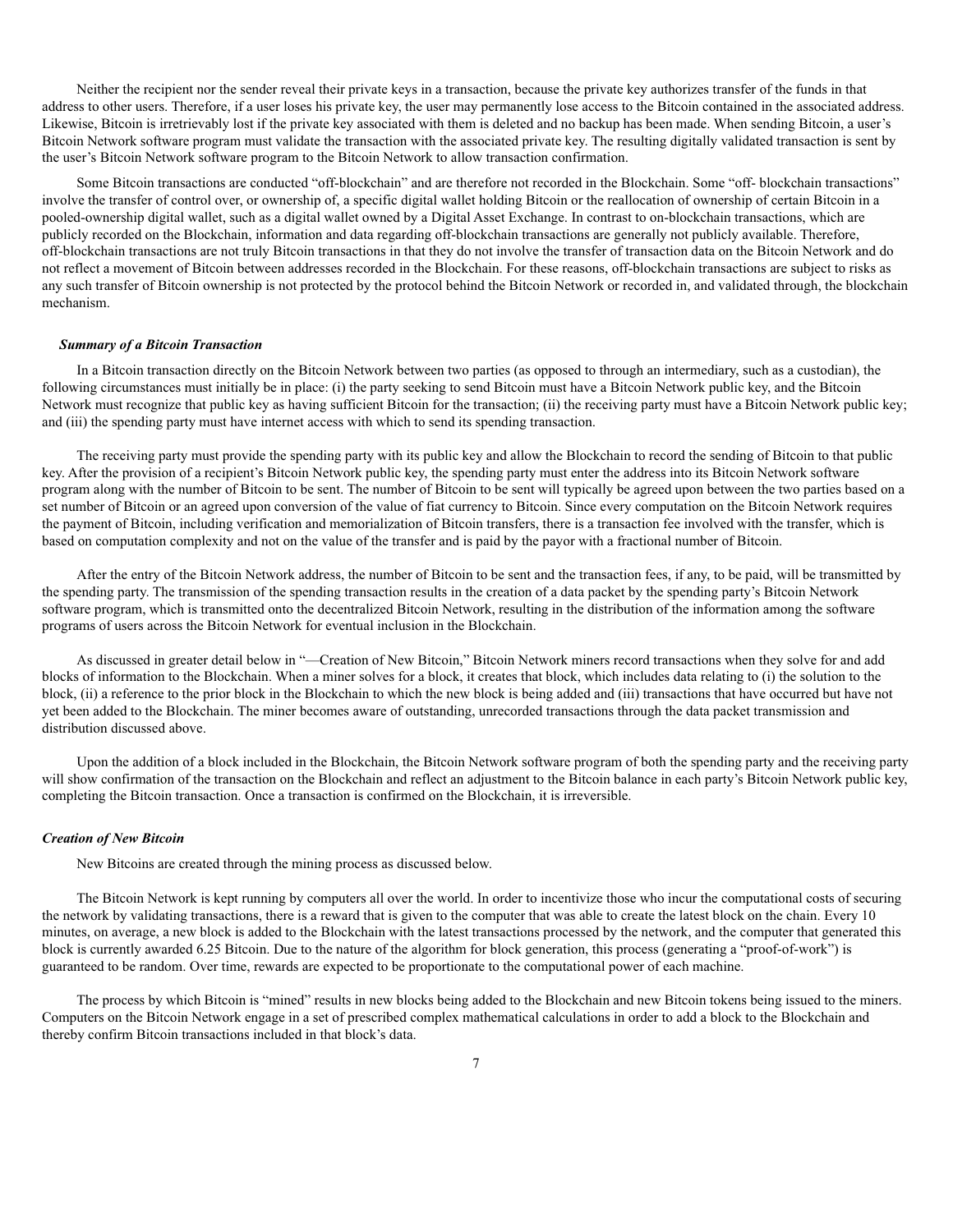Neither the recipient nor the sender reveal their private keys in a transaction, because the private key authorizes transfer of the funds in that address to other users. Therefore, if a user loses his private key, the user may permanently lose access to the Bitcoin contained in the associated address. Likewise, Bitcoin is irretrievably lost if the private key associated with them is deleted and no backup has been made. When sending Bitcoin, a user's Bitcoin Network software program must validate the transaction with the associated private key. The resulting digitally validated transaction is sent by the user's Bitcoin Network software program to the Bitcoin Network to allow transaction confirmation.

Some Bitcoin transactions are conducted "off-blockchain" and are therefore not recorded in the Blockchain. Some "off- blockchain transactions" involve the transfer of control over, or ownership of, a specific digital wallet holding Bitcoin or the reallocation of ownership of certain Bitcoin in a pooled-ownership digital wallet, such as a digital wallet owned by a Digital Asset Exchange. In contrast to on-blockchain transactions, which are publicly recorded on the Blockchain, information and data regarding off-blockchain transactions are generally not publicly available. Therefore, off-blockchain transactions are not truly Bitcoin transactions in that they do not involve the transfer of transaction data on the Bitcoin Network and do not reflect a movement of Bitcoin between addresses recorded in the Blockchain. For these reasons, off-blockchain transactions are subject to risks as any such transfer of Bitcoin ownership is not protected by the protocol behind the Bitcoin Network or recorded in, and validated through, the blockchain mechanism.

***Summary of a Bitcoin Transaction***

In a Bitcoin transaction directly on the Bitcoin Network between two parties (as opposed to through an intermediary, such as a custodian), the following circumstances must initially be in place: (i) the party seeking to send Bitcoin must have a Bitcoin Network public key, and the Bitcoin Network must recognize that public key as having sufficient Bitcoin for the transaction; (ii) the receiving party must have a Bitcoin Network public key; and (iii) the spending party must have internet access with which to send its spending transaction.

The receiving party must provide the spending party with its public key and allow the Blockchain to record the sending of Bitcoin to that public key. After the provision of a recipient's Bitcoin Network public key, the spending party must enter the address into its Bitcoin Network software program along with the number of Bitcoin to be sent. The number of Bitcoin to be sent will typically be agreed upon between the two parties based on a set number of Bitcoin or an agreed upon conversion of the value of fiat currency to Bitcoin. Since every computation on the Bitcoin Network requires the payment of Bitcoin, including verification and memorialization of Bitcoin transfers, there is a transaction fee involved with the transfer, which is based on computation complexity and not on the value of the transfer and is paid by the payor with a fractional number of Bitcoin.

After the entry of the Bitcoin Network address, the number of Bitcoin to be sent and the transaction fees, if any, to be paid, will be transmitted by the spending party. The transmission of the spending transaction results in the creation of a data packet by the spending party's Bitcoin Network software program, which is transmitted onto the decentralized Bitcoin Network, resulting in the distribution of the information among the software programs of users across the Bitcoin Network for eventual inclusion in the Blockchain.

As discussed in greater detail below in "—Creation of New Bitcoin," Bitcoin Network miners record transactions when they solve for and add blocks of information to the Blockchain. When a miner solves for a block, it creates that block, which includes data relating to (i) the solution to the block, (ii) a reference to the prior block in the Blockchain to which the new block is being added and (iii) transactions that have occurred but have not yet been added to the Blockchain. The miner becomes aware of outstanding, unrecorded transactions through the data packet transmission and distribution discussed above.

Upon the addition of a block included in the Blockchain, the Bitcoin Network software program of both the spending party and the receiving party will show confirmation of the transaction on the Blockchain and reflect an adjustment to the Bitcoin balance in each party's Bitcoin Network public key, completing the Bitcoin transaction. Once a transaction is confirmed on the Blockchain, it is irreversible.

***Creation of New Bitcoin***

New Bitcoins are created through the mining process as discussed below.

The Bitcoin Network is kept running by computers all over the world. In order to incentivize those who incur the computational costs of securing the network by validating transactions, there is a reward that is given to the computer that was able to create the latest block on the chain. Every 10 minutes, on average, a new block is added to the Blockchain with the latest transactions processed by the network, and the computer that generated this block is currently awarded 6.25 Bitcoin. Due to the nature of the algorithm for block generation, this process (generating a "proof-of-work") is guaranteed to be random. Over time, rewards are expected to be proportionate to the computational power of each machine.

The process by which Bitcoin is "mined" results in new blocks being added to the Blockchain and new Bitcoin tokens being issued to the miners. Computers on the Bitcoin Network engage in a set of prescribed complex mathematical calculations in order to add a block to the Blockchain and thereby confirm Bitcoin transactions included in that block's data.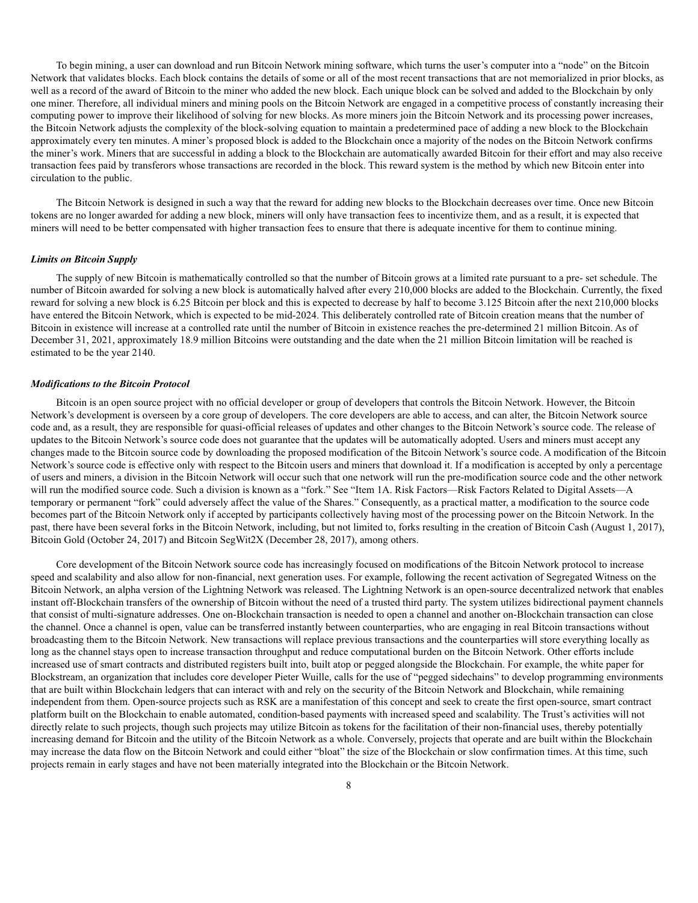To begin mining, a user can download and run Bitcoin Network mining software, which turns the user's computer into a "node" on the Bitcoin Network that validates blocks. Each block contains the details of some or all of the most recent transactions that are not memorialized in prior blocks, as well as a record of the award of Bitcoin to the miner who added the new block. Each unique block can be solved and added to the Blockchain by only one miner. Therefore, all individual miners and mining pools on the Bitcoin Network are engaged in a competitive process of constantly increasing their computing power to improve their likelihood of solving for new blocks. As more miners join the Bitcoin Network and its processing power increases, the Bitcoin Network adjusts the complexity of the block-solving equation to maintain a predetermined pace of adding a new block to the Blockchain approximately every ten minutes. A miner's proposed block is added to the Blockchain once a majority of the nodes on the Bitcoin Network confirms the miner's work. Miners that are successful in adding a block to the Blockchain are automatically awarded Bitcoin for their effort and may also receive transaction fees paid by transferors whose transactions are recorded in the block. This reward system is the method by which new Bitcoin enter into circulation to the public.

The Bitcoin Network is designed in such a way that the reward for adding new blocks to the Blockchain decreases over time. Once new Bitcoin tokens are no longer awarded for adding a new block, miners will only have transaction fees to incentivize them, and as a result, it is expected that miners will need to be better compensated with higher transaction fees to ensure that there is adequate incentive for them to continue mining.

***Limits on Bitcoin Supply***

The supply of new Bitcoin is mathematically controlled so that the number of Bitcoin grows at a limited rate pursuant to a pre- set schedule. The number of Bitcoin awarded for solving a new block is automatically halved after every 210,000 blocks are added to the Blockchain. Currently, the fixed reward for solving a new block is 6.25 Bitcoin per block and this is expected to decrease by half to become 3.125 Bitcoin after the next 210,000 blocks have entered the Bitcoin Network, which is expected to be mid-2024. This deliberately controlled rate of Bitcoin creation means that the number of Bitcoin in existence will increase at a controlled rate until the number of Bitcoin in existence reaches the pre-determined 21 million Bitcoin. As of December 31, 2021, approximately 18.9 million Bitcoins were outstanding and the date when the 21 million Bitcoin limitation will be reached is estimated to be the year 2140.

***Modifications to the Bitcoin Protocol***

Bitcoin is an open source project with no official developer or group of developers that controls the Bitcoin Network. However, the Bitcoin Network's development is overseen by a core group of developers. The core developers are able to access, and can alter, the Bitcoin Network source code and, as a result, they are responsible for quasi-official releases of updates and other changes to the Bitcoin Network's source code. The release of updates to the Bitcoin Network's source code does not guarantee that the updates will be automatically adopted. Users and miners must accept any changes made to the Bitcoin source code by downloading the proposed modification of the Bitcoin Network's source code. A modification of the Bitcoin Network's source code is effective only with respect to the Bitcoin users and miners that download it. If a modification is accepted by only a percentage of users and miners, a division in the Bitcoin Network will occur such that one network will run the pre-modification source code and the other network will run the modified source code. Such a division is known as a "fork." See "Item 1A. Risk Factors—Risk Factors Related to Digital Assets—A temporary or permanent "fork" could adversely affect the value of the Shares." Consequently, as a practical matter, a modification to the source code becomes part of the Bitcoin Network only if accepted by participants collectively having most of the processing power on the Bitcoin Network. In the past, there have been several forks in the Bitcoin Network, including, but not limited to, forks resulting in the creation of Bitcoin Cash (August 1, 2017), Bitcoin Gold (October 24, 2017) and Bitcoin SegWit2X (December 28, 2017), among others.

Core development of the Bitcoin Network source code has increasingly focused on modifications of the Bitcoin Network protocol to increase speed and scalability and also allow for non-financial, next generation uses. For example, following the recent activation of Segregated Witness on the Bitcoin Network, an alpha version of the Lightning Network was released. The Lightning Network is an open-source decentralized network that enables instant off-Blockchain transfers of the ownership of Bitcoin without the need of a trusted third party. The system utilizes bidirectional payment channels that consist of multi-signature addresses. One on-Blockchain transaction is needed to open a channel and another on-Blockchain transaction can close the channel. Once a channel is open, value can be transferred instantly between counterparties, who are engaging in real Bitcoin transactions without broadcasting them to the Bitcoin Network. New transactions will replace previous transactions and the counterparties will store everything locally as long as the channel stays open to increase transaction throughput and reduce computational burden on the Bitcoin Network. Other efforts include increased use of smart contracts and distributed registers built into, built atop or pegged alongside the Blockchain. For example, the white paper for Blockstream, an organization that includes core developer Pieter Wuille, calls for the use of "pegged sidechains" to develop programming environments that are built within Blockchain ledgers that can interact with and rely on the security of the Bitcoin Network and Blockchain, while remaining independent from them. Open-source projects such as RSK are a manifestation of this concept and seek to create the first open-source, smart contract platform built on the Blockchain to enable automated, condition-based payments with increased speed and scalability. The Trust's activities will not directly relate to such projects, though such projects may utilize Bitcoin as tokens for the facilitation of their non-financial uses, thereby potentially increasing demand for Bitcoin and the utility of the Bitcoin Network as a whole. Conversely, projects that operate and are built within the Blockchain may increase the data flow on the Bitcoin Network and could either "bloat" the size of the Blockchain or slow confirmation times. At this time, such projects remain in early stages and have not been materially integrated into the Blockchain or the Bitcoin Network.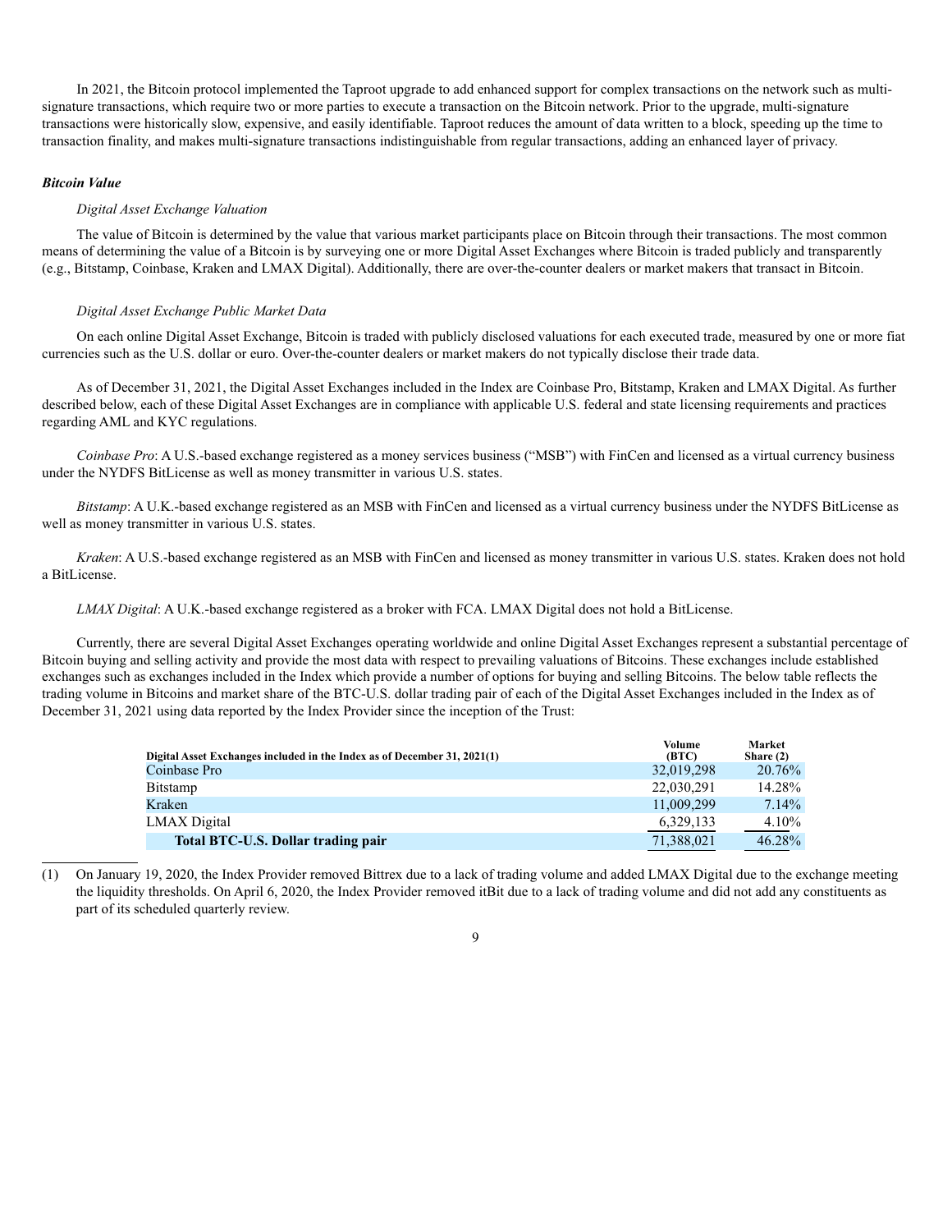In 2021, the Bitcoin protocol implemented the Taproot upgrade to add enhanced support for complex transactions on the network such as multi-signature transactions, which require two or more parties to execute a transaction on the Bitcoin network. Prior to the upgrade, multi-signature transactions were historically slow, expensive, and easily identifiable. Taproot reduces the amount of data written to a block, speeding up the time to transaction finality, and makes multi-signature transactions indistinguishable from regular transactions, adding an enhanced layer of privacy.

***Bitcoin Value***

*Digital Asset Exchange Valuation*

The value of Bitcoin is determined by the value that various market participants place on Bitcoin through their transactions. The most common means of determining the value of a Bitcoin is by surveying one or more Digital Asset Exchanges where Bitcoin is traded publicly and transparently (e.g., Bitstamp, Coinbase, Kraken and LMAX Digital). Additionally, there are over-the-counter dealers or market makers that transact in Bitcoin.

*Digital Asset Exchange Public Market Data*

On each online Digital Asset Exchange, Bitcoin is traded with publicly disclosed valuations for each executed trade, measured by one or more fiat currencies such as the U.S. dollar or euro. Over-the-counter dealers or market makers do not typically disclose their trade data.

As of December 31, 2021, the Digital Asset Exchanges included in the Index are Coinbase Pro, Bitstamp, Kraken and LMAX Digital. As further described below, each of these Digital Asset Exchanges are in compliance with applicable U.S. federal and state licensing requirements and practices regarding AML and KYC regulations.

*Coinbase Pro*: A U.S.-based exchange registered as a money services business ("MSB") with FinCen and licensed as a virtual currency business under the NYDFS BitLicense as well as money transmitter in various U.S. states.

*Bitstamp*: A U.K.-based exchange registered as an MSB with FinCen and licensed as a virtual currency business under the NYDFS BitLicense as well as money transmitter in various U.S. states.

*Kraken*: A U.S.-based exchange registered as an MSB with FinCen and licensed as money transmitter in various U.S. states. Kraken does not hold a BitLicense.

*LMAX Digital*: A U.K.-based exchange registered as a broker with FCA. LMAX Digital does not hold a BitLicense.

Currently, there are several Digital Asset Exchanges operating worldwide and online Digital Asset Exchanges represent a substantial percentage of Bitcoin buying and selling activity and provide the most data with respect to prevailing valuations of Bitcoins. These exchanges include established exchanges such as exchanges included in the Index which provide a number of options for buying and selling Bitcoins. The below table reflects the trading volume in Bitcoins and market share of the BTC-U.S. dollar trading pair of each of the Digital Asset Exchanges included in the Index as of December 31, 2021 using data reported by the Index Provider since the inception of the Trust:

| Digital Asset Exchanges included in the Index as of December 31, 2021(1) | Volume (BTC) | Market Share (2) |
|---|---|---|
| Coinbase Pro | 32,019,298 | 20.76% |
| Bitstamp | 22,030,291 | 14.28% |
| Kraken | 11,009,299 | 7.14% |
| LMAX Digital | 6,329,133 | 4.10% |
| **Total BTC-U.S. Dollar trading pair** | 71,388,021 | 46.28% |

(1) On January 19, 2020, the Index Provider removed Bittrex due to a lack of trading volume and added LMAX Digital due to the exchange meeting the liquidity thresholds. On April 6, 2020, the Index Provider removed itBit due to a lack of trading volume and did not add any constituents as part of its scheduled quarterly review.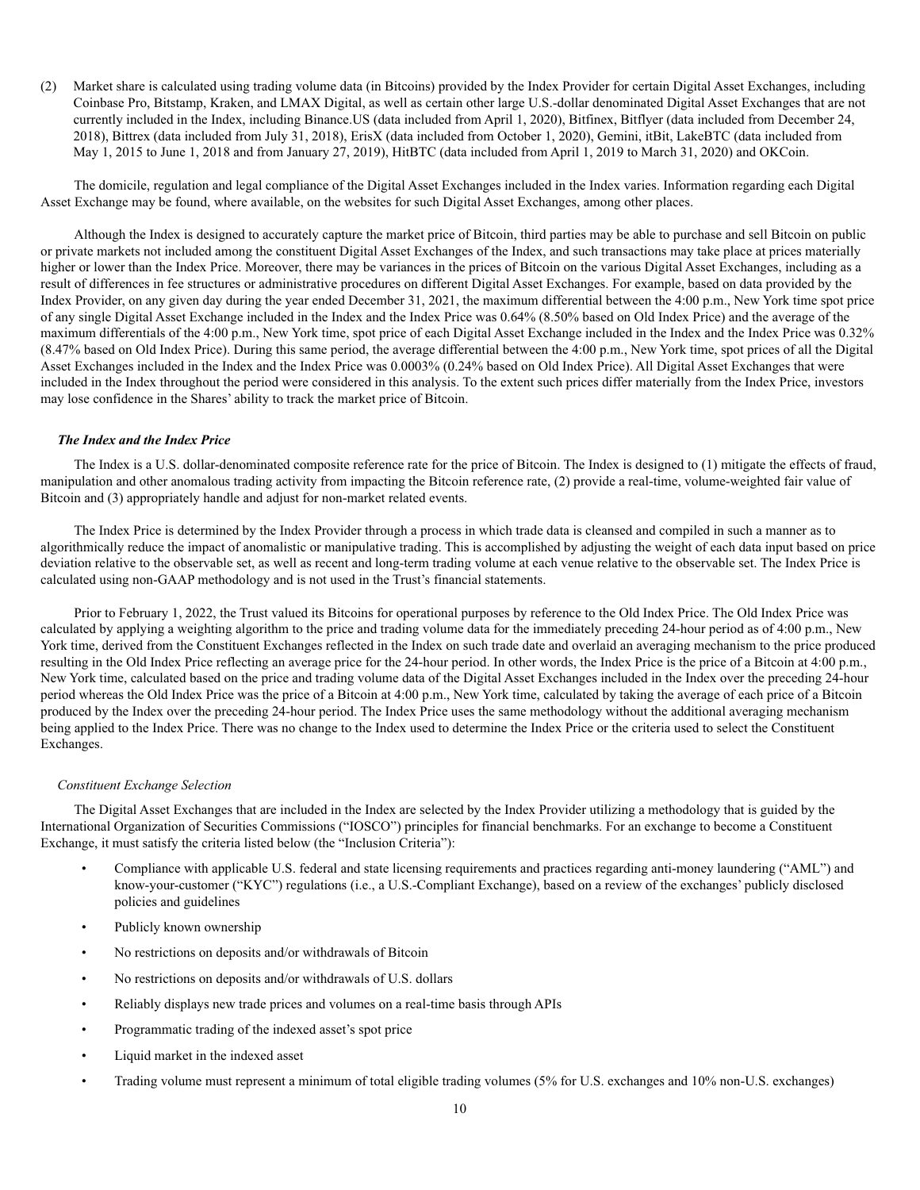(2) Market share is calculated using trading volume data (in Bitcoins) provided by the Index Provider for certain Digital Asset Exchanges, including Coinbase Pro, Bitstamp, Kraken, and LMAX Digital, as well as certain other large U.S.-dollar denominated Digital Asset Exchanges that are not currently included in the Index, including Binance.US (data included from April 1, 2020), Bitfinex, Bitflyer (data included from December 24, 2018), Bittrex (data included from July 31, 2018), ErisX (data included from October 1, 2020), Gemini, itBit, LakeBTC (data included from May 1, 2015 to June 1, 2018 and from January 27, 2019), HitBTC (data included from April 1, 2019 to March 31, 2020) and OKCoin.

The domicile, regulation and legal compliance of the Digital Asset Exchanges included in the Index varies. Information regarding each Digital Asset Exchange may be found, where available, on the websites for such Digital Asset Exchanges, among other places.

Although the Index is designed to accurately capture the market price of Bitcoin, third parties may be able to purchase and sell Bitcoin on public or private markets not included among the constituent Digital Asset Exchanges of the Index, and such transactions may take place at prices materially higher or lower than the Index Price. Moreover, there may be variances in the prices of Bitcoin on the various Digital Asset Exchanges, including as a result of differences in fee structures or administrative procedures on different Digital Asset Exchanges. For example, based on data provided by the Index Provider, on any given day during the year ended December 31, 2021, the maximum differential between the 4:00 p.m., New York time spot price of any single Digital Asset Exchange included in the Index and the Index Price was 0.64% (8.50% based on Old Index Price) and the average of the maximum differentials of the 4:00 p.m., New York time, spot price of each Digital Asset Exchange included in the Index and the Index Price was 0.32% (8.47% based on Old Index Price). During this same period, the average differential between the 4:00 p.m., New York time, spot prices of all the Digital Asset Exchanges included in the Index and the Index Price was 0.0003% (0.24% based on Old Index Price). All Digital Asset Exchanges that were included in the Index throughout the period were considered in this analysis. To the extent such prices differ materially from the Index Price, investors may lose confidence in the Shares' ability to track the market price of Bitcoin.

### *The Index and the Index Price*

The Index is a U.S. dollar-denominated composite reference rate for the price of Bitcoin. The Index is designed to (1) mitigate the effects of fraud, manipulation and other anomalous trading activity from impacting the Bitcoin reference rate, (2) provide a real-time, volume-weighted fair value of Bitcoin and (3) appropriately handle and adjust for non-market related events.

The Index Price is determined by the Index Provider through a process in which trade data is cleansed and compiled in such a manner as to algorithmically reduce the impact of anomalistic or manipulative trading. This is accomplished by adjusting the weight of each data input based on price deviation relative to the observable set, as well as recent and long-term trading volume at each venue relative to the observable set. The Index Price is calculated using non-GAAP methodology and is not used in the Trust's financial statements.

Prior to February 1, 2022, the Trust valued its Bitcoins for operational purposes by reference to the Old Index Price. The Old Index Price was calculated by applying a weighting algorithm to the price and trading volume data for the immediately preceding 24-hour period as of 4:00 p.m., New York time, derived from the Constituent Exchanges reflected in the Index on such trade date and overlaid an averaging mechanism to the price produced resulting in the Old Index Price reflecting an average price for the 24-hour period. In other words, the Index Price is the price of a Bitcoin at 4:00 p.m., New York time, calculated based on the price and trading volume data of the Digital Asset Exchanges included in the Index over the preceding 24-hour period whereas the Old Index Price was the price of a Bitcoin at 4:00 p.m., New York time, calculated by taking the average of each price of a Bitcoin produced by the Index over the preceding 24-hour period. The Index Price uses the same methodology without the additional averaging mechanism being applied to the Index Price. There was no change to the Index used to determine the Index Price or the criteria used to select the Constituent Exchanges.

#### *Constituent Exchange Selection*

The Digital Asset Exchanges that are included in the Index are selected by the Index Provider utilizing a methodology that is guided by the International Organization of Securities Commissions ("IOSCO") principles for financial benchmarks. For an exchange to become a Constituent Exchange, it must satisfy the criteria listed below (the "Inclusion Criteria"):

- Compliance with applicable U.S. federal and state licensing requirements and practices regarding anti-money laundering ("AML") and know-your-customer ("KYC") regulations (i.e., a U.S.-Compliant Exchange), based on a review of the exchanges' publicly disclosed policies and guidelines
- Publicly known ownership
- No restrictions on deposits and/or withdrawals of Bitcoin
- No restrictions on deposits and/or withdrawals of U.S. dollars
- Reliably displays new trade prices and volumes on a real-time basis through APIs
- Programmatic trading of the indexed asset's spot price
- Liquid market in the indexed asset
- Trading volume must represent a minimum of total eligible trading volumes (5% for U.S. exchanges and 10% non-U.S. exchanges)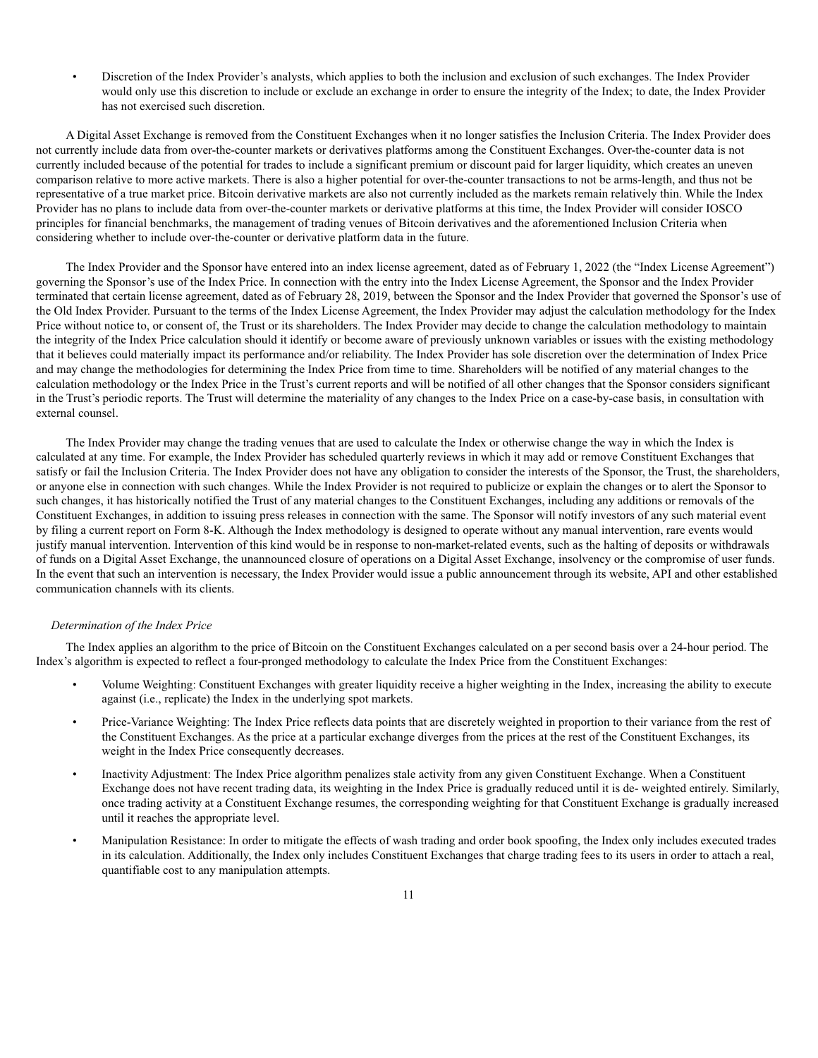- Discretion of the Index Provider's analysts, which applies to both the inclusion and exclusion of such exchanges. The Index Provider would only use this discretion to include or exclude an exchange in order to ensure the integrity of the Index; to date, the Index Provider has not exercised such discretion.

A Digital Asset Exchange is removed from the Constituent Exchanges when it no longer satisfies the Inclusion Criteria. The Index Provider does not currently include data from over-the-counter markets or derivatives platforms among the Constituent Exchanges. Over-the-counter data is not currently included because of the potential for trades to include a significant premium or discount paid for larger liquidity, which creates an uneven comparison relative to more active markets. There is also a higher potential for over-the-counter transactions to not be arms-length, and thus not be representative of a true market price. Bitcoin derivative markets are also not currently included as the markets remain relatively thin. While the Index Provider has no plans to include data from over-the-counter markets or derivative platforms at this time, the Index Provider will consider IOSCO principles for financial benchmarks, the management of trading venues of Bitcoin derivatives and the aforementioned Inclusion Criteria when considering whether to include over-the-counter or derivative platform data in the future.

The Index Provider and the Sponsor have entered into an index license agreement, dated as of February 1, 2022 (the "Index License Agreement") governing the Sponsor's use of the Index Price. In connection with the entry into the Index License Agreement, the Sponsor and the Index Provider terminated that certain license agreement, dated as of February 28, 2019, between the Sponsor and the Index Provider that governed the Sponsor's use of the Old Index Provider. Pursuant to the terms of the Index License Agreement, the Index Provider may adjust the calculation methodology for the Index Price without notice to, or consent of, the Trust or its shareholders. The Index Provider may decide to change the calculation methodology to maintain the integrity of the Index Price calculation should it identify or become aware of previously unknown variables or issues with the existing methodology that it believes could materially impact its performance and/or reliability. The Index Provider has sole discretion over the determination of Index Price and may change the methodologies for determining the Index Price from time to time. Shareholders will be notified of any material changes to the calculation methodology or the Index Price in the Trust's current reports and will be notified of all other changes that the Sponsor considers significant in the Trust's periodic reports. The Trust will determine the materiality of any changes to the Index Price on a case-by-case basis, in consultation with external counsel.

The Index Provider may change the trading venues that are used to calculate the Index or otherwise change the way in which the Index is calculated at any time. For example, the Index Provider has scheduled quarterly reviews in which it may add or remove Constituent Exchanges that satisfy or fail the Inclusion Criteria. The Index Provider does not have any obligation to consider the interests of the Sponsor, the Trust, the shareholders, or anyone else in connection with such changes. While the Index Provider is not required to publicize or explain the changes or to alert the Sponsor to such changes, it has historically notified the Trust of any material changes to the Constituent Exchanges, including any additions or removals of the Constituent Exchanges, in addition to issuing press releases in connection with the same. The Sponsor will notify investors of any such material event by filing a current report on Form 8-K. Although the Index methodology is designed to operate without any manual intervention, rare events would justify manual intervention. Intervention of this kind would be in response to non-market-related events, such as the halting of deposits or withdrawals of funds on a Digital Asset Exchange, the unannounced closure of operations on a Digital Asset Exchange, insolvency or the compromise of user funds. In the event that such an intervention is necessary, the Index Provider would issue a public announcement through its website, API and other established communication channels with its clients.

*Determination of the Index Price*

The Index applies an algorithm to the price of Bitcoin on the Constituent Exchanges calculated on a per second basis over a 24-hour period. The Index's algorithm is expected to reflect a four-pronged methodology to calculate the Index Price from the Constituent Exchanges:

- Volume Weighting: Constituent Exchanges with greater liquidity receive a higher weighting in the Index, increasing the ability to execute against (i.e., replicate) the Index in the underlying spot markets.
- Price-Variance Weighting: The Index Price reflects data points that are discretely weighted in proportion to their variance from the rest of the Constituent Exchanges. As the price at a particular exchange diverges from the prices at the rest of the Constituent Exchanges, its weight in the Index Price consequently decreases.
- Inactivity Adjustment: The Index Price algorithm penalizes stale activity from any given Constituent Exchange. When a Constituent Exchange does not have recent trading data, its weighting in the Index Price is gradually reduced until it is de- weighted entirely. Similarly, once trading activity at a Constituent Exchange resumes, the corresponding weighting for that Constituent Exchange is gradually increased until it reaches the appropriate level.
- Manipulation Resistance: In order to mitigate the effects of wash trading and order book spoofing, the Index only includes executed trades in its calculation. Additionally, the Index only includes Constituent Exchanges that charge trading fees to its users in order to attach a real, quantifiable cost to any manipulation attempts.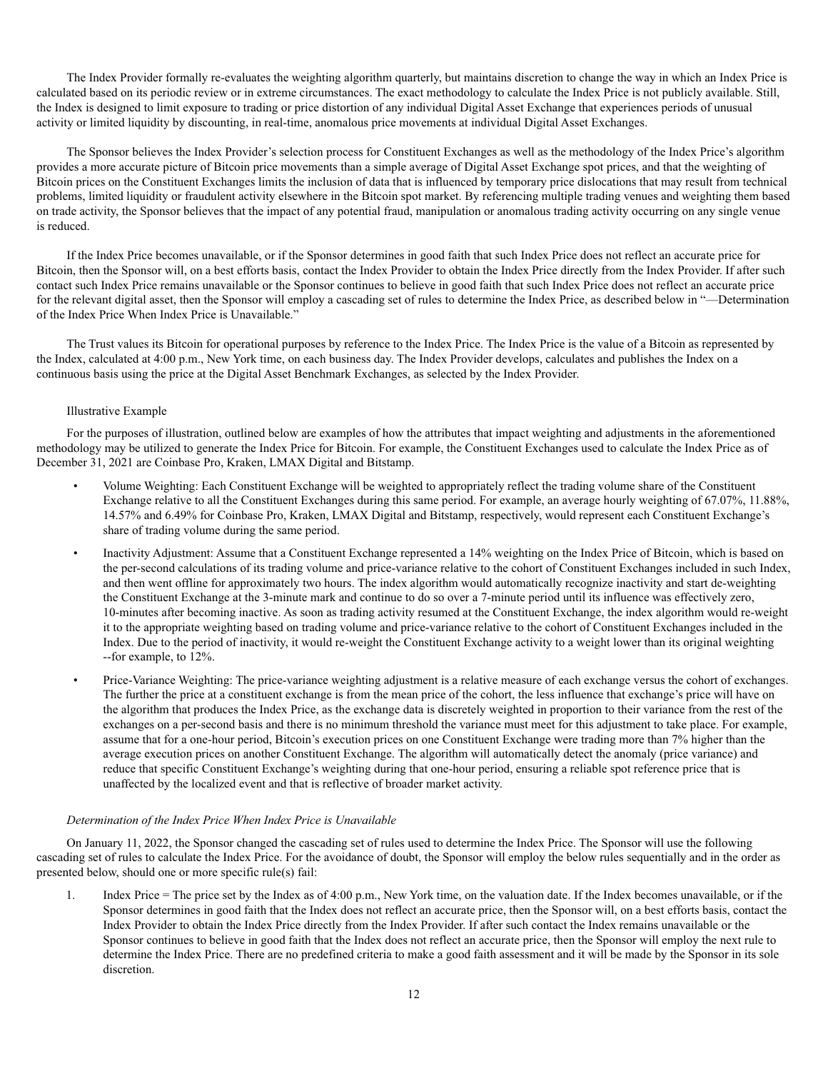The Index Provider formally re-evaluates the weighting algorithm quarterly, but maintains discretion to change the way in which an Index Price is calculated based on its periodic review or in extreme circumstances. The exact methodology to calculate the Index Price is not publicly available. Still, the Index is designed to limit exposure to trading or price distortion of any individual Digital Asset Exchange that experiences periods of unusual activity or limited liquidity by discounting, in real-time, anomalous price movements at individual Digital Asset Exchanges.

The Sponsor believes the Index Provider's selection process for Constituent Exchanges as well as the methodology of the Index Price's algorithm provides a more accurate picture of Bitcoin price movements than a simple average of Digital Asset Exchange spot prices, and that the weighting of Bitcoin prices on the Constituent Exchanges limits the inclusion of data that is influenced by temporary price dislocations that may result from technical problems, limited liquidity or fraudulent activity elsewhere in the Bitcoin spot market. By referencing multiple trading venues and weighting them based on trade activity, the Sponsor believes that the impact of any potential fraud, manipulation or anomalous trading activity occurring on any single venue is reduced.

If the Index Price becomes unavailable, or if the Sponsor determines in good faith that such Index Price does not reflect an accurate price for Bitcoin, then the Sponsor will, on a best efforts basis, contact the Index Provider to obtain the Index Price directly from the Index Provider. If after such contact such Index Price remains unavailable or the Sponsor continues to believe in good faith that such Index Price does not reflect an accurate price for the relevant digital asset, then the Sponsor will employ a cascading set of rules to determine the Index Price, as described below in "—Determination of the Index Price When Index Price is Unavailable."

The Trust values its Bitcoin for operational purposes by reference to the Index Price. The Index Price is the value of a Bitcoin as represented by the Index, calculated at 4:00 p.m., New York time, on each business day. The Index Provider develops, calculates and publishes the Index on a continuous basis using the price at the Digital Asset Benchmark Exchanges, as selected by the Index Provider.

Illustrative Example

For the purposes of illustration, outlined below are examples of how the attributes that impact weighting and adjustments in the aforementioned methodology may be utilized to generate the Index Price for Bitcoin. For example, the Constituent Exchanges used to calculate the Index Price as of December 31, 2021 are Coinbase Pro, Kraken, LMAX Digital and Bitstamp.

- Volume Weighting: Each Constituent Exchange will be weighted to appropriately reflect the trading volume share of the Constituent Exchange relative to all the Constituent Exchanges during this same period. For example, an average hourly weighting of 67.07%, 11.88%, 14.57% and 6.49% for Coinbase Pro, Kraken, LMAX Digital and Bitstamp, respectively, would represent each Constituent Exchange's share of trading volume during the same period.
- Inactivity Adjustment: Assume that a Constituent Exchange represented a 14% weighting on the Index Price of Bitcoin, which is based on the per-second calculations of its trading volume and price-variance relative to the cohort of Constituent Exchanges included in such Index, and then went offline for approximately two hours. The index algorithm would automatically recognize inactivity and start de-weighting the Constituent Exchange at the 3-minute mark and continue to do so over a 7-minute period until its influence was effectively zero, 10-minutes after becoming inactive. As soon as trading activity resumed at the Constituent Exchange, the index algorithm would re-weight it to the appropriate weighting based on trading volume and price-variance relative to the cohort of Constituent Exchanges included in the Index. Due to the period of inactivity, it would re-weight the Constituent Exchange activity to a weight lower than its original weighting --for example, to 12%.
- Price-Variance Weighting: The price-variance weighting adjustment is a relative measure of each exchange versus the cohort of exchanges. The further the price at a constituent exchange is from the mean price of the cohort, the less influence that exchange's price will have on the algorithm that produces the Index Price, as the exchange data is discretely weighted in proportion to their variance from the rest of the exchanges on a per-second basis and there is no minimum threshold the variance must meet for this adjustment to take place. For example, assume that for a one-hour period, Bitcoin's execution prices on one Constituent Exchange were trading more than 7% higher than the average execution prices on another Constituent Exchange. The algorithm will automatically detect the anomaly (price variance) and reduce that specific Constituent Exchange's weighting during that one-hour period, ensuring a reliable spot reference price that is unaffected by the localized event and that is reflective of broader market activity.

*Determination of the Index Price When Index Price is Unavailable*

On January 11, 2022, the Sponsor changed the cascading set of rules used to determine the Index Price. The Sponsor will use the following cascading set of rules to calculate the Index Price. For the avoidance of doubt, the Sponsor will employ the below rules sequentially and in the order as presented below, should one or more specific rule(s) fail:

1. Index Price = The price set by the Index as of 4:00 p.m., New York time, on the valuation date. If the Index becomes unavailable, or if the Sponsor determines in good faith that the Index does not reflect an accurate price, then the Sponsor will, on a best efforts basis, contact the Index Provider to obtain the Index Price directly from the Index Provider. If after such contact the Index remains unavailable or the Sponsor continues to believe in good faith that the Index does not reflect an accurate price, then the Sponsor will employ the next rule to determine the Index Price. There are no predefined criteria to make a good faith assessment and it will be made by the Sponsor in its sole discretion.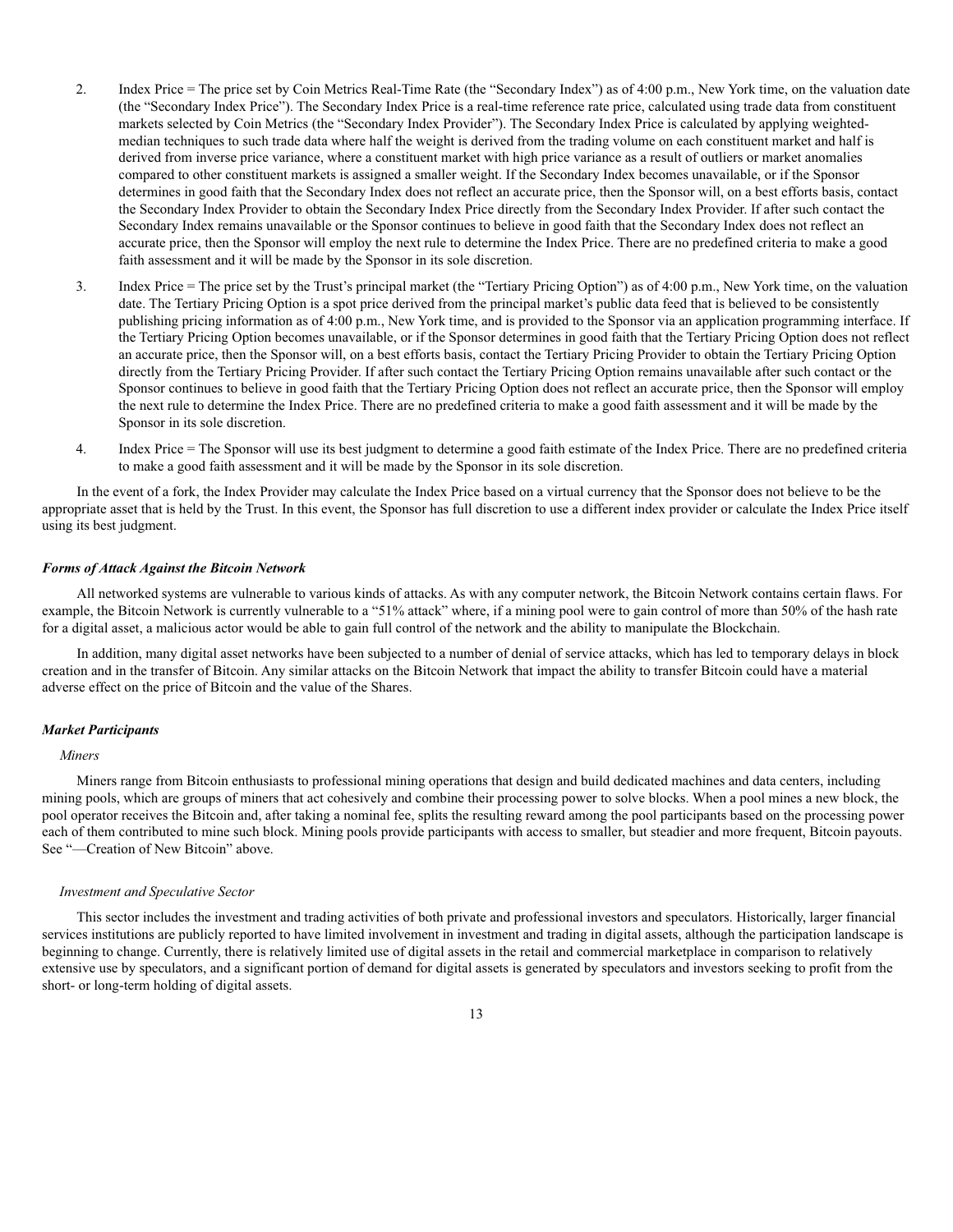2. Index Price = The price set by Coin Metrics Real-Time Rate (the "Secondary Index") as of 4:00 p.m., New York time, on the valuation date (the "Secondary Index Price"). The Secondary Index Price is a real-time reference rate price, calculated using trade data from constituent markets selected by Coin Metrics (the "Secondary Index Provider"). The Secondary Index Price is calculated by applying weighted-median techniques to such trade data where half the weight is derived from the trading volume on each constituent market and half is derived from inverse price variance, where a constituent market with high price variance as a result of outliers or market anomalies compared to other constituent markets is assigned a smaller weight. If the Secondary Index becomes unavailable, or if the Sponsor determines in good faith that the Secondary Index does not reflect an accurate price, then the Sponsor will, on a best efforts basis, contact the Secondary Index Provider to obtain the Secondary Index Price directly from the Secondary Index Provider. If after such contact the Secondary Index remains unavailable or the Sponsor continues to believe in good faith that the Secondary Index does not reflect an accurate price, then the Sponsor will employ the next rule to determine the Index Price. There are no predefined criteria to make a good faith assessment and it will be made by the Sponsor in its sole discretion.

3. Index Price = The price set by the Trust's principal market (the "Tertiary Pricing Option") as of 4:00 p.m., New York time, on the valuation date. The Tertiary Pricing Option is a spot price derived from the principal market's public data feed that is believed to be consistently publishing pricing information as of 4:00 p.m., New York time, and is provided to the Sponsor via an application programming interface. If the Tertiary Pricing Option becomes unavailable, or if the Sponsor determines in good faith that the Tertiary Pricing Option does not reflect an accurate price, then the Sponsor will, on a best efforts basis, contact the Tertiary Pricing Provider to obtain the Tertiary Pricing Option directly from the Tertiary Pricing Provider. If after such contact the Tertiary Pricing Option remains unavailable after such contact or the Sponsor continues to believe in good faith that the Tertiary Pricing Option does not reflect an accurate price, then the Sponsor will employ the next rule to determine the Index Price. There are no predefined criteria to make a good faith assessment and it will be made by the Sponsor in its sole discretion.

4. Index Price = The Sponsor will use its best judgment to determine a good faith estimate of the Index Price. There are no predefined criteria to make a good faith assessment and it will be made by the Sponsor in its sole discretion.

In the event of a fork, the Index Provider may calculate the Index Price based on a virtual currency that the Sponsor does not believe to be the appropriate asset that is held by the Trust. In this event, the Sponsor has full discretion to use a different index provider or calculate the Index Price itself using its best judgment.

### *Forms of Attack Against the Bitcoin Network*

All networked systems are vulnerable to various kinds of attacks. As with any computer network, the Bitcoin Network contains certain flaws. For example, the Bitcoin Network is currently vulnerable to a "51% attack" where, if a mining pool were to gain control of more than 50% of the hash rate for a digital asset, a malicious actor would be able to gain full control of the network and the ability to manipulate the Blockchain.

In addition, many digital asset networks have been subjected to a number of denial of service attacks, which has led to temporary delays in block creation and in the transfer of Bitcoin. Any similar attacks on the Bitcoin Network that impact the ability to transfer Bitcoin could have a material adverse effect on the price of Bitcoin and the value of the Shares.

### *Market Participants*

#### *Miners*

Miners range from Bitcoin enthusiasts to professional mining operations that design and build dedicated machines and data centers, including mining pools, which are groups of miners that act cohesively and combine their processing power to solve blocks. When a pool mines a new block, the pool operator receives the Bitcoin and, after taking a nominal fee, splits the resulting reward among the pool participants based on the processing power each of them contributed to mine such block. Mining pools provide participants with access to smaller, but steadier and more frequent, Bitcoin payouts. See "—Creation of New Bitcoin" above.

#### *Investment and Speculative Sector*

This sector includes the investment and trading activities of both private and professional investors and speculators. Historically, larger financial services institutions are publicly reported to have limited involvement in investment and trading in digital assets, although the participation landscape is beginning to change. Currently, there is relatively limited use of digital assets in the retail and commercial marketplace in comparison to relatively extensive use by speculators, and a significant portion of demand for digital assets is generated by speculators and investors seeking to profit from the short- or long-term holding of digital assets.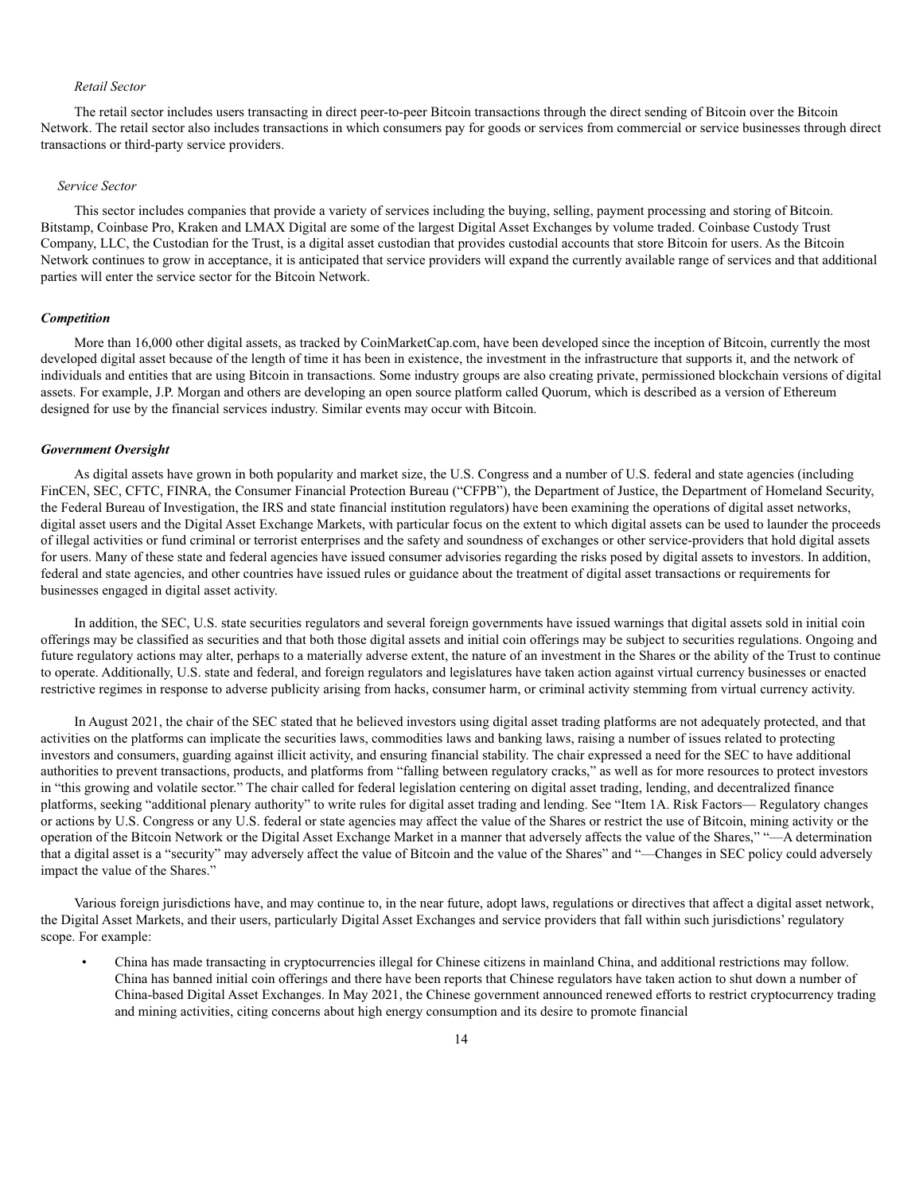*Retail Sector*

The retail sector includes users transacting in direct peer-to-peer Bitcoin transactions through the direct sending of Bitcoin over the Bitcoin Network. The retail sector also includes transactions in which consumers pay for goods or services from commercial or service businesses through direct transactions or third-party service providers.

*Service Sector*

This sector includes companies that provide a variety of services including the buying, selling, payment processing and storing of Bitcoin. Bitstamp, Coinbase Pro, Kraken and LMAX Digital are some of the largest Digital Asset Exchanges by volume traded. Coinbase Custody Trust Company, LLC, the Custodian for the Trust, is a digital asset custodian that provides custodial accounts that store Bitcoin for users. As the Bitcoin Network continues to grow in acceptance, it is anticipated that service providers will expand the currently available range of services and that additional parties will enter the service sector for the Bitcoin Network.

***Competition***

More than 16,000 other digital assets, as tracked by CoinMarketCap.com, have been developed since the inception of Bitcoin, currently the most developed digital asset because of the length of time it has been in existence, the investment in the infrastructure that supports it, and the network of individuals and entities that are using Bitcoin in transactions. Some industry groups are also creating private, permissioned blockchain versions of digital assets. For example, J.P. Morgan and others are developing an open source platform called Quorum, which is described as a version of Ethereum designed for use by the financial services industry. Similar events may occur with Bitcoin.

***Government Oversight***

As digital assets have grown in both popularity and market size, the U.S. Congress and a number of U.S. federal and state agencies (including FinCEN, SEC, CFTC, FINRA, the Consumer Financial Protection Bureau ("CFPB"), the Department of Justice, the Department of Homeland Security, the Federal Bureau of Investigation, the IRS and state financial institution regulators) have been examining the operations of digital asset networks, digital asset users and the Digital Asset Exchange Markets, with particular focus on the extent to which digital assets can be used to launder the proceeds of illegal activities or fund criminal or terrorist enterprises and the safety and soundness of exchanges or other service-providers that hold digital assets for users. Many of these state and federal agencies have issued consumer advisories regarding the risks posed by digital assets to investors. In addition, federal and state agencies, and other countries have issued rules or guidance about the treatment of digital asset transactions or requirements for businesses engaged in digital asset activity.

In addition, the SEC, U.S. state securities regulators and several foreign governments have issued warnings that digital assets sold in initial coin offerings may be classified as securities and that both those digital assets and initial coin offerings may be subject to securities regulations. Ongoing and future regulatory actions may alter, perhaps to a materially adverse extent, the nature of an investment in the Shares or the ability of the Trust to continue to operate. Additionally, U.S. state and federal, and foreign regulators and legislatures have taken action against virtual currency businesses or enacted restrictive regimes in response to adverse publicity arising from hacks, consumer harm, or criminal activity stemming from virtual currency activity.

In August 2021, the chair of the SEC stated that he believed investors using digital asset trading platforms are not adequately protected, and that activities on the platforms can implicate the securities laws, commodities laws and banking laws, raising a number of issues related to protecting investors and consumers, guarding against illicit activity, and ensuring financial stability. The chair expressed a need for the SEC to have additional authorities to prevent transactions, products, and platforms from "falling between regulatory cracks," as well as for more resources to protect investors in "this growing and volatile sector." The chair called for federal legislation centering on digital asset trading, lending, and decentralized finance platforms, seeking "additional plenary authority" to write rules for digital asset trading and lending. See "Item 1A. Risk Factors— Regulatory changes or actions by U.S. Congress or any U.S. federal or state agencies may affect the value of the Shares or restrict the use of Bitcoin, mining activity or the operation of the Bitcoin Network or the Digital Asset Exchange Market in a manner that adversely affects the value of the Shares," "—A determination that a digital asset is a "security" may adversely affect the value of Bitcoin and the value of the Shares" and "—Changes in SEC policy could adversely impact the value of the Shares."

Various foreign jurisdictions have, and may continue to, in the near future, adopt laws, regulations or directives that affect a digital asset network, the Digital Asset Markets, and their users, particularly Digital Asset Exchanges and service providers that fall within such jurisdictions' regulatory scope. For example:

- China has made transacting in cryptocurrencies illegal for Chinese citizens in mainland China, and additional restrictions may follow. China has banned initial coin offerings and there have been reports that Chinese regulators have taken action to shut down a number of China-based Digital Asset Exchanges. In May 2021, the Chinese government announced renewed efforts to restrict cryptocurrency trading and mining activities, citing concerns about high energy consumption and its desire to promote financial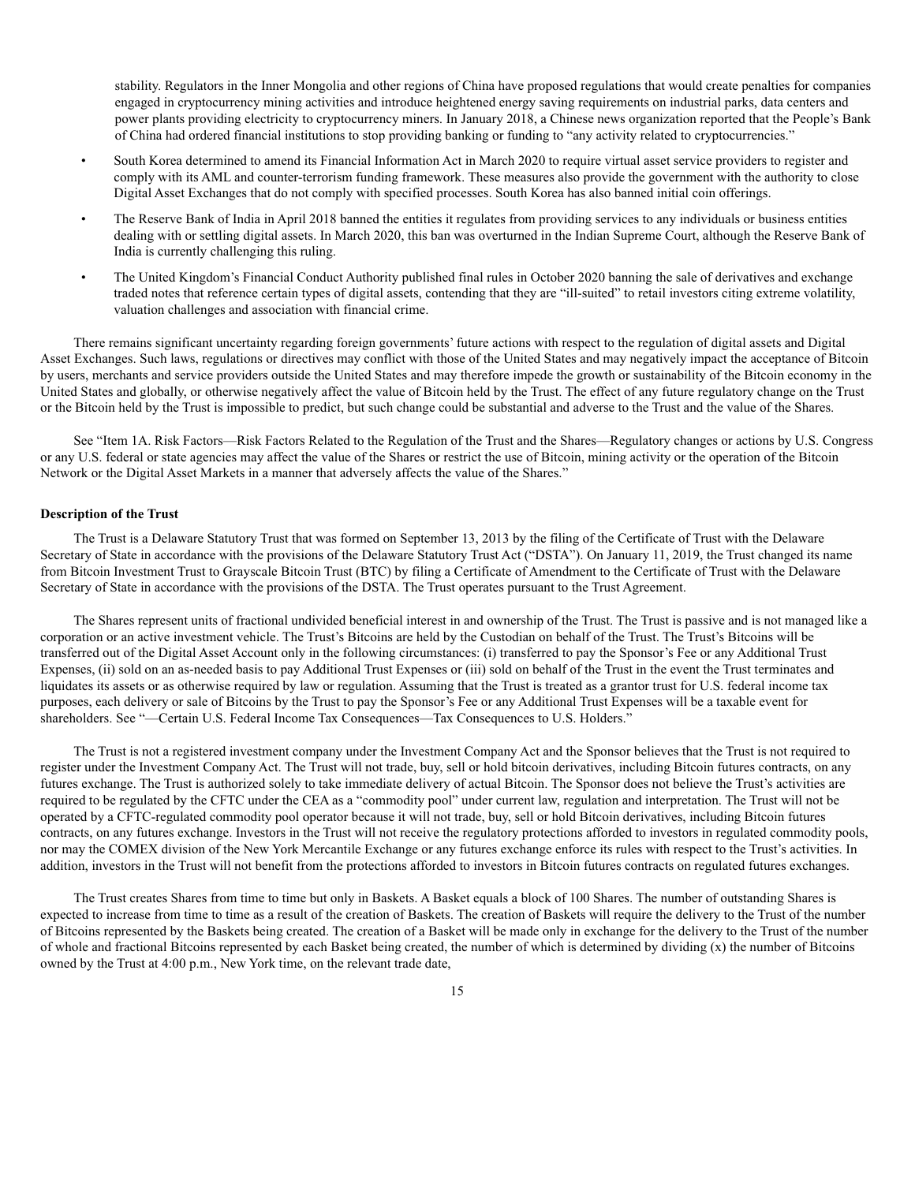stability. Regulators in the Inner Mongolia and other regions of China have proposed regulations that would create penalties for companies engaged in cryptocurrency mining activities and introduce heightened energy saving requirements on industrial parks, data centers and power plants providing electricity to cryptocurrency miners. In January 2018, a Chinese news organization reported that the People's Bank of China had ordered financial institutions to stop providing banking or funding to "any activity related to cryptocurrencies."

- South Korea determined to amend its Financial Information Act in March 2020 to require virtual asset service providers to register and comply with its AML and counter-terrorism funding framework. These measures also provide the government with the authority to close Digital Asset Exchanges that do not comply with specified processes. South Korea has also banned initial coin offerings.
- The Reserve Bank of India in April 2018 banned the entities it regulates from providing services to any individuals or business entities dealing with or settling digital assets. In March 2020, this ban was overturned in the Indian Supreme Court, although the Reserve Bank of India is currently challenging this ruling.
- The United Kingdom's Financial Conduct Authority published final rules in October 2020 banning the sale of derivatives and exchange traded notes that reference certain types of digital assets, contending that they are "ill-suited" to retail investors citing extreme volatility, valuation challenges and association with financial crime.

There remains significant uncertainty regarding foreign governments' future actions with respect to the regulation of digital assets and Digital Asset Exchanges. Such laws, regulations or directives may conflict with those of the United States and may negatively impact the acceptance of Bitcoin by users, merchants and service providers outside the United States and may therefore impede the growth or sustainability of the Bitcoin economy in the United States and globally, or otherwise negatively affect the value of Bitcoin held by the Trust. The effect of any future regulatory change on the Trust or the Bitcoin held by the Trust is impossible to predict, but such change could be substantial and adverse to the Trust and the value of the Shares.

See "Item 1A. Risk Factors—Risk Factors Related to the Regulation of the Trust and the Shares—Regulatory changes or actions by U.S. Congress or any U.S. federal or state agencies may affect the value of the Shares or restrict the use of Bitcoin, mining activity or the operation of the Bitcoin Network or the Digital Asset Markets in a manner that adversely affects the value of the Shares."

**Description of the Trust**

The Trust is a Delaware Statutory Trust that was formed on September 13, 2013 by the filing of the Certificate of Trust with the Delaware Secretary of State in accordance with the provisions of the Delaware Statutory Trust Act ("DSTA"). On January 11, 2019, the Trust changed its name from Bitcoin Investment Trust to Grayscale Bitcoin Trust (BTC) by filing a Certificate of Amendment to the Certificate of Trust with the Delaware Secretary of State in accordance with the provisions of the DSTA. The Trust operates pursuant to the Trust Agreement.

The Shares represent units of fractional undivided beneficial interest in and ownership of the Trust. The Trust is passive and is not managed like a corporation or an active investment vehicle. The Trust's Bitcoins are held by the Custodian on behalf of the Trust. The Trust's Bitcoins will be transferred out of the Digital Asset Account only in the following circumstances: (i) transferred to pay the Sponsor's Fee or any Additional Trust Expenses, (ii) sold on an as-needed basis to pay Additional Trust Expenses or (iii) sold on behalf of the Trust in the event the Trust terminates and liquidates its assets or as otherwise required by law or regulation. Assuming that the Trust is treated as a grantor trust for U.S. federal income tax purposes, each delivery or sale of Bitcoins by the Trust to pay the Sponsor's Fee or any Additional Trust Expenses will be a taxable event for shareholders. See "—Certain U.S. Federal Income Tax Consequences—Tax Consequences to U.S. Holders."

The Trust is not a registered investment company under the Investment Company Act and the Sponsor believes that the Trust is not required to register under the Investment Company Act. The Trust will not trade, buy, sell or hold bitcoin derivatives, including Bitcoin futures contracts, on any futures exchange. The Trust is authorized solely to take immediate delivery of actual Bitcoin. The Sponsor does not believe the Trust's activities are required to be regulated by the CFTC under the CEA as a "commodity pool" under current law, regulation and interpretation. The Trust will not be operated by a CFTC-regulated commodity pool operator because it will not trade, buy, sell or hold Bitcoin derivatives, including Bitcoin futures contracts, on any futures exchange. Investors in the Trust will not receive the regulatory protections afforded to investors in regulated commodity pools, nor may the COMEX division of the New York Mercantile Exchange or any futures exchange enforce its rules with respect to the Trust's activities. In addition, investors in the Trust will not benefit from the protections afforded to investors in Bitcoin futures contracts on regulated futures exchanges.

The Trust creates Shares from time to time but only in Baskets. A Basket equals a block of 100 Shares. The number of outstanding Shares is expected to increase from time to time as a result of the creation of Baskets. The creation of Baskets will require the delivery to the Trust of the number of Bitcoins represented by the Baskets being created. The creation of a Basket will be made only in exchange for the delivery to the Trust of the number of whole and fractional Bitcoins represented by each Basket being created, the number of which is determined by dividing (x) the number of Bitcoins owned by the Trust at 4:00 p.m., New York time, on the relevant trade date,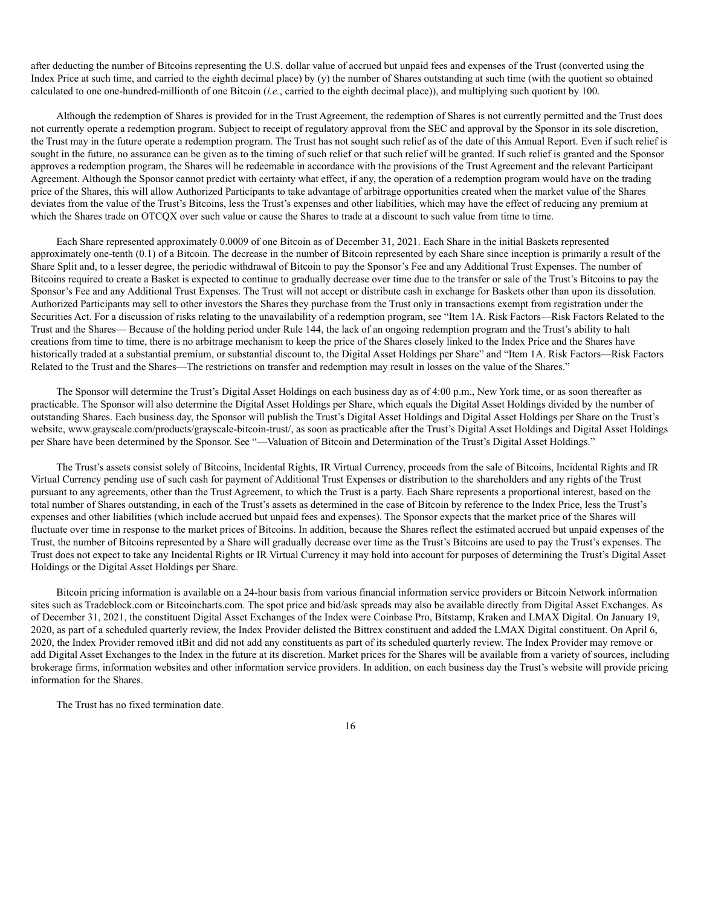after deducting the number of Bitcoins representing the U.S. dollar value of accrued but unpaid fees and expenses of the Trust (converted using the Index Price at such time, and carried to the eighth decimal place) by (y) the number of Shares outstanding at such time (with the quotient so obtained calculated to one one-hundred-millionth of one Bitcoin (*i.e.*, carried to the eighth decimal place)), and multiplying such quotient by 100.

Although the redemption of Shares is provided for in the Trust Agreement, the redemption of Shares is not currently permitted and the Trust does not currently operate a redemption program. Subject to receipt of regulatory approval from the SEC and approval by the Sponsor in its sole discretion, the Trust may in the future operate a redemption program. The Trust has not sought such relief as of the date of this Annual Report. Even if such relief is sought in the future, no assurance can be given as to the timing of such relief or that such relief will be granted. If such relief is granted and the Sponsor approves a redemption program, the Shares will be redeemable in accordance with the provisions of the Trust Agreement and the relevant Participant Agreement. Although the Sponsor cannot predict with certainty what effect, if any, the operation of a redemption program would have on the trading price of the Shares, this will allow Authorized Participants to take advantage of arbitrage opportunities created when the market value of the Shares deviates from the value of the Trust's Bitcoins, less the Trust's expenses and other liabilities, which may have the effect of reducing any premium at which the Shares trade on OTCQX over such value or cause the Shares to trade at a discount to such value from time to time.

Each Share represented approximately 0.0009 of one Bitcoin as of December 31, 2021. Each Share in the initial Baskets represented approximately one-tenth (0.1) of a Bitcoin. The decrease in the number of Bitcoin represented by each Share since inception is primarily a result of the Share Split and, to a lesser degree, the periodic withdrawal of Bitcoin to pay the Sponsor's Fee and any Additional Trust Expenses. The number of Bitcoins required to create a Basket is expected to continue to gradually decrease over time due to the transfer or sale of the Trust's Bitcoins to pay the Sponsor's Fee and any Additional Trust Expenses. The Trust will not accept or distribute cash in exchange for Baskets other than upon its dissolution. Authorized Participants may sell to other investors the Shares they purchase from the Trust only in transactions exempt from registration under the Securities Act. For a discussion of risks relating to the unavailability of a redemption program, see "Item 1A. Risk Factors—Risk Factors Related to the Trust and the Shares— Because of the holding period under Rule 144, the lack of an ongoing redemption program and the Trust's ability to halt creations from time to time, there is no arbitrage mechanism to keep the price of the Shares closely linked to the Index Price and the Shares have historically traded at a substantial premium, or substantial discount to, the Digital Asset Holdings per Share" and "Item 1A. Risk Factors—Risk Factors Related to the Trust and the Shares—The restrictions on transfer and redemption may result in losses on the value of the Shares."

The Sponsor will determine the Trust's Digital Asset Holdings on each business day as of 4:00 p.m., New York time, or as soon thereafter as practicable. The Sponsor will also determine the Digital Asset Holdings per Share, which equals the Digital Asset Holdings divided by the number of outstanding Shares. Each business day, the Sponsor will publish the Trust's Digital Asset Holdings and Digital Asset Holdings per Share on the Trust's website, www.grayscale.com/products/grayscale-bitcoin-trust/, as soon as practicable after the Trust's Digital Asset Holdings and Digital Asset Holdings per Share have been determined by the Sponsor. See "—Valuation of Bitcoin and Determination of the Trust's Digital Asset Holdings."

The Trust's assets consist solely of Bitcoins, Incidental Rights, IR Virtual Currency, proceeds from the sale of Bitcoins, Incidental Rights and IR Virtual Currency pending use of such cash for payment of Additional Trust Expenses or distribution to the shareholders and any rights of the Trust pursuant to any agreements, other than the Trust Agreement, to which the Trust is a party. Each Share represents a proportional interest, based on the total number of Shares outstanding, in each of the Trust's assets as determined in the case of Bitcoin by reference to the Index Price, less the Trust's expenses and other liabilities (which include accrued but unpaid fees and expenses). The Sponsor expects that the market price of the Shares will fluctuate over time in response to the market prices of Bitcoins. In addition, because the Shares reflect the estimated accrued but unpaid expenses of the Trust, the number of Bitcoins represented by a Share will gradually decrease over time as the Trust's Bitcoins are used to pay the Trust's expenses. The Trust does not expect to take any Incidental Rights or IR Virtual Currency it may hold into account for purposes of determining the Trust's Digital Asset Holdings or the Digital Asset Holdings per Share.

Bitcoin pricing information is available on a 24-hour basis from various financial information service providers or Bitcoin Network information sites such as Tradeblock.com or Bitcoincharts.com. The spot price and bid/ask spreads may also be available directly from Digital Asset Exchanges. As of December 31, 2021, the constituent Digital Asset Exchanges of the Index were Coinbase Pro, Bitstamp, Kraken and LMAX Digital. On January 19, 2020, as part of a scheduled quarterly review, the Index Provider delisted the Bittrex constituent and added the LMAX Digital constituent. On April 6, 2020, the Index Provider removed itBit and did not add any constituents as part of its scheduled quarterly review. The Index Provider may remove or add Digital Asset Exchanges to the Index in the future at its discretion. Market prices for the Shares will be available from a variety of sources, including brokerage firms, information websites and other information service providers. In addition, on each business day the Trust's website will provide pricing information for the Shares.

The Trust has no fixed termination date.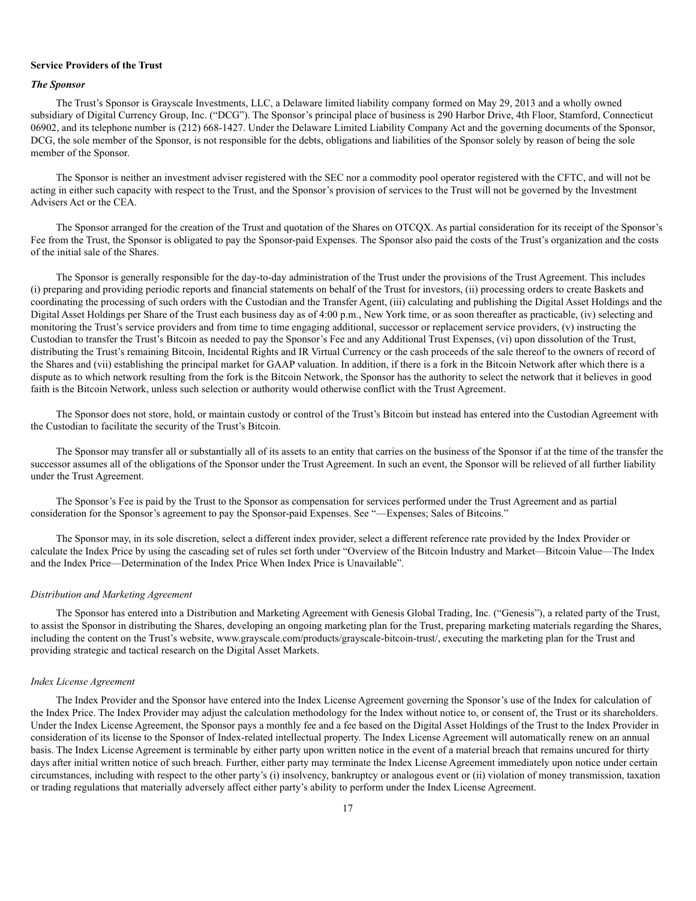**Service Providers of the Trust**

***The Sponsor***

The Trust's Sponsor is Grayscale Investments, LLC, a Delaware limited liability company formed on May 29, 2013 and a wholly owned subsidiary of Digital Currency Group, Inc. ("DCG"). The Sponsor's principal place of business is 290 Harbor Drive, 4th Floor, Stamford, Connecticut 06902, and its telephone number is (212) 668-1427. Under the Delaware Limited Liability Company Act and the governing documents of the Sponsor, DCG, the sole member of the Sponsor, is not responsible for the debts, obligations and liabilities of the Sponsor solely by reason of being the sole member of the Sponsor.

The Sponsor is neither an investment adviser registered with the SEC nor a commodity pool operator registered with the CFTC, and will not be acting in either such capacity with respect to the Trust, and the Sponsor's provision of services to the Trust will not be governed by the Investment Advisers Act or the CEA.

The Sponsor arranged for the creation of the Trust and quotation of the Shares on OTCQX. As partial consideration for its receipt of the Sponsor's Fee from the Trust, the Sponsor is obligated to pay the Sponsor-paid Expenses. The Sponsor also paid the costs of the Trust's organization and the costs of the initial sale of the Shares.

The Sponsor is generally responsible for the day-to-day administration of the Trust under the provisions of the Trust Agreement. This includes (i) preparing and providing periodic reports and financial statements on behalf of the Trust for investors, (ii) processing orders to create Baskets and coordinating the processing of such orders with the Custodian and the Transfer Agent, (iii) calculating and publishing the Digital Asset Holdings and the Digital Asset Holdings per Share of the Trust each business day as of 4:00 p.m., New York time, or as soon thereafter as practicable, (iv) selecting and monitoring the Trust's service providers and from time to time engaging additional, successor or replacement service providers, (v) instructing the Custodian to transfer the Trust's Bitcoin as needed to pay the Sponsor's Fee and any Additional Trust Expenses, (vi) upon dissolution of the Trust, distributing the Trust's remaining Bitcoin, Incidental Rights and IR Virtual Currency or the cash proceeds of the sale thereof to the owners of record of the Shares and (vii) establishing the principal market for GAAP valuation. In addition, if there is a fork in the Bitcoin Network after which there is a dispute as to which network resulting from the fork is the Bitcoin Network, the Sponsor has the authority to select the network that it believes in good faith is the Bitcoin Network, unless such selection or authority would otherwise conflict with the Trust Agreement.

The Sponsor does not store, hold, or maintain custody or control of the Trust's Bitcoin but instead has entered into the Custodian Agreement with the Custodian to facilitate the security of the Trust's Bitcoin.

The Sponsor may transfer all or substantially all of its assets to an entity that carries on the business of the Sponsor if at the time of the transfer the successor assumes all of the obligations of the Sponsor under the Trust Agreement. In such an event, the Sponsor will be relieved of all further liability under the Trust Agreement.

The Sponsor's Fee is paid by the Trust to the Sponsor as compensation for services performed under the Trust Agreement and as partial consideration for the Sponsor's agreement to pay the Sponsor-paid Expenses. See "—Expenses; Sales of Bitcoins."

The Sponsor may, in its sole discretion, select a different index provider, select a different reference rate provided by the Index Provider or calculate the Index Price by using the cascading set of rules set forth under "Overview of the Bitcoin Industry and Market—Bitcoin Value—The Index and the Index Price—Determination of the Index Price When Index Price is Unavailable".

*Distribution and Marketing Agreement*

The Sponsor has entered into a Distribution and Marketing Agreement with Genesis Global Trading, Inc. ("Genesis"), a related party of the Trust, to assist the Sponsor in distributing the Shares, developing an ongoing marketing plan for the Trust, preparing marketing materials regarding the Shares, including the content on the Trust's website, www.grayscale.com/products/grayscale-bitcoin-trust/, executing the marketing plan for the Trust and providing strategic and tactical research on the Digital Asset Markets.

*Index License Agreement*

The Index Provider and the Sponsor have entered into the Index License Agreement governing the Sponsor's use of the Index for calculation of the Index Price. The Index Provider may adjust the calculation methodology for the Index without notice to, or consent of, the Trust or its shareholders. Under the Index License Agreement, the Sponsor pays a monthly fee and a fee based on the Digital Asset Holdings of the Trust to the Index Provider in consideration of its license to the Sponsor of Index-related intellectual property. The Index License Agreement will automatically renew on an annual basis. The Index License Agreement is terminable by either party upon written notice in the event of a material breach that remains uncured for thirty days after initial written notice of such breach. Further, either party may terminate the Index License Agreement immediately upon notice under certain circumstances, including with respect to the other party's (i) insolvency, bankruptcy or analogous event or (ii) violation of money transmission, taxation or trading regulations that materially adversely affect either party's ability to perform under the Index License Agreement.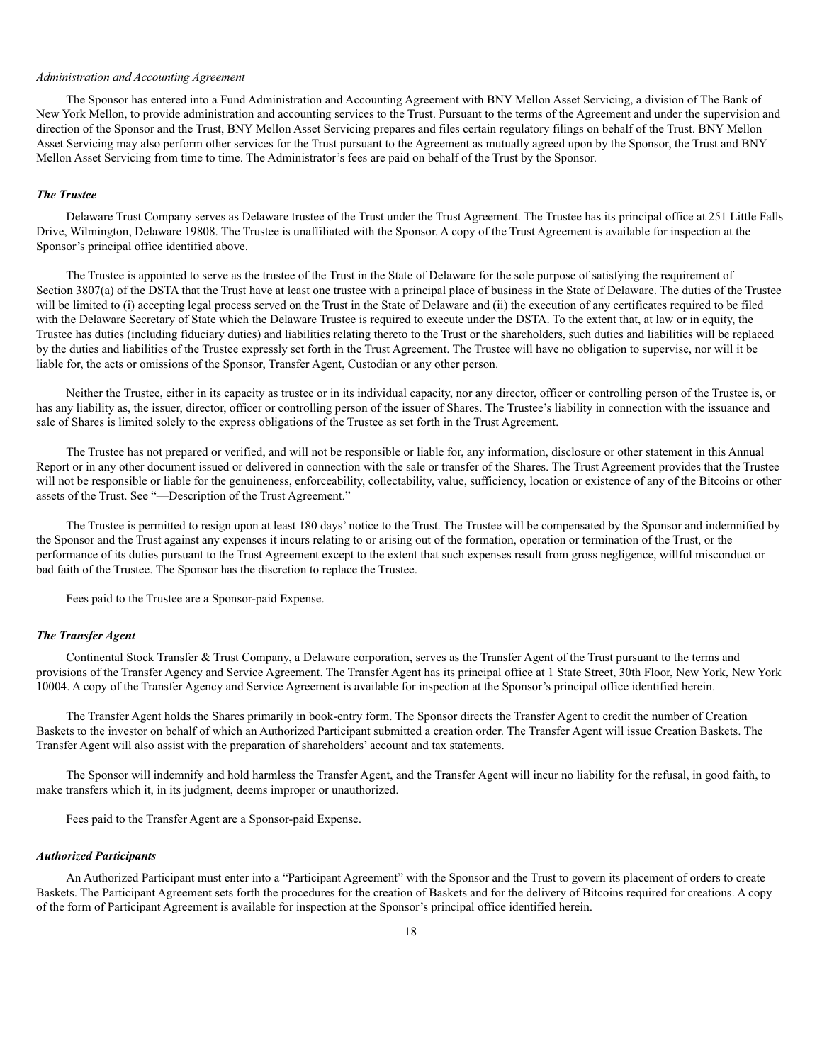*Administration and Accounting Agreement*

The Sponsor has entered into a Fund Administration and Accounting Agreement with BNY Mellon Asset Servicing, a division of The Bank of New York Mellon, to provide administration and accounting services to the Trust. Pursuant to the terms of the Agreement and under the supervision and direction of the Sponsor and the Trust, BNY Mellon Asset Servicing prepares and files certain regulatory filings on behalf of the Trust. BNY Mellon Asset Servicing may also perform other services for the Trust pursuant to the Agreement as mutually agreed upon by the Sponsor, the Trust and BNY Mellon Asset Servicing from time to time. The Administrator's fees are paid on behalf of the Trust by the Sponsor.

***The Trustee***

Delaware Trust Company serves as Delaware trustee of the Trust under the Trust Agreement. The Trustee has its principal office at 251 Little Falls Drive, Wilmington, Delaware 19808. The Trustee is unaffiliated with the Sponsor. A copy of the Trust Agreement is available for inspection at the Sponsor's principal office identified above.

The Trustee is appointed to serve as the trustee of the Trust in the State of Delaware for the sole purpose of satisfying the requirement of Section 3807(a) of the DSTA that the Trust have at least one trustee with a principal place of business in the State of Delaware. The duties of the Trustee will be limited to (i) accepting legal process served on the Trust in the State of Delaware and (ii) the execution of any certificates required to be filed with the Delaware Secretary of State which the Delaware Trustee is required to execute under the DSTA. To the extent that, at law or in equity, the Trustee has duties (including fiduciary duties) and liabilities relating thereto to the Trust or the shareholders, such duties and liabilities will be replaced by the duties and liabilities of the Trustee expressly set forth in the Trust Agreement. The Trustee will have no obligation to supervise, nor will it be liable for, the acts or omissions of the Sponsor, Transfer Agent, Custodian or any other person.

Neither the Trustee, either in its capacity as trustee or in its individual capacity, nor any director, officer or controlling person of the Trustee is, or has any liability as, the issuer, director, officer or controlling person of the issuer of Shares. The Trustee's liability in connection with the issuance and sale of Shares is limited solely to the express obligations of the Trustee as set forth in the Trust Agreement.

The Trustee has not prepared or verified, and will not be responsible or liable for, any information, disclosure or other statement in this Annual Report or in any other document issued or delivered in connection with the sale or transfer of the Shares. The Trust Agreement provides that the Trustee will not be responsible or liable for the genuineness, enforceability, collectability, value, sufficiency, location or existence of any of the Bitcoins or other assets of the Trust. See "—Description of the Trust Agreement."

The Trustee is permitted to resign upon at least 180 days' notice to the Trust. The Trustee will be compensated by the Sponsor and indemnified by the Sponsor and the Trust against any expenses it incurs relating to or arising out of the formation, operation or termination of the Trust, or the performance of its duties pursuant to the Trust Agreement except to the extent that such expenses result from gross negligence, willful misconduct or bad faith of the Trustee. The Sponsor has the discretion to replace the Trustee.

Fees paid to the Trustee are a Sponsor-paid Expense.

***The Transfer Agent***

Continental Stock Transfer & Trust Company, a Delaware corporation, serves as the Transfer Agent of the Trust pursuant to the terms and provisions of the Transfer Agency and Service Agreement. The Transfer Agent has its principal office at 1 State Street, 30th Floor, New York, New York 10004. A copy of the Transfer Agency and Service Agreement is available for inspection at the Sponsor's principal office identified herein.

The Transfer Agent holds the Shares primarily in book-entry form. The Sponsor directs the Transfer Agent to credit the number of Creation Baskets to the investor on behalf of which an Authorized Participant submitted a creation order. The Transfer Agent will issue Creation Baskets. The Transfer Agent will also assist with the preparation of shareholders' account and tax statements.

The Sponsor will indemnify and hold harmless the Transfer Agent, and the Transfer Agent will incur no liability for the refusal, in good faith, to make transfers which it, in its judgment, deems improper or unauthorized.

Fees paid to the Transfer Agent are a Sponsor-paid Expense.

***Authorized Participants***

An Authorized Participant must enter into a "Participant Agreement" with the Sponsor and the Trust to govern its placement of orders to create Baskets. The Participant Agreement sets forth the procedures for the creation of Baskets and for the delivery of Bitcoins required for creations. A copy of the form of Participant Agreement is available for inspection at the Sponsor's principal office identified herein.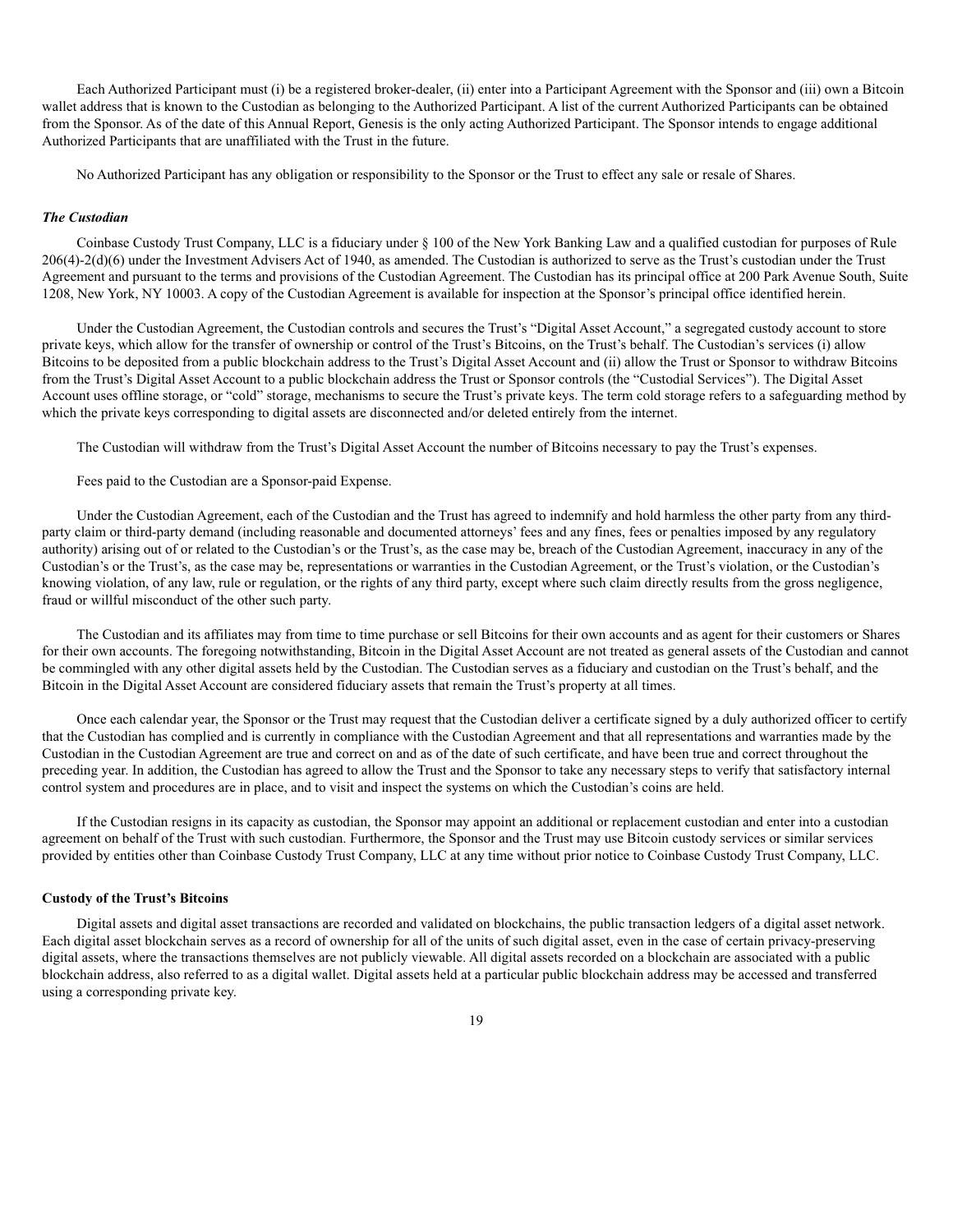Each Authorized Participant must (i) be a registered broker-dealer, (ii) enter into a Participant Agreement with the Sponsor and (iii) own a Bitcoin wallet address that is known to the Custodian as belonging to the Authorized Participant. A list of the current Authorized Participants can be obtained from the Sponsor. As of the date of this Annual Report, Genesis is the only acting Authorized Participant. The Sponsor intends to engage additional Authorized Participants that are unaffiliated with the Trust in the future.

No Authorized Participant has any obligation or responsibility to the Sponsor or the Trust to effect any sale or resale of Shares.

### *The Custodian*

Coinbase Custody Trust Company, LLC is a fiduciary under § 100 of the New York Banking Law and a qualified custodian for purposes of Rule 206(4)-2(d)(6) under the Investment Advisers Act of 1940, as amended. The Custodian is authorized to serve as the Trust's custodian under the Trust Agreement and pursuant to the terms and provisions of the Custodian Agreement. The Custodian has its principal office at 200 Park Avenue South, Suite 1208, New York, NY 10003. A copy of the Custodian Agreement is available for inspection at the Sponsor's principal office identified herein.

Under the Custodian Agreement, the Custodian controls and secures the Trust's "Digital Asset Account," a segregated custody account to store private keys, which allow for the transfer of ownership or control of the Trust's Bitcoins, on the Trust's behalf. The Custodian's services (i) allow Bitcoins to be deposited from a public blockchain address to the Trust's Digital Asset Account and (ii) allow the Trust or Sponsor to withdraw Bitcoins from the Trust's Digital Asset Account to a public blockchain address the Trust or Sponsor controls (the "Custodial Services"). The Digital Asset Account uses offline storage, or "cold" storage, mechanisms to secure the Trust's private keys. The term cold storage refers to a safeguarding method by which the private keys corresponding to digital assets are disconnected and/or deleted entirely from the internet.

The Custodian will withdraw from the Trust's Digital Asset Account the number of Bitcoins necessary to pay the Trust's expenses.

Fees paid to the Custodian are a Sponsor-paid Expense.

Under the Custodian Agreement, each of the Custodian and the Trust has agreed to indemnify and hold harmless the other party from any third-party claim or third-party demand (including reasonable and documented attorneys' fees and any fines, fees or penalties imposed by any regulatory authority) arising out of or related to the Custodian's or the Trust's, as the case may be, breach of the Custodian Agreement, inaccuracy in any of the Custodian's or the Trust's, as the case may be, representations or warranties in the Custodian Agreement, or the Trust's violation, or the Custodian's knowing violation, of any law, rule or regulation, or the rights of any third party, except where such claim directly results from the gross negligence, fraud or willful misconduct of the other such party.

The Custodian and its affiliates may from time to time purchase or sell Bitcoins for their own accounts and as agent for their customers or Shares for their own accounts. The foregoing notwithstanding, Bitcoin in the Digital Asset Account are not treated as general assets of the Custodian and cannot be commingled with any other digital assets held by the Custodian. The Custodian serves as a fiduciary and custodian on the Trust's behalf, and the Bitcoin in the Digital Asset Account are considered fiduciary assets that remain the Trust's property at all times.

Once each calendar year, the Sponsor or the Trust may request that the Custodian deliver a certificate signed by a duly authorized officer to certify that the Custodian has complied and is currently in compliance with the Custodian Agreement and that all representations and warranties made by the Custodian in the Custodian Agreement are true and correct on and as of the date of such certificate, and have been true and correct throughout the preceding year. In addition, the Custodian has agreed to allow the Trust and the Sponsor to take any necessary steps to verify that satisfactory internal control system and procedures are in place, and to visit and inspect the systems on which the Custodian's coins are held.

If the Custodian resigns in its capacity as custodian, the Sponsor may appoint an additional or replacement custodian and enter into a custodian agreement on behalf of the Trust with such custodian. Furthermore, the Sponsor and the Trust may use Bitcoin custody services or similar services provided by entities other than Coinbase Custody Trust Company, LLC at any time without prior notice to Coinbase Custody Trust Company, LLC.

### Custody of the Trust's Bitcoins

Digital assets and digital asset transactions are recorded and validated on blockchains, the public transaction ledgers of a digital asset network. Each digital asset blockchain serves as a record of ownership for all of the units of such digital asset, even in the case of certain privacy-preserving digital assets, where the transactions themselves are not publicly viewable. All digital assets recorded on a blockchain are associated with a public blockchain address, also referred to as a digital wallet. Digital assets held at a particular public blockchain address may be accessed and transferred using a corresponding private key.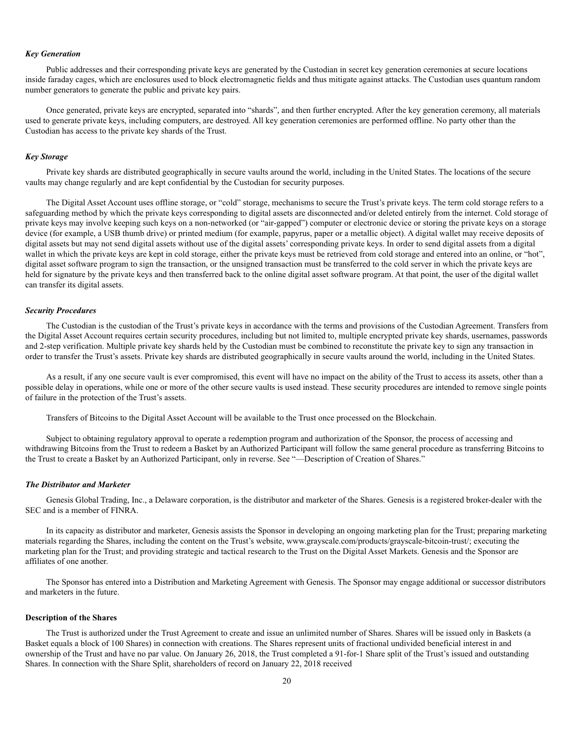*Key Generation*

Public addresses and their corresponding private keys are generated by the Custodian in secret key generation ceremonies at secure locations inside faraday cages, which are enclosures used to block electromagnetic fields and thus mitigate against attacks. The Custodian uses quantum random number generators to generate the public and private key pairs.

Once generated, private keys are encrypted, separated into "shards", and then further encrypted. After the key generation ceremony, all materials used to generate private keys, including computers, are destroyed. All key generation ceremonies are performed offline. No party other than the Custodian has access to the private key shards of the Trust.

*Key Storage*

Private key shards are distributed geographically in secure vaults around the world, including in the United States. The locations of the secure vaults may change regularly and are kept confidential by the Custodian for security purposes.

The Digital Asset Account uses offline storage, or "cold" storage, mechanisms to secure the Trust's private keys. The term cold storage refers to a safeguarding method by which the private keys corresponding to digital assets are disconnected and/or deleted entirely from the internet. Cold storage of private keys may involve keeping such keys on a non-networked (or "air-gapped") computer or electronic device or storing the private keys on a storage device (for example, a USB thumb drive) or printed medium (for example, papyrus, paper or a metallic object). A digital wallet may receive deposits of digital assets but may not send digital assets without use of the digital assets' corresponding private keys. In order to send digital assets from a digital wallet in which the private keys are kept in cold storage, either the private keys must be retrieved from cold storage and entered into an online, or "hot", digital asset software program to sign the transaction, or the unsigned transaction must be transferred to the cold server in which the private keys are held for signature by the private keys and then transferred back to the online digital asset software program. At that point, the user of the digital wallet can transfer its digital assets.

*Security Procedures*

The Custodian is the custodian of the Trust's private keys in accordance with the terms and provisions of the Custodian Agreement. Transfers from the Digital Asset Account requires certain security procedures, including but not limited to, multiple encrypted private key shards, usernames, passwords and 2-step verification. Multiple private key shards held by the Custodian must be combined to reconstitute the private key to sign any transaction in order to transfer the Trust's assets. Private key shards are distributed geographically in secure vaults around the world, including in the United States.

As a result, if any one secure vault is ever compromised, this event will have no impact on the ability of the Trust to access its assets, other than a possible delay in operations, while one or more of the other secure vaults is used instead. These security procedures are intended to remove single points of failure in the protection of the Trust's assets.

Transfers of Bitcoins to the Digital Asset Account will be available to the Trust once processed on the Blockchain.

Subject to obtaining regulatory approval to operate a redemption program and authorization of the Sponsor, the process of accessing and withdrawing Bitcoins from the Trust to redeem a Basket by an Authorized Participant will follow the same general procedure as transferring Bitcoins to the Trust to create a Basket by an Authorized Participant, only in reverse. See "—Description of Creation of Shares."

*The Distributor and Marketer*

Genesis Global Trading, Inc., a Delaware corporation, is the distributor and marketer of the Shares. Genesis is a registered broker-dealer with the SEC and is a member of FINRA.

In its capacity as distributor and marketer, Genesis assists the Sponsor in developing an ongoing marketing plan for the Trust; preparing marketing materials regarding the Shares, including the content on the Trust's website, www.grayscale.com/products/grayscale-bitcoin-trust/; executing the marketing plan for the Trust; and providing strategic and tactical research to the Trust on the Digital Asset Markets. Genesis and the Sponsor are affiliates of one another.

The Sponsor has entered into a Distribution and Marketing Agreement with Genesis. The Sponsor may engage additional or successor distributors and marketers in the future.

**Description of the Shares**

The Trust is authorized under the Trust Agreement to create and issue an unlimited number of Shares. Shares will be issued only in Baskets (a Basket equals a block of 100 Shares) in connection with creations. The Shares represent units of fractional undivided beneficial interest in and ownership of the Trust and have no par value. On January 26, 2018, the Trust completed a 91-for-1 Share split of the Trust's issued and outstanding Shares. In connection with the Share Split, shareholders of record on January 22, 2018 received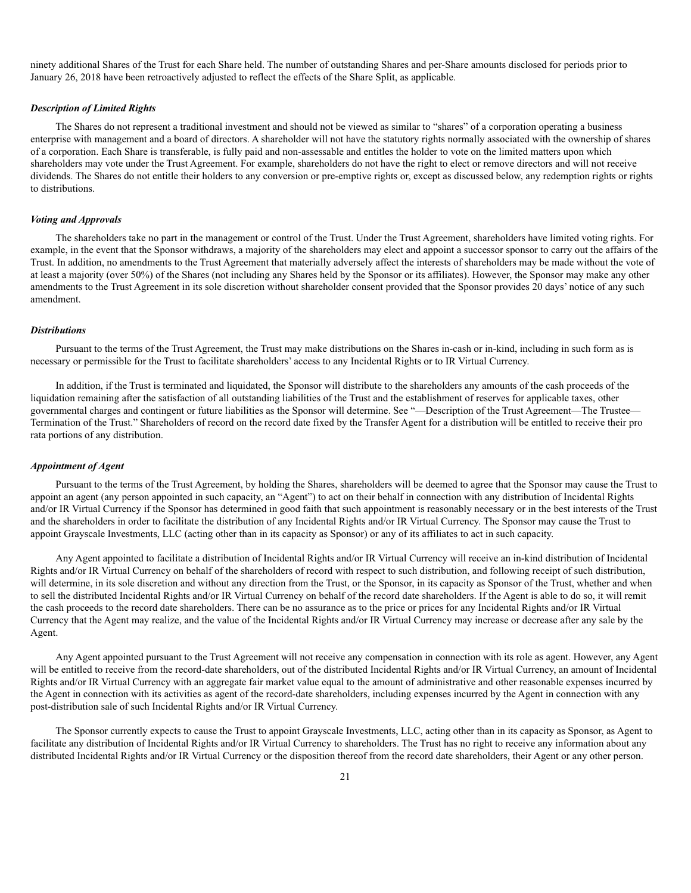ninety additional Shares of the Trust for each Share held. The number of outstanding Shares and per-Share amounts disclosed for periods prior to January 26, 2018 have been retroactively adjusted to reflect the effects of the Share Split, as applicable.

***Description of Limited Rights***

The Shares do not represent a traditional investment and should not be viewed as similar to "shares" of a corporation operating a business enterprise with management and a board of directors. A shareholder will not have the statutory rights normally associated with the ownership of shares of a corporation. Each Share is transferable, is fully paid and non-assessable and entitles the holder to vote on the limited matters upon which shareholders may vote under the Trust Agreement. For example, shareholders do not have the right to elect or remove directors and will not receive dividends. The Shares do not entitle their holders to any conversion or pre-emptive rights or, except as discussed below, any redemption rights or rights to distributions.

***Voting and Approvals***

The shareholders take no part in the management or control of the Trust. Under the Trust Agreement, shareholders have limited voting rights. For example, in the event that the Sponsor withdraws, a majority of the shareholders may elect and appoint a successor sponsor to carry out the affairs of the Trust. In addition, no amendments to the Trust Agreement that materially adversely affect the interests of shareholders may be made without the vote of at least a majority (over 50%) of the Shares (not including any Shares held by the Sponsor or its affiliates). However, the Sponsor may make any other amendments to the Trust Agreement in its sole discretion without shareholder consent provided that the Sponsor provides 20 days' notice of any such amendment.

***Distributions***

Pursuant to the terms of the Trust Agreement, the Trust may make distributions on the Shares in-cash or in-kind, including in such form as is necessary or permissible for the Trust to facilitate shareholders' access to any Incidental Rights or to IR Virtual Currency.

In addition, if the Trust is terminated and liquidated, the Sponsor will distribute to the shareholders any amounts of the cash proceeds of the liquidation remaining after the satisfaction of all outstanding liabilities of the Trust and the establishment of reserves for applicable taxes, other governmental charges and contingent or future liabilities as the Sponsor will determine. See "—Description of the Trust Agreement—The Trustee—Termination of the Trust." Shareholders of record on the record date fixed by the Transfer Agent for a distribution will be entitled to receive their pro rata portions of any distribution.

***Appointment of Agent***

Pursuant to the terms of the Trust Agreement, by holding the Shares, shareholders will be deemed to agree that the Sponsor may cause the Trust to appoint an agent (any person appointed in such capacity, an "Agent") to act on their behalf in connection with any distribution of Incidental Rights and/or IR Virtual Currency if the Sponsor has determined in good faith that such appointment is reasonably necessary or in the best interests of the Trust and the shareholders in order to facilitate the distribution of any Incidental Rights and/or IR Virtual Currency. The Sponsor may cause the Trust to appoint Grayscale Investments, LLC (acting other than in its capacity as Sponsor) or any of its affiliates to act in such capacity.

Any Agent appointed to facilitate a distribution of Incidental Rights and/or IR Virtual Currency will receive an in-kind distribution of Incidental Rights and/or IR Virtual Currency on behalf of the shareholders of record with respect to such distribution, and following receipt of such distribution, will determine, in its sole discretion and without any direction from the Trust, or the Sponsor, in its capacity as Sponsor of the Trust, whether and when to sell the distributed Incidental Rights and/or IR Virtual Currency on behalf of the record date shareholders. If the Agent is able to do so, it will remit the cash proceeds to the record date shareholders. There can be no assurance as to the price or prices for any Incidental Rights and/or IR Virtual Currency that the Agent may realize, and the value of the Incidental Rights and/or IR Virtual Currency may increase or decrease after any sale by the Agent.

Any Agent appointed pursuant to the Trust Agreement will not receive any compensation in connection with its role as agent. However, any Agent will be entitled to receive from the record-date shareholders, out of the distributed Incidental Rights and/or IR Virtual Currency, an amount of Incidental Rights and/or IR Virtual Currency with an aggregate fair market value equal to the amount of administrative and other reasonable expenses incurred by the Agent in connection with its activities as agent of the record-date shareholders, including expenses incurred by the Agent in connection with any post-distribution sale of such Incidental Rights and/or IR Virtual Currency.

The Sponsor currently expects to cause the Trust to appoint Grayscale Investments, LLC, acting other than in its capacity as Sponsor, as Agent to facilitate any distribution of Incidental Rights and/or IR Virtual Currency to shareholders. The Trust has no right to receive any information about any distributed Incidental Rights and/or IR Virtual Currency or the disposition thereof from the record date shareholders, their Agent or any other person.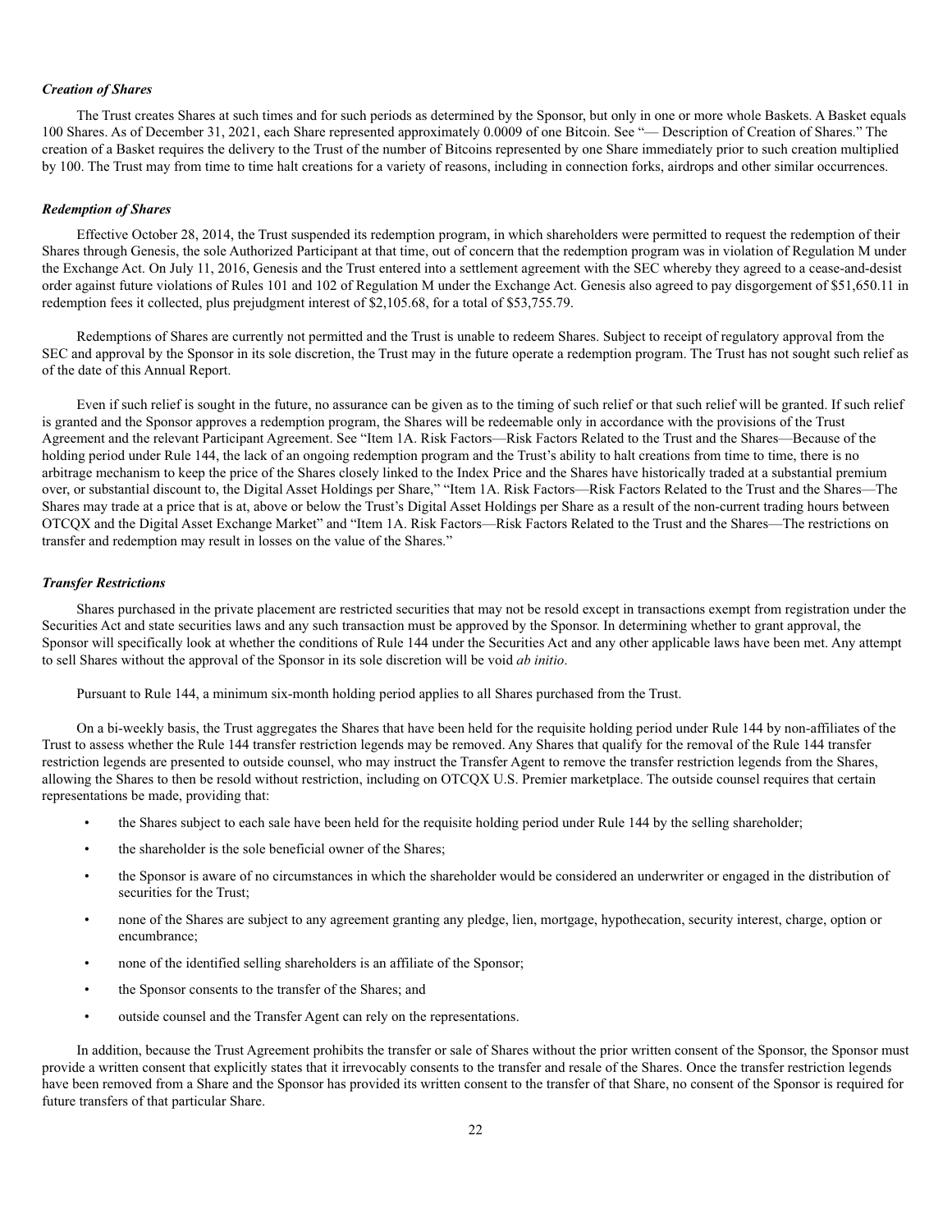### *Creation of Shares*

The Trust creates Shares at such times and for such periods as determined by the Sponsor, but only in one or more whole Baskets. A Basket equals 100 Shares. As of December 31, 2021, each Share represented approximately 0.0009 of one Bitcoin. See "— Description of Creation of Shares." The creation of a Basket requires the delivery to the Trust of the number of Bitcoins represented by one Share immediately prior to such creation multiplied by 100. The Trust may from time to time halt creations for a variety of reasons, including in connection forks, airdrops and other similar occurrences.

### *Redemption of Shares*

Effective October 28, 2014, the Trust suspended its redemption program, in which shareholders were permitted to request the redemption of their Shares through Genesis, the sole Authorized Participant at that time, out of concern that the redemption program was in violation of Regulation M under the Exchange Act. On July 11, 2016, Genesis and the Trust entered into a settlement agreement with the SEC whereby they agreed to a cease-and-desist order against future violations of Rules 101 and 102 of Regulation M under the Exchange Act. Genesis also agreed to pay disgorgement of $51,650.11 in redemption fees it collected, plus prejudgment interest of $2,105.68, for a total of $53,755.79.

Redemptions of Shares are currently not permitted and the Trust is unable to redeem Shares. Subject to receipt of regulatory approval from the SEC and approval by the Sponsor in its sole discretion, the Trust may in the future operate a redemption program. The Trust has not sought such relief as of the date of this Annual Report.

Even if such relief is sought in the future, no assurance can be given as to the timing of such relief or that such relief will be granted. If such relief is granted and the Sponsor approves a redemption program, the Shares will be redeemable only in accordance with the provisions of the Trust Agreement and the relevant Participant Agreement. See "Item 1A. Risk Factors—Risk Factors Related to the Trust and the Shares—Because of the holding period under Rule 144, the lack of an ongoing redemption program and the Trust's ability to halt creations from time to time, there is no arbitrage mechanism to keep the price of the Shares closely linked to the Index Price and the Shares have historically traded at a substantial premium over, or substantial discount to, the Digital Asset Holdings per Share," "Item 1A. Risk Factors—Risk Factors Related to the Trust and the Shares—The Shares may trade at a price that is at, above or below the Trust's Digital Asset Holdings per Share as a result of the non-current trading hours between OTCQX and the Digital Asset Exchange Market" and "Item 1A. Risk Factors—Risk Factors Related to the Trust and the Shares—The restrictions on transfer and redemption may result in losses on the value of the Shares."

### *Transfer Restrictions*

Shares purchased in the private placement are restricted securities that may not be resold except in transactions exempt from registration under the Securities Act and state securities laws and any such transaction must be approved by the Sponsor. In determining whether to grant approval, the Sponsor will specifically look at whether the conditions of Rule 144 under the Securities Act and any other applicable laws have been met. Any attempt to sell Shares without the approval of the Sponsor in its sole discretion will be void *ab initio*.

Pursuant to Rule 144, a minimum six-month holding period applies to all Shares purchased from the Trust.

On a bi-weekly basis, the Trust aggregates the Shares that have been held for the requisite holding period under Rule 144 by non-affiliates of the Trust to assess whether the Rule 144 transfer restriction legends may be removed. Any Shares that qualify for the removal of the Rule 144 transfer restriction legends are presented to outside counsel, who may instruct the Transfer Agent to remove the transfer restriction legends from the Shares, allowing the Shares to then be resold without restriction, including on OTCQX U.S. Premier marketplace. The outside counsel requires that certain representations be made, providing that:

- the Shares subject to each sale have been held for the requisite holding period under Rule 144 by the selling shareholder;
- the shareholder is the sole beneficial owner of the Shares;
- the Sponsor is aware of no circumstances in which the shareholder would be considered an underwriter or engaged in the distribution of securities for the Trust;
- none of the Shares are subject to any agreement granting any pledge, lien, mortgage, hypothecation, security interest, charge, option or encumbrance;
- none of the identified selling shareholders is an affiliate of the Sponsor;
- the Sponsor consents to the transfer of the Shares; and
- outside counsel and the Transfer Agent can rely on the representations.

In addition, because the Trust Agreement prohibits the transfer or sale of Shares without the prior written consent of the Sponsor, the Sponsor must provide a written consent that explicitly states that it irrevocably consents to the transfer and resale of the Shares. Once the transfer restriction legends have been removed from a Share and the Sponsor has provided its written consent to the transfer of that Share, no consent of the Sponsor is required for future transfers of that particular Share.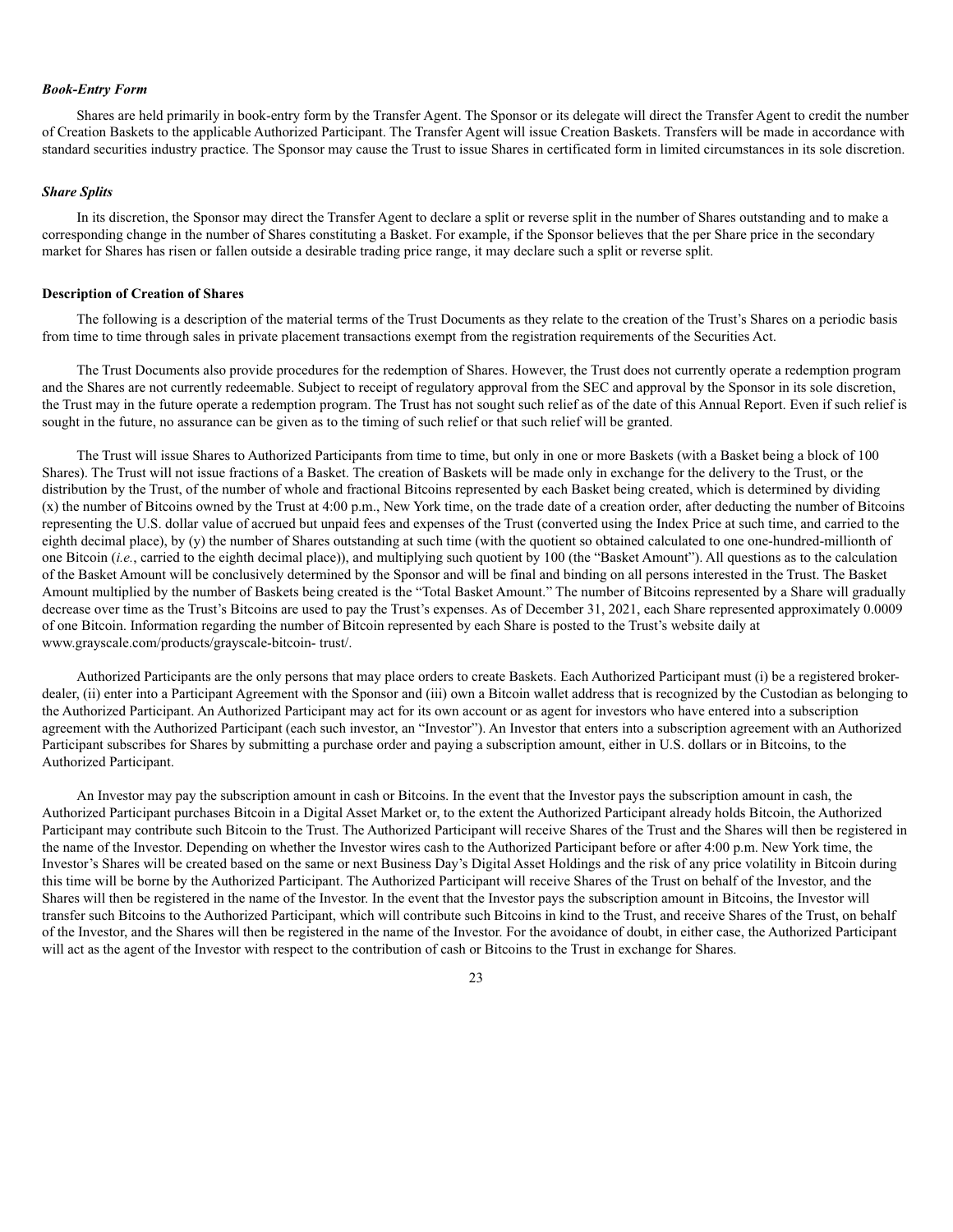### *Book-Entry Form*

Shares are held primarily in book-entry form by the Transfer Agent. The Sponsor or its delegate will direct the Transfer Agent to credit the number of Creation Baskets to the applicable Authorized Participant. The Transfer Agent will issue Creation Baskets. Transfers will be made in accordance with standard securities industry practice. The Sponsor may cause the Trust to issue Shares in certificated form in limited circumstances in its sole discretion.

### *Share Splits*

In its discretion, the Sponsor may direct the Transfer Agent to declare a split or reverse split in the number of Shares outstanding and to make a corresponding change in the number of Shares constituting a Basket. For example, if the Sponsor believes that the per Share price in the secondary market for Shares has risen or fallen outside a desirable trading price range, it may declare such a split or reverse split.

## **Description of Creation of Shares**

The following is a description of the material terms of the Trust Documents as they relate to the creation of the Trust's Shares on a periodic basis from time to time through sales in private placement transactions exempt from the registration requirements of the Securities Act.

The Trust Documents also provide procedures for the redemption of Shares. However, the Trust does not currently operate a redemption program and the Shares are not currently redeemable. Subject to receipt of regulatory approval from the SEC and approval by the Sponsor in its sole discretion, the Trust may in the future operate a redemption program. The Trust has not sought such relief as of the date of this Annual Report. Even if such relief is sought in the future, no assurance can be given as to the timing of such relief or that such relief will be granted.

The Trust will issue Shares to Authorized Participants from time to time, but only in one or more Baskets (with a Basket being a block of 100 Shares). The Trust will not issue fractions of a Basket. The creation of Baskets will be made only in exchange for the delivery to the Trust, or the distribution by the Trust, of the number of whole and fractional Bitcoins represented by each Basket being created, which is determined by dividing (x) the number of Bitcoins owned by the Trust at 4:00 p.m., New York time, on the trade date of a creation order, after deducting the number of Bitcoins representing the U.S. dollar value of accrued but unpaid fees and expenses of the Trust (converted using the Index Price at such time, and carried to the eighth decimal place), by (y) the number of Shares outstanding at such time (with the quotient so obtained calculated to one one-hundred-millionth of one Bitcoin (*i.e.*, carried to the eighth decimal place)), and multiplying such quotient by 100 (the "Basket Amount"). All questions as to the calculation of the Basket Amount will be conclusively determined by the Sponsor and will be final and binding on all persons interested in the Trust. The Basket Amount multiplied by the number of Baskets being created is the "Total Basket Amount." The number of Bitcoins represented by a Share will gradually decrease over time as the Trust's Bitcoins are used to pay the Trust's expenses. As of December 31, 2021, each Share represented approximately 0.0009 of one Bitcoin. Information regarding the number of Bitcoin represented by each Share is posted to the Trust's website daily at www.grayscale.com/products/grayscale-bitcoin- trust/.

Authorized Participants are the only persons that may place orders to create Baskets. Each Authorized Participant must (i) be a registered broker-dealer, (ii) enter into a Participant Agreement with the Sponsor and (iii) own a Bitcoin wallet address that is recognized by the Custodian as belonging to the Authorized Participant. An Authorized Participant may act for its own account or as agent for investors who have entered into a subscription agreement with the Authorized Participant (each such investor, an "Investor"). An Investor that enters into a subscription agreement with an Authorized Participant subscribes for Shares by submitting a purchase order and paying a subscription amount, either in U.S. dollars or in Bitcoins, to the Authorized Participant.

An Investor may pay the subscription amount in cash or Bitcoins. In the event that the Investor pays the subscription amount in cash, the Authorized Participant purchases Bitcoin in a Digital Asset Market or, to the extent the Authorized Participant already holds Bitcoin, the Authorized Participant may contribute such Bitcoin to the Trust. The Authorized Participant will receive Shares of the Trust and the Shares will then be registered in the name of the Investor. Depending on whether the Investor wires cash to the Authorized Participant before or after 4:00 p.m. New York time, the Investor's Shares will be created based on the same or next Business Day's Digital Asset Holdings and the risk of any price volatility in Bitcoin during this time will be borne by the Authorized Participant. The Authorized Participant will receive Shares of the Trust on behalf of the Investor, and the Shares will then be registered in the name of the Investor. In the event that the Investor pays the subscription amount in Bitcoins, the Investor will transfer such Bitcoins to the Authorized Participant, which will contribute such Bitcoins in kind to the Trust, and receive Shares of the Trust, on behalf of the Investor, and the Shares will then be registered in the name of the Investor. For the avoidance of doubt, in either case, the Authorized Participant will act as the agent of the Investor with respect to the contribution of cash or Bitcoins to the Trust in exchange for Shares.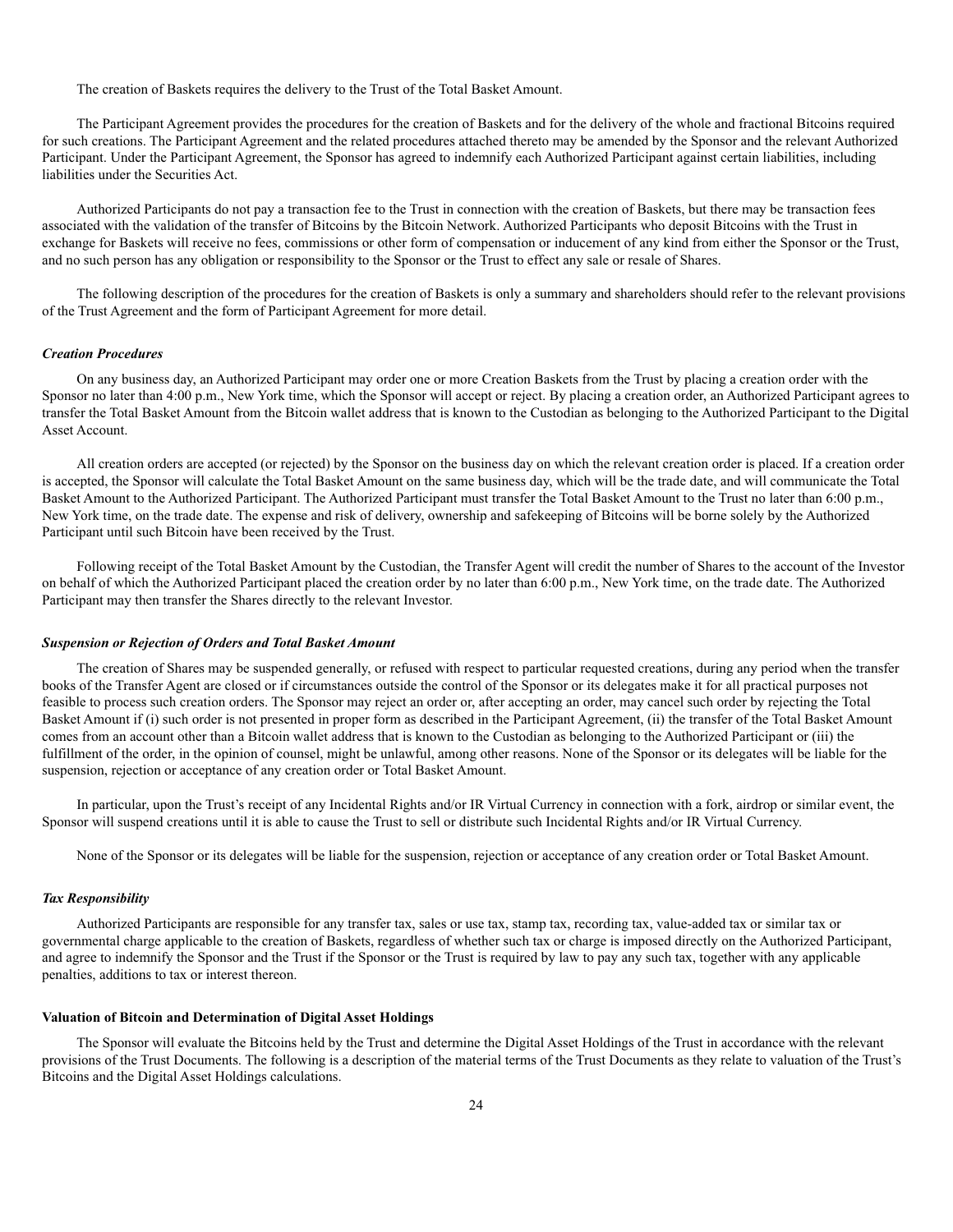The creation of Baskets requires the delivery to the Trust of the Total Basket Amount.

The Participant Agreement provides the procedures for the creation of Baskets and for the delivery of the whole and fractional Bitcoins required for such creations. The Participant Agreement and the related procedures attached thereto may be amended by the Sponsor and the relevant Authorized Participant. Under the Participant Agreement, the Sponsor has agreed to indemnify each Authorized Participant against certain liabilities, including liabilities under the Securities Act.

Authorized Participants do not pay a transaction fee to the Trust in connection with the creation of Baskets, but there may be transaction fees associated with the validation of the transfer of Bitcoins by the Bitcoin Network. Authorized Participants who deposit Bitcoins with the Trust in exchange for Baskets will receive no fees, commissions or other form of compensation or inducement of any kind from either the Sponsor or the Trust, and no such person has any obligation or responsibility to the Sponsor or the Trust to effect any sale or resale of Shares.

The following description of the procedures for the creation of Baskets is only a summary and shareholders should refer to the relevant provisions of the Trust Agreement and the form of Participant Agreement for more detail.

***Creation Procedures***

On any business day, an Authorized Participant may order one or more Creation Baskets from the Trust by placing a creation order with the Sponsor no later than 4:00 p.m., New York time, which the Sponsor will accept or reject. By placing a creation order, an Authorized Participant agrees to transfer the Total Basket Amount from the Bitcoin wallet address that is known to the Custodian as belonging to the Authorized Participant to the Digital Asset Account.

All creation orders are accepted (or rejected) by the Sponsor on the business day on which the relevant creation order is placed. If a creation order is accepted, the Sponsor will calculate the Total Basket Amount on the same business day, which will be the trade date, and will communicate the Total Basket Amount to the Authorized Participant. The Authorized Participant must transfer the Total Basket Amount to the Trust no later than 6:00 p.m., New York time, on the trade date. The expense and risk of delivery, ownership and safekeeping of Bitcoins will be borne solely by the Authorized Participant until such Bitcoin have been received by the Trust.

Following receipt of the Total Basket Amount by the Custodian, the Transfer Agent will credit the number of Shares to the account of the Investor on behalf of which the Authorized Participant placed the creation order by no later than 6:00 p.m., New York time, on the trade date. The Authorized Participant may then transfer the Shares directly to the relevant Investor.

***Suspension or Rejection of Orders and Total Basket Amount***

The creation of Shares may be suspended generally, or refused with respect to particular requested creations, during any period when the transfer books of the Transfer Agent are closed or if circumstances outside the control of the Sponsor or its delegates make it for all practical purposes not feasible to process such creation orders. The Sponsor may reject an order or, after accepting an order, may cancel such order by rejecting the Total Basket Amount if (i) such order is not presented in proper form as described in the Participant Agreement, (ii) the transfer of the Total Basket Amount comes from an account other than a Bitcoin wallet address that is known to the Custodian as belonging to the Authorized Participant or (iii) the fulfillment of the order, in the opinion of counsel, might be unlawful, among other reasons. None of the Sponsor or its delegates will be liable for the suspension, rejection or acceptance of any creation order or Total Basket Amount.

In particular, upon the Trust's receipt of any Incidental Rights and/or IR Virtual Currency in connection with a fork, airdrop or similar event, the Sponsor will suspend creations until it is able to cause the Trust to sell or distribute such Incidental Rights and/or IR Virtual Currency.

None of the Sponsor or its delegates will be liable for the suspension, rejection or acceptance of any creation order or Total Basket Amount.

***Tax Responsibility***

Authorized Participants are responsible for any transfer tax, sales or use tax, stamp tax, recording tax, value-added tax or similar tax or governmental charge applicable to the creation of Baskets, regardless of whether such tax or charge is imposed directly on the Authorized Participant, and agree to indemnify the Sponsor and the Trust if the Sponsor or the Trust is required by law to pay any such tax, together with any applicable penalties, additions to tax or interest thereon.

**Valuation of Bitcoin and Determination of Digital Asset Holdings**

The Sponsor will evaluate the Bitcoins held by the Trust and determine the Digital Asset Holdings of the Trust in accordance with the relevant provisions of the Trust Documents. The following is a description of the material terms of the Trust Documents as they relate to valuation of the Trust's Bitcoins and the Digital Asset Holdings calculations.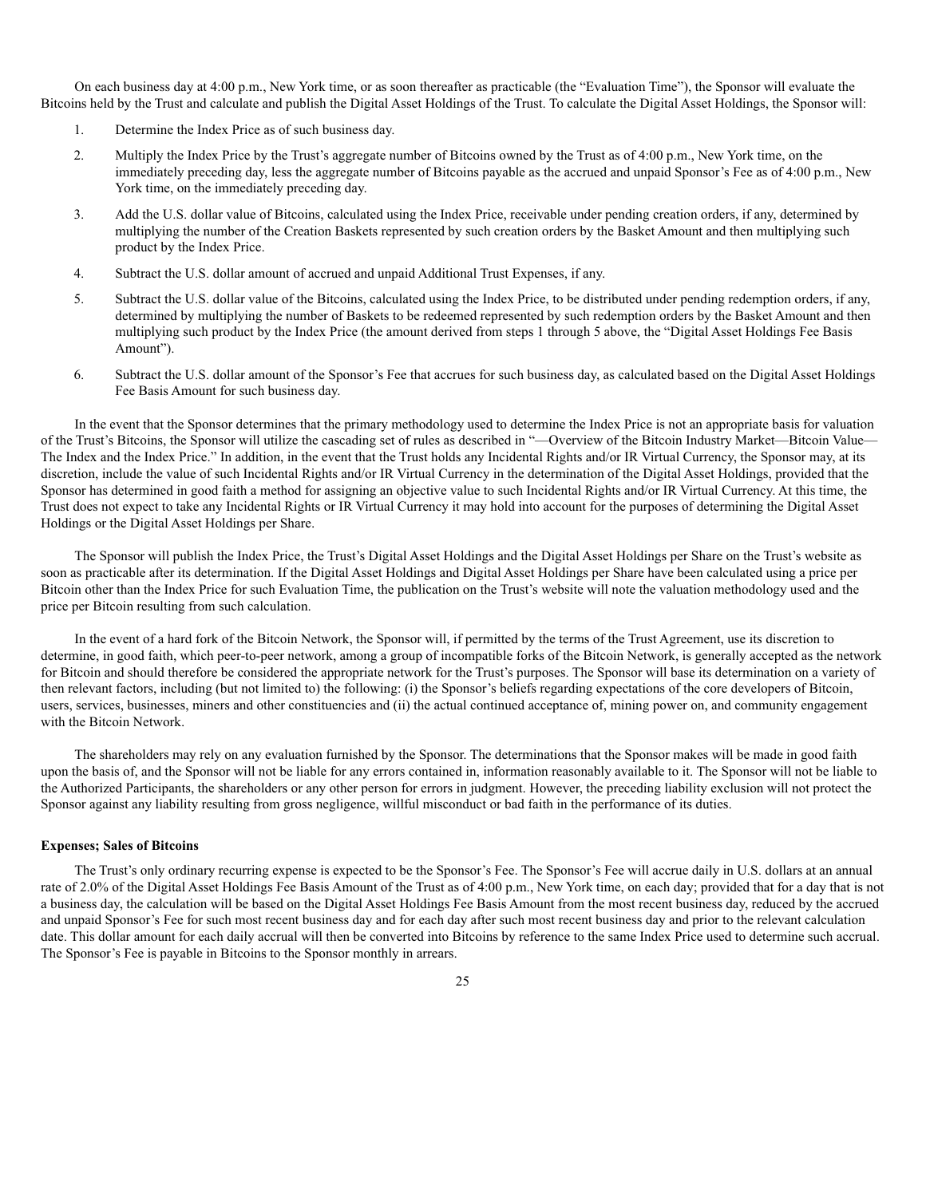On each business day at 4:00 p.m., New York time, or as soon thereafter as practicable (the "Evaluation Time"), the Sponsor will evaluate the Bitcoins held by the Trust and calculate and publish the Digital Asset Holdings of the Trust. To calculate the Digital Asset Holdings, the Sponsor will:

1. Determine the Index Price as of such business day.
2. Multiply the Index Price by the Trust's aggregate number of Bitcoins owned by the Trust as of 4:00 p.m., New York time, on the immediately preceding day, less the aggregate number of Bitcoins payable as the accrued and unpaid Sponsor's Fee as of 4:00 p.m., New York time, on the immediately preceding day.
3. Add the U.S. dollar value of Bitcoins, calculated using the Index Price, receivable under pending creation orders, if any, determined by multiplying the number of the Creation Baskets represented by such creation orders by the Basket Amount and then multiplying such product by the Index Price.
4. Subtract the U.S. dollar amount of accrued and unpaid Additional Trust Expenses, if any.
5. Subtract the U.S. dollar value of the Bitcoins, calculated using the Index Price, to be distributed under pending redemption orders, if any, determined by multiplying the number of Baskets to be redeemed represented by such redemption orders by the Basket Amount and then multiplying such product by the Index Price (the amount derived from steps 1 through 5 above, the "Digital Asset Holdings Fee Basis Amount").
6. Subtract the U.S. dollar amount of the Sponsor's Fee that accrues for such business day, as calculated based on the Digital Asset Holdings Fee Basis Amount for such business day.

In the event that the Sponsor determines that the primary methodology used to determine the Index Price is not an appropriate basis for valuation of the Trust's Bitcoins, the Sponsor will utilize the cascading set of rules as described in "—Overview of the Bitcoin Industry Market—Bitcoin Value—The Index and the Index Price." In addition, in the event that the Trust holds any Incidental Rights and/or IR Virtual Currency, the Sponsor may, at its discretion, include the value of such Incidental Rights and/or IR Virtual Currency in the determination of the Digital Asset Holdings, provided that the Sponsor has determined in good faith a method for assigning an objective value to such Incidental Rights and/or IR Virtual Currency. At this time, the Trust does not expect to take any Incidental Rights or IR Virtual Currency it may hold into account for the purposes of determining the Digital Asset Holdings or the Digital Asset Holdings per Share.

The Sponsor will publish the Index Price, the Trust's Digital Asset Holdings and the Digital Asset Holdings per Share on the Trust's website as soon as practicable after its determination. If the Digital Asset Holdings and Digital Asset Holdings per Share have been calculated using a price per Bitcoin other than the Index Price for such Evaluation Time, the publication on the Trust's website will note the valuation methodology used and the price per Bitcoin resulting from such calculation.

In the event of a hard fork of the Bitcoin Network, the Sponsor will, if permitted by the terms of the Trust Agreement, use its discretion to determine, in good faith, which peer-to-peer network, among a group of incompatible forks of the Bitcoin Network, is generally accepted as the network for Bitcoin and should therefore be considered the appropriate network for the Trust's purposes. The Sponsor will base its determination on a variety of then relevant factors, including (but not limited to) the following: (i) the Sponsor's beliefs regarding expectations of the core developers of Bitcoin, users, services, businesses, miners and other constituencies and (ii) the actual continued acceptance of, mining power on, and community engagement with the Bitcoin Network.

The shareholders may rely on any evaluation furnished by the Sponsor. The determinations that the Sponsor makes will be made in good faith upon the basis of, and the Sponsor will not be liable for any errors contained in, information reasonably available to it. The Sponsor will not be liable to the Authorized Participants, the shareholders or any other person for errors in judgment. However, the preceding liability exclusion will not protect the Sponsor against any liability resulting from gross negligence, willful misconduct or bad faith in the performance of its duties.

**Expenses; Sales of Bitcoins**

The Trust's only ordinary recurring expense is expected to be the Sponsor's Fee. The Sponsor's Fee will accrue daily in U.S. dollars at an annual rate of 2.0% of the Digital Asset Holdings Fee Basis Amount of the Trust as of 4:00 p.m., New York time, on each day; provided that for a day that is not a business day, the calculation will be based on the Digital Asset Holdings Fee Basis Amount from the most recent business day, reduced by the accrued and unpaid Sponsor's Fee for such most recent business day and for each day after such most recent business day and prior to the relevant calculation date. This dollar amount for each daily accrual will then be converted into Bitcoins by reference to the same Index Price used to determine such accrual. The Sponsor's Fee is payable in Bitcoins to the Sponsor monthly in arrears.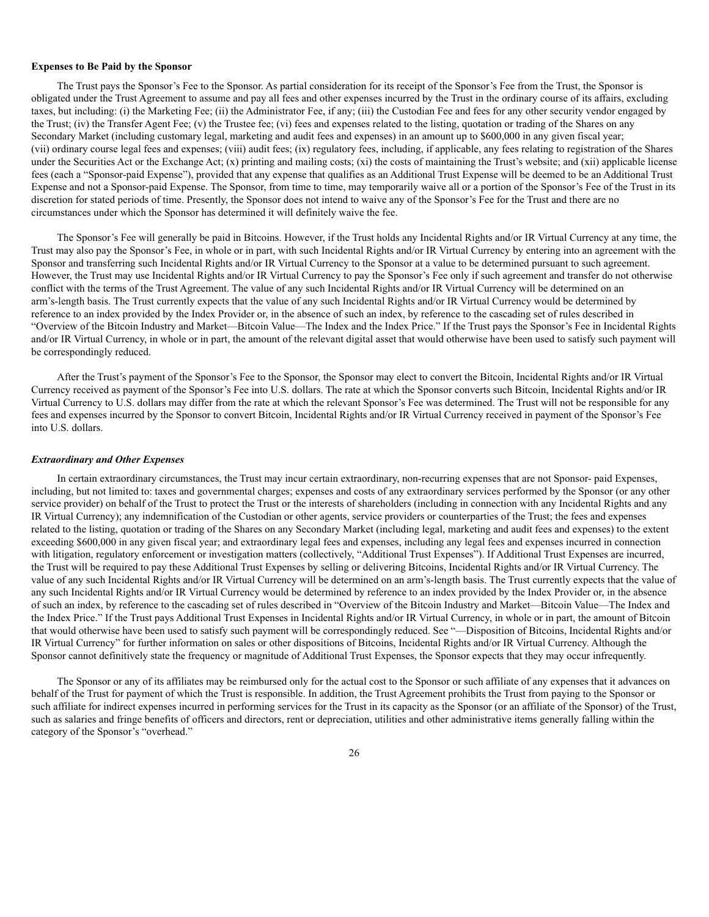**Expenses to Be Paid by the Sponsor**

The Trust pays the Sponsor's Fee to the Sponsor. As partial consideration for its receipt of the Sponsor's Fee from the Trust, the Sponsor is obligated under the Trust Agreement to assume and pay all fees and other expenses incurred by the Trust in the ordinary course of its affairs, excluding taxes, but including: (i) the Marketing Fee; (ii) the Administrator Fee, if any; (iii) the Custodian Fee and fees for any other security vendor engaged by the Trust; (iv) the Transfer Agent Fee; (v) the Trustee fee; (vi) fees and expenses related to the listing, quotation or trading of the Shares on any Secondary Market (including customary legal, marketing and audit fees and expenses) in an amount up to $600,000 in any given fiscal year; (vii) ordinary course legal fees and expenses; (viii) audit fees; (ix) regulatory fees, including, if applicable, any fees relating to registration of the Shares under the Securities Act or the Exchange Act; (x) printing and mailing costs; (xi) the costs of maintaining the Trust's website; and (xii) applicable license fees (each a "Sponsor-paid Expense"), provided that any expense that qualifies as an Additional Trust Expense will be deemed to be an Additional Trust Expense and not a Sponsor-paid Expense. The Sponsor, from time to time, may temporarily waive all or a portion of the Sponsor's Fee of the Trust in its discretion for stated periods of time. Presently, the Sponsor does not intend to waive any of the Sponsor's Fee for the Trust and there are no circumstances under which the Sponsor has determined it will definitely waive the fee.

The Sponsor's Fee will generally be paid in Bitcoins. However, if the Trust holds any Incidental Rights and/or IR Virtual Currency at any time, the Trust may also pay the Sponsor's Fee, in whole or in part, with such Incidental Rights and/or IR Virtual Currency by entering into an agreement with the Sponsor and transferring such Incidental Rights and/or IR Virtual Currency to the Sponsor at a value to be determined pursuant to such agreement. However, the Trust may use Incidental Rights and/or IR Virtual Currency to pay the Sponsor's Fee only if such agreement and transfer do not otherwise conflict with the terms of the Trust Agreement. The value of any such Incidental Rights and/or IR Virtual Currency will be determined on an arm's-length basis. The Trust currently expects that the value of any such Incidental Rights and/or IR Virtual Currency would be determined by reference to an index provided by the Index Provider or, in the absence of such an index, by reference to the cascading set of rules described in "Overview of the Bitcoin Industry and Market—Bitcoin Value—The Index and the Index Price." If the Trust pays the Sponsor's Fee in Incidental Rights and/or IR Virtual Currency, in whole or in part, the amount of the relevant digital asset that would otherwise have been used to satisfy such payment will be correspondingly reduced.

After the Trust's payment of the Sponsor's Fee to the Sponsor, the Sponsor may elect to convert the Bitcoin, Incidental Rights and/or IR Virtual Currency received as payment of the Sponsor's Fee into U.S. dollars. The rate at which the Sponsor converts such Bitcoin, Incidental Rights and/or IR Virtual Currency to U.S. dollars may differ from the rate at which the relevant Sponsor's Fee was determined. The Trust will not be responsible for any fees and expenses incurred by the Sponsor to convert Bitcoin, Incidental Rights and/or IR Virtual Currency received in payment of the Sponsor's Fee into U.S. dollars.

***Extraordinary and Other Expenses***

In certain extraordinary circumstances, the Trust may incur certain extraordinary, non-recurring expenses that are not Sponsor- paid Expenses, including, but not limited to: taxes and governmental charges; expenses and costs of any extraordinary services performed by the Sponsor (or any other service provider) on behalf of the Trust to protect the Trust or the interests of shareholders (including in connection with any Incidental Rights and any IR Virtual Currency); any indemnification of the Custodian or other agents, service providers or counterparties of the Trust; the fees and expenses related to the listing, quotation or trading of the Shares on any Secondary Market (including legal, marketing and audit fees and expenses) to the extent exceeding $600,000 in any given fiscal year; and extraordinary legal fees and expenses, including any legal fees and expenses incurred in connection with litigation, regulatory enforcement or investigation matters (collectively, "Additional Trust Expenses"). If Additional Trust Expenses are incurred, the Trust will be required to pay these Additional Trust Expenses by selling or delivering Bitcoins, Incidental Rights and/or IR Virtual Currency. The value of any such Incidental Rights and/or IR Virtual Currency will be determined on an arm's-length basis. The Trust currently expects that the value of any such Incidental Rights and/or IR Virtual Currency would be determined by reference to an index provided by the Index Provider or, in the absence of such an index, by reference to the cascading set of rules described in "Overview of the Bitcoin Industry and Market—Bitcoin Value—The Index and the Index Price." If the Trust pays Additional Trust Expenses in Incidental Rights and/or IR Virtual Currency, in whole or in part, the amount of Bitcoin that would otherwise have been used to satisfy such payment will be correspondingly reduced. See "—Disposition of Bitcoins, Incidental Rights and/or IR Virtual Currency" for further information on sales or other dispositions of Bitcoins, Incidental Rights and/or IR Virtual Currency. Although the Sponsor cannot definitively state the frequency or magnitude of Additional Trust Expenses, the Sponsor expects that they may occur infrequently.

The Sponsor or any of its affiliates may be reimbursed only for the actual cost to the Sponsor or such affiliate of any expenses that it advances on behalf of the Trust for payment of which the Trust is responsible. In addition, the Trust Agreement prohibits the Trust from paying to the Sponsor or such affiliate for indirect expenses incurred in performing services for the Trust in its capacity as the Sponsor (or an affiliate of the Sponsor) of the Trust, such as salaries and fringe benefits of officers and directors, rent or depreciation, utilities and other administrative items generally falling within the category of the Sponsor's "overhead."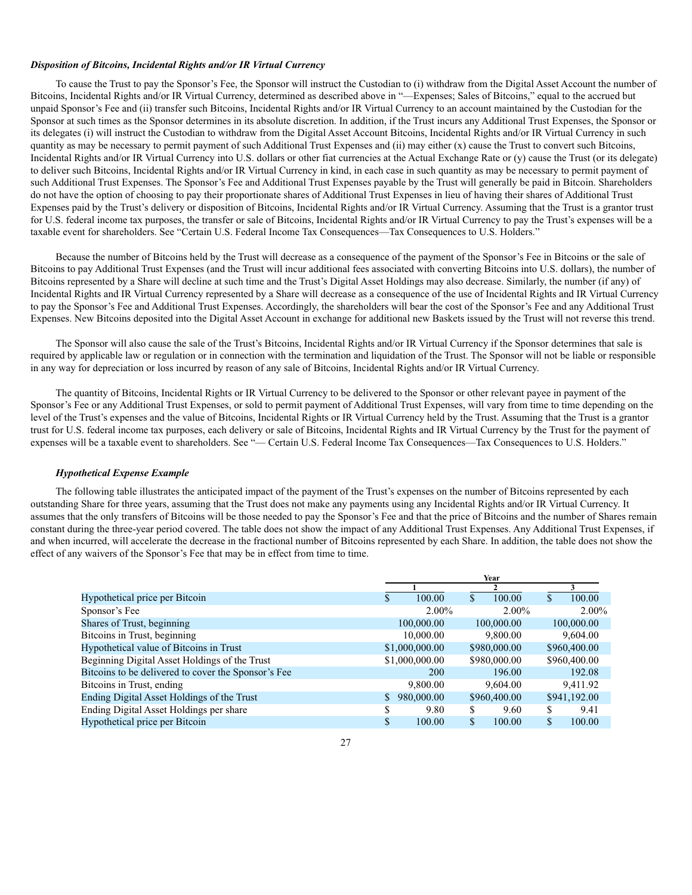***Disposition of Bitcoins, Incidental Rights and/or IR Virtual Currency***

To cause the Trust to pay the Sponsor's Fee, the Sponsor will instruct the Custodian to (i) withdraw from the Digital Asset Account the number of Bitcoins, Incidental Rights and/or IR Virtual Currency, determined as described above in "—Expenses; Sales of Bitcoins," equal to the accrued but unpaid Sponsor's Fee and (ii) transfer such Bitcoins, Incidental Rights and/or IR Virtual Currency to an account maintained by the Custodian for the Sponsor at such times as the Sponsor determines in its absolute discretion. In addition, if the Trust incurs any Additional Trust Expenses, the Sponsor or its delegates (i) will instruct the Custodian to withdraw from the Digital Asset Account Bitcoins, Incidental Rights and/or IR Virtual Currency in such quantity as may be necessary to permit payment of such Additional Trust Expenses and (ii) may either (x) cause the Trust to convert such Bitcoins, Incidental Rights and/or IR Virtual Currency into U.S. dollars or other fiat currencies at the Actual Exchange Rate or (y) cause the Trust (or its delegate) to deliver such Bitcoins, Incidental Rights and/or IR Virtual Currency in kind, in each case in such quantity as may be necessary to permit payment of such Additional Trust Expenses. The Sponsor's Fee and Additional Trust Expenses payable by the Trust will generally be paid in Bitcoin. Shareholders do not have the option of choosing to pay their proportionate shares of Additional Trust Expenses in lieu of having their shares of Additional Trust Expenses paid by the Trust's delivery or disposition of Bitcoins, Incidental Rights and/or IR Virtual Currency. Assuming that the Trust is a grantor trust for U.S. federal income tax purposes, the transfer or sale of Bitcoins, Incidental Rights and/or IR Virtual Currency to pay the Trust's expenses will be a taxable event for shareholders. See "Certain U.S. Federal Income Tax Consequences—Tax Consequences to U.S. Holders."

Because the number of Bitcoins held by the Trust will decrease as a consequence of the payment of the Sponsor's Fee in Bitcoins or the sale of Bitcoins to pay Additional Trust Expenses (and the Trust will incur additional fees associated with converting Bitcoins into U.S. dollars), the number of Bitcoins represented by a Share will decline at such time and the Trust's Digital Asset Holdings may also decrease. Similarly, the number (if any) of Incidental Rights and IR Virtual Currency represented by a Share will decrease as a consequence of the use of Incidental Rights and IR Virtual Currency to pay the Sponsor's Fee and Additional Trust Expenses. Accordingly, the shareholders will bear the cost of the Sponsor's Fee and any Additional Trust Expenses. New Bitcoins deposited into the Digital Asset Account in exchange for additional new Baskets issued by the Trust will not reverse this trend.

The Sponsor will also cause the sale of the Trust's Bitcoins, Incidental Rights and/or IR Virtual Currency if the Sponsor determines that sale is required by applicable law or regulation or in connection with the termination and liquidation of the Trust. The Sponsor will not be liable or responsible in any way for depreciation or loss incurred by reason of any sale of Bitcoins, Incidental Rights and/or IR Virtual Currency.

The quantity of Bitcoins, Incidental Rights or IR Virtual Currency to be delivered to the Sponsor or other relevant payee in payment of the Sponsor's Fee or any Additional Trust Expenses, or sold to permit payment of Additional Trust Expenses, will vary from time to time depending on the level of the Trust's expenses and the value of Bitcoins, Incidental Rights or IR Virtual Currency held by the Trust. Assuming that the Trust is a grantor trust for U.S. federal income tax purposes, each delivery or sale of Bitcoins, Incidental Rights and IR Virtual Currency by the Trust for the payment of expenses will be a taxable event to shareholders. See "— Certain U.S. Federal Income Tax Consequences—Tax Consequences to U.S. Holders."

***Hypothetical Expense Example***

The following table illustrates the anticipated impact of the payment of the Trust's expenses on the number of Bitcoins represented by each outstanding Share for three years, assuming that the Trust does not make any payments using any Incidental Rights and/or IR Virtual Currency. It assumes that the only transfers of Bitcoins will be those needed to pay the Sponsor's Fee and that the price of Bitcoins and the number of Shares remain constant during the three-year period covered. The table does not show the impact of any Additional Trust Expenses. Any Additional Trust Expenses, if and when incurred, will accelerate the decrease in the fractional number of Bitcoins represented by each Share. In addition, the table does not show the effect of any waivers of the Sponsor's Fee that may be in effect from time to time.

| | Year | | |
|---|---|---|---|
| | 1 | 2 | 3 |
| Hypothetical price per Bitcoin | $ 100.00 | $ 100.00 | $ 100.00 |
| Sponsor's Fee | 2.00% | 2.00% | 2.00% |
| Shares of Trust, beginning | 100,000.00 | 100,000.00 | 100,000.00 |
| Bitcoins in Trust, beginning | 10,000.00 | 9,800.00 | 9,604.00 |
| Hypothetical value of Bitcoins in Trust | $1,000,000.00 | $980,000.00 | $960,400.00 |
| Beginning Digital Asset Holdings of the Trust | $1,000,000.00 | $980,000.00 | $960,400.00 |
| Bitcoins to be delivered to cover the Sponsor's Fee | 200 | 196.00 | 192.08 |
| Bitcoins in Trust, ending | 9,800.00 | 9,604.00 | 9,411.92 |
| Ending Digital Asset Holdings of the Trust | $ 980,000.00 | $960,400.00 | $941,192.00 |
| Ending Digital Asset Holdings per share | $ 9.80 | $ 9.60 | $ 9.41 |
| Hypothetical price per Bitcoin | $ 100.00 | $ 100.00 | $ 100.00 |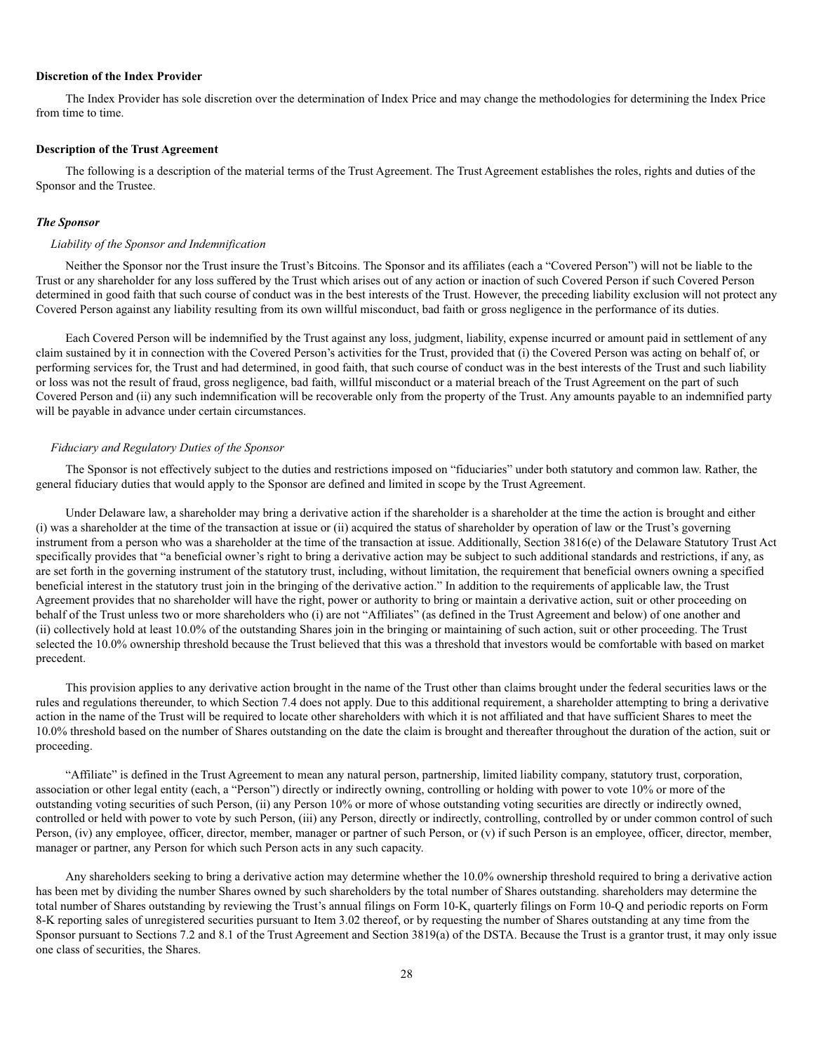**Discretion of the Index Provider**

The Index Provider has sole discretion over the determination of Index Price and may change the methodologies for determining the Index Price from time to time.

**Description of the Trust Agreement**

The following is a description of the material terms of the Trust Agreement. The Trust Agreement establishes the roles, rights and duties of the Sponsor and the Trustee.

***The Sponsor***

*Liability of the Sponsor and Indemnification*

Neither the Sponsor nor the Trust insure the Trust's Bitcoins. The Sponsor and its affiliates (each a "Covered Person") will not be liable to the Trust or any shareholder for any loss suffered by the Trust which arises out of any action or inaction of such Covered Person if such Covered Person determined in good faith that such course of conduct was in the best interests of the Trust. However, the preceding liability exclusion will not protect any Covered Person against any liability resulting from its own willful misconduct, bad faith or gross negligence in the performance of its duties.

Each Covered Person will be indemnified by the Trust against any loss, judgment, liability, expense incurred or amount paid in settlement of any claim sustained by it in connection with the Covered Person's activities for the Trust, provided that (i) the Covered Person was acting on behalf of, or performing services for, the Trust and had determined, in good faith, that such course of conduct was in the best interests of the Trust and such liability or loss was not the result of fraud, gross negligence, bad faith, willful misconduct or a material breach of the Trust Agreement on the part of such Covered Person and (ii) any such indemnification will be recoverable only from the property of the Trust. Any amounts payable to an indemnified party will be payable in advance under certain circumstances.

*Fiduciary and Regulatory Duties of the Sponsor*

The Sponsor is not effectively subject to the duties and restrictions imposed on "fiduciaries" under both statutory and common law. Rather, the general fiduciary duties that would apply to the Sponsor are defined and limited in scope by the Trust Agreement.

Under Delaware law, a shareholder may bring a derivative action if the shareholder is a shareholder at the time the action is brought and either (i) was a shareholder at the time of the transaction at issue or (ii) acquired the status of shareholder by operation of law or the Trust's governing instrument from a person who was a shareholder at the time of the transaction at issue. Additionally, Section 3816(e) of the Delaware Statutory Trust Act specifically provides that "a beneficial owner's right to bring a derivative action may be subject to such additional standards and restrictions, if any, as are set forth in the governing instrument of the statutory trust, including, without limitation, the requirement that beneficial owners owning a specified beneficial interest in the statutory trust join in the bringing of the derivative action." In addition to the requirements of applicable law, the Trust Agreement provides that no shareholder will have the right, power or authority to bring or maintain a derivative action, suit or other proceeding on behalf of the Trust unless two or more shareholders who (i) are not "Affiliates" (as defined in the Trust Agreement and below) of one another and (ii) collectively hold at least 10.0% of the outstanding Shares join in the bringing or maintaining of such action, suit or other proceeding. The Trust selected the 10.0% ownership threshold because the Trust believed that this was a threshold that investors would be comfortable with based on market precedent.

This provision applies to any derivative action brought in the name of the Trust other than claims brought under the federal securities laws or the rules and regulations thereunder, to which Section 7.4 does not apply. Due to this additional requirement, a shareholder attempting to bring a derivative action in the name of the Trust will be required to locate other shareholders with which it is not affiliated and that have sufficient Shares to meet the 10.0% threshold based on the number of Shares outstanding on the date the claim is brought and thereafter throughout the duration of the action, suit or proceeding.

"Affiliate" is defined in the Trust Agreement to mean any natural person, partnership, limited liability company, statutory trust, corporation, association or other legal entity (each, a "Person") directly or indirectly owning, controlling or holding with power to vote 10% or more of the outstanding voting securities of such Person, (ii) any Person 10% or more of whose outstanding voting securities are directly or indirectly owned, controlled or held with power to vote by such Person, (iii) any Person, directly or indirectly, controlling, controlled by or under common control of such Person, (iv) any employee, officer, director, member, manager or partner of such Person, or (v) if such Person is an employee, officer, director, member, manager or partner, any Person for which such Person acts in any such capacity.

Any shareholders seeking to bring a derivative action may determine whether the 10.0% ownership threshold required to bring a derivative action has been met by dividing the number Shares owned by such shareholders by the total number of Shares outstanding. shareholders may determine the total number of Shares outstanding by reviewing the Trust's annual filings on Form 10-K, quarterly filings on Form 10-Q and periodic reports on Form 8-K reporting sales of unregistered securities pursuant to Item 3.02 thereof, or by requesting the number of Shares outstanding at any time from the Sponsor pursuant to Sections 7.2 and 8.1 of the Trust Agreement and Section 3819(a) of the DSTA. Because the Trust is a grantor trust, it may only issue one class of securities, the Shares.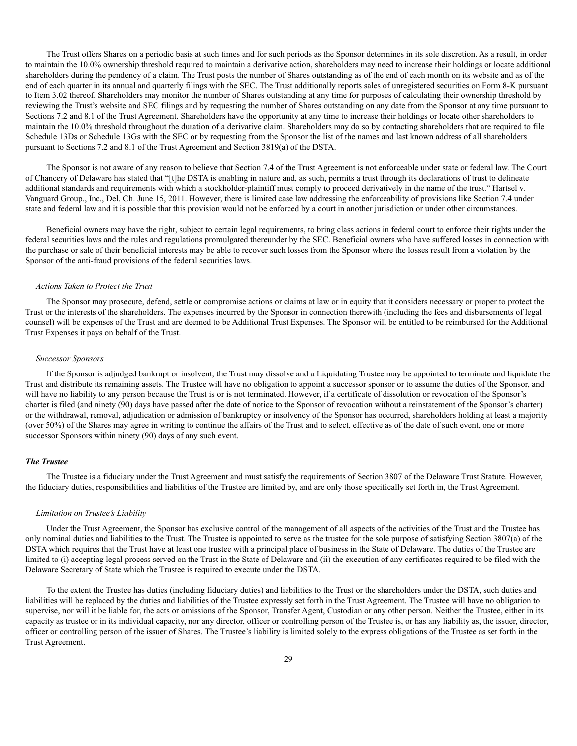The Trust offers Shares on a periodic basis at such times and for such periods as the Sponsor determines in its sole discretion. As a result, in order to maintain the 10.0% ownership threshold required to maintain a derivative action, shareholders may need to increase their holdings or locate additional shareholders during the pendency of a claim. The Trust posts the number of Shares outstanding as of the end of each month on its website and as of the end of each quarter in its annual and quarterly filings with the SEC. The Trust additionally reports sales of unregistered securities on Form 8-K pursuant to Item 3.02 thereof. Shareholders may monitor the number of Shares outstanding at any time for purposes of calculating their ownership threshold by reviewing the Trust's website and SEC filings and by requesting the number of Shares outstanding on any date from the Sponsor at any time pursuant to Sections 7.2 and 8.1 of the Trust Agreement. Shareholders have the opportunity at any time to increase their holdings or locate other shareholders to maintain the 10.0% threshold throughout the duration of a derivative claim. Shareholders may do so by contacting shareholders that are required to file Schedule 13Ds or Schedule 13Gs with the SEC or by requesting from the Sponsor the list of the names and last known address of all shareholders pursuant to Sections 7.2 and 8.1 of the Trust Agreement and Section 3819(a) of the DSTA.

The Sponsor is not aware of any reason to believe that Section 7.4 of the Trust Agreement is not enforceable under state or federal law. The Court of Chancery of Delaware has stated that "[t]he DSTA is enabling in nature and, as such, permits a trust through its declarations of trust to delineate additional standards and requirements with which a stockholder-plaintiff must comply to proceed derivatively in the name of the trust." Hartsel v. Vanguard Group., Inc., Del. Ch. June 15, 2011. However, there is limited case law addressing the enforceability of provisions like Section 7.4 under state and federal law and it is possible that this provision would not be enforced by a court in another jurisdiction or under other circumstances.

Beneficial owners may have the right, subject to certain legal requirements, to bring class actions in federal court to enforce their rights under the federal securities laws and the rules and regulations promulgated thereunder by the SEC. Beneficial owners who have suffered losses in connection with the purchase or sale of their beneficial interests may be able to recover such losses from the Sponsor where the losses result from a violation by the Sponsor of the anti-fraud provisions of the federal securities laws.

*Actions Taken to Protect the Trust*

The Sponsor may prosecute, defend, settle or compromise actions or claims at law or in equity that it considers necessary or proper to protect the Trust or the interests of the shareholders. The expenses incurred by the Sponsor in connection therewith (including the fees and disbursements of legal counsel) will be expenses of the Trust and are deemed to be Additional Trust Expenses. The Sponsor will be entitled to be reimbursed for the Additional Trust Expenses it pays on behalf of the Trust.

*Successor Sponsors*

If the Sponsor is adjudged bankrupt or insolvent, the Trust may dissolve and a Liquidating Trustee may be appointed to terminate and liquidate the Trust and distribute its remaining assets. The Trustee will have no obligation to appoint a successor sponsor or to assume the duties of the Sponsor, and will have no liability to any person because the Trust is or is not terminated. However, if a certificate of dissolution or revocation of the Sponsor's charter is filed (and ninety (90) days have passed after the date of notice to the Sponsor of revocation without a reinstatement of the Sponsor's charter) or the withdrawal, removal, adjudication or admission of bankruptcy or insolvency of the Sponsor has occurred, shareholders holding at least a majority (over 50%) of the Shares may agree in writing to continue the affairs of the Trust and to select, effective as of the date of such event, one or more successor Sponsors within ninety (90) days of any such event.

### *The Trustee*

The Trustee is a fiduciary under the Trust Agreement and must satisfy the requirements of Section 3807 of the Delaware Trust Statute. However, the fiduciary duties, responsibilities and liabilities of the Trustee are limited by, and are only those specifically set forth in, the Trust Agreement.

*Limitation on Trustee's Liability*

Under the Trust Agreement, the Sponsor has exclusive control of the management of all aspects of the activities of the Trust and the Trustee has only nominal duties and liabilities to the Trust. The Trustee is appointed to serve as the trustee for the sole purpose of satisfying Section 3807(a) of the DSTA which requires that the Trust have at least one trustee with a principal place of business in the State of Delaware. The duties of the Trustee are limited to (i) accepting legal process served on the Trust in the State of Delaware and (ii) the execution of any certificates required to be filed with the Delaware Secretary of State which the Trustee is required to execute under the DSTA.

To the extent the Trustee has duties (including fiduciary duties) and liabilities to the Trust or the shareholders under the DSTA, such duties and liabilities will be replaced by the duties and liabilities of the Trustee expressly set forth in the Trust Agreement. The Trustee will have no obligation to supervise, nor will it be liable for, the acts or omissions of the Sponsor, Transfer Agent, Custodian or any other person. Neither the Trustee, either in its capacity as trustee or in its individual capacity, nor any director, officer or controlling person of the Trustee is, or has any liability as, the issuer, director, officer or controlling person of the issuer of Shares. The Trustee's liability is limited solely to the express obligations of the Trustee as set forth in the Trust Agreement.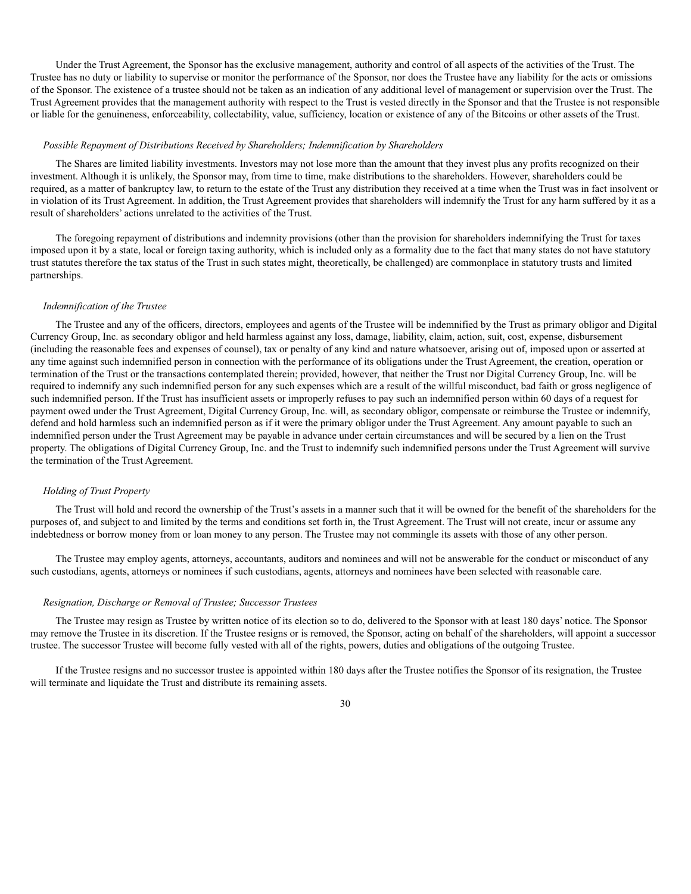Under the Trust Agreement, the Sponsor has the exclusive management, authority and control of all aspects of the activities of the Trust. The Trustee has no duty or liability to supervise or monitor the performance of the Sponsor, nor does the Trustee have any liability for the acts or omissions of the Sponsor. The existence of a trustee should not be taken as an indication of any additional level of management or supervision over the Trust. The Trust Agreement provides that the management authority with respect to the Trust is vested directly in the Sponsor and that the Trustee is not responsible or liable for the genuineness, enforceability, collectability, value, sufficiency, location or existence of any of the Bitcoins or other assets of the Trust.

*Possible Repayment of Distributions Received by Shareholders; Indemnification by Shareholders*

The Shares are limited liability investments. Investors may not lose more than the amount that they invest plus any profits recognized on their investment. Although it is unlikely, the Sponsor may, from time to time, make distributions to the shareholders. However, shareholders could be required, as a matter of bankruptcy law, to return to the estate of the Trust any distribution they received at a time when the Trust was in fact insolvent or in violation of its Trust Agreement. In addition, the Trust Agreement provides that shareholders will indemnify the Trust for any harm suffered by it as a result of shareholders' actions unrelated to the activities of the Trust.

The foregoing repayment of distributions and indemnity provisions (other than the provision for shareholders indemnifying the Trust for taxes imposed upon it by a state, local or foreign taxing authority, which is included only as a formality due to the fact that many states do not have statutory trust statutes therefore the tax status of the Trust in such states might, theoretically, be challenged) are commonplace in statutory trusts and limited partnerships.

*Indemnification of the Trustee*

The Trustee and any of the officers, directors, employees and agents of the Trustee will be indemnified by the Trust as primary obligor and Digital Currency Group, Inc. as secondary obligor and held harmless against any loss, damage, liability, claim, action, suit, cost, expense, disbursement (including the reasonable fees and expenses of counsel), tax or penalty of any kind and nature whatsoever, arising out of, imposed upon or asserted at any time against such indemnified person in connection with the performance of its obligations under the Trust Agreement, the creation, operation or termination of the Trust or the transactions contemplated therein; provided, however, that neither the Trust nor Digital Currency Group, Inc. will be required to indemnify any such indemnified person for any such expenses which are a result of the willful misconduct, bad faith or gross negligence of such indemnified person. If the Trust has insufficient assets or improperly refuses to pay such an indemnified person within 60 days of a request for payment owed under the Trust Agreement, Digital Currency Group, Inc. will, as secondary obligor, compensate or reimburse the Trustee or indemnify, defend and hold harmless such an indemnified person as if it were the primary obligor under the Trust Agreement. Any amount payable to such an indemnified person under the Trust Agreement may be payable in advance under certain circumstances and will be secured by a lien on the Trust property. The obligations of Digital Currency Group, Inc. and the Trust to indemnify such indemnified persons under the Trust Agreement will survive the termination of the Trust Agreement.

*Holding of Trust Property*

The Trust will hold and record the ownership of the Trust's assets in a manner such that it will be owned for the benefit of the shareholders for the purposes of, and subject to and limited by the terms and conditions set forth in, the Trust Agreement. The Trust will not create, incur or assume any indebtedness or borrow money from or loan money to any person. The Trustee may not commingle its assets with those of any other person.

The Trustee may employ agents, attorneys, accountants, auditors and nominees and will not be answerable for the conduct or misconduct of any such custodians, agents, attorneys or nominees if such custodians, agents, attorneys and nominees have been selected with reasonable care.

*Resignation, Discharge or Removal of Trustee; Successor Trustees*

The Trustee may resign as Trustee by written notice of its election so to do, delivered to the Sponsor with at least 180 days' notice. The Sponsor may remove the Trustee in its discretion. If the Trustee resigns or is removed, the Sponsor, acting on behalf of the shareholders, will appoint a successor trustee. The successor Trustee will become fully vested with all of the rights, powers, duties and obligations of the outgoing Trustee.

If the Trustee resigns and no successor trustee is appointed within 180 days after the Trustee notifies the Sponsor of its resignation, the Trustee will terminate and liquidate the Trust and distribute its remaining assets.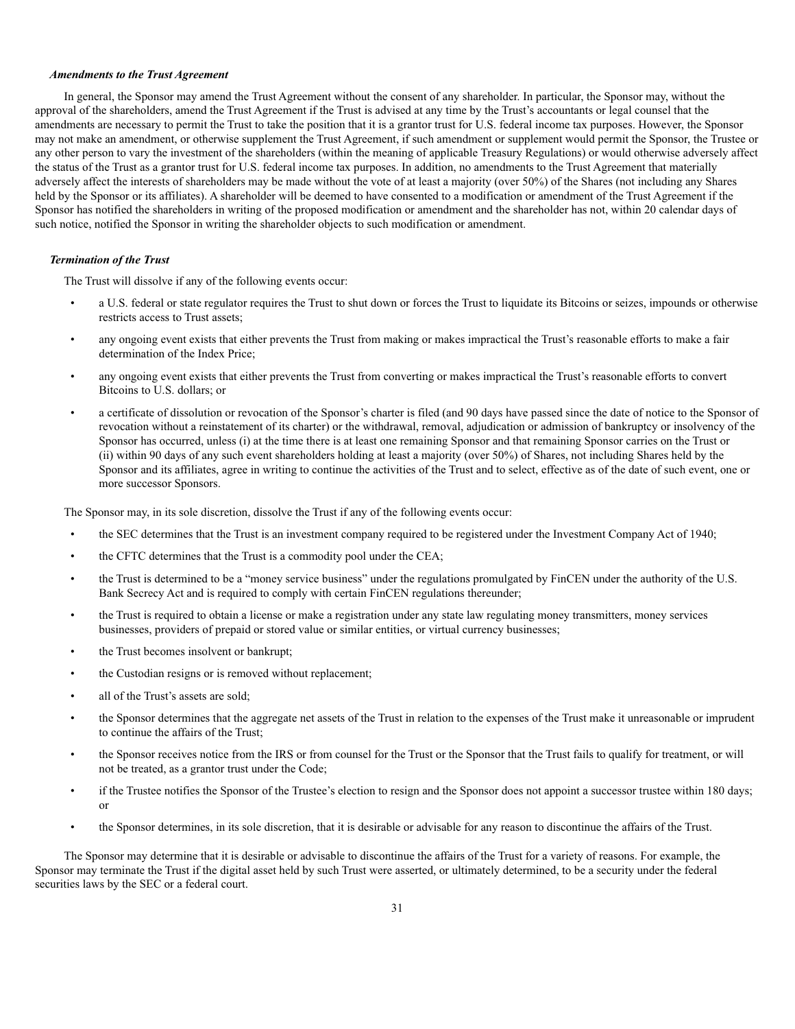***Amendments to the Trust Agreement***

In general, the Sponsor may amend the Trust Agreement without the consent of any shareholder. In particular, the Sponsor may, without the approval of the shareholders, amend the Trust Agreement if the Trust is advised at any time by the Trust's accountants or legal counsel that the amendments are necessary to permit the Trust to take the position that it is a grantor trust for U.S. federal income tax purposes. However, the Sponsor may not make an amendment, or otherwise supplement the Trust Agreement, if such amendment or supplement would permit the Sponsor, the Trustee or any other person to vary the investment of the shareholders (within the meaning of applicable Treasury Regulations) or would otherwise adversely affect the status of the Trust as a grantor trust for U.S. federal income tax purposes. In addition, no amendments to the Trust Agreement that materially adversely affect the interests of shareholders may be made without the vote of at least a majority (over 50%) of the Shares (not including any Shares held by the Sponsor or its affiliates). A shareholder will be deemed to have consented to a modification or amendment of the Trust Agreement if the Sponsor has notified the shareholders in writing of the proposed modification or amendment and the shareholder has not, within 20 calendar days of such notice, notified the Sponsor in writing the shareholder objects to such modification or amendment.

***Termination of the Trust***

The Trust will dissolve if any of the following events occur:

- a U.S. federal or state regulator requires the Trust to shut down or forces the Trust to liquidate its Bitcoins or seizes, impounds or otherwise restricts access to Trust assets;
- any ongoing event exists that either prevents the Trust from making or makes impractical the Trust's reasonable efforts to make a fair determination of the Index Price;
- any ongoing event exists that either prevents the Trust from converting or makes impractical the Trust's reasonable efforts to convert Bitcoins to U.S. dollars; or
- a certificate of dissolution or revocation of the Sponsor's charter is filed (and 90 days have passed since the date of notice to the Sponsor of revocation without a reinstatement of its charter) or the withdrawal, removal, adjudication or admission of bankruptcy or insolvency of the Sponsor has occurred, unless (i) at the time there is at least one remaining Sponsor and that remaining Sponsor carries on the Trust or (ii) within 90 days of any such event shareholders holding at least a majority (over 50%) of Shares, not including Shares held by the Sponsor and its affiliates, agree in writing to continue the activities of the Trust and to select, effective as of the date of such event, one or more successor Sponsors.

The Sponsor may, in its sole discretion, dissolve the Trust if any of the following events occur:

- the SEC determines that the Trust is an investment company required to be registered under the Investment Company Act of 1940;
- the CFTC determines that the Trust is a commodity pool under the CEA;
- the Trust is determined to be a "money service business" under the regulations promulgated by FinCEN under the authority of the U.S. Bank Secrecy Act and is required to comply with certain FinCEN regulations thereunder;
- the Trust is required to obtain a license or make a registration under any state law regulating money transmitters, money services businesses, providers of prepaid or stored value or similar entities, or virtual currency businesses;
- the Trust becomes insolvent or bankrupt;
- the Custodian resigns or is removed without replacement;
- all of the Trust's assets are sold;
- the Sponsor determines that the aggregate net assets of the Trust in relation to the expenses of the Trust make it unreasonable or imprudent to continue the affairs of the Trust;
- the Sponsor receives notice from the IRS or from counsel for the Trust or the Sponsor that the Trust fails to qualify for treatment, or will not be treated, as a grantor trust under the Code;
- if the Trustee notifies the Sponsor of the Trustee's election to resign and the Sponsor does not appoint a successor trustee within 180 days; or
- the Sponsor determines, in its sole discretion, that it is desirable or advisable for any reason to discontinue the affairs of the Trust.

The Sponsor may determine that it is desirable or advisable to discontinue the affairs of the Trust for a variety of reasons. For example, the Sponsor may terminate the Trust if the digital asset held by such Trust were asserted, or ultimately determined, to be a security under the federal securities laws by the SEC or a federal court.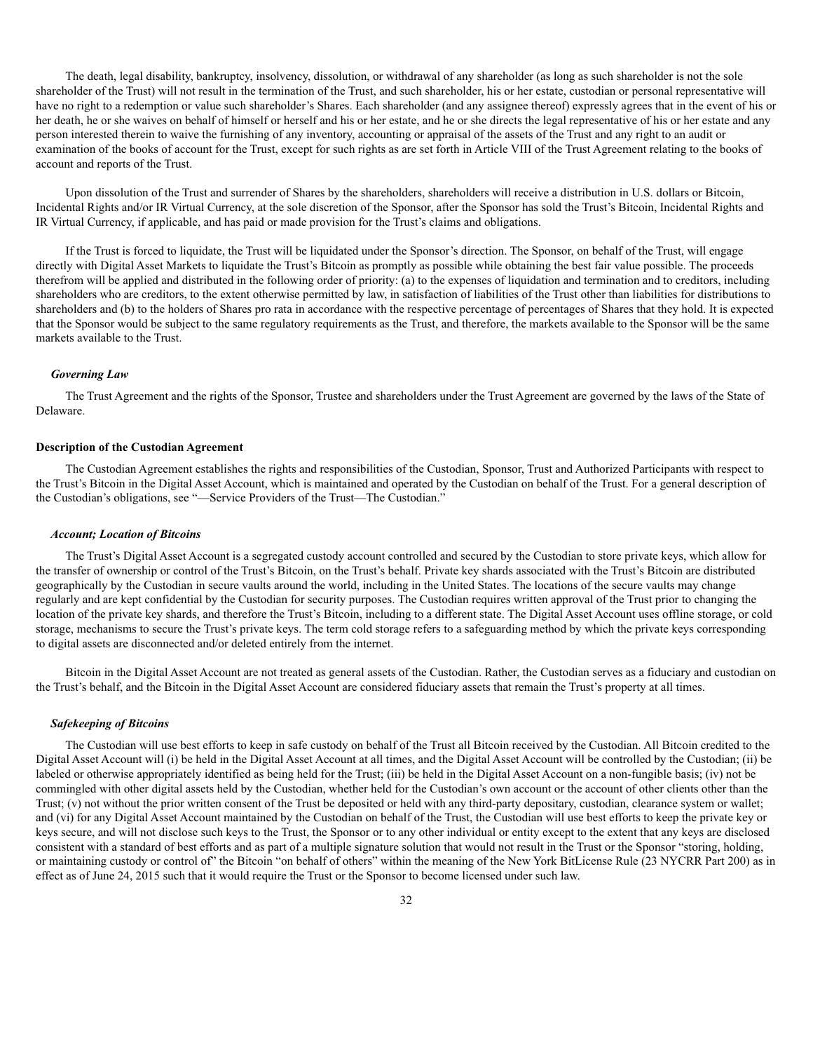The death, legal disability, bankruptcy, insolvency, dissolution, or withdrawal of any shareholder (as long as such shareholder is not the sole shareholder of the Trust) will not result in the termination of the Trust, and such shareholder, his or her estate, custodian or personal representative will have no right to a redemption or value such shareholder's Shares. Each shareholder (and any assignee thereof) expressly agrees that in the event of his or her death, he or she waives on behalf of himself or herself and his or her estate, and he or she directs the legal representative of his or her estate and any person interested therein to waive the furnishing of any inventory, accounting or appraisal of the assets of the Trust and any right to an audit or examination of the books of account for the Trust, except for such rights as are set forth in Article VIII of the Trust Agreement relating to the books of account and reports of the Trust.

Upon dissolution of the Trust and surrender of Shares by the shareholders, shareholders will receive a distribution in U.S. dollars or Bitcoin, Incidental Rights and/or IR Virtual Currency, at the sole discretion of the Sponsor, after the Sponsor has sold the Trust's Bitcoin, Incidental Rights and IR Virtual Currency, if applicable, and has paid or made provision for the Trust's claims and obligations.

If the Trust is forced to liquidate, the Trust will be liquidated under the Sponsor's direction. The Sponsor, on behalf of the Trust, will engage directly with Digital Asset Markets to liquidate the Trust's Bitcoin as promptly as possible while obtaining the best fair value possible. The proceeds therefrom will be applied and distributed in the following order of priority: (a) to the expenses of liquidation and termination and to creditors, including shareholders who are creditors, to the extent otherwise permitted by law, in satisfaction of liabilities of the Trust other than liabilities for distributions to shareholders and (b) to the holders of Shares pro rata in accordance with the respective percentage of percentages of Shares that they hold. It is expected that the Sponsor would be subject to the same regulatory requirements as the Trust, and therefore, the markets available to the Sponsor will be the same markets available to the Trust.

#### *Governing Law*

The Trust Agreement and the rights of the Sponsor, Trustee and shareholders under the Trust Agreement are governed by the laws of the State of Delaware.

### **Description of the Custodian Agreement**

The Custodian Agreement establishes the rights and responsibilities of the Custodian, Sponsor, Trust and Authorized Participants with respect to the Trust's Bitcoin in the Digital Asset Account, which is maintained and operated by the Custodian on behalf of the Trust. For a general description of the Custodian's obligations, see "—Service Providers of the Trust—The Custodian."

#### *Account; Location of Bitcoins*

The Trust's Digital Asset Account is a segregated custody account controlled and secured by the Custodian to store private keys, which allow for the transfer of ownership or control of the Trust's Bitcoin, on the Trust's behalf. Private key shards associated with the Trust's Bitcoin are distributed geographically by the Custodian in secure vaults around the world, including in the United States. The locations of the secure vaults may change regularly and are kept confidential by the Custodian for security purposes. The Custodian requires written approval of the Trust prior to changing the location of the private key shards, and therefore the Trust's Bitcoin, including to a different state. The Digital Asset Account uses offline storage, or cold storage, mechanisms to secure the Trust's private keys. The term cold storage refers to a safeguarding method by which the private keys corresponding to digital assets are disconnected and/or deleted entirely from the internet.

Bitcoin in the Digital Asset Account are not treated as general assets of the Custodian. Rather, the Custodian serves as a fiduciary and custodian on the Trust's behalf, and the Bitcoin in the Digital Asset Account are considered fiduciary assets that remain the Trust's property at all times.

#### *Safekeeping of Bitcoins*

The Custodian will use best efforts to keep in safe custody on behalf of the Trust all Bitcoin received by the Custodian. All Bitcoin credited to the Digital Asset Account will (i) be held in the Digital Asset Account at all times, and the Digital Asset Account will be controlled by the Custodian; (ii) be labeled or otherwise appropriately identified as being held for the Trust; (iii) be held in the Digital Asset Account on a non-fungible basis; (iv) not be commingled with other digital assets held by the Custodian, whether held for the Custodian's own account or the account of other clients other than the Trust; (v) not without the prior written consent of the Trust be deposited or held with any third-party depositary, custodian, clearance system or wallet; and (vi) for any Digital Asset Account maintained by the Custodian on behalf of the Trust, the Custodian will use best efforts to keep the private key or keys secure, and will not disclose such keys to the Trust, the Sponsor or to any other individual or entity except to the extent that any keys are disclosed consistent with a standard of best efforts and as part of a multiple signature solution that would not result in the Trust or the Sponsor "storing, holding, or maintaining custody or control of" the Bitcoin "on behalf of others" within the meaning of the New York BitLicense Rule (23 NYCRR Part 200) as in effect as of June 24, 2015 such that it would require the Trust or the Sponsor to become licensed under such law.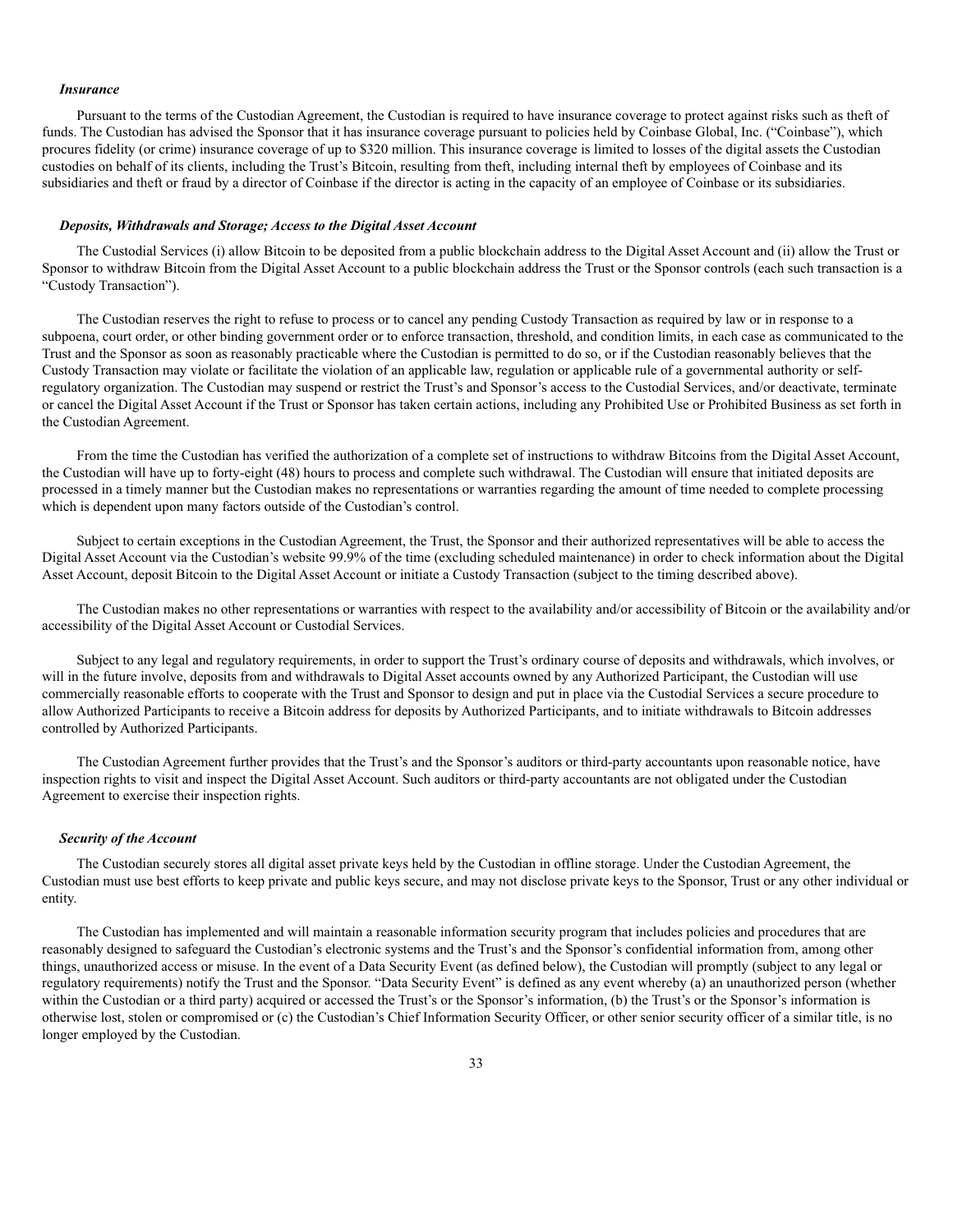### *Insurance*

Pursuant to the terms of the Custodian Agreement, the Custodian is required to have insurance coverage to protect against risks such as theft of funds. The Custodian has advised the Sponsor that it has insurance coverage pursuant to policies held by Coinbase Global, Inc. ("Coinbase"), which procures fidelity (or crime) insurance coverage of up to $320 million. This insurance coverage is limited to losses of the digital assets the Custodian custodies on behalf of its clients, including the Trust's Bitcoin, resulting from theft, including internal theft by employees of Coinbase and its subsidiaries and theft or fraud by a director of Coinbase if the director is acting in the capacity of an employee of Coinbase or its subsidiaries.

### *Deposits, Withdrawals and Storage; Access to the Digital Asset Account*

The Custodial Services (i) allow Bitcoin to be deposited from a public blockchain address to the Digital Asset Account and (ii) allow the Trust or Sponsor to withdraw Bitcoin from the Digital Asset Account to a public blockchain address the Trust or the Sponsor controls (each such transaction is a "Custody Transaction").

The Custodian reserves the right to refuse to process or to cancel any pending Custody Transaction as required by law or in response to a subpoena, court order, or other binding government order or to enforce transaction, threshold, and condition limits, in each case as communicated to the Trust and the Sponsor as soon as reasonably practicable where the Custodian is permitted to do so, or if the Custodian reasonably believes that the Custody Transaction may violate or facilitate the violation of an applicable law, regulation or applicable rule of a governmental authority or self-regulatory organization. The Custodian may suspend or restrict the Trust's and Sponsor's access to the Custodial Services, and/or deactivate, terminate or cancel the Digital Asset Account if the Trust or Sponsor has taken certain actions, including any Prohibited Use or Prohibited Business as set forth in the Custodian Agreement.

From the time the Custodian has verified the authorization of a complete set of instructions to withdraw Bitcoins from the Digital Asset Account, the Custodian will have up to forty-eight (48) hours to process and complete such withdrawal. The Custodian will ensure that initiated deposits are processed in a timely manner but the Custodian makes no representations or warranties regarding the amount of time needed to complete processing which is dependent upon many factors outside of the Custodian's control.

Subject to certain exceptions in the Custodian Agreement, the Trust, the Sponsor and their authorized representatives will be able to access the Digital Asset Account via the Custodian's website 99.9% of the time (excluding scheduled maintenance) in order to check information about the Digital Asset Account, deposit Bitcoin to the Digital Asset Account or initiate a Custody Transaction (subject to the timing described above).

The Custodian makes no other representations or warranties with respect to the availability and/or accessibility of Bitcoin or the availability and/or accessibility of the Digital Asset Account or Custodial Services.

Subject to any legal and regulatory requirements, in order to support the Trust's ordinary course of deposits and withdrawals, which involves, or will in the future involve, deposits from and withdrawals to Digital Asset accounts owned by any Authorized Participant, the Custodian will use commercially reasonable efforts to cooperate with the Trust and Sponsor to design and put in place via the Custodial Services a secure procedure to allow Authorized Participants to receive a Bitcoin address for deposits by Authorized Participants, and to initiate withdrawals to Bitcoin addresses controlled by Authorized Participants.

The Custodian Agreement further provides that the Trust's and the Sponsor's auditors or third-party accountants upon reasonable notice, have inspection rights to visit and inspect the Digital Asset Account. Such auditors or third-party accountants are not obligated under the Custodian Agreement to exercise their inspection rights.

### *Security of the Account*

The Custodian securely stores all digital asset private keys held by the Custodian in offline storage. Under the Custodian Agreement, the Custodian must use best efforts to keep private and public keys secure, and may not disclose private keys to the Sponsor, Trust or any other individual or entity.

The Custodian has implemented and will maintain a reasonable information security program that includes policies and procedures that are reasonably designed to safeguard the Custodian's electronic systems and the Trust's and the Sponsor's confidential information from, among other things, unauthorized access or misuse. In the event of a Data Security Event (as defined below), the Custodian will promptly (subject to any legal or regulatory requirements) notify the Trust and the Sponsor. "Data Security Event" is defined as any event whereby (a) an unauthorized person (whether within the Custodian or a third party) acquired or accessed the Trust's or the Sponsor's information, (b) the Trust's or the Sponsor's information is otherwise lost, stolen or compromised or (c) the Custodian's Chief Information Security Officer, or other senior security officer of a similar title, is no longer employed by the Custodian.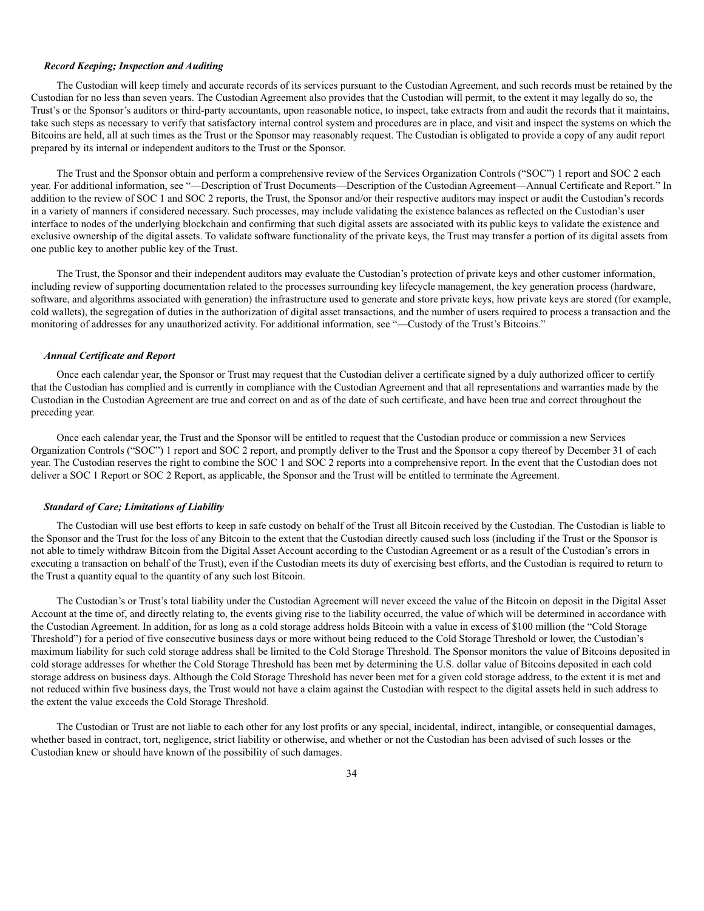***Record Keeping; Inspection and Auditing***

The Custodian will keep timely and accurate records of its services pursuant to the Custodian Agreement, and such records must be retained by the Custodian for no less than seven years. The Custodian Agreement also provides that the Custodian will permit, to the extent it may legally do so, the Trust's or the Sponsor's auditors or third-party accountants, upon reasonable notice, to inspect, take extracts from and audit the records that it maintains, take such steps as necessary to verify that satisfactory internal control system and procedures are in place, and visit and inspect the systems on which the Bitcoins are held, all at such times as the Trust or the Sponsor may reasonably request. The Custodian is obligated to provide a copy of any audit report prepared by its internal or independent auditors to the Trust or the Sponsor.

The Trust and the Sponsor obtain and perform a comprehensive review of the Services Organization Controls ("SOC") 1 report and SOC 2 each year. For additional information, see "—Description of Trust Documents—Description of the Custodian Agreement—Annual Certificate and Report." In addition to the review of SOC 1 and SOC 2 reports, the Trust, the Sponsor and/or their respective auditors may inspect or audit the Custodian's records in a variety of manners if considered necessary. Such processes, may include validating the existence balances as reflected on the Custodian's user interface to nodes of the underlying blockchain and confirming that such digital assets are associated with its public keys to validate the existence and exclusive ownership of the digital assets. To validate software functionality of the private keys, the Trust may transfer a portion of its digital assets from one public key to another public key of the Trust.

The Trust, the Sponsor and their independent auditors may evaluate the Custodian's protection of private keys and other customer information, including review of supporting documentation related to the processes surrounding key lifecycle management, the key generation process (hardware, software, and algorithms associated with generation) the infrastructure used to generate and store private keys, how private keys are stored (for example, cold wallets), the segregation of duties in the authorization of digital asset transactions, and the number of users required to process a transaction and the monitoring of addresses for any unauthorized activity. For additional information, see "—Custody of the Trust's Bitcoins."

***Annual Certificate and Report***

Once each calendar year, the Sponsor or Trust may request that the Custodian deliver a certificate signed by a duly authorized officer to certify that the Custodian has complied and is currently in compliance with the Custodian Agreement and that all representations and warranties made by the Custodian in the Custodian Agreement are true and correct on and as of the date of such certificate, and have been true and correct throughout the preceding year.

Once each calendar year, the Trust and the Sponsor will be entitled to request that the Custodian produce or commission a new Services Organization Controls ("SOC") 1 report and SOC 2 report, and promptly deliver to the Trust and the Sponsor a copy thereof by December 31 of each year. The Custodian reserves the right to combine the SOC 1 and SOC 2 reports into a comprehensive report. In the event that the Custodian does not deliver a SOC 1 Report or SOC 2 Report, as applicable, the Sponsor and the Trust will be entitled to terminate the Agreement.

***Standard of Care; Limitations of Liability***

The Custodian will use best efforts to keep in safe custody on behalf of the Trust all Bitcoin received by the Custodian. The Custodian is liable to the Sponsor and the Trust for the loss of any Bitcoin to the extent that the Custodian directly caused such loss (including if the Trust or the Sponsor is not able to timely withdraw Bitcoin from the Digital Asset Account according to the Custodian Agreement or as a result of the Custodian's errors in executing a transaction on behalf of the Trust), even if the Custodian meets its duty of exercising best efforts, and the Custodian is required to return to the Trust a quantity equal to the quantity of any such lost Bitcoin.

The Custodian's or Trust's total liability under the Custodian Agreement will never exceed the value of the Bitcoin on deposit in the Digital Asset Account at the time of, and directly relating to, the events giving rise to the liability occurred, the value of which will be determined in accordance with the Custodian Agreement. In addition, for as long as a cold storage address holds Bitcoin with a value in excess of $100 million (the "Cold Storage Threshold") for a period of five consecutive business days or more without being reduced to the Cold Storage Threshold or lower, the Custodian's maximum liability for such cold storage address shall be limited to the Cold Storage Threshold. The Sponsor monitors the value of Bitcoins deposited in cold storage addresses for whether the Cold Storage Threshold has been met by determining the U.S. dollar value of Bitcoins deposited in each cold storage address on business days. Although the Cold Storage Threshold has never been met for a given cold storage address, to the extent it is met and not reduced within five business days, the Trust would not have a claim against the Custodian with respect to the digital assets held in such address to the extent the value exceeds the Cold Storage Threshold.

The Custodian or Trust are not liable to each other for any lost profits or any special, incidental, indirect, intangible, or consequential damages, whether based in contract, tort, negligence, strict liability or otherwise, and whether or not the Custodian has been advised of such losses or the Custodian knew or should have known of the possibility of such damages.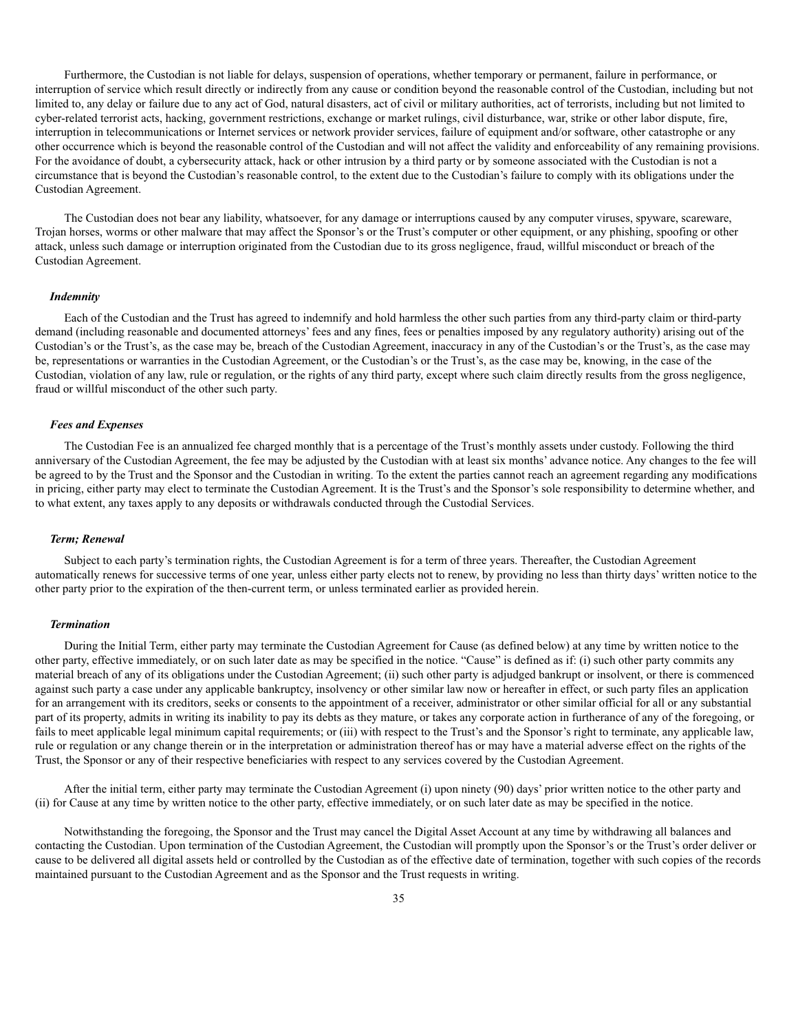Furthermore, the Custodian is not liable for delays, suspension of operations, whether temporary or permanent, failure in performance, or interruption of service which result directly or indirectly from any cause or condition beyond the reasonable control of the Custodian, including but not limited to, any delay or failure due to any act of God, natural disasters, act of civil or military authorities, act of terrorists, including but not limited to cyber-related terrorist acts, hacking, government restrictions, exchange or market rulings, civil disturbance, war, strike or other labor dispute, fire, interruption in telecommunications or Internet services or network provider services, failure of equipment and/or software, other catastrophe or any other occurrence which is beyond the reasonable control of the Custodian and will not affect the validity and enforceability of any remaining provisions. For the avoidance of doubt, a cybersecurity attack, hack or other intrusion by a third party or by someone associated with the Custodian is not a circumstance that is beyond the Custodian's reasonable control, to the extent due to the Custodian's failure to comply with its obligations under the Custodian Agreement.

The Custodian does not bear any liability, whatsoever, for any damage or interruptions caused by any computer viruses, spyware, scareware, Trojan horses, worms or other malware that may affect the Sponsor's or the Trust's computer or other equipment, or any phishing, spoofing or other attack, unless such damage or interruption originated from the Custodian due to its gross negligence, fraud, willful misconduct or breach of the Custodian Agreement.

***Indemnity***

Each of the Custodian and the Trust has agreed to indemnify and hold harmless the other such parties from any third-party claim or third-party demand (including reasonable and documented attorneys' fees and any fines, fees or penalties imposed by any regulatory authority) arising out of the Custodian's or the Trust's, as the case may be, breach of the Custodian Agreement, inaccuracy in any of the Custodian's or the Trust's, as the case may be, representations or warranties in the Custodian Agreement, or the Custodian's or the Trust's, as the case may be, knowing, in the case of the Custodian, violation of any law, rule or regulation, or the rights of any third party, except where such claim directly results from the gross negligence, fraud or willful misconduct of the other such party.

***Fees and Expenses***

The Custodian Fee is an annualized fee charged monthly that is a percentage of the Trust's monthly assets under custody. Following the third anniversary of the Custodian Agreement, the fee may be adjusted by the Custodian with at least six months' advance notice. Any changes to the fee will be agreed to by the Trust and the Sponsor and the Custodian in writing. To the extent the parties cannot reach an agreement regarding any modifications in pricing, either party may elect to terminate the Custodian Agreement. It is the Trust's and the Sponsor's sole responsibility to determine whether, and to what extent, any taxes apply to any deposits or withdrawals conducted through the Custodial Services.

***Term; Renewal***

Subject to each party's termination rights, the Custodian Agreement is for a term of three years. Thereafter, the Custodian Agreement automatically renews for successive terms of one year, unless either party elects not to renew, by providing no less than thirty days' written notice to the other party prior to the expiration of the then-current term, or unless terminated earlier as provided herein.

***Termination***

During the Initial Term, either party may terminate the Custodian Agreement for Cause (as defined below) at any time by written notice to the other party, effective immediately, or on such later date as may be specified in the notice. "Cause" is defined as if: (i) such other party commits any material breach of any of its obligations under the Custodian Agreement; (ii) such other party is adjudged bankrupt or insolvent, or there is commenced against such party a case under any applicable bankruptcy, insolvency or other similar law now or hereafter in effect, or such party files an application for an arrangement with its creditors, seeks or consents to the appointment of a receiver, administrator or other similar official for all or any substantial part of its property, admits in writing its inability to pay its debts as they mature, or takes any corporate action in furtherance of any of the foregoing, or fails to meet applicable legal minimum capital requirements; or (iii) with respect to the Trust's and the Sponsor's right to terminate, any applicable law, rule or regulation or any change therein or in the interpretation or administration thereof has or may have a material adverse effect on the rights of the Trust, the Sponsor or any of their respective beneficiaries with respect to any services covered by the Custodian Agreement.

After the initial term, either party may terminate the Custodian Agreement (i) upon ninety (90) days' prior written notice to the other party and (ii) for Cause at any time by written notice to the other party, effective immediately, or on such later date as may be specified in the notice.

Notwithstanding the foregoing, the Sponsor and the Trust may cancel the Digital Asset Account at any time by withdrawing all balances and contacting the Custodian. Upon termination of the Custodian Agreement, the Custodian will promptly upon the Sponsor's or the Trust's order deliver or cause to be delivered all digital assets held or controlled by the Custodian as of the effective date of termination, together with such copies of the records maintained pursuant to the Custodian Agreement and as the Sponsor and the Trust requests in writing.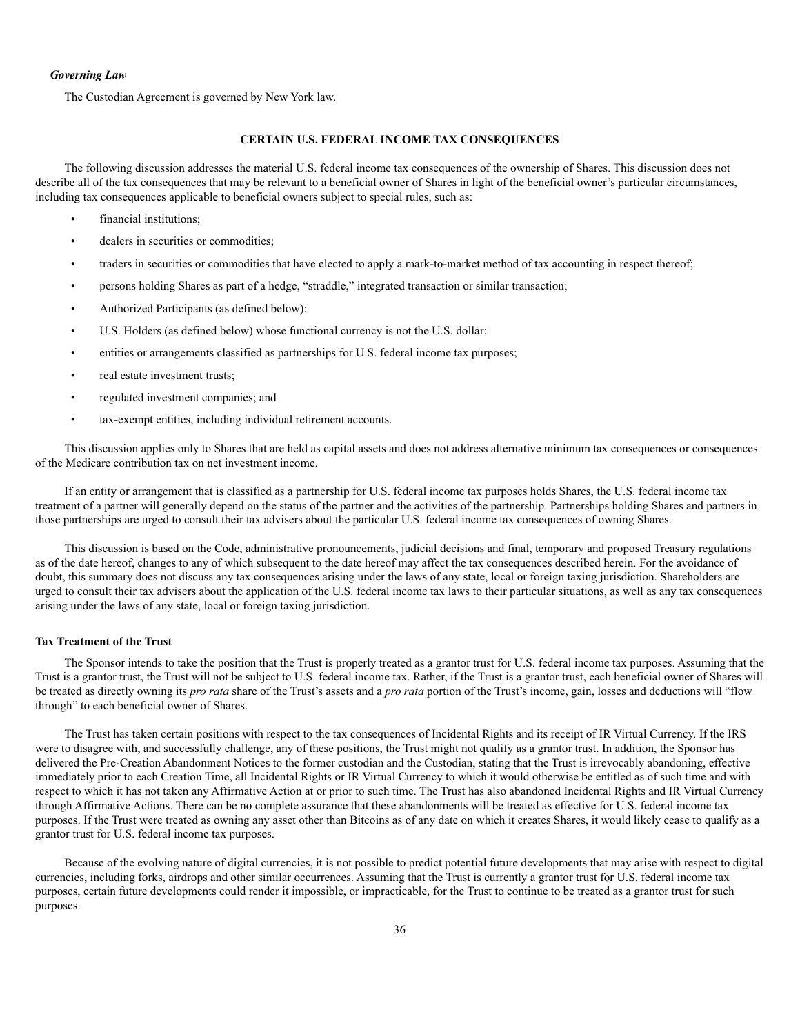### *Governing Law*

The Custodian Agreement is governed by New York law.

## CERTAIN U.S. FEDERAL INCOME TAX CONSEQUENCES

The following discussion addresses the material U.S. federal income tax consequences of the ownership of Shares. This discussion does not describe all of the tax consequences that may be relevant to a beneficial owner of Shares in light of the beneficial owner's particular circumstances, including tax consequences applicable to beneficial owners subject to special rules, such as:

- financial institutions;
- dealers in securities or commodities;
- traders in securities or commodities that have elected to apply a mark-to-market method of tax accounting in respect thereof;
- persons holding Shares as part of a hedge, "straddle," integrated transaction or similar transaction;
- Authorized Participants (as defined below);
- U.S. Holders (as defined below) whose functional currency is not the U.S. dollar;
- entities or arrangements classified as partnerships for U.S. federal income tax purposes;
- real estate investment trusts;
- regulated investment companies; and
- tax-exempt entities, including individual retirement accounts.

This discussion applies only to Shares that are held as capital assets and does not address alternative minimum tax consequences or consequences of the Medicare contribution tax on net investment income.

If an entity or arrangement that is classified as a partnership for U.S. federal income tax purposes holds Shares, the U.S. federal income tax treatment of a partner will generally depend on the status of the partner and the activities of the partnership. Partnerships holding Shares and partners in those partnerships are urged to consult their tax advisers about the particular U.S. federal income tax consequences of owning Shares.

This discussion is based on the Code, administrative pronouncements, judicial decisions and final, temporary and proposed Treasury regulations as of the date hereof, changes to any of which subsequent to the date hereof may affect the tax consequences described herein. For the avoidance of doubt, this summary does not discuss any tax consequences arising under the laws of any state, local or foreign taxing jurisdiction. Shareholders are urged to consult their tax advisers about the application of the U.S. federal income tax laws to their particular situations, as well as any tax consequences arising under the laws of any state, local or foreign taxing jurisdiction.

### Tax Treatment of the Trust

The Sponsor intends to take the position that the Trust is properly treated as a grantor trust for U.S. federal income tax purposes. Assuming that the Trust is a grantor trust, the Trust will not be subject to U.S. federal income tax. Rather, if the Trust is a grantor trust, each beneficial owner of Shares will be treated as directly owning its *pro rata* share of the Trust's assets and a *pro rata* portion of the Trust's income, gain, losses and deductions will "flow through" to each beneficial owner of Shares.

The Trust has taken certain positions with respect to the tax consequences of Incidental Rights and its receipt of IR Virtual Currency. If the IRS were to disagree with, and successfully challenge, any of these positions, the Trust might not qualify as a grantor trust. In addition, the Sponsor has delivered the Pre-Creation Abandonment Notices to the former custodian and the Custodian, stating that the Trust is irrevocably abandoning, effective immediately prior to each Creation Time, all Incidental Rights or IR Virtual Currency to which it would otherwise be entitled as of such time and with respect to which it has not taken any Affirmative Action at or prior to such time. The Trust has also abandoned Incidental Rights and IR Virtual Currency through Affirmative Actions. There can be no complete assurance that these abandonments will be treated as effective for U.S. federal income tax purposes. If the Trust were treated as owning any asset other than Bitcoins as of any date on which it creates Shares, it would likely cease to qualify as a grantor trust for U.S. federal income tax purposes.

Because of the evolving nature of digital currencies, it is not possible to predict potential future developments that may arise with respect to digital currencies, including forks, airdrops and other similar occurrences. Assuming that the Trust is currently a grantor trust for U.S. federal income tax purposes, certain future developments could render it impossible, or impracticable, for the Trust to continue to be treated as a grantor trust for such purposes.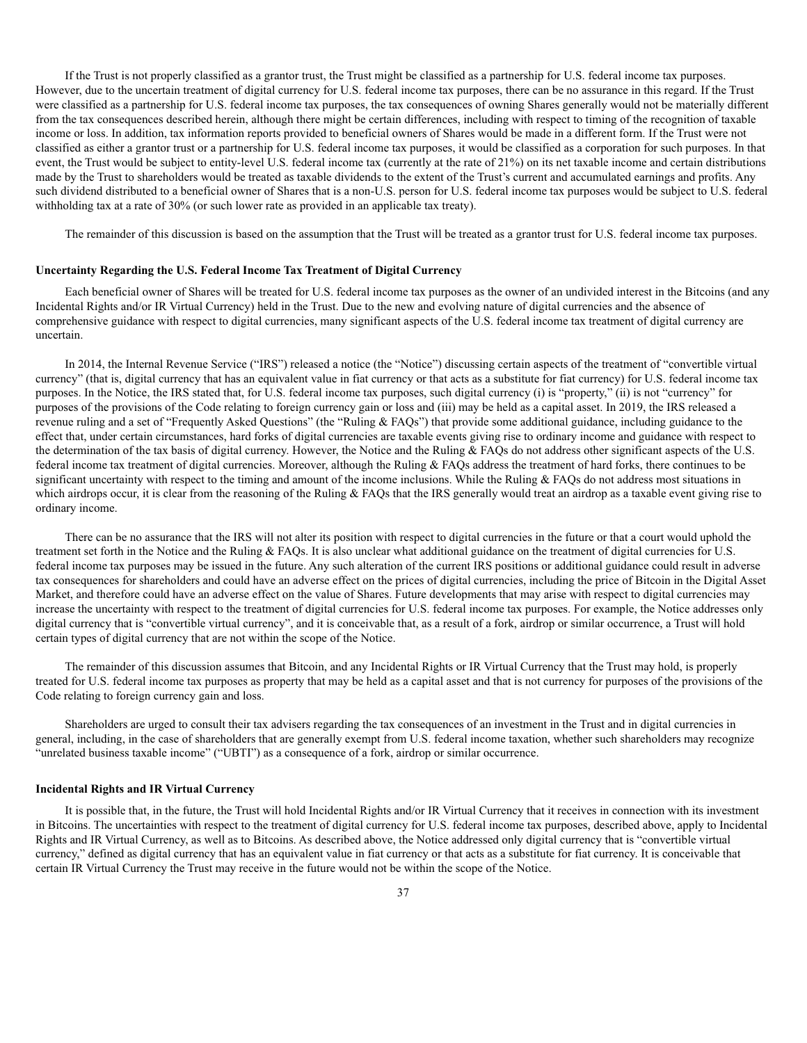If the Trust is not properly classified as a grantor trust, the Trust might be classified as a partnership for U.S. federal income tax purposes. However, due to the uncertain treatment of digital currency for U.S. federal income tax purposes, there can be no assurance in this regard. If the Trust were classified as a partnership for U.S. federal income tax purposes, the tax consequences of owning Shares generally would not be materially different from the tax consequences described herein, although there might be certain differences, including with respect to timing of the recognition of taxable income or loss. In addition, tax information reports provided to beneficial owners of Shares would be made in a different form. If the Trust were not classified as either a grantor trust or a partnership for U.S. federal income tax purposes, it would be classified as a corporation for such purposes. In that event, the Trust would be subject to entity-level U.S. federal income tax (currently at the rate of 21%) on its net taxable income and certain distributions made by the Trust to shareholders would be treated as taxable dividends to the extent of the Trust's current and accumulated earnings and profits. Any such dividend distributed to a beneficial owner of Shares that is a non-U.S. person for U.S. federal income tax purposes would be subject to U.S. federal withholding tax at a rate of 30% (or such lower rate as provided in an applicable tax treaty).

The remainder of this discussion is based on the assumption that the Trust will be treated as a grantor trust for U.S. federal income tax purposes.

**Uncertainty Regarding the U.S. Federal Income Tax Treatment of Digital Currency**

Each beneficial owner of Shares will be treated for U.S. federal income tax purposes as the owner of an undivided interest in the Bitcoins (and any Incidental Rights and/or IR Virtual Currency) held in the Trust. Due to the new and evolving nature of digital currencies and the absence of comprehensive guidance with respect to digital currencies, many significant aspects of the U.S. federal income tax treatment of digital currency are uncertain.

In 2014, the Internal Revenue Service ("IRS") released a notice (the "Notice") discussing certain aspects of the treatment of "convertible virtual currency" (that is, digital currency that has an equivalent value in fiat currency or that acts as a substitute for fiat currency) for U.S. federal income tax purposes. In the Notice, the IRS stated that, for U.S. federal income tax purposes, such digital currency (i) is "property," (ii) is not "currency" for purposes of the provisions of the Code relating to foreign currency gain or loss and (iii) may be held as a capital asset. In 2019, the IRS released a revenue ruling and a set of "Frequently Asked Questions" (the "Ruling & FAQs") that provide some additional guidance, including guidance to the effect that, under certain circumstances, hard forks of digital currencies are taxable events giving rise to ordinary income and guidance with respect to the determination of the tax basis of digital currency. However, the Notice and the Ruling & FAQs do not address other significant aspects of the U.S. federal income tax treatment of digital currencies. Moreover, although the Ruling & FAQs address the treatment of hard forks, there continues to be significant uncertainty with respect to the timing and amount of the income inclusions. While the Ruling & FAQs do not address most situations in which airdrops occur, it is clear from the reasoning of the Ruling & FAQs that the IRS generally would treat an airdrop as a taxable event giving rise to ordinary income.

There can be no assurance that the IRS will not alter its position with respect to digital currencies in the future or that a court would uphold the treatment set forth in the Notice and the Ruling & FAQs. It is also unclear what additional guidance on the treatment of digital currencies for U.S. federal income tax purposes may be issued in the future. Any such alteration of the current IRS positions or additional guidance could result in adverse tax consequences for shareholders and could have an adverse effect on the prices of digital currencies, including the price of Bitcoin in the Digital Asset Market, and therefore could have an adverse effect on the value of Shares. Future developments that may arise with respect to digital currencies may increase the uncertainty with respect to the treatment of digital currencies for U.S. federal income tax purposes. For example, the Notice addresses only digital currency that is "convertible virtual currency", and it is conceivable that, as a result of a fork, airdrop or similar occurrence, a Trust will hold certain types of digital currency that are not within the scope of the Notice.

The remainder of this discussion assumes that Bitcoin, and any Incidental Rights or IR Virtual Currency that the Trust may hold, is properly treated for U.S. federal income tax purposes as property that may be held as a capital asset and that is not currency for purposes of the provisions of the Code relating to foreign currency gain and loss.

Shareholders are urged to consult their tax advisers regarding the tax consequences of an investment in the Trust and in digital currencies in general, including, in the case of shareholders that are generally exempt from U.S. federal income taxation, whether such shareholders may recognize "unrelated business taxable income" ("UBTI") as a consequence of a fork, airdrop or similar occurrence.

**Incidental Rights and IR Virtual Currency**

It is possible that, in the future, the Trust will hold Incidental Rights and/or IR Virtual Currency that it receives in connection with its investment in Bitcoins. The uncertainties with respect to the treatment of digital currency for U.S. federal income tax purposes, described above, apply to Incidental Rights and IR Virtual Currency, as well as to Bitcoins. As described above, the Notice addressed only digital currency that is "convertible virtual currency," defined as digital currency that has an equivalent value in fiat currency or that acts as a substitute for fiat currency. It is conceivable that certain IR Virtual Currency the Trust may receive in the future would not be within the scope of the Notice.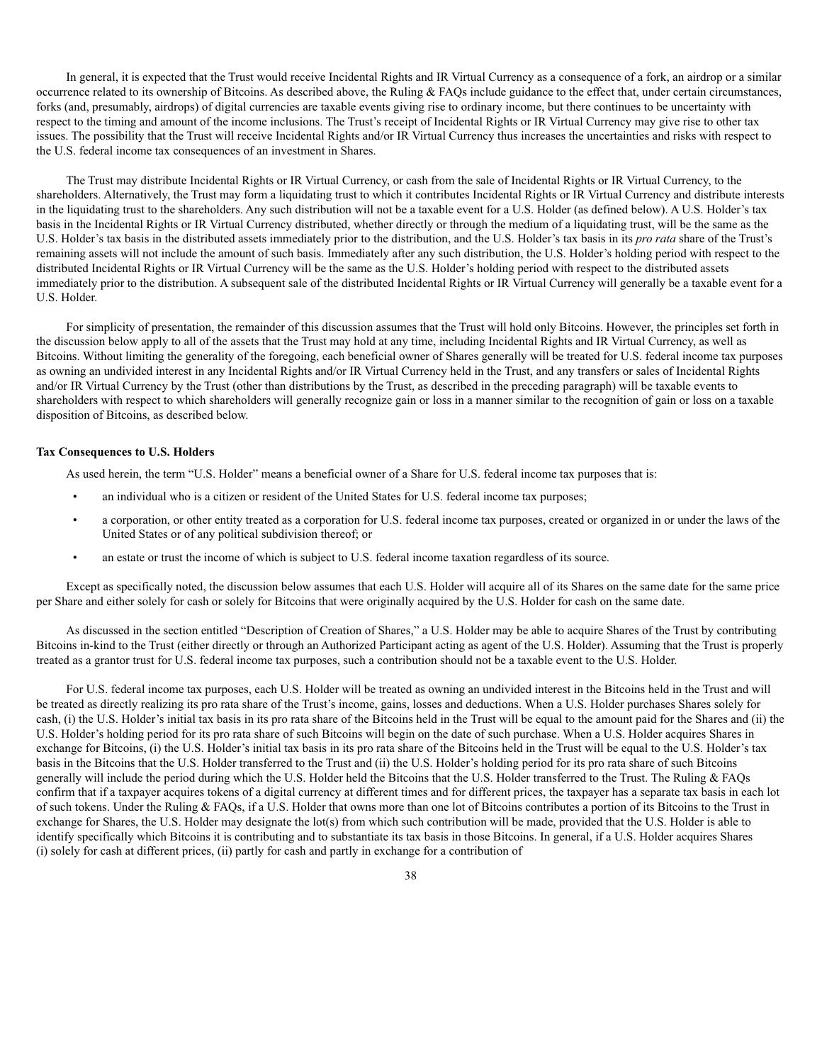In general, it is expected that the Trust would receive Incidental Rights and IR Virtual Currency as a consequence of a fork, an airdrop or a similar occurrence related to its ownership of Bitcoins. As described above, the Ruling & FAQs include guidance to the effect that, under certain circumstances, forks (and, presumably, airdrops) of digital currencies are taxable events giving rise to ordinary income, but there continues to be uncertainty with respect to the timing and amount of the income inclusions. The Trust's receipt of Incidental Rights or IR Virtual Currency may give rise to other tax issues. The possibility that the Trust will receive Incidental Rights and/or IR Virtual Currency thus increases the uncertainties and risks with respect to the U.S. federal income tax consequences of an investment in Shares.

The Trust may distribute Incidental Rights or IR Virtual Currency, or cash from the sale of Incidental Rights or IR Virtual Currency, to the shareholders. Alternatively, the Trust may form a liquidating trust to which it contributes Incidental Rights or IR Virtual Currency and distribute interests in the liquidating trust to the shareholders. Any such distribution will not be a taxable event for a U.S. Holder (as defined below). A U.S. Holder's tax basis in the Incidental Rights or IR Virtual Currency distributed, whether directly or through the medium of a liquidating trust, will be the same as the U.S. Holder's tax basis in the distributed assets immediately prior to the distribution, and the U.S. Holder's tax basis in its *pro rata* share of the Trust's remaining assets will not include the amount of such basis. Immediately after any such distribution, the U.S. Holder's holding period with respect to the distributed Incidental Rights or IR Virtual Currency will be the same as the U.S. Holder's holding period with respect to the distributed assets immediately prior to the distribution. A subsequent sale of the distributed Incidental Rights or IR Virtual Currency will generally be a taxable event for a U.S. Holder.

For simplicity of presentation, the remainder of this discussion assumes that the Trust will hold only Bitcoins. However, the principles set forth in the discussion below apply to all of the assets that the Trust may hold at any time, including Incidental Rights and IR Virtual Currency, as well as Bitcoins. Without limiting the generality of the foregoing, each beneficial owner of Shares generally will be treated for U.S. federal income tax purposes as owning an undivided interest in any Incidental Rights and/or IR Virtual Currency held in the Trust, and any transfers or sales of Incidental Rights and/or IR Virtual Currency by the Trust (other than distributions by the Trust, as described in the preceding paragraph) will be taxable events to shareholders with respect to which shareholders will generally recognize gain or loss in a manner similar to the recognition of gain or loss on a taxable disposition of Bitcoins, as described below.

**Tax Consequences to U.S. Holders**

As used herein, the term "U.S. Holder" means a beneficial owner of a Share for U.S. federal income tax purposes that is:

- an individual who is a citizen or resident of the United States for U.S. federal income tax purposes;
- a corporation, or other entity treated as a corporation for U.S. federal income tax purposes, created or organized in or under the laws of the United States or of any political subdivision thereof; or
- an estate or trust the income of which is subject to U.S. federal income taxation regardless of its source.

Except as specifically noted, the discussion below assumes that each U.S. Holder will acquire all of its Shares on the same date for the same price per Share and either solely for cash or solely for Bitcoins that were originally acquired by the U.S. Holder for cash on the same date.

As discussed in the section entitled "Description of Creation of Shares," a U.S. Holder may be able to acquire Shares of the Trust by contributing Bitcoins in-kind to the Trust (either directly or through an Authorized Participant acting as agent of the U.S. Holder). Assuming that the Trust is properly treated as a grantor trust for U.S. federal income tax purposes, such a contribution should not be a taxable event to the U.S. Holder.

For U.S. federal income tax purposes, each U.S. Holder will be treated as owning an undivided interest in the Bitcoins held in the Trust and will be treated as directly realizing its pro rata share of the Trust's income, gains, losses and deductions. When a U.S. Holder purchases Shares solely for cash, (i) the U.S. Holder's initial tax basis in its pro rata share of the Bitcoins held in the Trust will be equal to the amount paid for the Shares and (ii) the U.S. Holder's holding period for its pro rata share of such Bitcoins will begin on the date of such purchase. When a U.S. Holder acquires Shares in exchange for Bitcoins, (i) the U.S. Holder's initial tax basis in its pro rata share of the Bitcoins held in the Trust will be equal to the U.S. Holder's tax basis in the Bitcoins that the U.S. Holder transferred to the Trust and (ii) the U.S. Holder's holding period for its pro rata share of such Bitcoins generally will include the period during which the U.S. Holder held the Bitcoins that the U.S. Holder transferred to the Trust. The Ruling & FAQs confirm that if a taxpayer acquires tokens of a digital currency at different times and for different prices, the taxpayer has a separate tax basis in each lot of such tokens. Under the Ruling & FAQs, if a U.S. Holder that owns more than one lot of Bitcoins contributes a portion of its Bitcoins to the Trust in exchange for Shares, the U.S. Holder may designate the lot(s) from which such contribution will be made, provided that the U.S. Holder is able to identify specifically which Bitcoins it is contributing and to substantiate its tax basis in those Bitcoins. In general, if a U.S. Holder acquires Shares (i) solely for cash at different prices, (ii) partly for cash and partly in exchange for a contribution of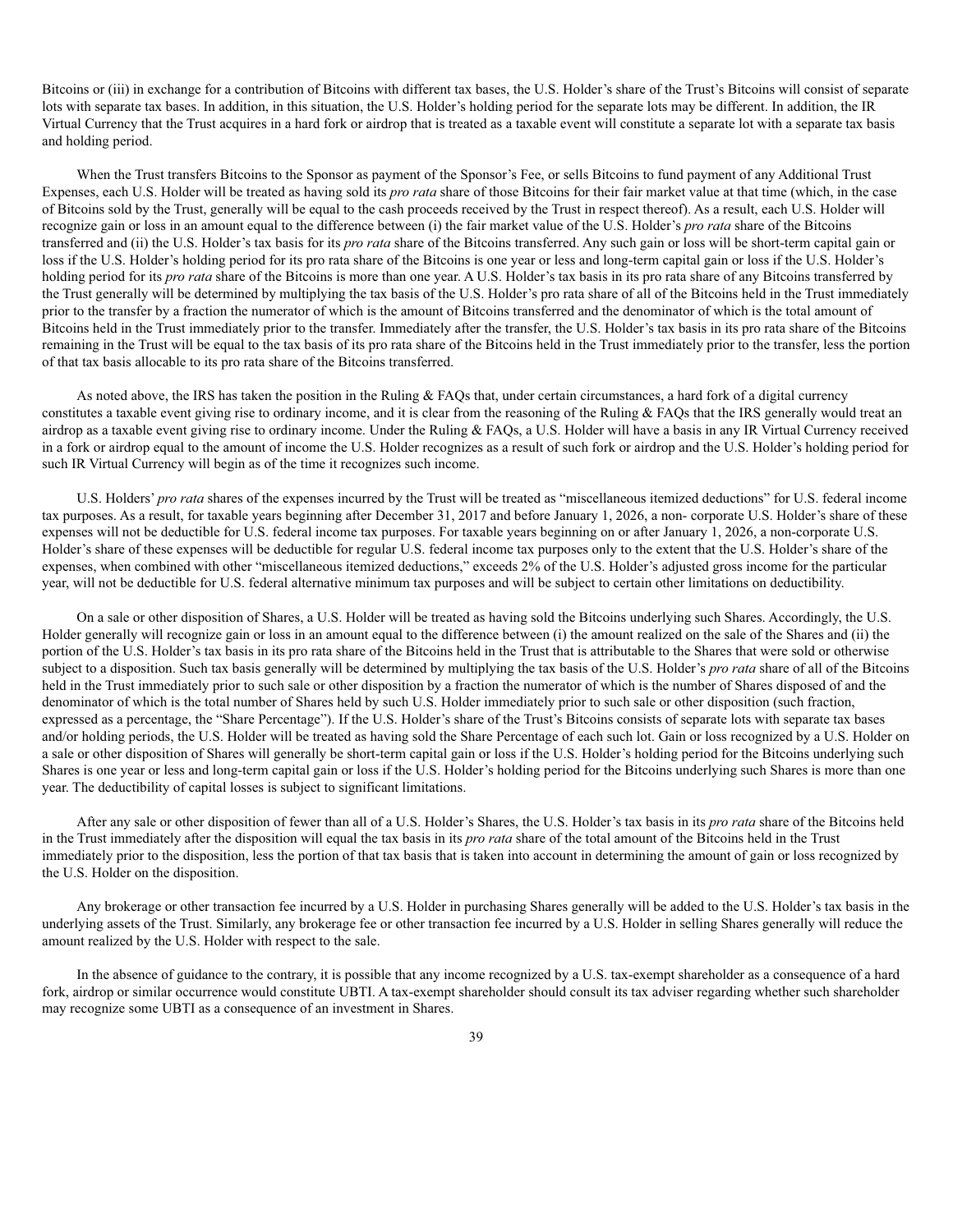Bitcoins or (iii) in exchange for a contribution of Bitcoins with different tax bases, the U.S. Holder's share of the Trust's Bitcoins will consist of separate lots with separate tax bases. In addition, in this situation, the U.S. Holder's holding period for the separate lots may be different. In addition, the IR Virtual Currency that the Trust acquires in a hard fork or airdrop that is treated as a taxable event will constitute a separate lot with a separate tax basis and holding period.

When the Trust transfers Bitcoins to the Sponsor as payment of the Sponsor's Fee, or sells Bitcoins to fund payment of any Additional Trust Expenses, each U.S. Holder will be treated as having sold its *pro rata* share of those Bitcoins for their fair market value at that time (which, in the case of Bitcoins sold by the Trust, generally will be equal to the cash proceeds received by the Trust in respect thereof). As a result, each U.S. Holder will recognize gain or loss in an amount equal to the difference between (i) the fair market value of the U.S. Holder's *pro rata* share of the Bitcoins transferred and (ii) the U.S. Holder's tax basis for its *pro rata* share of the Bitcoins transferred. Any such gain or loss will be short-term capital gain or loss if the U.S. Holder's holding period for its pro rata share of the Bitcoins is one year or less and long-term capital gain or loss if the U.S. Holder's holding period for its *pro rata* share of the Bitcoins is more than one year. A U.S. Holder's tax basis in its pro rata share of any Bitcoins transferred by the Trust generally will be determined by multiplying the tax basis of the U.S. Holder's pro rata share of all of the Bitcoins held in the Trust immediately prior to the transfer by a fraction the numerator of which is the amount of Bitcoins transferred and the denominator of which is the total amount of Bitcoins held in the Trust immediately prior to the transfer. Immediately after the transfer, the U.S. Holder's tax basis in its pro rata share of the Bitcoins remaining in the Trust will be equal to the tax basis of its pro rata share of the Bitcoins held in the Trust immediately prior to the transfer, less the portion of that tax basis allocable to its pro rata share of the Bitcoins transferred.

As noted above, the IRS has taken the position in the Ruling & FAQs that, under certain circumstances, a hard fork of a digital currency constitutes a taxable event giving rise to ordinary income, and it is clear from the reasoning of the Ruling & FAQs that the IRS generally would treat an airdrop as a taxable event giving rise to ordinary income. Under the Ruling & FAQs, a U.S. Holder will have a basis in any IR Virtual Currency received in a fork or airdrop equal to the amount of income the U.S. Holder recognizes as a result of such fork or airdrop and the U.S. Holder's holding period for such IR Virtual Currency will begin as of the time it recognizes such income.

U.S. Holders' *pro rata* shares of the expenses incurred by the Trust will be treated as "miscellaneous itemized deductions" for U.S. federal income tax purposes. As a result, for taxable years beginning after December 31, 2017 and before January 1, 2026, a non- corporate U.S. Holder's share of these expenses will not be deductible for U.S. federal income tax purposes. For taxable years beginning on or after January 1, 2026, a non-corporate U.S. Holder's share of these expenses will be deductible for regular U.S. federal income tax purposes only to the extent that the U.S. Holder's share of the expenses, when combined with other "miscellaneous itemized deductions," exceeds 2% of the U.S. Holder's adjusted gross income for the particular year, will not be deductible for U.S. federal alternative minimum tax purposes and will be subject to certain other limitations on deductibility.

On a sale or other disposition of Shares, a U.S. Holder will be treated as having sold the Bitcoins underlying such Shares. Accordingly, the U.S. Holder generally will recognize gain or loss in an amount equal to the difference between (i) the amount realized on the sale of the Shares and (ii) the portion of the U.S. Holder's tax basis in its pro rata share of the Bitcoins held in the Trust that is attributable to the Shares that were sold or otherwise subject to a disposition. Such tax basis generally will be determined by multiplying the tax basis of the U.S. Holder's *pro rata* share of all of the Bitcoins held in the Trust immediately prior to such sale or other disposition by a fraction the numerator of which is the number of Shares disposed of and the denominator of which is the total number of Shares held by such U.S. Holder immediately prior to such sale or other disposition (such fraction, expressed as a percentage, the "Share Percentage"). If the U.S. Holder's share of the Trust's Bitcoins consists of separate lots with separate tax bases and/or holding periods, the U.S. Holder will be treated as having sold the Share Percentage of each such lot. Gain or loss recognized by a U.S. Holder on a sale or other disposition of Shares will generally be short-term capital gain or loss if the U.S. Holder's holding period for the Bitcoins underlying such Shares is one year or less and long-term capital gain or loss if the U.S. Holder's holding period for the Bitcoins underlying such Shares is more than one year. The deductibility of capital losses is subject to significant limitations.

After any sale or other disposition of fewer than all of a U.S. Holder's Shares, the U.S. Holder's tax basis in its *pro rata* share of the Bitcoins held in the Trust immediately after the disposition will equal the tax basis in its *pro rata* share of the total amount of the Bitcoins held in the Trust immediately prior to the disposition, less the portion of that tax basis that is taken into account in determining the amount of gain or loss recognized by the U.S. Holder on the disposition.

Any brokerage or other transaction fee incurred by a U.S. Holder in purchasing Shares generally will be added to the U.S. Holder's tax basis in the underlying assets of the Trust. Similarly, any brokerage fee or other transaction fee incurred by a U.S. Holder in selling Shares generally will reduce the amount realized by the U.S. Holder with respect to the sale.

In the absence of guidance to the contrary, it is possible that any income recognized by a U.S. tax-exempt shareholder as a consequence of a hard fork, airdrop or similar occurrence would constitute UBTI. A tax-exempt shareholder should consult its tax adviser regarding whether such shareholder may recognize some UBTI as a consequence of an investment in Shares.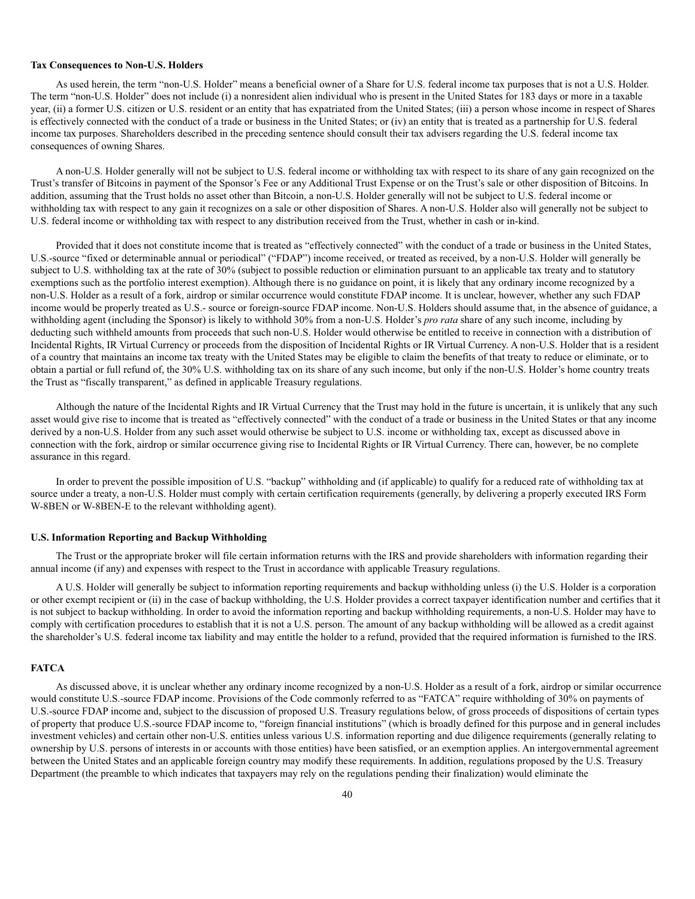**Tax Consequences to Non-U.S. Holders**

As used herein, the term "non-U.S. Holder" means a beneficial owner of a Share for U.S. federal income tax purposes that is not a U.S. Holder. The term "non-U.S. Holder" does not include (i) a nonresident alien individual who is present in the United States for 183 days or more in a taxable year, (ii) a former U.S. citizen or U.S. resident or an entity that has expatriated from the United States; (iii) a person whose income in respect of Shares is effectively connected with the conduct of a trade or business in the United States; or (iv) an entity that is treated as a partnership for U.S. federal income tax purposes. Shareholders described in the preceding sentence should consult their tax advisers regarding the U.S. federal income tax consequences of owning Shares.

A non-U.S. Holder generally will not be subject to U.S. federal income or withholding tax with respect to its share of any gain recognized on the Trust's transfer of Bitcoins in payment of the Sponsor's Fee or any Additional Trust Expense or on the Trust's sale or other disposition of Bitcoins. In addition, assuming that the Trust holds no asset other than Bitcoin, a non-U.S. Holder generally will not be subject to U.S. federal income or withholding tax with respect to any gain it recognizes on a sale or other disposition of Shares. A non-U.S. Holder also will generally not be subject to U.S. federal income or withholding tax with respect to any distribution received from the Trust, whether in cash or in-kind.

Provided that it does not constitute income that is treated as "effectively connected" with the conduct of a trade or business in the United States, U.S.-source "fixed or determinable annual or periodical" ("FDAP") income received, or treated as received, by a non-U.S. Holder will generally be subject to U.S. withholding tax at the rate of 30% (subject to possible reduction or elimination pursuant to an applicable tax treaty and to statutory exemptions such as the portfolio interest exemption). Although there is no guidance on point, it is likely that any ordinary income recognized by a non-U.S. Holder as a result of a fork, airdrop or similar occurrence would constitute FDAP income. It is unclear, however, whether any such FDAP income would be properly treated as U.S.- source or foreign-source FDAP income. Non-U.S. Holders should assume that, in the absence of guidance, a withholding agent (including the Sponsor) is likely to withhold 30% from a non-U.S. Holder's *pro rata* share of any such income, including by deducting such withheld amounts from proceeds that such non-U.S. Holder would otherwise be entitled to receive in connection with a distribution of Incidental Rights, IR Virtual Currency or proceeds from the disposition of Incidental Rights or IR Virtual Currency. A non-U.S. Holder that is a resident of a country that maintains an income tax treaty with the United States may be eligible to claim the benefits of that treaty to reduce or eliminate, or to obtain a partial or full refund of, the 30% U.S. withholding tax on its share of any such income, but only if the non-U.S. Holder's home country treats the Trust as "fiscally transparent," as defined in applicable Treasury regulations.

Although the nature of the Incidental Rights and IR Virtual Currency that the Trust may hold in the future is uncertain, it is unlikely that any such asset would give rise to income that is treated as "effectively connected" with the conduct of a trade or business in the United States or that any income derived by a non-U.S. Holder from any such asset would otherwise be subject to U.S. income or withholding tax, except as discussed above in connection with the fork, airdrop or similar occurrence giving rise to Incidental Rights or IR Virtual Currency. There can, however, be no complete assurance in this regard.

In order to prevent the possible imposition of U.S. "backup" withholding and (if applicable) to qualify for a reduced rate of withholding tax at source under a treaty, a non-U.S. Holder must comply with certain certification requirements (generally, by delivering a properly executed IRS Form W-8BEN or W-8BEN-E to the relevant withholding agent).

**U.S. Information Reporting and Backup Withholding**

The Trust or the appropriate broker will file certain information returns with the IRS and provide shareholders with information regarding their annual income (if any) and expenses with respect to the Trust in accordance with applicable Treasury regulations.

A U.S. Holder will generally be subject to information reporting requirements and backup withholding unless (i) the U.S. Holder is a corporation or other exempt recipient or (ii) in the case of backup withholding, the U.S. Holder provides a correct taxpayer identification number and certifies that it is not subject to backup withholding. In order to avoid the information reporting and backup withholding requirements, a non-U.S. Holder may have to comply with certification procedures to establish that it is not a U.S. person. The amount of any backup withholding will be allowed as a credit against the shareholder's U.S. federal income tax liability and may entitle the holder to a refund, provided that the required information is furnished to the IRS.

**FATCA**

As discussed above, it is unclear whether any ordinary income recognized by a non-U.S. Holder as a result of a fork, airdrop or similar occurrence would constitute U.S.-source FDAP income. Provisions of the Code commonly referred to as "FATCA" require withholding of 30% on payments of U.S.-source FDAP income and, subject to the discussion of proposed U.S. Treasury regulations below, of gross proceeds of dispositions of certain types of property that produce U.S.-source FDAP income to, "foreign financial institutions" (which is broadly defined for this purpose and in general includes investment vehicles) and certain other non-U.S. entities unless various U.S. information reporting and due diligence requirements (generally relating to ownership by U.S. persons of interests in or accounts with those entities) have been satisfied, or an exemption applies. An intergovernmental agreement between the United States and an applicable foreign country may modify these requirements. In addition, regulations proposed by the U.S. Treasury Department (the preamble to which indicates that taxpayers may rely on the regulations pending their finalization) would eliminate the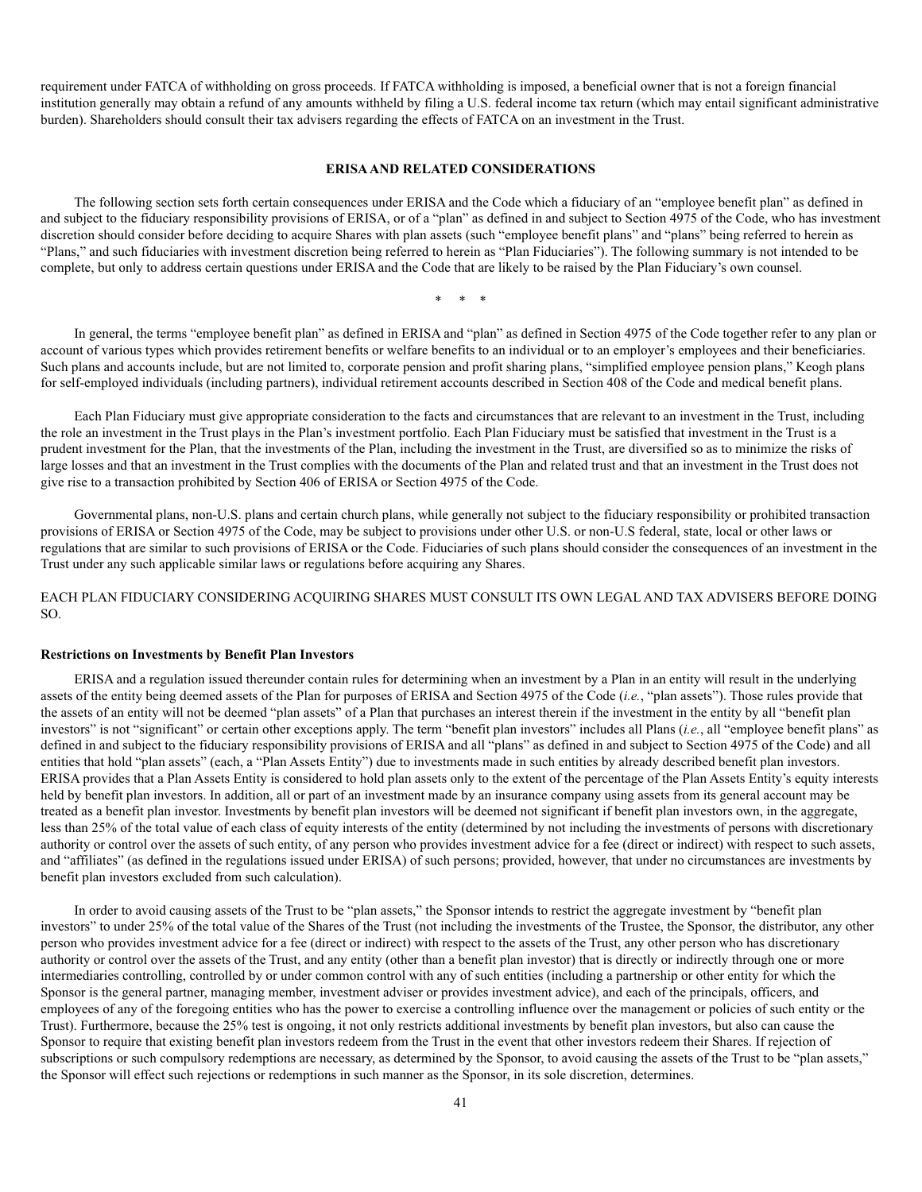requirement under FATCA of withholding on gross proceeds. If FATCA withholding is imposed, a beneficial owner that is not a foreign financial institution generally may obtain a refund of any amounts withheld by filing a U.S. federal income tax return (which may entail significant administrative burden). Shareholders should consult their tax advisers regarding the effects of FATCA on an investment in the Trust.

## ERISA AND RELATED CONSIDERATIONS

The following section sets forth certain consequences under ERISA and the Code which a fiduciary of an "employee benefit plan" as defined in and subject to the fiduciary responsibility provisions of ERISA, or of a "plan" as defined in and subject to Section 4975 of the Code, who has investment discretion should consider before deciding to acquire Shares with plan assets (such "employee benefit plans" and "plans" being referred to herein as "Plans," and such fiduciaries with investment discretion being referred to herein as "Plan Fiduciaries"). The following summary is not intended to be complete, but only to address certain questions under ERISA and the Code that are likely to be raised by the Plan Fiduciary's own counsel.

\* \* \*

In general, the terms "employee benefit plan" as defined in ERISA and "plan" as defined in Section 4975 of the Code together refer to any plan or account of various types which provides retirement benefits or welfare benefits to an individual or to an employer's employees and their beneficiaries. Such plans and accounts include, but are not limited to, corporate pension and profit sharing plans, "simplified employee pension plans," Keogh plans for self-employed individuals (including partners), individual retirement accounts described in Section 408 of the Code and medical benefit plans.

Each Plan Fiduciary must give appropriate consideration to the facts and circumstances that are relevant to an investment in the Trust, including the role an investment in the Trust plays in the Plan's investment portfolio. Each Plan Fiduciary must be satisfied that investment in the Trust is a prudent investment for the Plan, that the investments of the Plan, including the investment in the Trust, are diversified so as to minimize the risks of large losses and that an investment in the Trust complies with the documents of the Plan and related trust and that an investment in the Trust does not give rise to a transaction prohibited by Section 406 of ERISA or Section 4975 of the Code.

Governmental plans, non-U.S. plans and certain church plans, while generally not subject to the fiduciary responsibility or prohibited transaction provisions of ERISA or Section 4975 of the Code, may be subject to provisions under other U.S. or non-U.S federal, state, local or other laws or regulations that are similar to such provisions of ERISA or the Code. Fiduciaries of such plans should consider the consequences of an investment in the Trust under any such applicable similar laws or regulations before acquiring any Shares.

EACH PLAN FIDUCIARY CONSIDERING ACQUIRING SHARES MUST CONSULT ITS OWN LEGAL AND TAX ADVISERS BEFORE DOING SO.

### Restrictions on Investments by Benefit Plan Investors

ERISA and a regulation issued thereunder contain rules for determining when an investment by a Plan in an entity will result in the underlying assets of the entity being deemed assets of the Plan for purposes of ERISA and Section 4975 of the Code (*i.e.*, "plan assets"). Those rules provide that the assets of an entity will not be deemed "plan assets" of a Plan that purchases an interest therein if the investment in the entity by all "benefit plan investors" is not "significant" or certain other exceptions apply. The term "benefit plan investors" includes all Plans (*i.e.*, all "employee benefit plans" as defined in and subject to the fiduciary responsibility provisions of ERISA and all "plans" as defined in and subject to Section 4975 of the Code) and all entities that hold "plan assets" (each, a "Plan Assets Entity") due to investments made in such entities by already described benefit plan investors. ERISA provides that a Plan Assets Entity is considered to hold plan assets only to the extent of the percentage of the Plan Assets Entity's equity interests held by benefit plan investors. In addition, all or part of an investment made by an insurance company using assets from its general account may be treated as a benefit plan investor. Investments by benefit plan investors will be deemed not significant if benefit plan investors own, in the aggregate, less than 25% of the total value of each class of equity interests of the entity (determined by not including the investments of persons with discretionary authority or control over the assets of such entity, of any person who provides investment advice for a fee (direct or indirect) with respect to such assets, and "affiliates" (as defined in the regulations issued under ERISA) of such persons; provided, however, that under no circumstances are investments by benefit plan investors excluded from such calculation).

In order to avoid causing assets of the Trust to be "plan assets," the Sponsor intends to restrict the aggregate investment by "benefit plan investors" to under 25% of the total value of the Shares of the Trust (not including the investments of the Trustee, the Sponsor, the distributor, any other person who provides investment advice for a fee (direct or indirect) with respect to the assets of the Trust, any other person who has discretionary authority or control over the assets of the Trust, and any entity (other than a benefit plan investor) that is directly or indirectly through one or more intermediaries controlling, controlled by or under common control with any of such entities (including a partnership or other entity for which the Sponsor is the general partner, managing member, investment adviser or provides investment advice), and each of the principals, officers, and employees of any of the foregoing entities who has the power to exercise a controlling influence over the management or policies of such entity or the Trust). Furthermore, because the 25% test is ongoing, it not only restricts additional investments by benefit plan investors, but also can cause the Sponsor to require that existing benefit plan investors redeem from the Trust in the event that other investors redeem their Shares. If rejection of subscriptions or such compulsory redemptions are necessary, as determined by the Sponsor, to avoid causing the assets of the Trust to be "plan assets," the Sponsor will effect such rejections or redemptions in such manner as the Sponsor, in its sole discretion, determines.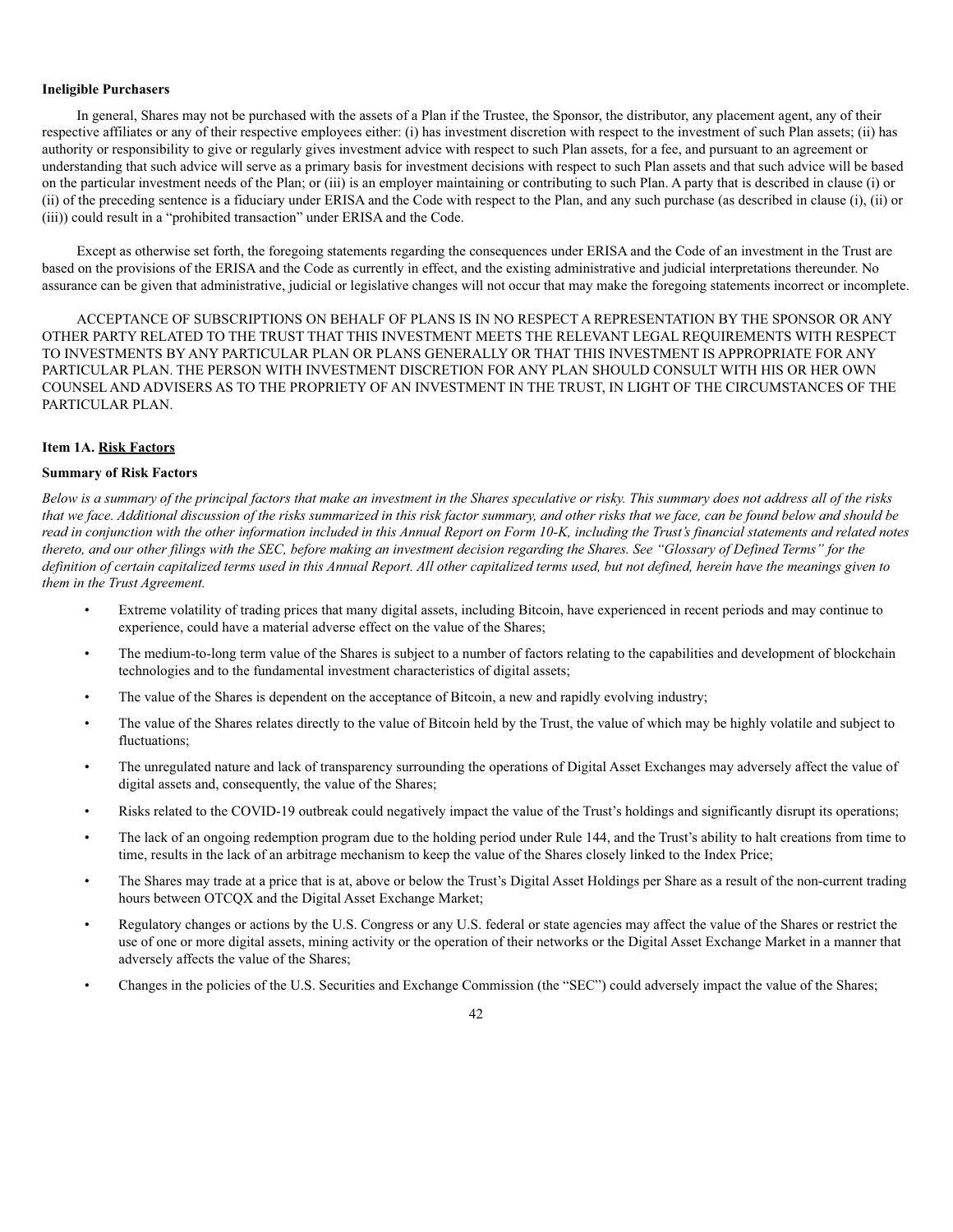**Ineligible Purchasers**

In general, Shares may not be purchased with the assets of a Plan if the Trustee, the Sponsor, the distributor, any placement agent, any of their respective affiliates or any of their respective employees either: (i) has investment discretion with respect to the investment of such Plan assets; (ii) has authority or responsibility to give or regularly gives investment advice with respect to such Plan assets, for a fee, and pursuant to an agreement or understanding that such advice will serve as a primary basis for investment decisions with respect to such Plan assets and that such advice will be based on the particular investment needs of the Plan; or (iii) is an employer maintaining or contributing to such Plan. A party that is described in clause (i) or (ii) of the preceding sentence is a fiduciary under ERISA and the Code with respect to the Plan, and any such purchase (as described in clause (i), (ii) or (iii)) could result in a "prohibited transaction" under ERISA and the Code.

Except as otherwise set forth, the foregoing statements regarding the consequences under ERISA and the Code of an investment in the Trust are based on the provisions of the ERISA and the Code as currently in effect, and the existing administrative and judicial interpretations thereunder. No assurance can be given that administrative, judicial or legislative changes will not occur that may make the foregoing statements incorrect or incomplete.

ACCEPTANCE OF SUBSCRIPTIONS ON BEHALF OF PLANS IS IN NO RESPECT A REPRESENTATION BY THE SPONSOR OR ANY OTHER PARTY RELATED TO THE TRUST THAT THIS INVESTMENT MEETS THE RELEVANT LEGAL REQUIREMENTS WITH RESPECT TO INVESTMENTS BY ANY PARTICULAR PLAN OR PLANS GENERALLY OR THAT THIS INVESTMENT IS APPROPRIATE FOR ANY PARTICULAR PLAN. THE PERSON WITH INVESTMENT DISCRETION FOR ANY PLAN SHOULD CONSULT WITH HIS OR HER OWN COUNSEL AND ADVISERS AS TO THE PROPRIETY OF AN INVESTMENT IN THE TRUST, IN LIGHT OF THE CIRCUMSTANCES OF THE PARTICULAR PLAN.

## Item 1A. Risk Factors

### Summary of Risk Factors

*Below is a summary of the principal factors that make an investment in the Shares speculative or risky. This summary does not address all of the risks that we face. Additional discussion of the risks summarized in this risk factor summary, and other risks that we face, can be found below and should be read in conjunction with the other information included in this Annual Report on Form 10-K, including the Trust's financial statements and related notes thereto, and our other filings with the SEC, before making an investment decision regarding the Shares. See "Glossary of Defined Terms" for the definition of certain capitalized terms used in this Annual Report. All other capitalized terms used, but not defined, herein have the meanings given to them in the Trust Agreement.*

- Extreme volatility of trading prices that many digital assets, including Bitcoin, have experienced in recent periods and may continue to experience, could have a material adverse effect on the value of the Shares;
- The medium-to-long term value of the Shares is subject to a number of factors relating to the capabilities and development of blockchain technologies and to the fundamental investment characteristics of digital assets;
- The value of the Shares is dependent on the acceptance of Bitcoin, a new and rapidly evolving industry;
- The value of the Shares relates directly to the value of Bitcoin held by the Trust, the value of which may be highly volatile and subject to fluctuations;
- The unregulated nature and lack of transparency surrounding the operations of Digital Asset Exchanges may adversely affect the value of digital assets and, consequently, the value of the Shares;
- Risks related to the COVID-19 outbreak could negatively impact the value of the Trust's holdings and significantly disrupt its operations;
- The lack of an ongoing redemption program due to the holding period under Rule 144, and the Trust's ability to halt creations from time to time, results in the lack of an arbitrage mechanism to keep the value of the Shares closely linked to the Index Price;
- The Shares may trade at a price that is at, above or below the Trust's Digital Asset Holdings per Share as a result of the non-current trading hours between OTCQX and the Digital Asset Exchange Market;
- Regulatory changes or actions by the U.S. Congress or any U.S. federal or state agencies may affect the value of the Shares or restrict the use of one or more digital assets, mining activity or the operation of their networks or the Digital Asset Exchange Market in a manner that adversely affects the value of the Shares;
- Changes in the policies of the U.S. Securities and Exchange Commission (the "SEC") could adversely impact the value of the Shares;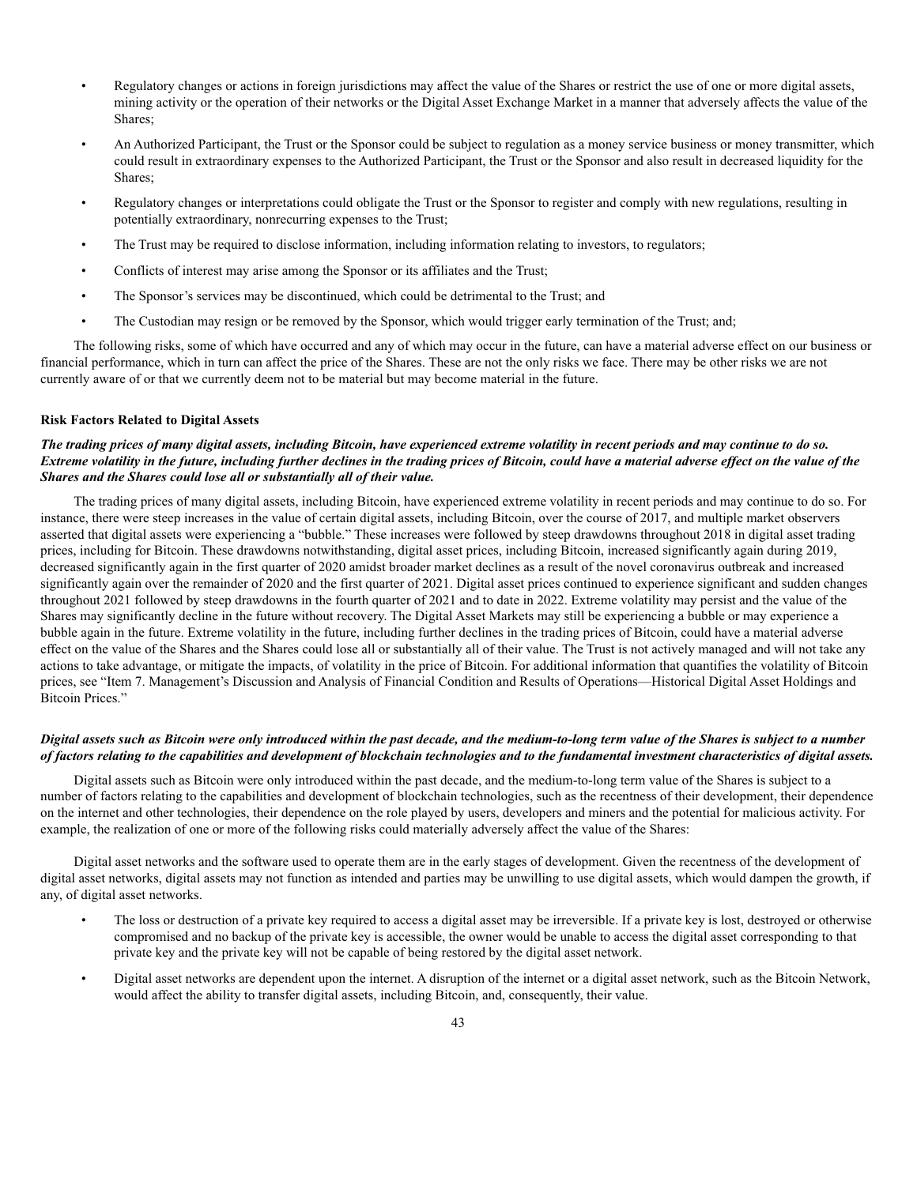- Regulatory changes or actions in foreign jurisdictions may affect the value of the Shares or restrict the use of one or more digital assets, mining activity or the operation of their networks or the Digital Asset Exchange Market in a manner that adversely affects the value of the Shares;
- An Authorized Participant, the Trust or the Sponsor could be subject to regulation as a money service business or money transmitter, which could result in extraordinary expenses to the Authorized Participant, the Trust or the Sponsor and also result in decreased liquidity for the Shares;
- Regulatory changes or interpretations could obligate the Trust or the Sponsor to register and comply with new regulations, resulting in potentially extraordinary, nonrecurring expenses to the Trust;
- The Trust may be required to disclose information, including information relating to investors, to regulators;
- Conflicts of interest may arise among the Sponsor or its affiliates and the Trust;
- The Sponsor's services may be discontinued, which could be detrimental to the Trust; and
- The Custodian may resign or be removed by the Sponsor, which would trigger early termination of the Trust; and;

The following risks, some of which have occurred and any of which may occur in the future, can have a material adverse effect on our business or financial performance, which in turn can affect the price of the Shares. These are not the only risks we face. There may be other risks we are not currently aware of or that we currently deem not to be material but may become material in the future.

**Risk Factors Related to Digital Assets**

***The trading prices of many digital assets, including Bitcoin, have experienced extreme volatility in recent periods and may continue to do so. Extreme volatility in the future, including further declines in the trading prices of Bitcoin, could have a material adverse effect on the value of the Shares and the Shares could lose all or substantially all of their value.***

The trading prices of many digital assets, including Bitcoin, have experienced extreme volatility in recent periods and may continue to do so. For instance, there were steep increases in the value of certain digital assets, including Bitcoin, over the course of 2017, and multiple market observers asserted that digital assets were experiencing a "bubble." These increases were followed by steep drawdowns throughout 2018 in digital asset trading prices, including for Bitcoin. These drawdowns notwithstanding, digital asset prices, including Bitcoin, increased significantly again during 2019, decreased significantly again in the first quarter of 2020 amidst broader market declines as a result of the novel coronavirus outbreak and increased significantly again over the remainder of 2020 and the first quarter of 2021. Digital asset prices continued to experience significant and sudden changes throughout 2021 followed by steep drawdowns in the fourth quarter of 2021 and to date in 2022. Extreme volatility may persist and the value of the Shares may significantly decline in the future without recovery. The Digital Asset Markets may still be experiencing a bubble or may experience a bubble again in the future. Extreme volatility in the future, including further declines in the trading prices of Bitcoin, could have a material adverse effect on the value of the Shares and the Shares could lose all or substantially all of their value. The Trust is not actively managed and will not take any actions to take advantage, or mitigate the impacts, of volatility in the price of Bitcoin. For additional information that quantifies the volatility of Bitcoin prices, see "Item 7. Management's Discussion and Analysis of Financial Condition and Results of Operations—Historical Digital Asset Holdings and Bitcoin Prices."

***Digital assets such as Bitcoin were only introduced within the past decade, and the medium-to-long term value of the Shares is subject to a number of factors relating to the capabilities and development of blockchain technologies and to the fundamental investment characteristics of digital assets.***

Digital assets such as Bitcoin were only introduced within the past decade, and the medium-to-long term value of the Shares is subject to a number of factors relating to the capabilities and development of blockchain technologies, such as the recentness of their development, their dependence on the internet and other technologies, their dependence on the role played by users, developers and miners and the potential for malicious activity. For example, the realization of one or more of the following risks could materially adversely affect the value of the Shares:

Digital asset networks and the software used to operate them are in the early stages of development. Given the recentness of the development of digital asset networks, digital assets may not function as intended and parties may be unwilling to use digital assets, which would dampen the growth, if any, of digital asset networks.

- The loss or destruction of a private key required to access a digital asset may be irreversible. If a private key is lost, destroyed or otherwise compromised and no backup of the private key is accessible, the owner would be unable to access the digital asset corresponding to that private key and the private key will not be capable of being restored by the digital asset network.
- Digital asset networks are dependent upon the internet. A disruption of the internet or a digital asset network, such as the Bitcoin Network, would affect the ability to transfer digital assets, including Bitcoin, and, consequently, their value.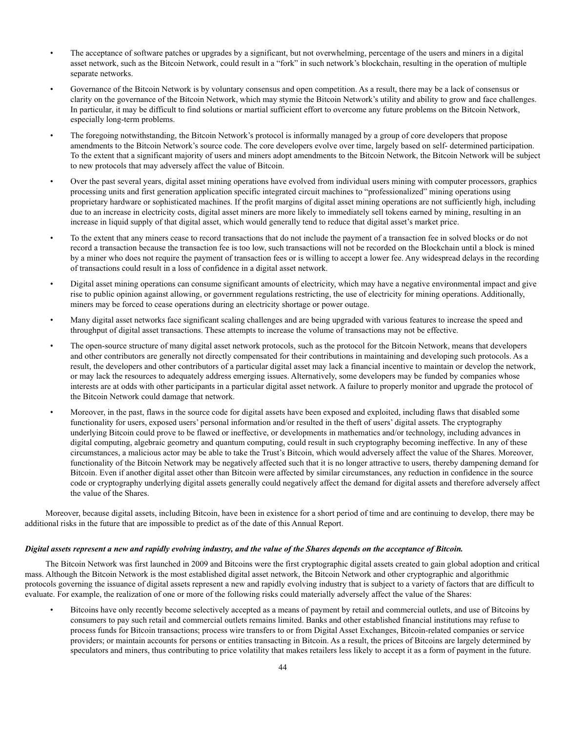- The acceptance of software patches or upgrades by a significant, but not overwhelming, percentage of the users and miners in a digital asset network, such as the Bitcoin Network, could result in a "fork" in such network's blockchain, resulting in the operation of multiple separate networks.
- Governance of the Bitcoin Network is by voluntary consensus and open competition. As a result, there may be a lack of consensus or clarity on the governance of the Bitcoin Network, which may stymie the Bitcoin Network's utility and ability to grow and face challenges. In particular, it may be difficult to find solutions or martial sufficient effort to overcome any future problems on the Bitcoin Network, especially long-term problems.
- The foregoing notwithstanding, the Bitcoin Network's protocol is informally managed by a group of core developers that propose amendments to the Bitcoin Network's source code. The core developers evolve over time, largely based on self- determined participation. To the extent that a significant majority of users and miners adopt amendments to the Bitcoin Network, the Bitcoin Network will be subject to new protocols that may adversely affect the value of Bitcoin.
- Over the past several years, digital asset mining operations have evolved from individual users mining with computer processors, graphics processing units and first generation application specific integrated circuit machines to "professionalized" mining operations using proprietary hardware or sophisticated machines. If the profit margins of digital asset mining operations are not sufficiently high, including due to an increase in electricity costs, digital asset miners are more likely to immediately sell tokens earned by mining, resulting in an increase in liquid supply of that digital asset, which would generally tend to reduce that digital asset's market price.
- To the extent that any miners cease to record transactions that do not include the payment of a transaction fee in solved blocks or do not record a transaction because the transaction fee is too low, such transactions will not be recorded on the Blockchain until a block is mined by a miner who does not require the payment of transaction fees or is willing to accept a lower fee. Any widespread delays in the recording of transactions could result in a loss of confidence in a digital asset network.
- Digital asset mining operations can consume significant amounts of electricity, which may have a negative environmental impact and give rise to public opinion against allowing, or government regulations restricting, the use of electricity for mining operations. Additionally, miners may be forced to cease operations during an electricity shortage or power outage.
- Many digital asset networks face significant scaling challenges and are being upgraded with various features to increase the speed and throughput of digital asset transactions. These attempts to increase the volume of transactions may not be effective.
- The open-source structure of many digital asset network protocols, such as the protocol for the Bitcoin Network, means that developers and other contributors are generally not directly compensated for their contributions in maintaining and developing such protocols. As a result, the developers and other contributors of a particular digital asset may lack a financial incentive to maintain or develop the network, or may lack the resources to adequately address emerging issues. Alternatively, some developers may be funded by companies whose interests are at odds with other participants in a particular digital asset network. A failure to properly monitor and upgrade the protocol of the Bitcoin Network could damage that network.
- Moreover, in the past, flaws in the source code for digital assets have been exposed and exploited, including flaws that disabled some functionality for users, exposed users' personal information and/or resulted in the theft of users' digital assets. The cryptography underlying Bitcoin could prove to be flawed or ineffective, or developments in mathematics and/or technology, including advances in digital computing, algebraic geometry and quantum computing, could result in such cryptography becoming ineffective. In any of these circumstances, a malicious actor may be able to take the Trust's Bitcoin, which would adversely affect the value of the Shares. Moreover, functionality of the Bitcoin Network may be negatively affected such that it is no longer attractive to users, thereby dampening demand for Bitcoin. Even if another digital asset other than Bitcoin were affected by similar circumstances, any reduction in confidence in the source code or cryptography underlying digital assets generally could negatively affect the demand for digital assets and therefore adversely affect the value of the Shares.

Moreover, because digital assets, including Bitcoin, have been in existence for a short period of time and are continuing to develop, there may be additional risks in the future that are impossible to predict as of the date of this Annual Report.

***Digital assets represent a new and rapidly evolving industry, and the value of the Shares depends on the acceptance of Bitcoin.***

The Bitcoin Network was first launched in 2009 and Bitcoins were the first cryptographic digital assets created to gain global adoption and critical mass. Although the Bitcoin Network is the most established digital asset network, the Bitcoin Network and other cryptographic and algorithmic protocols governing the issuance of digital assets represent a new and rapidly evolving industry that is subject to a variety of factors that are difficult to evaluate. For example, the realization of one or more of the following risks could materially adversely affect the value of the Shares:

- Bitcoins have only recently become selectively accepted as a means of payment by retail and commercial outlets, and use of Bitcoins by consumers to pay such retail and commercial outlets remains limited. Banks and other established financial institutions may refuse to process funds for Bitcoin transactions; process wire transfers to or from Digital Asset Exchanges, Bitcoin-related companies or service providers; or maintain accounts for persons or entities transacting in Bitcoin. As a result, the prices of Bitcoins are largely determined by speculators and miners, thus contributing to price volatility that makes retailers less likely to accept it as a form of payment in the future.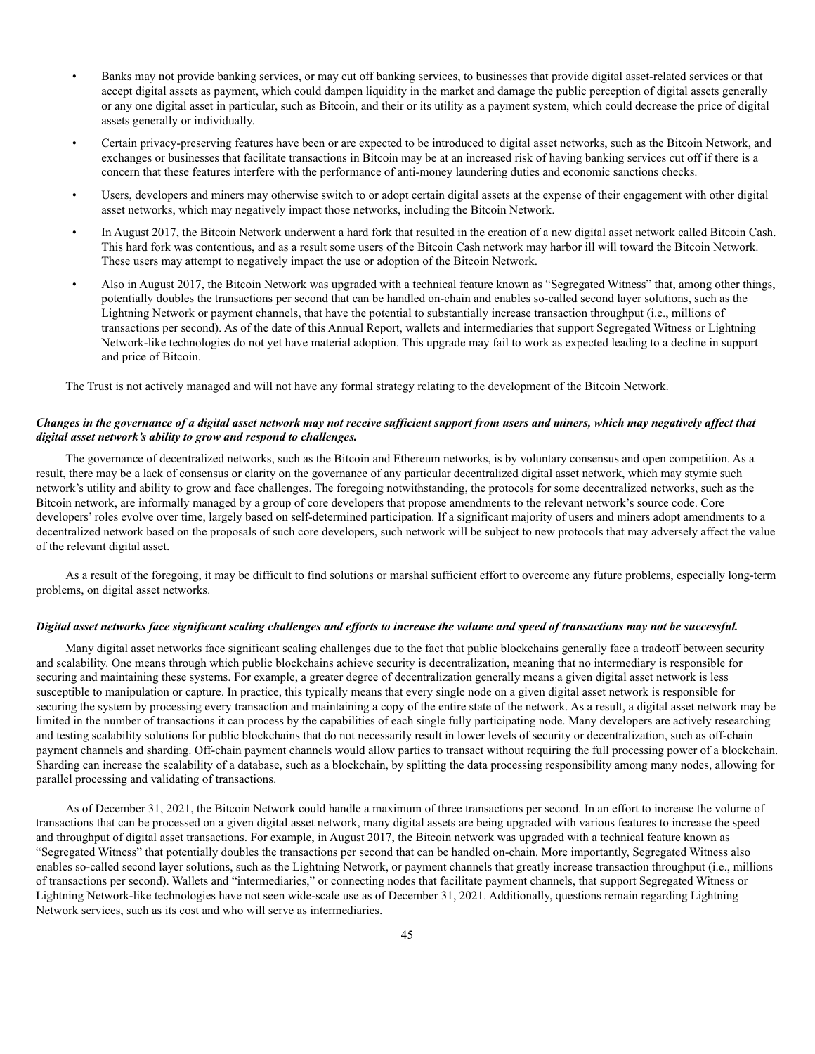- Banks may not provide banking services, or may cut off banking services, to businesses that provide digital asset-related services or that accept digital assets as payment, which could dampen liquidity in the market and damage the public perception of digital assets generally or any one digital asset in particular, such as Bitcoin, and their or its utility as a payment system, which could decrease the price of digital assets generally or individually.
- Certain privacy-preserving features have been or are expected to be introduced to digital asset networks, such as the Bitcoin Network, and exchanges or businesses that facilitate transactions in Bitcoin may be at an increased risk of having banking services cut off if there is a concern that these features interfere with the performance of anti-money laundering duties and economic sanctions checks.
- Users, developers and miners may otherwise switch to or adopt certain digital assets at the expense of their engagement with other digital asset networks, which may negatively impact those networks, including the Bitcoin Network.
- In August 2017, the Bitcoin Network underwent a hard fork that resulted in the creation of a new digital asset network called Bitcoin Cash. This hard fork was contentious, and as a result some users of the Bitcoin Cash network may harbor ill will toward the Bitcoin Network. These users may attempt to negatively impact the use or adoption of the Bitcoin Network.
- Also in August 2017, the Bitcoin Network was upgraded with a technical feature known as "Segregated Witness" that, among other things, potentially doubles the transactions per second that can be handled on-chain and enables so-called second layer solutions, such as the Lightning Network or payment channels, that have the potential to substantially increase transaction throughput (i.e., millions of transactions per second). As of the date of this Annual Report, wallets and intermediaries that support Segregated Witness or Lightning Network-like technologies do not yet have material adoption. This upgrade may fail to work as expected leading to a decline in support and price of Bitcoin.

The Trust is not actively managed and will not have any formal strategy relating to the development of the Bitcoin Network.

***Changes in the governance of a digital asset network may not receive sufficient support from users and miners, which may negatively affect that digital asset network's ability to grow and respond to challenges.***

The governance of decentralized networks, such as the Bitcoin and Ethereum networks, is by voluntary consensus and open competition. As a result, there may be a lack of consensus or clarity on the governance of any particular decentralized digital asset network, which may stymie such network's utility and ability to grow and face challenges. The foregoing notwithstanding, the protocols for some decentralized networks, such as the Bitcoin network, are informally managed by a group of core developers that propose amendments to the relevant network's source code. Core developers' roles evolve over time, largely based on self-determined participation. If a significant majority of users and miners adopt amendments to a decentralized network based on the proposals of such core developers, such network will be subject to new protocols that may adversely affect the value of the relevant digital asset.

As a result of the foregoing, it may be difficult to find solutions or marshal sufficient effort to overcome any future problems, especially long-term problems, on digital asset networks.

***Digital asset networks face significant scaling challenges and efforts to increase the volume and speed of transactions may not be successful.***

Many digital asset networks face significant scaling challenges due to the fact that public blockchains generally face a tradeoff between security and scalability. One means through which public blockchains achieve security is decentralization, meaning that no intermediary is responsible for securing and maintaining these systems. For example, a greater degree of decentralization generally means a given digital asset network is less susceptible to manipulation or capture. In practice, this typically means that every single node on a given digital asset network is responsible for securing the system by processing every transaction and maintaining a copy of the entire state of the network. As a result, a digital asset network may be limited in the number of transactions it can process by the capabilities of each single fully participating node. Many developers are actively researching and testing scalability solutions for public blockchains that do not necessarily result in lower levels of security or decentralization, such as off-chain payment channels and sharding. Off-chain payment channels would allow parties to transact without requiring the full processing power of a blockchain. Sharding can increase the scalability of a database, such as a blockchain, by splitting the data processing responsibility among many nodes, allowing for parallel processing and validating of transactions.

As of December 31, 2021, the Bitcoin Network could handle a maximum of three transactions per second. In an effort to increase the volume of transactions that can be processed on a given digital asset network, many digital assets are being upgraded with various features to increase the speed and throughput of digital asset transactions. For example, in August 2017, the Bitcoin network was upgraded with a technical feature known as "Segregated Witness" that potentially doubles the transactions per second that can be handled on-chain. More importantly, Segregated Witness also enables so-called second layer solutions, such as the Lightning Network, or payment channels that greatly increase transaction throughput (i.e., millions of transactions per second). Wallets and "intermediaries," or connecting nodes that facilitate payment channels, that support Segregated Witness or Lightning Network-like technologies have not seen wide-scale use as of December 31, 2021. Additionally, questions remain regarding Lightning Network services, such as its cost and who will serve as intermediaries.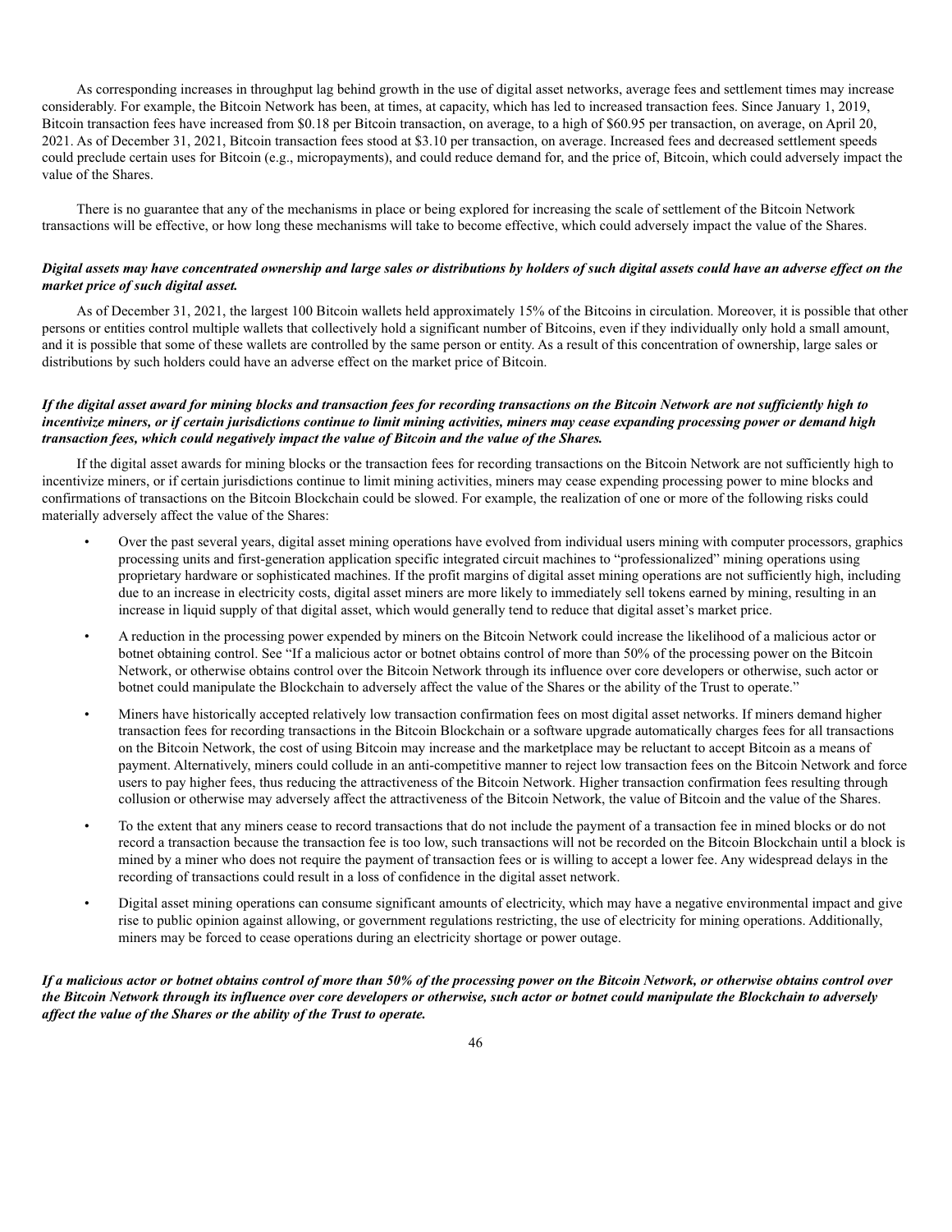As corresponding increases in throughput lag behind growth in the use of digital asset networks, average fees and settlement times may increase considerably. For example, the Bitcoin Network has been, at times, at capacity, which has led to increased transaction fees. Since January 1, 2019, Bitcoin transaction fees have increased from $0.18 per Bitcoin transaction, on average, to a high of $60.95 per transaction, on average, on April 20, 2021. As of December 31, 2021, Bitcoin transaction fees stood at $3.10 per transaction, on average. Increased fees and decreased settlement speeds could preclude certain uses for Bitcoin (e.g., micropayments), and could reduce demand for, and the price of, Bitcoin, which could adversely impact the value of the Shares.

There is no guarantee that any of the mechanisms in place or being explored for increasing the scale of settlement of the Bitcoin Network transactions will be effective, or how long these mechanisms will take to become effective, which could adversely impact the value of the Shares.

***Digital assets may have concentrated ownership and large sales or distributions by holders of such digital assets could have an adverse effect on the market price of such digital asset.***

As of December 31, 2021, the largest 100 Bitcoin wallets held approximately 15% of the Bitcoins in circulation. Moreover, it is possible that other persons or entities control multiple wallets that collectively hold a significant number of Bitcoins, even if they individually only hold a small amount, and it is possible that some of these wallets are controlled by the same person or entity. As a result of this concentration of ownership, large sales or distributions by such holders could have an adverse effect on the market price of Bitcoin.

***If the digital asset award for mining blocks and transaction fees for recording transactions on the Bitcoin Network are not sufficiently high to incentivize miners, or if certain jurisdictions continue to limit mining activities, miners may cease expanding processing power or demand high transaction fees, which could negatively impact the value of Bitcoin and the value of the Shares.***

If the digital asset awards for mining blocks or the transaction fees for recording transactions on the Bitcoin Network are not sufficiently high to incentivize miners, or if certain jurisdictions continue to limit mining activities, miners may cease expending processing power to mine blocks and confirmations of transactions on the Bitcoin Blockchain could be slowed. For example, the realization of one or more of the following risks could materially adversely affect the value of the Shares:

- Over the past several years, digital asset mining operations have evolved from individual users mining with computer processors, graphics processing units and first-generation application specific integrated circuit machines to "professionalized" mining operations using proprietary hardware or sophisticated machines. If the profit margins of digital asset mining operations are not sufficiently high, including due to an increase in electricity costs, digital asset miners are more likely to immediately sell tokens earned by mining, resulting in an increase in liquid supply of that digital asset, which would generally tend to reduce that digital asset's market price.
- A reduction in the processing power expended by miners on the Bitcoin Network could increase the likelihood of a malicious actor or botnet obtaining control. See "If a malicious actor or botnet obtains control of more than 50% of the processing power on the Bitcoin Network, or otherwise obtains control over the Bitcoin Network through its influence over core developers or otherwise, such actor or botnet could manipulate the Blockchain to adversely affect the value of the Shares or the ability of the Trust to operate."
- Miners have historically accepted relatively low transaction confirmation fees on most digital asset networks. If miners demand higher transaction fees for recording transactions in the Bitcoin Blockchain or a software upgrade automatically charges fees for all transactions on the Bitcoin Network, the cost of using Bitcoin may increase and the marketplace may be reluctant to accept Bitcoin as a means of payment. Alternatively, miners could collude in an anti-competitive manner to reject low transaction fees on the Bitcoin Network and force users to pay higher fees, thus reducing the attractiveness of the Bitcoin Network. Higher transaction confirmation fees resulting through collusion or otherwise may adversely affect the attractiveness of the Bitcoin Network, the value of Bitcoin and the value of the Shares.
- To the extent that any miners cease to record transactions that do not include the payment of a transaction fee in mined blocks or do not record a transaction because the transaction fee is too low, such transactions will not be recorded on the Bitcoin Blockchain until a block is mined by a miner who does not require the payment of transaction fees or is willing to accept a lower fee. Any widespread delays in the recording of transactions could result in a loss of confidence in the digital asset network.
- Digital asset mining operations can consume significant amounts of electricity, which may have a negative environmental impact and give rise to public opinion against allowing, or government regulations restricting, the use of electricity for mining operations. Additionally, miners may be forced to cease operations during an electricity shortage or power outage.

***If a malicious actor or botnet obtains control of more than 50% of the processing power on the Bitcoin Network, or otherwise obtains control over the Bitcoin Network through its influence over core developers or otherwise, such actor or botnet could manipulate the Blockchain to adversely affect the value of the Shares or the ability of the Trust to operate.***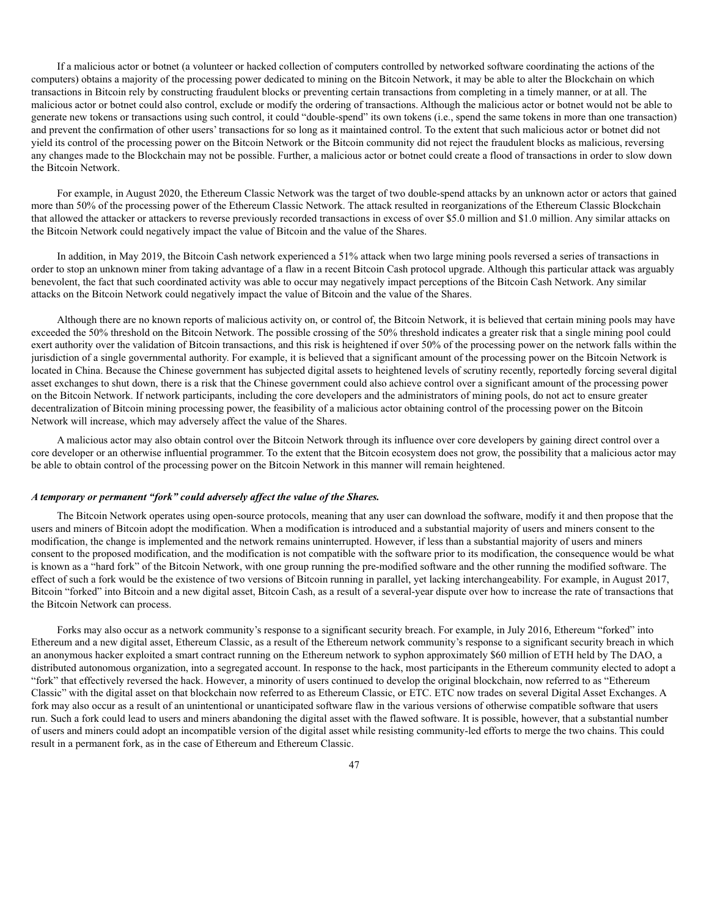If a malicious actor or botnet (a volunteer or hacked collection of computers controlled by networked software coordinating the actions of the computers) obtains a majority of the processing power dedicated to mining on the Bitcoin Network, it may be able to alter the Blockchain on which transactions in Bitcoin rely by constructing fraudulent blocks or preventing certain transactions from completing in a timely manner, or at all. The malicious actor or botnet could also control, exclude or modify the ordering of transactions. Although the malicious actor or botnet would not be able to generate new tokens or transactions using such control, it could "double-spend" its own tokens (i.e., spend the same tokens in more than one transaction) and prevent the confirmation of other users' transactions for so long as it maintained control. To the extent that such malicious actor or botnet did not yield its control of the processing power on the Bitcoin Network or the Bitcoin community did not reject the fraudulent blocks as malicious, reversing any changes made to the Blockchain may not be possible. Further, a malicious actor or botnet could create a flood of transactions in order to slow down the Bitcoin Network.

For example, in August 2020, the Ethereum Classic Network was the target of two double-spend attacks by an unknown actor or actors that gained more than 50% of the processing power of the Ethereum Classic Network. The attack resulted in reorganizations of the Ethereum Classic Blockchain that allowed the attacker or attackers to reverse previously recorded transactions in excess of over $5.0 million and $1.0 million. Any similar attacks on the Bitcoin Network could negatively impact the value of Bitcoin and the value of the Shares.

In addition, in May 2019, the Bitcoin Cash network experienced a 51% attack when two large mining pools reversed a series of transactions in order to stop an unknown miner from taking advantage of a flaw in a recent Bitcoin Cash protocol upgrade. Although this particular attack was arguably benevolent, the fact that such coordinated activity was able to occur may negatively impact perceptions of the Bitcoin Cash Network. Any similar attacks on the Bitcoin Network could negatively impact the value of Bitcoin and the value of the Shares.

Although there are no known reports of malicious activity on, or control of, the Bitcoin Network, it is believed that certain mining pools may have exceeded the 50% threshold on the Bitcoin Network. The possible crossing of the 50% threshold indicates a greater risk that a single mining pool could exert authority over the validation of Bitcoin transactions, and this risk is heightened if over 50% of the processing power on the network falls within the jurisdiction of a single governmental authority. For example, it is believed that a significant amount of the processing power on the Bitcoin Network is located in China. Because the Chinese government has subjected digital assets to heightened levels of scrutiny recently, reportedly forcing several digital asset exchanges to shut down, there is a risk that the Chinese government could also achieve control over a significant amount of the processing power on the Bitcoin Network. If network participants, including the core developers and the administrators of mining pools, do not act to ensure greater decentralization of Bitcoin mining processing power, the feasibility of a malicious actor obtaining control of the processing power on the Bitcoin Network will increase, which may adversely affect the value of the Shares.

A malicious actor may also obtain control over the Bitcoin Network through its influence over core developers by gaining direct control over a core developer or an otherwise influential programmer. To the extent that the Bitcoin ecosystem does not grow, the possibility that a malicious actor may be able to obtain control of the processing power on the Bitcoin Network in this manner will remain heightened.

***A temporary or permanent "fork" could adversely affect the value of the Shares.***

The Bitcoin Network operates using open-source protocols, meaning that any user can download the software, modify it and then propose that the users and miners of Bitcoin adopt the modification. When a modification is introduced and a substantial majority of users and miners consent to the modification, the change is implemented and the network remains uninterrupted. However, if less than a substantial majority of users and miners consent to the proposed modification, and the modification is not compatible with the software prior to its modification, the consequence would be what is known as a "hard fork" of the Bitcoin Network, with one group running the pre-modified software and the other running the modified software. The effect of such a fork would be the existence of two versions of Bitcoin running in parallel, yet lacking interchangeability. For example, in August 2017, Bitcoin "forked" into Bitcoin and a new digital asset, Bitcoin Cash, as a result of a several-year dispute over how to increase the rate of transactions that the Bitcoin Network can process.

Forks may also occur as a network community's response to a significant security breach. For example, in July 2016, Ethereum "forked" into Ethereum and a new digital asset, Ethereum Classic, as a result of the Ethereum network community's response to a significant security breach in which an anonymous hacker exploited a smart contract running on the Ethereum network to syphon approximately $60 million of ETH held by The DAO, a distributed autonomous organization, into a segregated account. In response to the hack, most participants in the Ethereum community elected to adopt a "fork" that effectively reversed the hack. However, a minority of users continued to develop the original blockchain, now referred to as "Ethereum Classic" with the digital asset on that blockchain now referred to as Ethereum Classic, or ETC. ETC now trades on several Digital Asset Exchanges. A fork may also occur as a result of an unintentional or unanticipated software flaw in the various versions of otherwise compatible software that users run. Such a fork could lead to users and miners abandoning the digital asset with the flawed software. It is possible, however, that a substantial number of users and miners could adopt an incompatible version of the digital asset while resisting community-led efforts to merge the two chains. This could result in a permanent fork, as in the case of Ethereum and Ethereum Classic.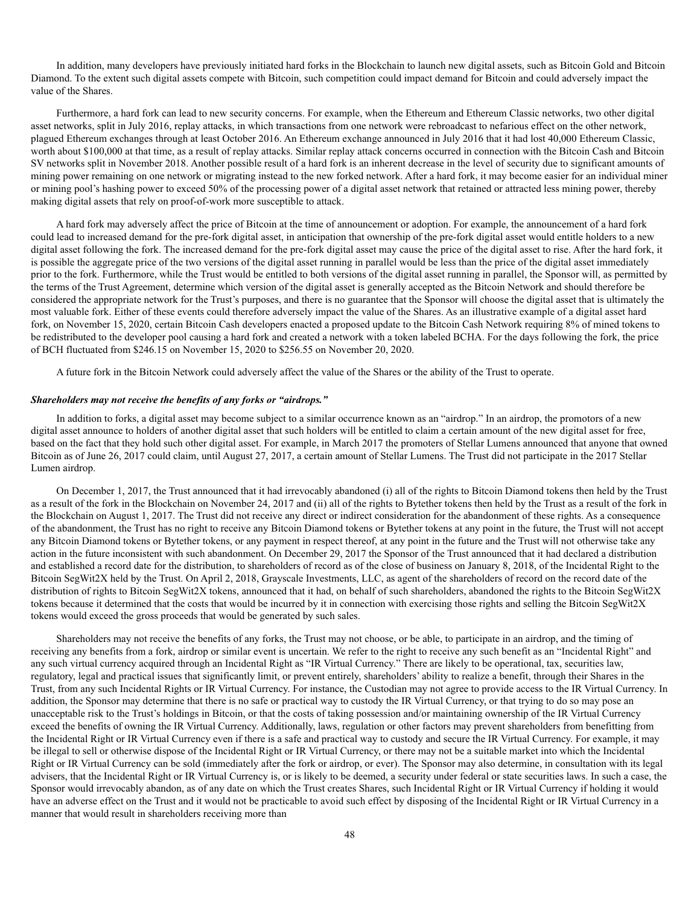In addition, many developers have previously initiated hard forks in the Blockchain to launch new digital assets, such as Bitcoin Gold and Bitcoin Diamond. To the extent such digital assets compete with Bitcoin, such competition could impact demand for Bitcoin and could adversely impact the value of the Shares.

Furthermore, a hard fork can lead to new security concerns. For example, when the Ethereum and Ethereum Classic networks, two other digital asset networks, split in July 2016, replay attacks, in which transactions from one network were rebroadcast to nefarious effect on the other network, plagued Ethereum exchanges through at least October 2016. An Ethereum exchange announced in July 2016 that it had lost 40,000 Ethereum Classic, worth about $100,000 at that time, as a result of replay attacks. Similar replay attack concerns occurred in connection with the Bitcoin Cash and Bitcoin SV networks split in November 2018. Another possible result of a hard fork is an inherent decrease in the level of security due to significant amounts of mining power remaining on one network or migrating instead to the new forked network. After a hard fork, it may become easier for an individual miner or mining pool's hashing power to exceed 50% of the processing power of a digital asset network that retained or attracted less mining power, thereby making digital assets that rely on proof-of-work more susceptible to attack.

A hard fork may adversely affect the price of Bitcoin at the time of announcement or adoption. For example, the announcement of a hard fork could lead to increased demand for the pre-fork digital asset, in anticipation that ownership of the pre-fork digital asset would entitle holders to a new digital asset following the fork. The increased demand for the pre-fork digital asset may cause the price of the digital asset to rise. After the hard fork, it is possible the aggregate price of the two versions of the digital asset running in parallel would be less than the price of the digital asset immediately prior to the fork. Furthermore, while the Trust would be entitled to both versions of the digital asset running in parallel, the Sponsor will, as permitted by the terms of the Trust Agreement, determine which version of the digital asset is generally accepted as the Bitcoin Network and should therefore be considered the appropriate network for the Trust's purposes, and there is no guarantee that the Sponsor will choose the digital asset that is ultimately the most valuable fork. Either of these events could therefore adversely impact the value of the Shares. As an illustrative example of a digital asset hard fork, on November 15, 2020, certain Bitcoin Cash developers enacted a proposed update to the Bitcoin Cash Network requiring 8% of mined tokens to be redistributed to the developer pool causing a hard fork and created a network with a token labeled BCHA. For the days following the fork, the price of BCH fluctuated from $246.15 on November 15, 2020 to $256.55 on November 20, 2020.

A future fork in the Bitcoin Network could adversely affect the value of the Shares or the ability of the Trust to operate.

***Shareholders may not receive the benefits of any forks or "airdrops."***

In addition to forks, a digital asset may become subject to a similar occurrence known as an "airdrop." In an airdrop, the promotors of a new digital asset announce to holders of another digital asset that such holders will be entitled to claim a certain amount of the new digital asset for free, based on the fact that they hold such other digital asset. For example, in March 2017 the promoters of Stellar Lumens announced that anyone that owned Bitcoin as of June 26, 2017 could claim, until August 27, 2017, a certain amount of Stellar Lumens. The Trust did not participate in the 2017 Stellar Lumen airdrop.

On December 1, 2017, the Trust announced that it had irrevocably abandoned (i) all of the rights to Bitcoin Diamond tokens then held by the Trust as a result of the fork in the Blockchain on November 24, 2017 and (ii) all of the rights to Bytether tokens then held by the Trust as a result of the fork in the Blockchain on August 1, 2017. The Trust did not receive any direct or indirect consideration for the abandonment of these rights. As a consequence of the abandonment, the Trust has no right to receive any Bitcoin Diamond tokens or Bytether tokens at any point in the future, the Trust will not accept any Bitcoin Diamond tokens or Bytether tokens, or any payment in respect thereof, at any point in the future and the Trust will not otherwise take any action in the future inconsistent with such abandonment. On December 29, 2017 the Sponsor of the Trust announced that it had declared a distribution and established a record date for the distribution, to shareholders of record as of the close of business on January 8, 2018, of the Incidental Right to the Bitcoin SegWit2X held by the Trust. On April 2, 2018, Grayscale Investments, LLC, as agent of the shareholders of record on the record date of the distribution of rights to Bitcoin SegWit2X tokens, announced that it had, on behalf of such shareholders, abandoned the rights to the Bitcoin SegWit2X tokens because it determined that the costs that would be incurred by it in connection with exercising those rights and selling the Bitcoin SegWit2X tokens would exceed the gross proceeds that would be generated by such sales.

Shareholders may not receive the benefits of any forks, the Trust may not choose, or be able, to participate in an airdrop, and the timing of receiving any benefits from a fork, airdrop or similar event is uncertain. We refer to the right to receive any such benefit as an "Incidental Right" and any such virtual currency acquired through an Incidental Right as "IR Virtual Currency." There are likely to be operational, tax, securities law, regulatory, legal and practical issues that significantly limit, or prevent entirely, shareholders' ability to realize a benefit, through their Shares in the Trust, from any such Incidental Rights or IR Virtual Currency. For instance, the Custodian may not agree to provide access to the IR Virtual Currency. In addition, the Sponsor may determine that there is no safe or practical way to custody the IR Virtual Currency, or that trying to do so may pose an unacceptable risk to the Trust's holdings in Bitcoin, or that the costs of taking possession and/or maintaining ownership of the IR Virtual Currency exceed the benefits of owning the IR Virtual Currency. Additionally, laws, regulation or other factors may prevent shareholders from benefitting from the Incidental Right or IR Virtual Currency even if there is a safe and practical way to custody and secure the IR Virtual Currency. For example, it may be illegal to sell or otherwise dispose of the Incidental Right or IR Virtual Currency, or there may not be a suitable market into which the Incidental Right or IR Virtual Currency can be sold (immediately after the fork or airdrop, or ever). The Sponsor may also determine, in consultation with its legal advisers, that the Incidental Right or IR Virtual Currency is, or is likely to be deemed, a security under federal or state securities laws. In such a case, the Sponsor would irrevocably abandon, as of any date on which the Trust creates Shares, such Incidental Right or IR Virtual Currency if holding it would have an adverse effect on the Trust and it would not be practicable to avoid such effect by disposing of the Incidental Right or IR Virtual Currency in a manner that would result in shareholders receiving more than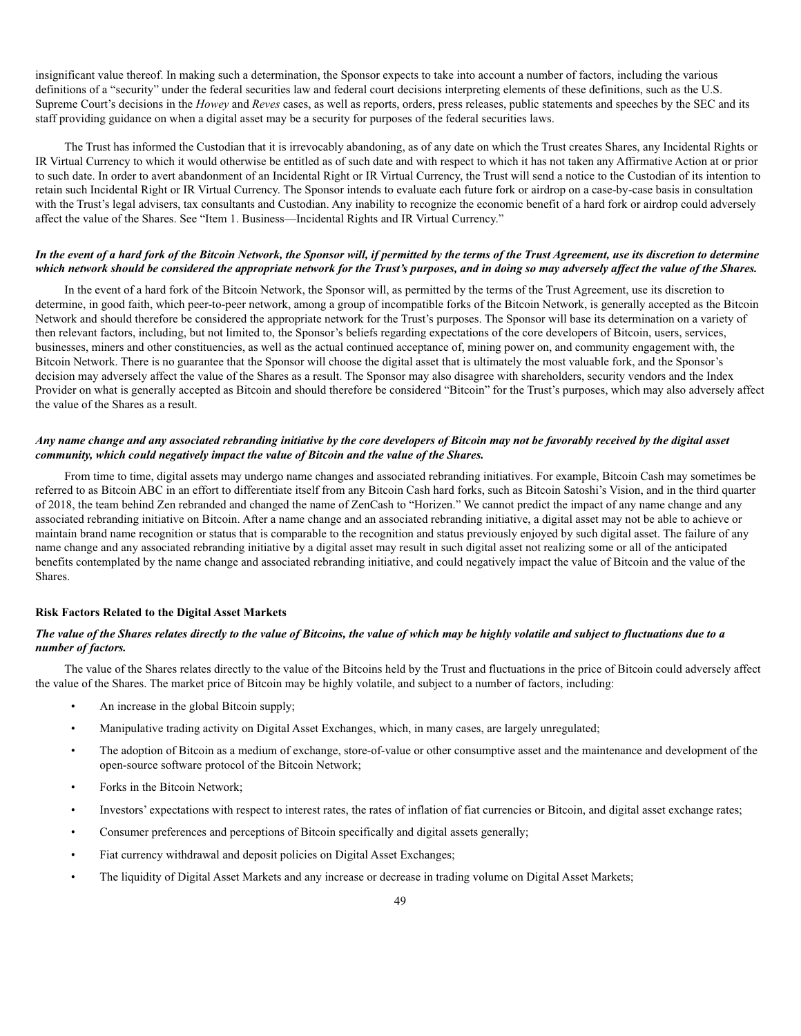insignificant value thereof. In making such a determination, the Sponsor expects to take into account a number of factors, including the various definitions of a "security" under the federal securities law and federal court decisions interpreting elements of these definitions, such as the U.S. Supreme Court's decisions in the *Howey* and *Reves* cases, as well as reports, orders, press releases, public statements and speeches by the SEC and its staff providing guidance on when a digital asset may be a security for purposes of the federal securities laws.

The Trust has informed the Custodian that it is irrevocably abandoning, as of any date on which the Trust creates Shares, any Incidental Rights or IR Virtual Currency to which it would otherwise be entitled as of such date and with respect to which it has not taken any Affirmative Action at or prior to such date. In order to avert abandonment of an Incidental Right or IR Virtual Currency, the Trust will send a notice to the Custodian of its intention to retain such Incidental Right or IR Virtual Currency. The Sponsor intends to evaluate each future fork or airdrop on a case-by-case basis in consultation with the Trust's legal advisers, tax consultants and Custodian. Any inability to recognize the economic benefit of a hard fork or airdrop could adversely affect the value of the Shares. See "Item 1. Business—Incidental Rights and IR Virtual Currency."

***In the event of a hard fork of the Bitcoin Network, the Sponsor will, if permitted by the terms of the Trust Agreement, use its discretion to determine which network should be considered the appropriate network for the Trust's purposes, and in doing so may adversely affect the value of the Shares.***

In the event of a hard fork of the Bitcoin Network, the Sponsor will, as permitted by the terms of the Trust Agreement, use its discretion to determine, in good faith, which peer-to-peer network, among a group of incompatible forks of the Bitcoin Network, is generally accepted as the Bitcoin Network and should therefore be considered the appropriate network for the Trust's purposes. The Sponsor will base its determination on a variety of then relevant factors, including, but not limited to, the Sponsor's beliefs regarding expectations of the core developers of Bitcoin, users, services, businesses, miners and other constituencies, as well as the actual continued acceptance of, mining power on, and community engagement with, the Bitcoin Network. There is no guarantee that the Sponsor will choose the digital asset that is ultimately the most valuable fork, and the Sponsor's decision may adversely affect the value of the Shares as a result. The Sponsor may also disagree with shareholders, security vendors and the Index Provider on what is generally accepted as Bitcoin and should therefore be considered "Bitcoin" for the Trust's purposes, which may also adversely affect the value of the Shares as a result.

***Any name change and any associated rebranding initiative by the core developers of Bitcoin may not be favorably received by the digital asset community, which could negatively impact the value of Bitcoin and the value of the Shares.***

From time to time, digital assets may undergo name changes and associated rebranding initiatives. For example, Bitcoin Cash may sometimes be referred to as Bitcoin ABC in an effort to differentiate itself from any Bitcoin Cash hard forks, such as Bitcoin Satoshi's Vision, and in the third quarter of 2018, the team behind Zen rebranded and changed the name of ZenCash to "Horizen." We cannot predict the impact of any name change and any associated rebranding initiative on Bitcoin. After a name change and an associated rebranding initiative, a digital asset may not be able to achieve or maintain brand name recognition or status that is comparable to the recognition and status previously enjoyed by such digital asset. The failure of any name change and any associated rebranding initiative by a digital asset may result in such digital asset not realizing some or all of the anticipated benefits contemplated by the name change and associated rebranding initiative, and could negatively impact the value of Bitcoin and the value of the Shares.

**Risk Factors Related to the Digital Asset Markets**

***The value of the Shares relates directly to the value of Bitcoins, the value of which may be highly volatile and subject to fluctuations due to a number of factors.***

The value of the Shares relates directly to the value of the Bitcoins held by the Trust and fluctuations in the price of Bitcoin could adversely affect the value of the Shares. The market price of Bitcoin may be highly volatile, and subject to a number of factors, including:

- An increase in the global Bitcoin supply;
- Manipulative trading activity on Digital Asset Exchanges, which, in many cases, are largely unregulated;
- The adoption of Bitcoin as a medium of exchange, store-of-value or other consumptive asset and the maintenance and development of the open-source software protocol of the Bitcoin Network;
- Forks in the Bitcoin Network;
- Investors' expectations with respect to interest rates, the rates of inflation of fiat currencies or Bitcoin, and digital asset exchange rates;
- Consumer preferences and perceptions of Bitcoin specifically and digital assets generally;
- Fiat currency withdrawal and deposit policies on Digital Asset Exchanges;
- The liquidity of Digital Asset Markets and any increase or decrease in trading volume on Digital Asset Markets;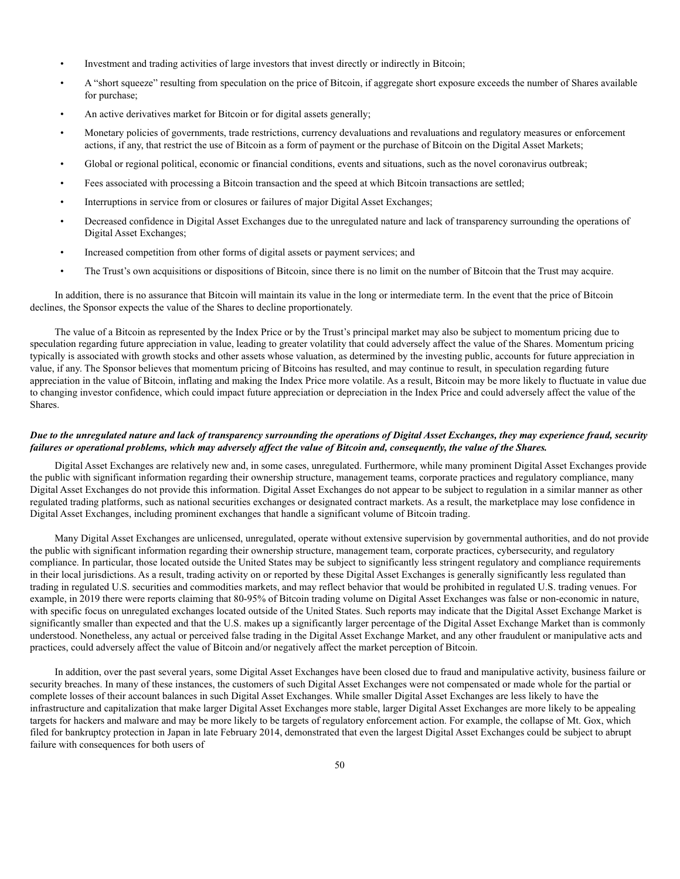- Investment and trading activities of large investors that invest directly or indirectly in Bitcoin;
- A "short squeeze" resulting from speculation on the price of Bitcoin, if aggregate short exposure exceeds the number of Shares available for purchase;
- An active derivatives market for Bitcoin or for digital assets generally;
- Monetary policies of governments, trade restrictions, currency devaluations and revaluations and regulatory measures or enforcement actions, if any, that restrict the use of Bitcoin as a form of payment or the purchase of Bitcoin on the Digital Asset Markets;
- Global or regional political, economic or financial conditions, events and situations, such as the novel coronavirus outbreak;
- Fees associated with processing a Bitcoin transaction and the speed at which Bitcoin transactions are settled;
- Interruptions in service from or closures or failures of major Digital Asset Exchanges;
- Decreased confidence in Digital Asset Exchanges due to the unregulated nature and lack of transparency surrounding the operations of Digital Asset Exchanges;
- Increased competition from other forms of digital assets or payment services; and
- The Trust's own acquisitions or dispositions of Bitcoin, since there is no limit on the number of Bitcoin that the Trust may acquire.

In addition, there is no assurance that Bitcoin will maintain its value in the long or intermediate term. In the event that the price of Bitcoin declines, the Sponsor expects the value of the Shares to decline proportionately.

The value of a Bitcoin as represented by the Index Price or by the Trust's principal market may also be subject to momentum pricing due to speculation regarding future appreciation in value, leading to greater volatility that could adversely affect the value of the Shares. Momentum pricing typically is associated with growth stocks and other assets whose valuation, as determined by the investing public, accounts for future appreciation in value, if any. The Sponsor believes that momentum pricing of Bitcoins has resulted, and may continue to result, in speculation regarding future appreciation in the value of Bitcoin, inflating and making the Index Price more volatile. As a result, Bitcoin may be more likely to fluctuate in value due to changing investor confidence, which could impact future appreciation or depreciation in the Index Price and could adversely affect the value of the Shares.

***Due to the unregulated nature and lack of transparency surrounding the operations of Digital Asset Exchanges, they may experience fraud, security failures or operational problems, which may adversely affect the value of Bitcoin and, consequently, the value of the Shares.***

Digital Asset Exchanges are relatively new and, in some cases, unregulated. Furthermore, while many prominent Digital Asset Exchanges provide the public with significant information regarding their ownership structure, management teams, corporate practices and regulatory compliance, many Digital Asset Exchanges do not provide this information. Digital Asset Exchanges do not appear to be subject to regulation in a similar manner as other regulated trading platforms, such as national securities exchanges or designated contract markets. As a result, the marketplace may lose confidence in Digital Asset Exchanges, including prominent exchanges that handle a significant volume of Bitcoin trading.

Many Digital Asset Exchanges are unlicensed, unregulated, operate without extensive supervision by governmental authorities, and do not provide the public with significant information regarding their ownership structure, management team, corporate practices, cybersecurity, and regulatory compliance. In particular, those located outside the United States may be subject to significantly less stringent regulatory and compliance requirements in their local jurisdictions. As a result, trading activity on or reported by these Digital Asset Exchanges is generally significantly less regulated than trading in regulated U.S. securities and commodities markets, and may reflect behavior that would be prohibited in regulated U.S. trading venues. For example, in 2019 there were reports claiming that 80-95% of Bitcoin trading volume on Digital Asset Exchanges was false or non-economic in nature, with specific focus on unregulated exchanges located outside of the United States. Such reports may indicate that the Digital Asset Exchange Market is significantly smaller than expected and that the U.S. makes up a significantly larger percentage of the Digital Asset Exchange Market than is commonly understood. Nonetheless, any actual or perceived false trading in the Digital Asset Exchange Market, and any other fraudulent or manipulative acts and practices, could adversely affect the value of Bitcoin and/or negatively affect the market perception of Bitcoin.

In addition, over the past several years, some Digital Asset Exchanges have been closed due to fraud and manipulative activity, business failure or security breaches. In many of these instances, the customers of such Digital Asset Exchanges were not compensated or made whole for the partial or complete losses of their account balances in such Digital Asset Exchanges. While smaller Digital Asset Exchanges are less likely to have the infrastructure and capitalization that make larger Digital Asset Exchanges more stable, larger Digital Asset Exchanges are more likely to be appealing targets for hackers and malware and may be more likely to be targets of regulatory enforcement action. For example, the collapse of Mt. Gox, which filed for bankruptcy protection in Japan in late February 2014, demonstrated that even the largest Digital Asset Exchanges could be subject to abrupt failure with consequences for both users of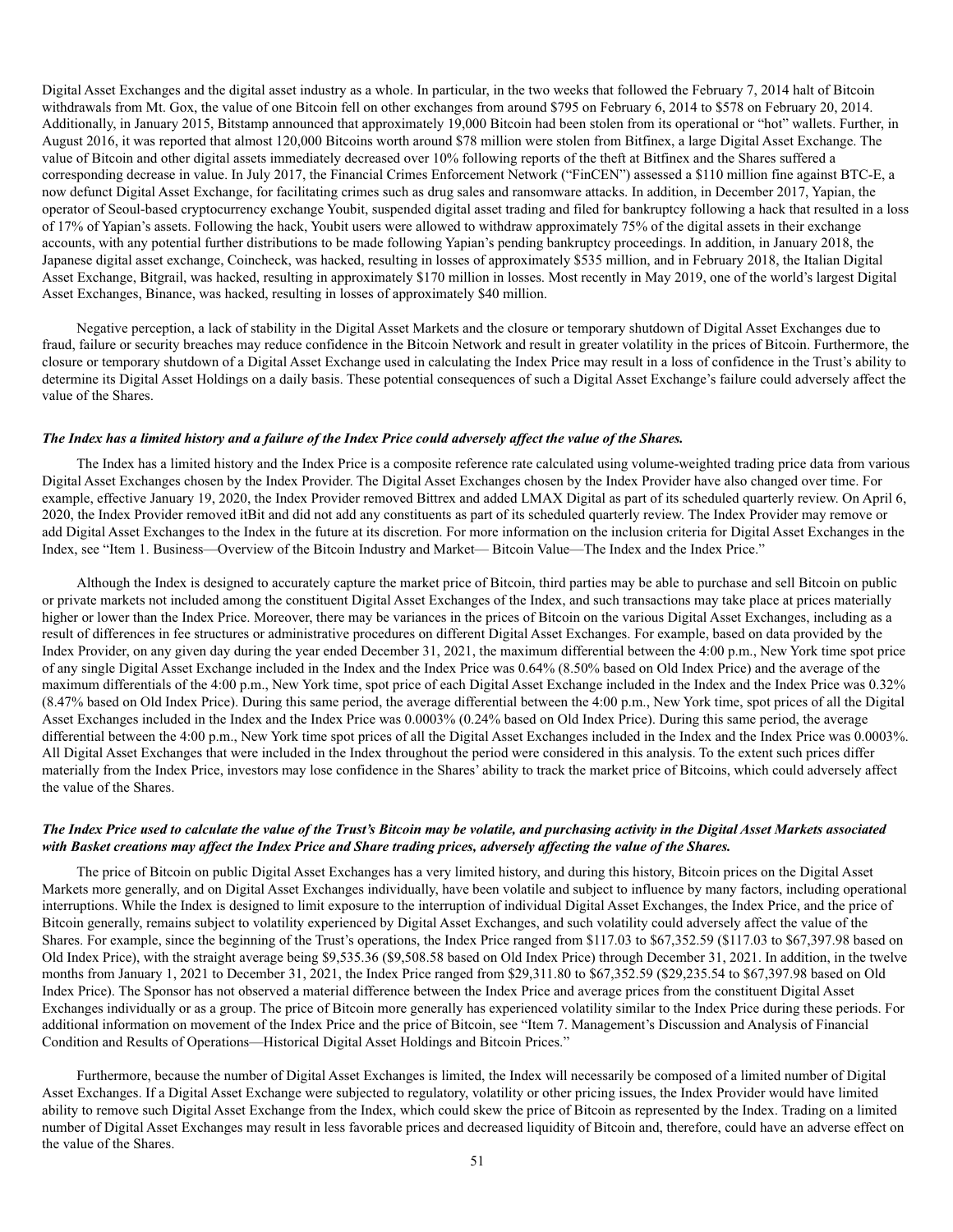Digital Asset Exchanges and the digital asset industry as a whole. In particular, in the two weeks that followed the February 7, 2014 halt of Bitcoin withdrawals from Mt. Gox, the value of one Bitcoin fell on other exchanges from around $795 on February 6, 2014 to $578 on February 20, 2014. Additionally, in January 2015, Bitstamp announced that approximately 19,000 Bitcoin had been stolen from its operational or "hot" wallets. Further, in August 2016, it was reported that almost 120,000 Bitcoins worth around $78 million were stolen from Bitfinex, a large Digital Asset Exchange. The value of Bitcoin and other digital assets immediately decreased over 10% following reports of the theft at Bitfinex and the Shares suffered a corresponding decrease in value. In July 2017, the Financial Crimes Enforcement Network ("FinCEN") assessed a $110 million fine against BTC-E, a now defunct Digital Asset Exchange, for facilitating crimes such as drug sales and ransomware attacks. In addition, in December 2017, Yapian, the operator of Seoul-based cryptocurrency exchange Youbit, suspended digital asset trading and filed for bankruptcy following a hack that resulted in a loss of 17% of Yapian's assets. Following the hack, Youbit users were allowed to withdraw approximately 75% of the digital assets in their exchange accounts, with any potential further distributions to be made following Yapian's pending bankruptcy proceedings. In addition, in January 2018, the Japanese digital asset exchange, Coincheck, was hacked, resulting in losses of approximately $535 million, and in February 2018, the Italian Digital Asset Exchange, Bitgrail, was hacked, resulting in approximately $170 million in losses. Most recently in May 2019, one of the world's largest Digital Asset Exchanges, Binance, was hacked, resulting in losses of approximately $40 million.

Negative perception, a lack of stability in the Digital Asset Markets and the closure or temporary shutdown of Digital Asset Exchanges due to fraud, failure or security breaches may reduce confidence in the Bitcoin Network and result in greater volatility in the prices of Bitcoin. Furthermore, the closure or temporary shutdown of a Digital Asset Exchange used in calculating the Index Price may result in a loss of confidence in the Trust's ability to determine its Digital Asset Holdings on a daily basis. These potential consequences of such a Digital Asset Exchange's failure could adversely affect the value of the Shares.

***The Index has a limited history and a failure of the Index Price could adversely affect the value of the Shares.***

The Index has a limited history and the Index Price is a composite reference rate calculated using volume-weighted trading price data from various Digital Asset Exchanges chosen by the Index Provider. The Digital Asset Exchanges chosen by the Index Provider have also changed over time. For example, effective January 19, 2020, the Index Provider removed Bittrex and added LMAX Digital as part of its scheduled quarterly review. On April 6, 2020, the Index Provider removed itBit and did not add any constituents as part of its scheduled quarterly review. The Index Provider may remove or add Digital Asset Exchanges to the Index in the future at its discretion. For more information on the inclusion criteria for Digital Asset Exchanges in the Index, see "Item 1. Business—Overview of the Bitcoin Industry and Market— Bitcoin Value—The Index and the Index Price."

Although the Index is designed to accurately capture the market price of Bitcoin, third parties may be able to purchase and sell Bitcoin on public or private markets not included among the constituent Digital Asset Exchanges of the Index, and such transactions may take place at prices materially higher or lower than the Index Price. Moreover, there may be variances in the prices of Bitcoin on the various Digital Asset Exchanges, including as a result of differences in fee structures or administrative procedures on different Digital Asset Exchanges. For example, based on data provided by the Index Provider, on any given day during the year ended December 31, 2021, the maximum differential between the 4:00 p.m., New York time spot price of any single Digital Asset Exchange included in the Index and the Index Price was 0.64% (8.50% based on Old Index Price) and the average of the maximum differentials of the 4:00 p.m., New York time, spot price of each Digital Asset Exchange included in the Index and the Index Price was 0.32% (8.47% based on Old Index Price). During this same period, the average differential between the 4:00 p.m., New York time, spot prices of all the Digital Asset Exchanges included in the Index and the Index Price was 0.0003% (0.24% based on Old Index Price). During this same period, the average differential between the 4:00 p.m., New York time spot prices of all the Digital Asset Exchanges included in the Index and the Index Price was 0.0003%. All Digital Asset Exchanges that were included in the Index throughout the period were considered in this analysis. To the extent such prices differ materially from the Index Price, investors may lose confidence in the Shares' ability to track the market price of Bitcoins, which could adversely affect the value of the Shares.

***The Index Price used to calculate the value of the Trust's Bitcoin may be volatile, and purchasing activity in the Digital Asset Markets associated with Basket creations may affect the Index Price and Share trading prices, adversely affecting the value of the Shares.***

The price of Bitcoin on public Digital Asset Exchanges has a very limited history, and during this history, Bitcoin prices on the Digital Asset Markets more generally, and on Digital Asset Exchanges individually, have been volatile and subject to influence by many factors, including operational interruptions. While the Index is designed to limit exposure to the interruption of individual Digital Asset Exchanges, the Index Price, and the price of Bitcoin generally, remains subject to volatility experienced by Digital Asset Exchanges, and such volatility could adversely affect the value of the Shares. For example, since the beginning of the Trust's operations, the Index Price ranged from $117.03 to $67,352.59 ($117.03 to $67,397.98 based on Old Index Price), with the straight average being $9,535.36 ($9,508.58 based on Old Index Price) through December 31, 2021. In addition, in the twelve months from January 1, 2021 to December 31, 2021, the Index Price ranged from $29,311.80 to $67,352.59 ($29,235.54 to $67,397.98 based on Old Index Price). The Sponsor has not observed a material difference between the Index Price and average prices from the constituent Digital Asset Exchanges individually or as a group. The price of Bitcoin more generally has experienced volatility similar to the Index Price during these periods. For additional information on movement of the Index Price and the price of Bitcoin, see "Item 7. Management's Discussion and Analysis of Financial Condition and Results of Operations—Historical Digital Asset Holdings and Bitcoin Prices."

Furthermore, because the number of Digital Asset Exchanges is limited, the Index will necessarily be composed of a limited number of Digital Asset Exchanges. If a Digital Asset Exchange were subjected to regulatory, volatility or other pricing issues, the Index Provider would have limited ability to remove such Digital Asset Exchange from the Index, which could skew the price of Bitcoin as represented by the Index. Trading on a limited number of Digital Asset Exchanges may result in less favorable prices and decreased liquidity of Bitcoin and, therefore, could have an adverse effect on the value of the Shares.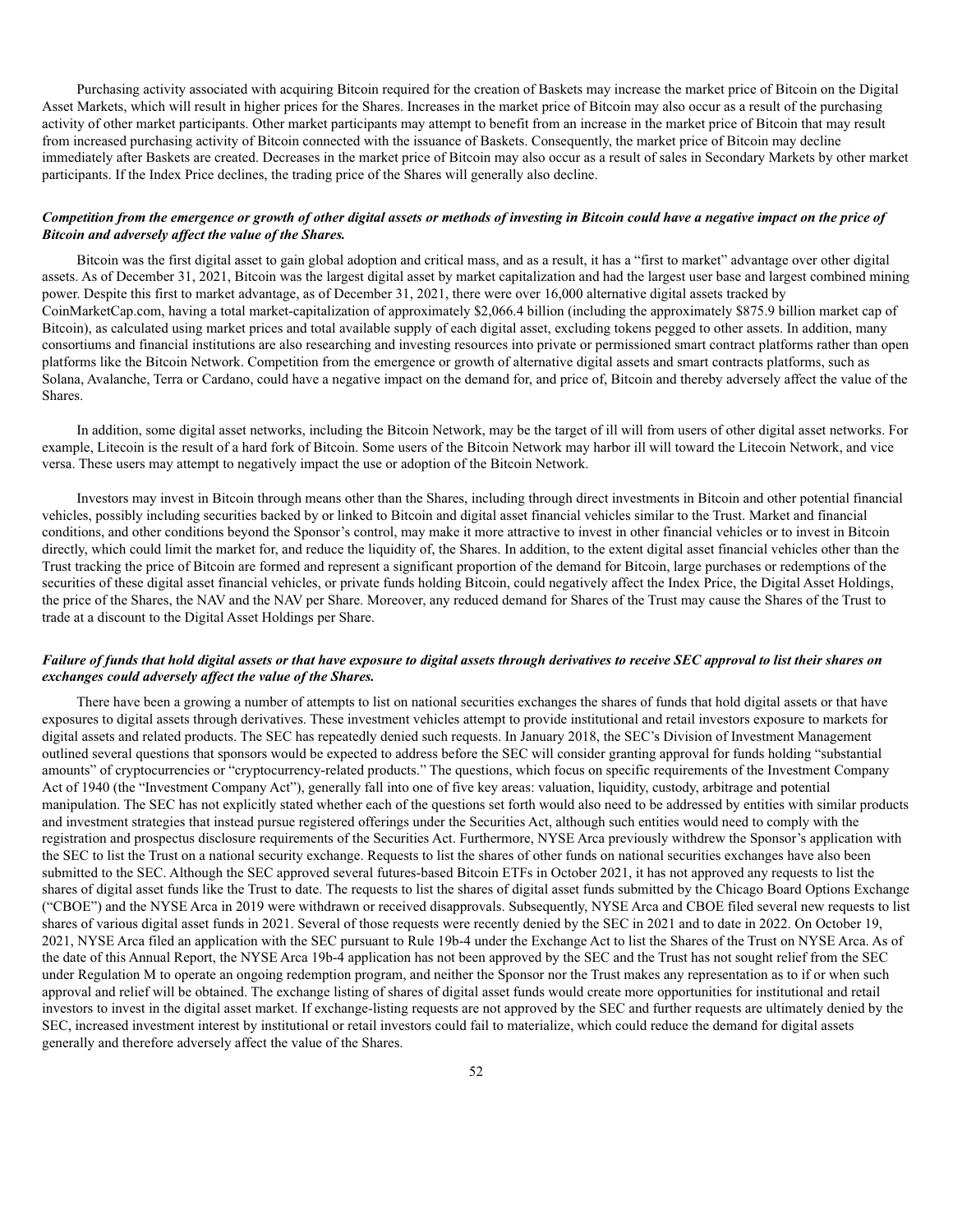Purchasing activity associated with acquiring Bitcoin required for the creation of Baskets may increase the market price of Bitcoin on the Digital Asset Markets, which will result in higher prices for the Shares. Increases in the market price of Bitcoin may also occur as a result of the purchasing activity of other market participants. Other market participants may attempt to benefit from an increase in the market price of Bitcoin that may result from increased purchasing activity of Bitcoin connected with the issuance of Baskets. Consequently, the market price of Bitcoin may decline immediately after Baskets are created. Decreases in the market price of Bitcoin may also occur as a result of sales in Secondary Markets by other market participants. If the Index Price declines, the trading price of the Shares will generally also decline.

***Competition from the emergence or growth of other digital assets or methods of investing in Bitcoin could have a negative impact on the price of Bitcoin and adversely affect the value of the Shares.***

Bitcoin was the first digital asset to gain global adoption and critical mass, and as a result, it has a "first to market" advantage over other digital assets. As of December 31, 2021, Bitcoin was the largest digital asset by market capitalization and had the largest user base and largest combined mining power. Despite this first to market advantage, as of December 31, 2021, there were over 16,000 alternative digital assets tracked by CoinMarketCap.com, having a total market-capitalization of approximately $2,066.4 billion (including the approximately $875.9 billion market cap of Bitcoin), as calculated using market prices and total available supply of each digital asset, excluding tokens pegged to other assets. In addition, many consortiums and financial institutions are also researching and investing resources into private or permissioned smart contract platforms rather than open platforms like the Bitcoin Network. Competition from the emergence or growth of alternative digital assets and smart contracts platforms, such as Solana, Avalanche, Terra or Cardano, could have a negative impact on the demand for, and price of, Bitcoin and thereby adversely affect the value of the Shares.

In addition, some digital asset networks, including the Bitcoin Network, may be the target of ill will from users of other digital asset networks. For example, Litecoin is the result of a hard fork of Bitcoin. Some users of the Bitcoin Network may harbor ill will toward the Litecoin Network, and vice versa. These users may attempt to negatively impact the use or adoption of the Bitcoin Network.

Investors may invest in Bitcoin through means other than the Shares, including through direct investments in Bitcoin and other potential financial vehicles, possibly including securities backed by or linked to Bitcoin and digital asset financial vehicles similar to the Trust. Market and financial conditions, and other conditions beyond the Sponsor's control, may make it more attractive to invest in other financial vehicles or to invest in Bitcoin directly, which could limit the market for, and reduce the liquidity of, the Shares. In addition, to the extent digital asset financial vehicles other than the Trust tracking the price of Bitcoin are formed and represent a significant proportion of the demand for Bitcoin, large purchases or redemptions of the securities of these digital asset financial vehicles, or private funds holding Bitcoin, could negatively affect the Index Price, the Digital Asset Holdings, the price of the Shares, the NAV and the NAV per Share. Moreover, any reduced demand for Shares of the Trust may cause the Shares of the Trust to trade at a discount to the Digital Asset Holdings per Share.

***Failure of funds that hold digital assets or that have exposure to digital assets through derivatives to receive SEC approval to list their shares on exchanges could adversely affect the value of the Shares.***

There have been a growing a number of attempts to list on national securities exchanges the shares of funds that hold digital assets or that have exposures to digital assets through derivatives. These investment vehicles attempt to provide institutional and retail investors exposure to markets for digital assets and related products. The SEC has repeatedly denied such requests. In January 2018, the SEC's Division of Investment Management outlined several questions that sponsors would be expected to address before the SEC will consider granting approval for funds holding "substantial amounts" of cryptocurrencies or "cryptocurrency-related products." The questions, which focus on specific requirements of the Investment Company Act of 1940 (the "Investment Company Act"), generally fall into one of five key areas: valuation, liquidity, custody, arbitrage and potential manipulation. The SEC has not explicitly stated whether each of the questions set forth would also need to be addressed by entities with similar products and investment strategies that instead pursue registered offerings under the Securities Act, although such entities would need to comply with the registration and prospectus disclosure requirements of the Securities Act. Furthermore, NYSE Arca previously withdrew the Sponsor's application with the SEC to list the Trust on a national security exchange. Requests to list the shares of other funds on national securities exchanges have also been submitted to the SEC. Although the SEC approved several futures-based Bitcoin ETFs in October 2021, it has not approved any requests to list the shares of digital asset funds like the Trust to date. The requests to list the shares of digital asset funds submitted by the Chicago Board Options Exchange ("CBOE") and the NYSE Arca in 2019 were withdrawn or received disapprovals. Subsequently, NYSE Arca and CBOE filed several new requests to list shares of various digital asset funds in 2021. Several of those requests were recently denied by the SEC in 2021 and to date in 2022. On October 19, 2021, NYSE Arca filed an application with the SEC pursuant to Rule 19b-4 under the Exchange Act to list the Shares of the Trust on NYSE Arca. As of the date of this Annual Report, the NYSE Arca 19b-4 application has not been approved by the SEC and the Trust has not sought relief from the SEC under Regulation M to operate an ongoing redemption program, and neither the Sponsor nor the Trust makes any representation as to if or when such approval and relief will be obtained. The exchange listing of shares of digital asset funds would create more opportunities for institutional and retail investors to invest in the digital asset market. If exchange-listing requests are not approved by the SEC and further requests are ultimately denied by the SEC, increased investment interest by institutional or retail investors could fail to materialize, which could reduce the demand for digital assets generally and therefore adversely affect the value of the Shares.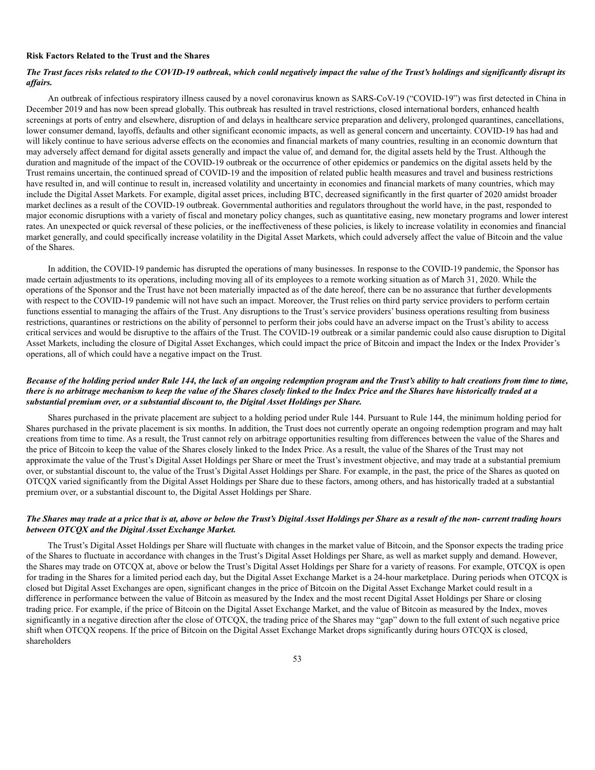**Risk Factors Related to the Trust and the Shares**

***The Trust faces risks related to the COVID-19 outbreak, which could negatively impact the value of the Trust's holdings and significantly disrupt its affairs.***

An outbreak of infectious respiratory illness caused by a novel coronavirus known as SARS-CoV-19 ("COVID-19") was first detected in China in December 2019 and has now been spread globally. This outbreak has resulted in travel restrictions, closed international borders, enhanced health screenings at ports of entry and elsewhere, disruption of and delays in healthcare service preparation and delivery, prolonged quarantines, cancellations, lower consumer demand, layoffs, defaults and other significant economic impacts, as well as general concern and uncertainty. COVID-19 has had and will likely continue to have serious adverse effects on the economies and financial markets of many countries, resulting in an economic downturn that may adversely affect demand for digital assets generally and impact the value of, and demand for, the digital assets held by the Trust. Although the duration and magnitude of the impact of the COVID-19 outbreak or the occurrence of other epidemics or pandemics on the digital assets held by the Trust remains uncertain, the continued spread of COVID-19 and the imposition of related public health measures and travel and business restrictions have resulted in, and will continue to result in, increased volatility and uncertainty in economies and financial markets of many countries, which may include the Digital Asset Markets. For example, digital asset prices, including BTC, decreased significantly in the first quarter of 2020 amidst broader market declines as a result of the COVID-19 outbreak. Governmental authorities and regulators throughout the world have, in the past, responded to major economic disruptions with a variety of fiscal and monetary policy changes, such as quantitative easing, new monetary programs and lower interest rates. An unexpected or quick reversal of these policies, or the ineffectiveness of these policies, is likely to increase volatility in economies and financial market generally, and could specifically increase volatility in the Digital Asset Markets, which could adversely affect the value of Bitcoin and the value of the Shares.

In addition, the COVID-19 pandemic has disrupted the operations of many businesses. In response to the COVID-19 pandemic, the Sponsor has made certain adjustments to its operations, including moving all of its employees to a remote working situation as of March 31, 2020. While the operations of the Sponsor and the Trust have not been materially impacted as of the date hereof, there can be no assurance that further developments with respect to the COVID-19 pandemic will not have such an impact. Moreover, the Trust relies on third party service providers to perform certain functions essential to managing the affairs of the Trust. Any disruptions to the Trust's service providers' business operations resulting from business restrictions, quarantines or restrictions on the ability of personnel to perform their jobs could have an adverse impact on the Trust's ability to access critical services and would be disruptive to the affairs of the Trust. The COVID-19 outbreak or a similar pandemic could also cause disruption to Digital Asset Markets, including the closure of Digital Asset Exchanges, which could impact the price of Bitcoin and impact the Index or the Index Provider's operations, all of which could have a negative impact on the Trust.

***Because of the holding period under Rule 144, the lack of an ongoing redemption program and the Trust's ability to halt creations from time to time, there is no arbitrage mechanism to keep the value of the Shares closely linked to the Index Price and the Shares have historically traded at a substantial premium over, or a substantial discount to, the Digital Asset Holdings per Share.***

Shares purchased in the private placement are subject to a holding period under Rule 144. Pursuant to Rule 144, the minimum holding period for Shares purchased in the private placement is six months. In addition, the Trust does not currently operate an ongoing redemption program and may halt creations from time to time. As a result, the Trust cannot rely on arbitrage opportunities resulting from differences between the value of the Shares and the price of Bitcoin to keep the value of the Shares closely linked to the Index Price. As a result, the value of the Shares of the Trust may not approximate the value of the Trust's Digital Asset Holdings per Share or meet the Trust's investment objective, and may trade at a substantial premium over, or substantial discount to, the value of the Trust's Digital Asset Holdings per Share. For example, in the past, the price of the Shares as quoted on OTCQX varied significantly from the Digital Asset Holdings per Share due to these factors, among others, and has historically traded at a substantial premium over, or a substantial discount to, the Digital Asset Holdings per Share.

***The Shares may trade at a price that is at, above or below the Trust's Digital Asset Holdings per Share as a result of the non- current trading hours between OTCQX and the Digital Asset Exchange Market.***

The Trust's Digital Asset Holdings per Share will fluctuate with changes in the market value of Bitcoin, and the Sponsor expects the trading price of the Shares to fluctuate in accordance with changes in the Trust's Digital Asset Holdings per Share, as well as market supply and demand. However, the Shares may trade on OTCQX at, above or below the Trust's Digital Asset Holdings per Share for a variety of reasons. For example, OTCQX is open for trading in the Shares for a limited period each day, but the Digital Asset Exchange Market is a 24-hour marketplace. During periods when OTCQX is closed but Digital Asset Exchanges are open, significant changes in the price of Bitcoin on the Digital Asset Exchange Market could result in a difference in performance between the value of Bitcoin as measured by the Index and the most recent Digital Asset Holdings per Share or closing trading price. For example, if the price of Bitcoin on the Digital Asset Exchange Market, and the value of Bitcoin as measured by the Index, moves significantly in a negative direction after the close of OTCQX, the trading price of the Shares may "gap" down to the full extent of such negative price shift when OTCQX reopens. If the price of Bitcoin on the Digital Asset Exchange Market drops significantly during hours OTCQX is closed, shareholders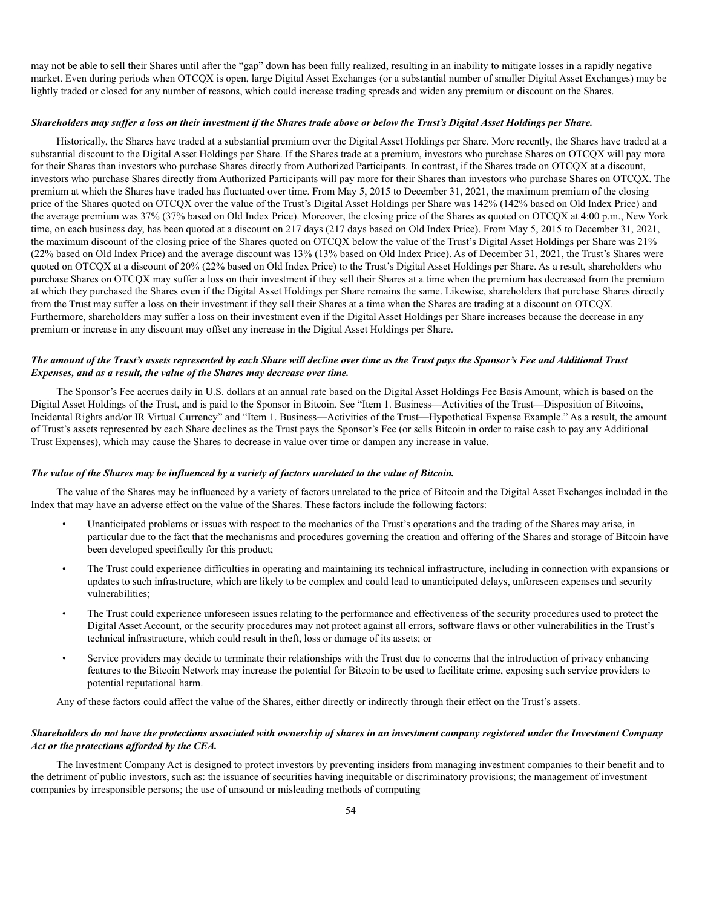may not be able to sell their Shares until after the "gap" down has been fully realized, resulting in an inability to mitigate losses in a rapidly negative market. Even during periods when OTCQX is open, large Digital Asset Exchanges (or a substantial number of smaller Digital Asset Exchanges) may be lightly traded or closed for any number of reasons, which could increase trading spreads and widen any premium or discount on the Shares.

***Shareholders may suffer a loss on their investment if the Shares trade above or below the Trust's Digital Asset Holdings per Share.***

Historically, the Shares have traded at a substantial premium over the Digital Asset Holdings per Share. More recently, the Shares have traded at a substantial discount to the Digital Asset Holdings per Share. If the Shares trade at a premium, investors who purchase Shares on OTCQX will pay more for their Shares than investors who purchase Shares directly from Authorized Participants. In contrast, if the Shares trade on OTCQX at a discount, investors who purchase Shares directly from Authorized Participants will pay more for their Shares than investors who purchase Shares on OTCQX. The premium at which the Shares have traded has fluctuated over time. From May 5, 2015 to December 31, 2021, the maximum premium of the closing price of the Shares quoted on OTCQX over the value of the Trust's Digital Asset Holdings per Share was 142% (142% based on Old Index Price) and the average premium was 37% (37% based on Old Index Price). Moreover, the closing price of the Shares as quoted on OTCQX at 4:00 p.m., New York time, on each business day, has been quoted at a discount on 217 days (217 days based on Old Index Price). From May 5, 2015 to December 31, 2021, the maximum discount of the closing price of the Shares quoted on OTCQX below the value of the Trust's Digital Asset Holdings per Share was 21% (22% based on Old Index Price) and the average discount was 13% (13% based on Old Index Price). As of December 31, 2021, the Trust's Shares were quoted on OTCQX at a discount of 20% (22% based on Old Index Price) to the Trust's Digital Asset Holdings per Share. As a result, shareholders who purchase Shares on OTCQX may suffer a loss on their investment if they sell their Shares at a time when the premium has decreased from the premium at which they purchased the Shares even if the Digital Asset Holdings per Share remains the same. Likewise, shareholders that purchase Shares directly from the Trust may suffer a loss on their investment if they sell their Shares at a time when the Shares are trading at a discount on OTCQX. Furthermore, shareholders may suffer a loss on their investment even if the Digital Asset Holdings per Share increases because the decrease in any premium or increase in any discount may offset any increase in the Digital Asset Holdings per Share.

***The amount of the Trust's assets represented by each Share will decline over time as the Trust pays the Sponsor's Fee and Additional Trust Expenses, and as a result, the value of the Shares may decrease over time.***

The Sponsor's Fee accrues daily in U.S. dollars at an annual rate based on the Digital Asset Holdings Fee Basis Amount, which is based on the Digital Asset Holdings of the Trust, and is paid to the Sponsor in Bitcoin. See "Item 1. Business—Activities of the Trust—Disposition of Bitcoins, Incidental Rights and/or IR Virtual Currency" and "Item 1. Business—Activities of the Trust—Hypothetical Expense Example." As a result, the amount of Trust's assets represented by each Share declines as the Trust pays the Sponsor's Fee (or sells Bitcoin in order to raise cash to pay any Additional Trust Expenses), which may cause the Shares to decrease in value over time or dampen any increase in value.

***The value of the Shares may be influenced by a variety of factors unrelated to the value of Bitcoin.***

The value of the Shares may be influenced by a variety of factors unrelated to the price of Bitcoin and the Digital Asset Exchanges included in the Index that may have an adverse effect on the value of the Shares. These factors include the following factors:

- Unanticipated problems or issues with respect to the mechanics of the Trust's operations and the trading of the Shares may arise, in particular due to the fact that the mechanisms and procedures governing the creation and offering of the Shares and storage of Bitcoin have been developed specifically for this product;
- The Trust could experience difficulties in operating and maintaining its technical infrastructure, including in connection with expansions or updates to such infrastructure, which are likely to be complex and could lead to unanticipated delays, unforeseen expenses and security vulnerabilities;
- The Trust could experience unforeseen issues relating to the performance and effectiveness of the security procedures used to protect the Digital Asset Account, or the security procedures may not protect against all errors, software flaws or other vulnerabilities in the Trust's technical infrastructure, which could result in theft, loss or damage of its assets; or
- Service providers may decide to terminate their relationships with the Trust due to concerns that the introduction of privacy enhancing features to the Bitcoin Network may increase the potential for Bitcoin to be used to facilitate crime, exposing such service providers to potential reputational harm.

Any of these factors could affect the value of the Shares, either directly or indirectly through their effect on the Trust's assets.

***Shareholders do not have the protections associated with ownership of shares in an investment company registered under the Investment Company Act or the protections afforded by the CEA.***

The Investment Company Act is designed to protect investors by preventing insiders from managing investment companies to their benefit and to the detriment of public investors, such as: the issuance of securities having inequitable or discriminatory provisions; the management of investment companies by irresponsible persons; the use of unsound or misleading methods of computing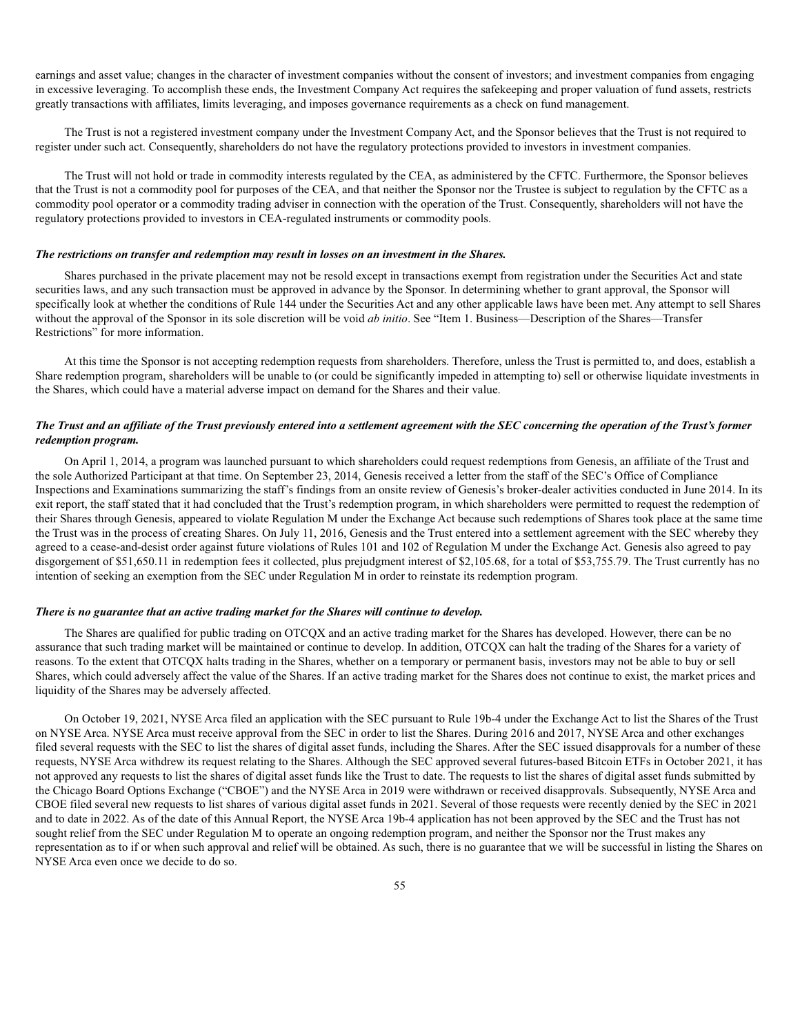earnings and asset value; changes in the character of investment companies without the consent of investors; and investment companies from engaging in excessive leveraging. To accomplish these ends, the Investment Company Act requires the safekeeping and proper valuation of fund assets, restricts greatly transactions with affiliates, limits leveraging, and imposes governance requirements as a check on fund management.

The Trust is not a registered investment company under the Investment Company Act, and the Sponsor believes that the Trust is not required to register under such act. Consequently, shareholders do not have the regulatory protections provided to investors in investment companies.

The Trust will not hold or trade in commodity interests regulated by the CEA, as administered by the CFTC. Furthermore, the Sponsor believes that the Trust is not a commodity pool for purposes of the CEA, and that neither the Sponsor nor the Trustee is subject to regulation by the CFTC as a commodity pool operator or a commodity trading adviser in connection with the operation of the Trust. Consequently, shareholders will not have the regulatory protections provided to investors in CEA-regulated instruments or commodity pools.

***The restrictions on transfer and redemption may result in losses on an investment in the Shares.***

Shares purchased in the private placement may not be resold except in transactions exempt from registration under the Securities Act and state securities laws, and any such transaction must be approved in advance by the Sponsor. In determining whether to grant approval, the Sponsor will specifically look at whether the conditions of Rule 144 under the Securities Act and any other applicable laws have been met. Any attempt to sell Shares without the approval of the Sponsor in its sole discretion will be void *ab initio*. See "Item 1. Business—Description of the Shares—Transfer Restrictions" for more information.

At this time the Sponsor is not accepting redemption requests from shareholders. Therefore, unless the Trust is permitted to, and does, establish a Share redemption program, shareholders will be unable to (or could be significantly impeded in attempting to) sell or otherwise liquidate investments in the Shares, which could have a material adverse impact on demand for the Shares and their value.

***The Trust and an affiliate of the Trust previously entered into a settlement agreement with the SEC concerning the operation of the Trust's former redemption program.***

On April 1, 2014, a program was launched pursuant to which shareholders could request redemptions from Genesis, an affiliate of the Trust and the sole Authorized Participant at that time. On September 23, 2014, Genesis received a letter from the staff of the SEC's Office of Compliance Inspections and Examinations summarizing the staff's findings from an onsite review of Genesis's broker-dealer activities conducted in June 2014. In its exit report, the staff stated that it had concluded that the Trust's redemption program, in which shareholders were permitted to request the redemption of their Shares through Genesis, appeared to violate Regulation M under the Exchange Act because such redemptions of Shares took place at the same time the Trust was in the process of creating Shares. On July 11, 2016, Genesis and the Trust entered into a settlement agreement with the SEC whereby they agreed to a cease-and-desist order against future violations of Rules 101 and 102 of Regulation M under the Exchange Act. Genesis also agreed to pay disgorgement of $51,650.11 in redemption fees it collected, plus prejudgment interest of $2,105.68, for a total of $53,755.79. The Trust currently has no intention of seeking an exemption from the SEC under Regulation M in order to reinstate its redemption program.

***There is no guarantee that an active trading market for the Shares will continue to develop.***

The Shares are qualified for public trading on OTCQX and an active trading market for the Shares has developed. However, there can be no assurance that such trading market will be maintained or continue to develop. In addition, OTCQX can halt the trading of the Shares for a variety of reasons. To the extent that OTCQX halts trading in the Shares, whether on a temporary or permanent basis, investors may not be able to buy or sell Shares, which could adversely affect the value of the Shares. If an active trading market for the Shares does not continue to exist, the market prices and liquidity of the Shares may be adversely affected.

On October 19, 2021, NYSE Arca filed an application with the SEC pursuant to Rule 19b-4 under the Exchange Act to list the Shares of the Trust on NYSE Arca. NYSE Arca must receive approval from the SEC in order to list the Shares. During 2016 and 2017, NYSE Arca and other exchanges filed several requests with the SEC to list the shares of digital asset funds, including the Shares. After the SEC issued disapprovals for a number of these requests, NYSE Arca withdrew its request relating to the Shares. Although the SEC approved several futures-based Bitcoin ETFs in October 2021, it has not approved any requests to list the shares of digital asset funds like the Trust to date. The requests to list the shares of digital asset funds submitted by the Chicago Board Options Exchange ("CBOE") and the NYSE Arca in 2019 were withdrawn or received disapprovals. Subsequently, NYSE Arca and CBOE filed several new requests to list shares of various digital asset funds in 2021. Several of those requests were recently denied by the SEC in 2021 and to date in 2022. As of the date of this Annual Report, the NYSE Arca 19b-4 application has not been approved by the SEC and the Trust has not sought relief from the SEC under Regulation M to operate an ongoing redemption program, and neither the Sponsor nor the Trust makes any representation as to if or when such approval and relief will be obtained. As such, there is no guarantee that we will be successful in listing the Shares on NYSE Arca even once we decide to do so.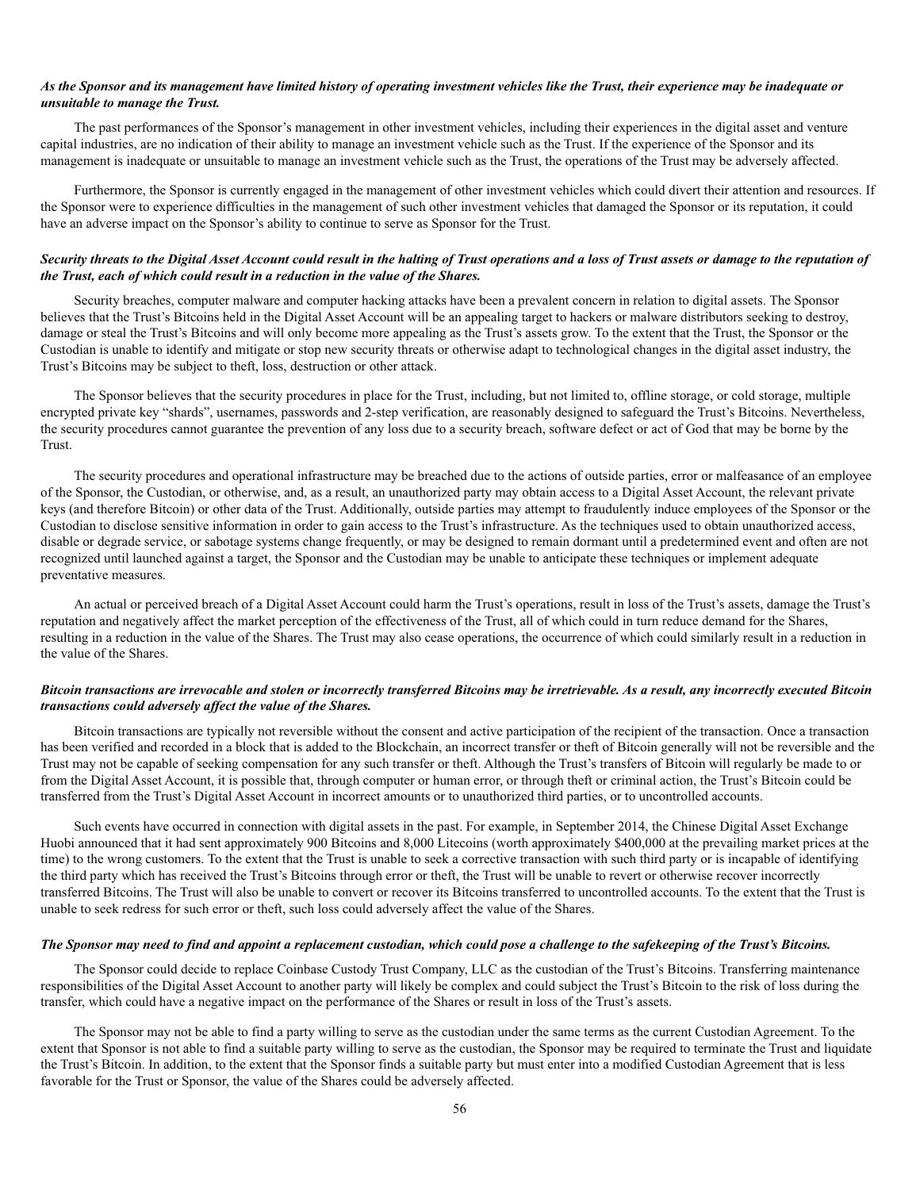***As the Sponsor and its management have limited history of operating investment vehicles like the Trust, their experience may be inadequate or unsuitable to manage the Trust.***

The past performances of the Sponsor's management in other investment vehicles, including their experiences in the digital asset and venture capital industries, are no indication of their ability to manage an investment vehicle such as the Trust. If the experience of the Sponsor and its management is inadequate or unsuitable to manage an investment vehicle such as the Trust, the operations of the Trust may be adversely affected.

Furthermore, the Sponsor is currently engaged in the management of other investment vehicles which could divert their attention and resources. If the Sponsor were to experience difficulties in the management of such other investment vehicles that damaged the Sponsor or its reputation, it could have an adverse impact on the Sponsor's ability to continue to serve as Sponsor for the Trust.

***Security threats to the Digital Asset Account could result in the halting of Trust operations and a loss of Trust assets or damage to the reputation of the Trust, each of which could result in a reduction in the value of the Shares.***

Security breaches, computer malware and computer hacking attacks have been a prevalent concern in relation to digital assets. The Sponsor believes that the Trust's Bitcoins held in the Digital Asset Account will be an appealing target to hackers or malware distributors seeking to destroy, damage or steal the Trust's Bitcoins and will only become more appealing as the Trust's assets grow. To the extent that the Trust, the Sponsor or the Custodian is unable to identify and mitigate or stop new security threats or otherwise adapt to technological changes in the digital asset industry, the Trust's Bitcoins may be subject to theft, loss, destruction or other attack.

The Sponsor believes that the security procedures in place for the Trust, including, but not limited to, offline storage, or cold storage, multiple encrypted private key "shards", usernames, passwords and 2-step verification, are reasonably designed to safeguard the Trust's Bitcoins. Nevertheless, the security procedures cannot guarantee the prevention of any loss due to a security breach, software defect or act of God that may be borne by the Trust.

The security procedures and operational infrastructure may be breached due to the actions of outside parties, error or malfeasance of an employee of the Sponsor, the Custodian, or otherwise, and, as a result, an unauthorized party may obtain access to a Digital Asset Account, the relevant private keys (and therefore Bitcoin) or other data of the Trust. Additionally, outside parties may attempt to fraudulently induce employees of the Sponsor or the Custodian to disclose sensitive information in order to gain access to the Trust's infrastructure. As the techniques used to obtain unauthorized access, disable or degrade service, or sabotage systems change frequently, or may be designed to remain dormant until a predetermined event and often are not recognized until launched against a target, the Sponsor and the Custodian may be unable to anticipate these techniques or implement adequate preventative measures.

An actual or perceived breach of a Digital Asset Account could harm the Trust's operations, result in loss of the Trust's assets, damage the Trust's reputation and negatively affect the market perception of the effectiveness of the Trust, all of which could in turn reduce demand for the Shares, resulting in a reduction in the value of the Shares. The Trust may also cease operations, the occurrence of which could similarly result in a reduction in the value of the Shares.

***Bitcoin transactions are irrevocable and stolen or incorrectly transferred Bitcoins may be irretrievable. As a result, any incorrectly executed Bitcoin transactions could adversely affect the value of the Shares.***

Bitcoin transactions are typically not reversible without the consent and active participation of the recipient of the transaction. Once a transaction has been verified and recorded in a block that is added to the Blockchain, an incorrect transfer or theft of Bitcoin generally will not be reversible and the Trust may not be capable of seeking compensation for any such transfer or theft. Although the Trust's transfers of Bitcoin will regularly be made to or from the Digital Asset Account, it is possible that, through computer or human error, or through theft or criminal action, the Trust's Bitcoin could be transferred from the Trust's Digital Asset Account in incorrect amounts or to unauthorized third parties, or to uncontrolled accounts.

Such events have occurred in connection with digital assets in the past. For example, in September 2014, the Chinese Digital Asset Exchange Huobi announced that it had sent approximately 900 Bitcoins and 8,000 Litecoins (worth approximately $400,000 at the prevailing market prices at the time) to the wrong customers. To the extent that the Trust is unable to seek a corrective transaction with such third party or is incapable of identifying the third party which has received the Trust's Bitcoins through error or theft, the Trust will be unable to revert or otherwise recover incorrectly transferred Bitcoins. The Trust will also be unable to convert or recover its Bitcoins transferred to uncontrolled accounts. To the extent that the Trust is unable to seek redress for such error or theft, such loss could adversely affect the value of the Shares.

***The Sponsor may need to find and appoint a replacement custodian, which could pose a challenge to the safekeeping of the Trust's Bitcoins.***

The Sponsor could decide to replace Coinbase Custody Trust Company, LLC as the custodian of the Trust's Bitcoins. Transferring maintenance responsibilities of the Digital Asset Account to another party will likely be complex and could subject the Trust's Bitcoin to the risk of loss during the transfer, which could have a negative impact on the performance of the Shares or result in loss of the Trust's assets.

The Sponsor may not be able to find a party willing to serve as the custodian under the same terms as the current Custodian Agreement. To the extent that Sponsor is not able to find a suitable party willing to serve as the custodian, the Sponsor may be required to terminate the Trust and liquidate the Trust's Bitcoin. In addition, to the extent that the Sponsor finds a suitable party but must enter into a modified Custodian Agreement that is less favorable for the Trust or Sponsor, the value of the Shares could be adversely affected.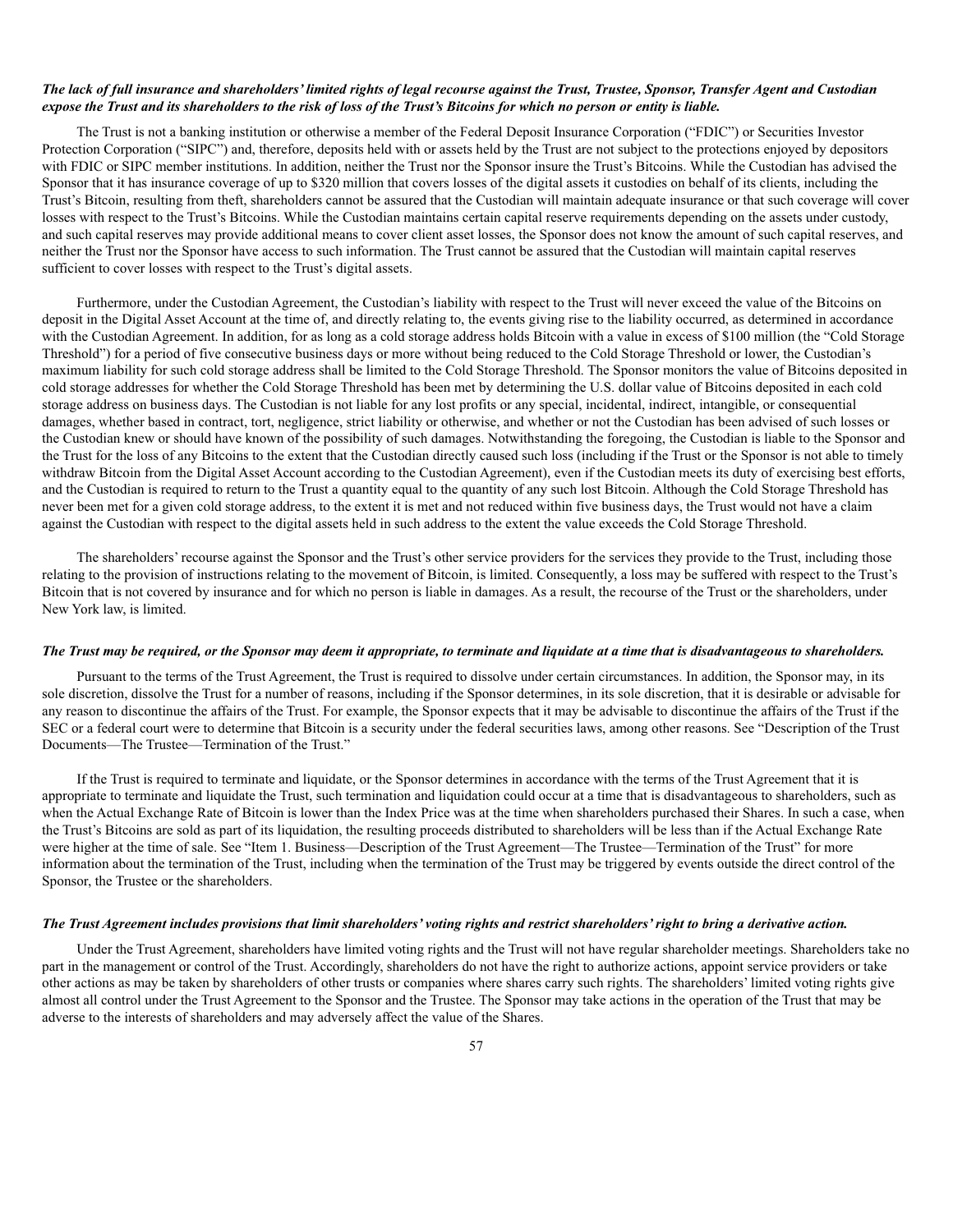***The lack of full insurance and shareholders' limited rights of legal recourse against the Trust, Trustee, Sponsor, Transfer Agent and Custodian expose the Trust and its shareholders to the risk of loss of the Trust's Bitcoins for which no person or entity is liable.***

The Trust is not a banking institution or otherwise a member of the Federal Deposit Insurance Corporation ("FDIC") or Securities Investor Protection Corporation ("SIPC") and, therefore, deposits held with or assets held by the Trust are not subject to the protections enjoyed by depositors with FDIC or SIPC member institutions. In addition, neither the Trust nor the Sponsor insure the Trust's Bitcoins. While the Custodian has advised the Sponsor that it has insurance coverage of up to $320 million that covers losses of the digital assets it custodies on behalf of its clients, including the Trust's Bitcoin, resulting from theft, shareholders cannot be assured that the Custodian will maintain adequate insurance or that such coverage will cover losses with respect to the Trust's Bitcoins. While the Custodian maintains certain capital reserve requirements depending on the assets under custody, and such capital reserves may provide additional means to cover client asset losses, the Sponsor does not know the amount of such capital reserves, and neither the Trust nor the Sponsor have access to such information. The Trust cannot be assured that the Custodian will maintain capital reserves sufficient to cover losses with respect to the Trust's digital assets.

Furthermore, under the Custodian Agreement, the Custodian's liability with respect to the Trust will never exceed the value of the Bitcoins on deposit in the Digital Asset Account at the time of, and directly relating to, the events giving rise to the liability occurred, as determined in accordance with the Custodian Agreement. In addition, for as long as a cold storage address holds Bitcoin with a value in excess of $100 million (the "Cold Storage Threshold") for a period of five consecutive business days or more without being reduced to the Cold Storage Threshold or lower, the Custodian's maximum liability for such cold storage address shall be limited to the Cold Storage Threshold. The Sponsor monitors the value of Bitcoins deposited in cold storage addresses for whether the Cold Storage Threshold has been met by determining the U.S. dollar value of Bitcoins deposited in each cold storage address on business days. The Custodian is not liable for any lost profits or any special, incidental, indirect, intangible, or consequential damages, whether based in contract, tort, negligence, strict liability or otherwise, and whether or not the Custodian has been advised of such losses or the Custodian knew or should have known of the possibility of such damages. Notwithstanding the foregoing, the Custodian is liable to the Sponsor and the Trust for the loss of any Bitcoins to the extent that the Custodian directly caused such loss (including if the Trust or the Sponsor is not able to timely withdraw Bitcoin from the Digital Asset Account according to the Custodian Agreement), even if the Custodian meets its duty of exercising best efforts, and the Custodian is required to return to the Trust a quantity equal to the quantity of any such lost Bitcoin. Although the Cold Storage Threshold has never been met for a given cold storage address, to the extent it is met and not reduced within five business days, the Trust would not have a claim against the Custodian with respect to the digital assets held in such address to the extent the value exceeds the Cold Storage Threshold.

The shareholders' recourse against the Sponsor and the Trust's other service providers for the services they provide to the Trust, including those relating to the provision of instructions relating to the movement of Bitcoin, is limited. Consequently, a loss may be suffered with respect to the Trust's Bitcoin that is not covered by insurance and for which no person is liable in damages. As a result, the recourse of the Trust or the shareholders, under New York law, is limited.

***The Trust may be required, or the Sponsor may deem it appropriate, to terminate and liquidate at a time that is disadvantageous to shareholders.***

Pursuant to the terms of the Trust Agreement, the Trust is required to dissolve under certain circumstances. In addition, the Sponsor may, in its sole discretion, dissolve the Trust for a number of reasons, including if the Sponsor determines, in its sole discretion, that it is desirable or advisable for any reason to discontinue the affairs of the Trust. For example, the Sponsor expects that it may be advisable to discontinue the affairs of the Trust if the SEC or a federal court were to determine that Bitcoin is a security under the federal securities laws, among other reasons. See "Description of the Trust Documents—The Trustee—Termination of the Trust."

If the Trust is required to terminate and liquidate, or the Sponsor determines in accordance with the terms of the Trust Agreement that it is appropriate to terminate and liquidate the Trust, such termination and liquidation could occur at a time that is disadvantageous to shareholders, such as when the Actual Exchange Rate of Bitcoin is lower than the Index Price was at the time when shareholders purchased their Shares. In such a case, when the Trust's Bitcoins are sold as part of its liquidation, the resulting proceeds distributed to shareholders will be less than if the Actual Exchange Rate were higher at the time of sale. See "Item 1. Business—Description of the Trust Agreement—The Trustee—Termination of the Trust" for more information about the termination of the Trust, including when the termination of the Trust may be triggered by events outside the direct control of the Sponsor, the Trustee or the shareholders.

***The Trust Agreement includes provisions that limit shareholders' voting rights and restrict shareholders' right to bring a derivative action.***

Under the Trust Agreement, shareholders have limited voting rights and the Trust will not have regular shareholder meetings. Shareholders take no part in the management or control of the Trust. Accordingly, shareholders do not have the right to authorize actions, appoint service providers or take other actions as may be taken by shareholders of other trusts or companies where shares carry such rights. The shareholders' limited voting rights give almost all control under the Trust Agreement to the Sponsor and the Trustee. The Sponsor may take actions in the operation of the Trust that may be adverse to the interests of shareholders and may adversely affect the value of the Shares.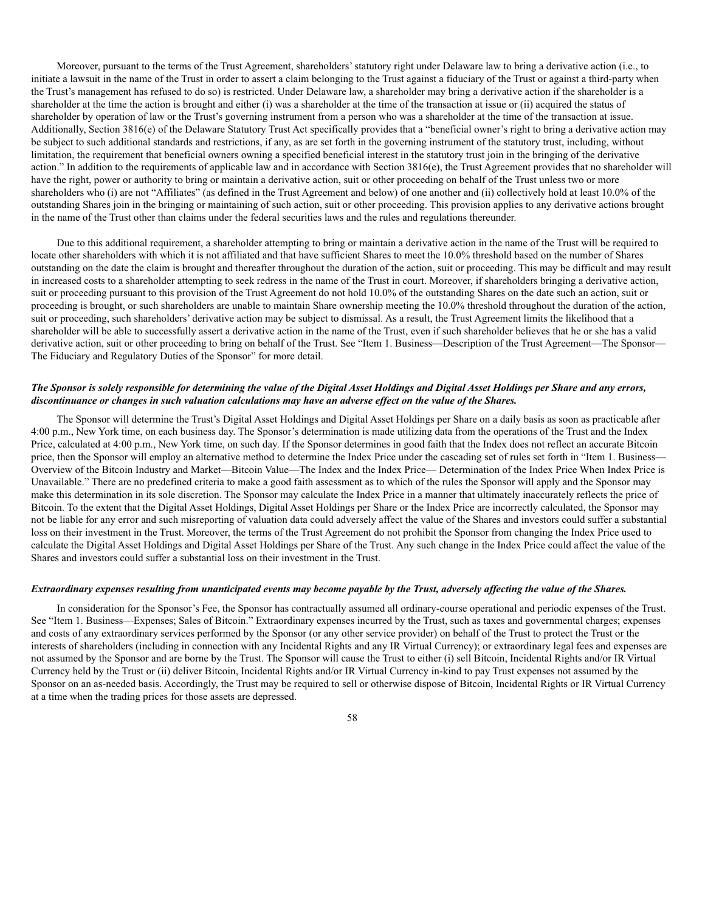Moreover, pursuant to the terms of the Trust Agreement, shareholders' statutory right under Delaware law to bring a derivative action (i.e., to initiate a lawsuit in the name of the Trust in order to assert a claim belonging to the Trust against a fiduciary of the Trust or against a third-party when the Trust's management has refused to do so) is restricted. Under Delaware law, a shareholder may bring a derivative action if the shareholder is a shareholder at the time the action is brought and either (i) was a shareholder at the time of the transaction at issue or (ii) acquired the status of shareholder by operation of law or the Trust's governing instrument from a person who was a shareholder at the time of the transaction at issue. Additionally, Section 3816(e) of the Delaware Statutory Trust Act specifically provides that a "beneficial owner's right to bring a derivative action may be subject to such additional standards and restrictions, if any, as are set forth in the governing instrument of the statutory trust, including, without limitation, the requirement that beneficial owners owning a specified beneficial interest in the statutory trust join in the bringing of the derivative action." In addition to the requirements of applicable law and in accordance with Section 3816(e), the Trust Agreement provides that no shareholder will have the right, power or authority to bring or maintain a derivative action, suit or other proceeding on behalf of the Trust unless two or more shareholders who (i) are not "Affiliates" (as defined in the Trust Agreement and below) of one another and (ii) collectively hold at least 10.0% of the outstanding Shares join in the bringing or maintaining of such action, suit or other proceeding. This provision applies to any derivative actions brought in the name of the Trust other than claims under the federal securities laws and the rules and regulations thereunder.

Due to this additional requirement, a shareholder attempting to bring or maintain a derivative action in the name of the Trust will be required to locate other shareholders with which it is not affiliated and that have sufficient Shares to meet the 10.0% threshold based on the number of Shares outstanding on the date the claim is brought and thereafter throughout the duration of the action, suit or proceeding. This may be difficult and may result in increased costs to a shareholder attempting to seek redress in the name of the Trust in court. Moreover, if shareholders bringing a derivative action, suit or proceeding pursuant to this provision of the Trust Agreement do not hold 10.0% of the outstanding Shares on the date such an action, suit or proceeding is brought, or such shareholders are unable to maintain Share ownership meeting the 10.0% threshold throughout the duration of the action, suit or proceeding, such shareholders' derivative action may be subject to dismissal. As a result, the Trust Agreement limits the likelihood that a shareholder will be able to successfully assert a derivative action in the name of the Trust, even if such shareholder believes that he or she has a valid derivative action, suit or other proceeding to bring on behalf of the Trust. See "Item 1. Business—Description of the Trust Agreement—The Sponsor—The Fiduciary and Regulatory Duties of the Sponsor" for more detail.

***The Sponsor is solely responsible for determining the value of the Digital Asset Holdings and Digital Asset Holdings per Share and any errors, discontinuance or changes in such valuation calculations may have an adverse effect on the value of the Shares.***

The Sponsor will determine the Trust's Digital Asset Holdings and Digital Asset Holdings per Share on a daily basis as soon as practicable after 4:00 p.m., New York time, on each business day. The Sponsor's determination is made utilizing data from the operations of the Trust and the Index Price, calculated at 4:00 p.m., New York time, on such day. If the Sponsor determines in good faith that the Index does not reflect an accurate Bitcoin price, then the Sponsor will employ an alternative method to determine the Index Price under the cascading set of rules set forth in "Item 1. Business—Overview of the Bitcoin Industry and Market—Bitcoin Value—The Index and the Index Price— Determination of the Index Price When Index Price is Unavailable." There are no predefined criteria to make a good faith assessment as to which of the rules the Sponsor will apply and the Sponsor may make this determination in its sole discretion. The Sponsor may calculate the Index Price in a manner that ultimately inaccurately reflects the price of Bitcoin. To the extent that the Digital Asset Holdings, Digital Asset Holdings per Share or the Index Price are incorrectly calculated, the Sponsor may not be liable for any error and such misreporting of valuation data could adversely affect the value of the Shares and investors could suffer a substantial loss on their investment in the Trust. Moreover, the terms of the Trust Agreement do not prohibit the Sponsor from changing the Index Price used to calculate the Digital Asset Holdings and Digital Asset Holdings per Share of the Trust. Any such change in the Index Price could affect the value of the Shares and investors could suffer a substantial loss on their investment in the Trust.

***Extraordinary expenses resulting from unanticipated events may become payable by the Trust, adversely affecting the value of the Shares.***

In consideration for the Sponsor's Fee, the Sponsor has contractually assumed all ordinary-course operational and periodic expenses of the Trust. See "Item 1. Business—Expenses; Sales of Bitcoin." Extraordinary expenses incurred by the Trust, such as taxes and governmental charges; expenses and costs of any extraordinary services performed by the Sponsor (or any other service provider) on behalf of the Trust to protect the Trust or the interests of shareholders (including in connection with any Incidental Rights and any IR Virtual Currency); or extraordinary legal fees and expenses are not assumed by the Sponsor and are borne by the Trust. The Sponsor will cause the Trust to either (i) sell Bitcoin, Incidental Rights and/or IR Virtual Currency held by the Trust or (ii) deliver Bitcoin, Incidental Rights and/or IR Virtual Currency in-kind to pay Trust expenses not assumed by the Sponsor on an as-needed basis. Accordingly, the Trust may be required to sell or otherwise dispose of Bitcoin, Incidental Rights or IR Virtual Currency at a time when the trading prices for those assets are depressed.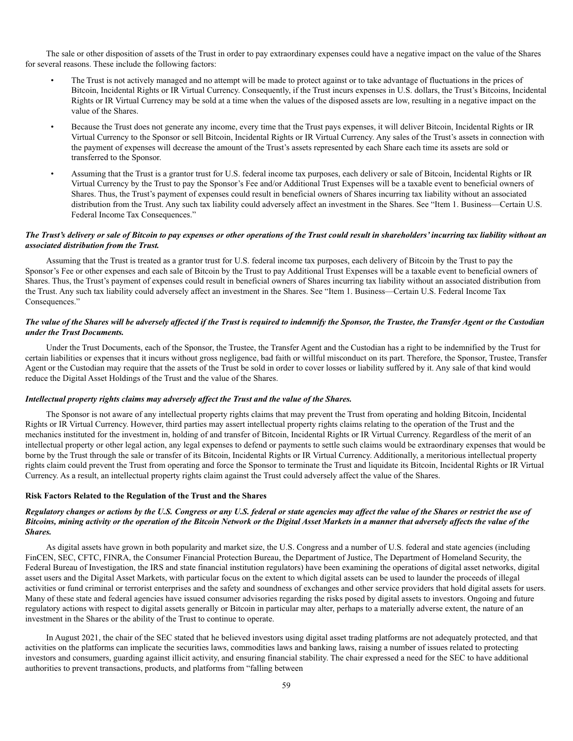The sale or other disposition of assets of the Trust in order to pay extraordinary expenses could have a negative impact on the value of the Shares for several reasons. These include the following factors:

- The Trust is not actively managed and no attempt will be made to protect against or to take advantage of fluctuations in the prices of Bitcoin, Incidental Rights or IR Virtual Currency. Consequently, if the Trust incurs expenses in U.S. dollars, the Trust's Bitcoins, Incidental Rights or IR Virtual Currency may be sold at a time when the values of the disposed assets are low, resulting in a negative impact on the value of the Shares.
- Because the Trust does not generate any income, every time that the Trust pays expenses, it will deliver Bitcoin, Incidental Rights or IR Virtual Currency to the Sponsor or sell Bitcoin, Incidental Rights or IR Virtual Currency. Any sales of the Trust's assets in connection with the payment of expenses will decrease the amount of the Trust's assets represented by each Share each time its assets are sold or transferred to the Sponsor.
- Assuming that the Trust is a grantor trust for U.S. federal income tax purposes, each delivery or sale of Bitcoin, Incidental Rights or IR Virtual Currency by the Trust to pay the Sponsor's Fee and/or Additional Trust Expenses will be a taxable event to beneficial owners of Shares. Thus, the Trust's payment of expenses could result in beneficial owners of Shares incurring tax liability without an associated distribution from the Trust. Any such tax liability could adversely affect an investment in the Shares. See "Item 1. Business—Certain U.S. Federal Income Tax Consequences."

***The Trust's delivery or sale of Bitcoin to pay expenses or other operations of the Trust could result in shareholders' incurring tax liability without an associated distribution from the Trust.***

Assuming that the Trust is treated as a grantor trust for U.S. federal income tax purposes, each delivery of Bitcoin by the Trust to pay the Sponsor's Fee or other expenses and each sale of Bitcoin by the Trust to pay Additional Trust Expenses will be a taxable event to beneficial owners of Shares. Thus, the Trust's payment of expenses could result in beneficial owners of Shares incurring tax liability without an associated distribution from the Trust. Any such tax liability could adversely affect an investment in the Shares. See "Item 1. Business—Certain U.S. Federal Income Tax Consequences."

***The value of the Shares will be adversely affected if the Trust is required to indemnify the Sponsor, the Trustee, the Transfer Agent or the Custodian under the Trust Documents.***

Under the Trust Documents, each of the Sponsor, the Trustee, the Transfer Agent and the Custodian has a right to be indemnified by the Trust for certain liabilities or expenses that it incurs without gross negligence, bad faith or willful misconduct on its part. Therefore, the Sponsor, Trustee, Transfer Agent or the Custodian may require that the assets of the Trust be sold in order to cover losses or liability suffered by it. Any sale of that kind would reduce the Digital Asset Holdings of the Trust and the value of the Shares.

***Intellectual property rights claims may adversely affect the Trust and the value of the Shares.***

The Sponsor is not aware of any intellectual property rights claims that may prevent the Trust from operating and holding Bitcoin, Incidental Rights or IR Virtual Currency. However, third parties may assert intellectual property rights claims relating to the operation of the Trust and the mechanics instituted for the investment in, holding of and transfer of Bitcoin, Incidental Rights or IR Virtual Currency. Regardless of the merit of an intellectual property or other legal action, any legal expenses to defend or payments to settle such claims would be extraordinary expenses that would be borne by the Trust through the sale or transfer of its Bitcoin, Incidental Rights or IR Virtual Currency. Additionally, a meritorious intellectual property rights claim could prevent the Trust from operating and force the Sponsor to terminate the Trust and liquidate its Bitcoin, Incidental Rights or IR Virtual Currency. As a result, an intellectual property rights claim against the Trust could adversely affect the value of the Shares.

**Risk Factors Related to the Regulation of the Trust and the Shares**

***Regulatory changes or actions by the U.S. Congress or any U.S. federal or state agencies may affect the value of the Shares or restrict the use of Bitcoins, mining activity or the operation of the Bitcoin Network or the Digital Asset Markets in a manner that adversely affects the value of the Shares.***

As digital assets have grown in both popularity and market size, the U.S. Congress and a number of U.S. federal and state agencies (including FinCEN, SEC, CFTC, FINRA, the Consumer Financial Protection Bureau, the Department of Justice, The Department of Homeland Security, the Federal Bureau of Investigation, the IRS and state financial institution regulators) have been examining the operations of digital asset networks, digital asset users and the Digital Asset Markets, with particular focus on the extent to which digital assets can be used to launder the proceeds of illegal activities or fund criminal or terrorist enterprises and the safety and soundness of exchanges and other service providers that hold digital assets for users. Many of these state and federal agencies have issued consumer advisories regarding the risks posed by digital assets to investors. Ongoing and future regulatory actions with respect to digital assets generally or Bitcoin in particular may alter, perhaps to a materially adverse extent, the nature of an investment in the Shares or the ability of the Trust to continue to operate.

In August 2021, the chair of the SEC stated that he believed investors using digital asset trading platforms are not adequately protected, and that activities on the platforms can implicate the securities laws, commodities laws and banking laws, raising a number of issues related to protecting investors and consumers, guarding against illicit activity, and ensuring financial stability. The chair expressed a need for the SEC to have additional authorities to prevent transactions, products, and platforms from "falling between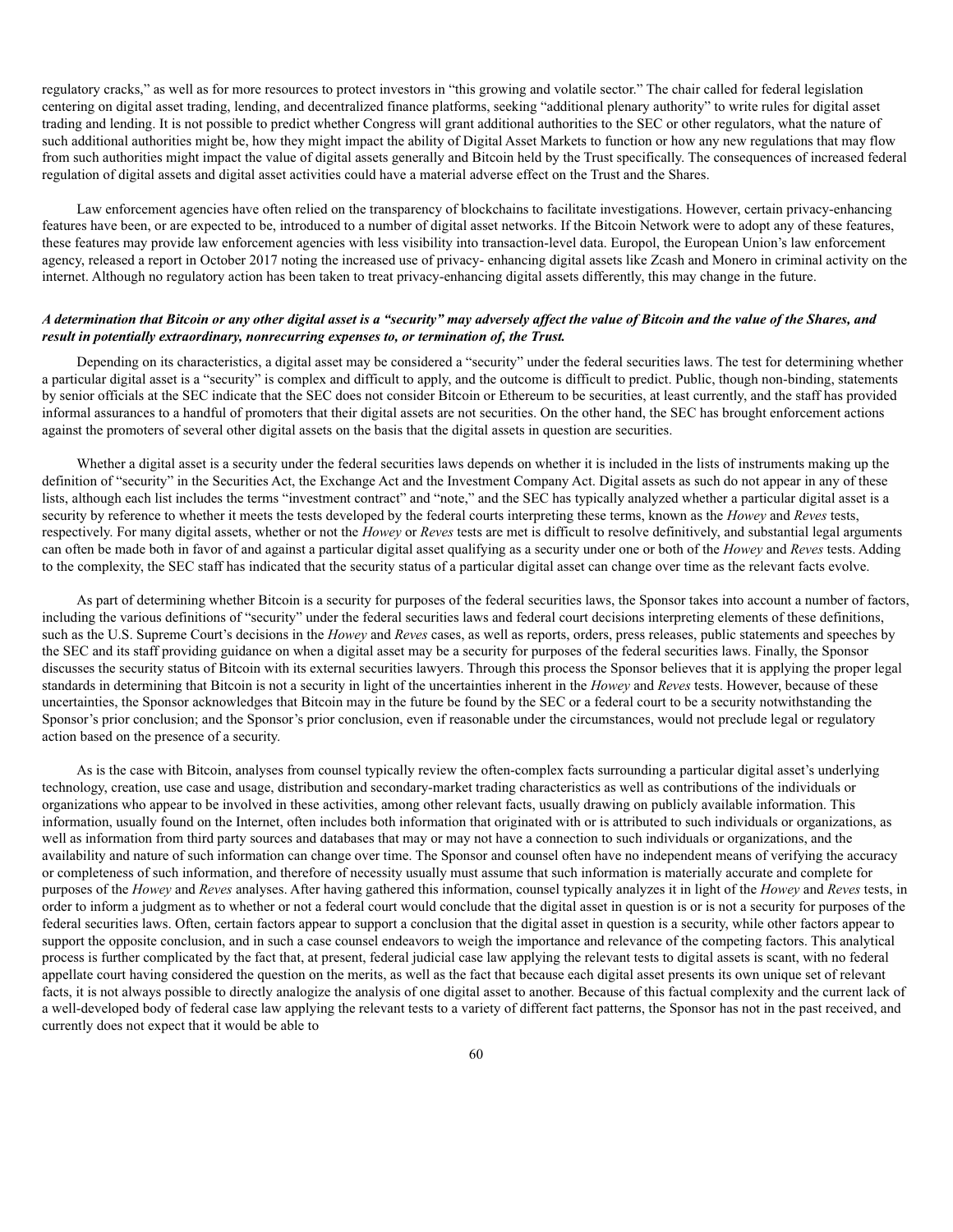regulatory cracks," as well as for more resources to protect investors in "this growing and volatile sector." The chair called for federal legislation centering on digital asset trading, lending, and decentralized finance platforms, seeking "additional plenary authority" to write rules for digital asset trading and lending. It is not possible to predict whether Congress will grant additional authorities to the SEC or other regulators, what the nature of such additional authorities might be, how they might impact the ability of Digital Asset Markets to function or how any new regulations that may flow from such authorities might impact the value of digital assets generally and Bitcoin held by the Trust specifically. The consequences of increased federal regulation of digital assets and digital asset activities could have a material adverse effect on the Trust and the Shares.

Law enforcement agencies have often relied on the transparency of blockchains to facilitate investigations. However, certain privacy-enhancing features have been, or are expected to be, introduced to a number of digital asset networks. If the Bitcoin Network were to adopt any of these features, these features may provide law enforcement agencies with less visibility into transaction-level data. Europol, the European Union's law enforcement agency, released a report in October 2017 noting the increased use of privacy- enhancing digital assets like Zcash and Monero in criminal activity on the internet. Although no regulatory action has been taken to treat privacy-enhancing digital assets differently, this may change in the future.

***A determination that Bitcoin or any other digital asset is a "security" may adversely affect the value of Bitcoin and the value of the Shares, and result in potentially extraordinary, nonrecurring expenses to, or termination of, the Trust.***

Depending on its characteristics, a digital asset may be considered a "security" under the federal securities laws. The test for determining whether a particular digital asset is a "security" is complex and difficult to apply, and the outcome is difficult to predict. Public, though non-binding, statements by senior officials at the SEC indicate that the SEC does not consider Bitcoin or Ethereum to be securities, at least currently, and the staff has provided informal assurances to a handful of promoters that their digital assets are not securities. On the other hand, the SEC has brought enforcement actions against the promoters of several other digital assets on the basis that the digital assets in question are securities.

Whether a digital asset is a security under the federal securities laws depends on whether it is included in the lists of instruments making up the definition of "security" in the Securities Act, the Exchange Act and the Investment Company Act. Digital assets as such do not appear in any of these lists, although each list includes the terms "investment contract" and "note," and the SEC has typically analyzed whether a particular digital asset is a security by reference to whether it meets the tests developed by the federal courts interpreting these terms, known as the *Howey* and *Reves* tests, respectively. For many digital assets, whether or not the *Howey* or *Reves* tests are met is difficult to resolve definitively, and substantial legal arguments can often be made both in favor of and against a particular digital asset qualifying as a security under one or both of the *Howey* and *Reves* tests. Adding to the complexity, the SEC staff has indicated that the security status of a particular digital asset can change over time as the relevant facts evolve.

As part of determining whether Bitcoin is a security for purposes of the federal securities laws, the Sponsor takes into account a number of factors, including the various definitions of "security" under the federal securities laws and federal court decisions interpreting elements of these definitions, such as the U.S. Supreme Court's decisions in the *Howey* and *Reves* cases, as well as reports, orders, press releases, public statements and speeches by the SEC and its staff providing guidance on when a digital asset may be a security for purposes of the federal securities laws. Finally, the Sponsor discusses the security status of Bitcoin with its external securities lawyers. Through this process the Sponsor believes that it is applying the proper legal standards in determining that Bitcoin is not a security in light of the uncertainties inherent in the *Howey* and *Reves* tests. However, because of these uncertainties, the Sponsor acknowledges that Bitcoin may in the future be found by the SEC or a federal court to be a security notwithstanding the Sponsor's prior conclusion; and the Sponsor's prior conclusion, even if reasonable under the circumstances, would not preclude legal or regulatory action based on the presence of a security.

As is the case with Bitcoin, analyses from counsel typically review the often-complex facts surrounding a particular digital asset's underlying technology, creation, use case and usage, distribution and secondary-market trading characteristics as well as contributions of the individuals or organizations who appear to be involved in these activities, among other relevant facts, usually drawing on publicly available information. This information, usually found on the Internet, often includes both information that originated with or is attributed to such individuals or organizations, as well as information from third party sources and databases that may or may not have a connection to such individuals or organizations, and the availability and nature of such information can change over time. The Sponsor and counsel often have no independent means of verifying the accuracy or completeness of such information, and therefore of necessity usually must assume that such information is materially accurate and complete for purposes of the *Howey* and *Reves* analyses. After having gathered this information, counsel typically analyzes it in light of the *Howey* and *Reves* tests, in order to inform a judgment as to whether or not a federal court would conclude that the digital asset in question is or is not a security for purposes of the federal securities laws. Often, certain factors appear to support a conclusion that the digital asset in question is a security, while other factors appear to support the opposite conclusion, and in such a case counsel endeavors to weigh the importance and relevance of the competing factors. This analytical process is further complicated by the fact that, at present, federal judicial case law applying the relevant tests to digital assets is scant, with no federal appellate court having considered the question on the merits, as well as the fact that because each digital asset presents its own unique set of relevant facts, it is not always possible to directly analogize the analysis of one digital asset to another. Because of this factual complexity and the current lack of a well-developed body of federal case law applying the relevant tests to a variety of different fact patterns, the Sponsor has not in the past received, and currently does not expect that it would be able to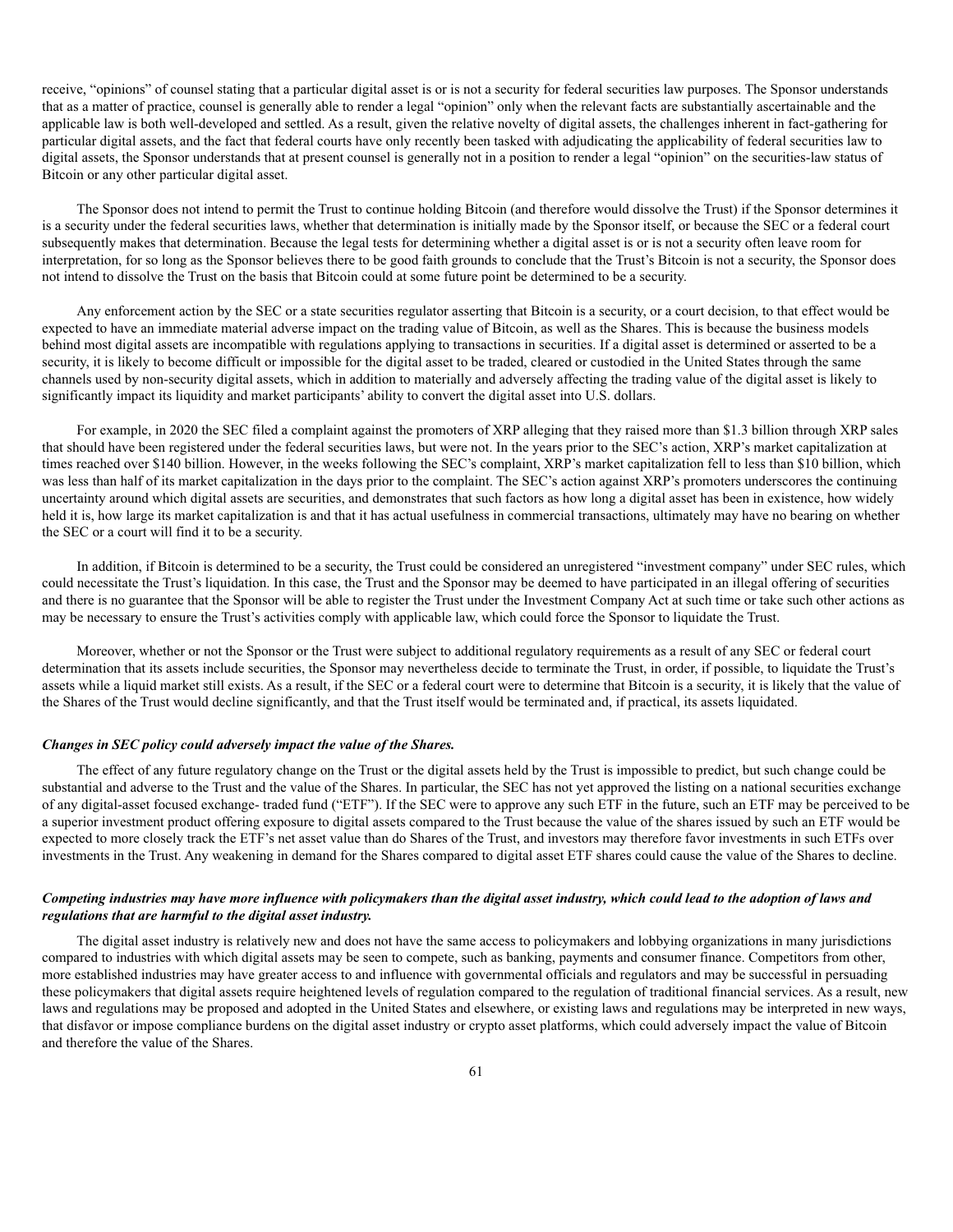receive, "opinions" of counsel stating that a particular digital asset is or is not a security for federal securities law purposes. The Sponsor understands that as a matter of practice, counsel is generally able to render a legal "opinion" only when the relevant facts are substantially ascertainable and the applicable law is both well-developed and settled. As a result, given the relative novelty of digital assets, the challenges inherent in fact-gathering for particular digital assets, and the fact that federal courts have only recently been tasked with adjudicating the applicability of federal securities law to digital assets, the Sponsor understands that at present counsel is generally not in a position to render a legal "opinion" on the securities-law status of Bitcoin or any other particular digital asset.

The Sponsor does not intend to permit the Trust to continue holding Bitcoin (and therefore would dissolve the Trust) if the Sponsor determines it is a security under the federal securities laws, whether that determination is initially made by the Sponsor itself, or because the SEC or a federal court subsequently makes that determination. Because the legal tests for determining whether a digital asset is or is not a security often leave room for interpretation, for so long as the Sponsor believes there to be good faith grounds to conclude that the Trust's Bitcoin is not a security, the Sponsor does not intend to dissolve the Trust on the basis that Bitcoin could at some future point be determined to be a security.

Any enforcement action by the SEC or a state securities regulator asserting that Bitcoin is a security, or a court decision, to that effect would be expected to have an immediate material adverse impact on the trading value of Bitcoin, as well as the Shares. This is because the business models behind most digital assets are incompatible with regulations applying to transactions in securities. If a digital asset is determined or asserted to be a security, it is likely to become difficult or impossible for the digital asset to be traded, cleared or custodied in the United States through the same channels used by non-security digital assets, which in addition to materially and adversely affecting the trading value of the digital asset is likely to significantly impact its liquidity and market participants' ability to convert the digital asset into U.S. dollars.

For example, in 2020 the SEC filed a complaint against the promoters of XRP alleging that they raised more than $1.3 billion through XRP sales that should have been registered under the federal securities laws, but were not. In the years prior to the SEC's action, XRP's market capitalization at times reached over $140 billion. However, in the weeks following the SEC's complaint, XRP's market capitalization fell to less than $10 billion, which was less than half of its market capitalization in the days prior to the complaint. The SEC's action against XRP's promoters underscores the continuing uncertainty around which digital assets are securities, and demonstrates that such factors as how long a digital asset has been in existence, how widely held it is, how large its market capitalization is and that it has actual usefulness in commercial transactions, ultimately may have no bearing on whether the SEC or a court will find it to be a security.

In addition, if Bitcoin is determined to be a security, the Trust could be considered an unregistered "investment company" under SEC rules, which could necessitate the Trust's liquidation. In this case, the Trust and the Sponsor may be deemed to have participated in an illegal offering of securities and there is no guarantee that the Sponsor will be able to register the Trust under the Investment Company Act at such time or take such other actions as may be necessary to ensure the Trust's activities comply with applicable law, which could force the Sponsor to liquidate the Trust.

Moreover, whether or not the Sponsor or the Trust were subject to additional regulatory requirements as a result of any SEC or federal court determination that its assets include securities, the Sponsor may nevertheless decide to terminate the Trust, in order, if possible, to liquidate the Trust's assets while a liquid market still exists. As a result, if the SEC or a federal court were to determine that Bitcoin is a security, it is likely that the value of the Shares of the Trust would decline significantly, and that the Trust itself would be terminated and, if practical, its assets liquidated.

***Changes in SEC policy could adversely impact the value of the Shares.***

The effect of any future regulatory change on the Trust or the digital assets held by the Trust is impossible to predict, but such change could be substantial and adverse to the Trust and the value of the Shares. In particular, the SEC has not yet approved the listing on a national securities exchange of any digital-asset focused exchange- traded fund ("ETF"). If the SEC were to approve any such ETF in the future, such an ETF may be perceived to be a superior investment product offering exposure to digital assets compared to the Trust because the value of the shares issued by such an ETF would be expected to more closely track the ETF's net asset value than do Shares of the Trust, and investors may therefore favor investments in such ETFs over investments in the Trust. Any weakening in demand for the Shares compared to digital asset ETF shares could cause the value of the Shares to decline.

***Competing industries may have more influence with policymakers than the digital asset industry, which could lead to the adoption of laws and regulations that are harmful to the digital asset industry.***

The digital asset industry is relatively new and does not have the same access to policymakers and lobbying organizations in many jurisdictions compared to industries with which digital assets may be seen to compete, such as banking, payments and consumer finance. Competitors from other, more established industries may have greater access to and influence with governmental officials and regulators and may be successful in persuading these policymakers that digital assets require heightened levels of regulation compared to the regulation of traditional financial services. As a result, new laws and regulations may be proposed and adopted in the United States and elsewhere, or existing laws and regulations may be interpreted in new ways, that disfavor or impose compliance burdens on the digital asset industry or crypto asset platforms, which could adversely impact the value of Bitcoin and therefore the value of the Shares.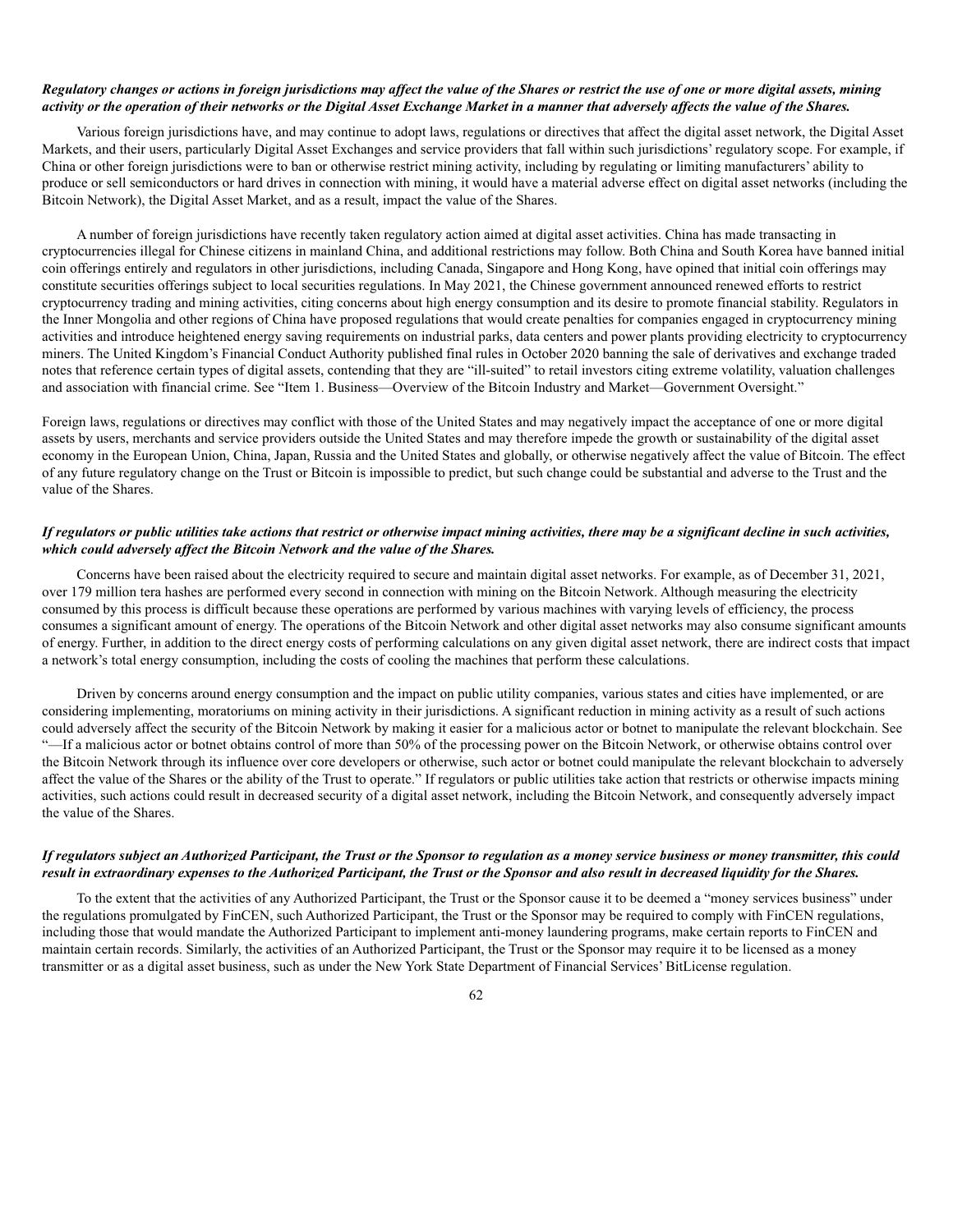***Regulatory changes or actions in foreign jurisdictions may affect the value of the Shares or restrict the use of one or more digital assets, mining activity or the operation of their networks or the Digital Asset Exchange Market in a manner that adversely affects the value of the Shares.***

Various foreign jurisdictions have, and may continue to adopt laws, regulations or directives that affect the digital asset network, the Digital Asset Markets, and their users, particularly Digital Asset Exchanges and service providers that fall within such jurisdictions' regulatory scope. For example, if China or other foreign jurisdictions were to ban or otherwise restrict mining activity, including by regulating or limiting manufacturers' ability to produce or sell semiconductors or hard drives in connection with mining, it would have a material adverse effect on digital asset networks (including the Bitcoin Network), the Digital Asset Market, and as a result, impact the value of the Shares.

A number of foreign jurisdictions have recently taken regulatory action aimed at digital asset activities. China has made transacting in cryptocurrencies illegal for Chinese citizens in mainland China, and additional restrictions may follow. Both China and South Korea have banned initial coin offerings entirely and regulators in other jurisdictions, including Canada, Singapore and Hong Kong, have opined that initial coin offerings may constitute securities offerings subject to local securities regulations. In May 2021, the Chinese government announced renewed efforts to restrict cryptocurrency trading and mining activities, citing concerns about high energy consumption and its desire to promote financial stability. Regulators in the Inner Mongolia and other regions of China have proposed regulations that would create penalties for companies engaged in cryptocurrency mining activities and introduce heightened energy saving requirements on industrial parks, data centers and power plants providing electricity to cryptocurrency miners. The United Kingdom's Financial Conduct Authority published final rules in October 2020 banning the sale of derivatives and exchange traded notes that reference certain types of digital assets, contending that they are "ill-suited" to retail investors citing extreme volatility, valuation challenges and association with financial crime. See "Item 1. Business—Overview of the Bitcoin Industry and Market—Government Oversight."

Foreign laws, regulations or directives may conflict with those of the United States and may negatively impact the acceptance of one or more digital assets by users, merchants and service providers outside the United States and may therefore impede the growth or sustainability of the digital asset economy in the European Union, China, Japan, Russia and the United States and globally, or otherwise negatively affect the value of Bitcoin. The effect of any future regulatory change on the Trust or Bitcoin is impossible to predict, but such change could be substantial and adverse to the Trust and the value of the Shares.

***If regulators or public utilities take actions that restrict or otherwise impact mining activities, there may be a significant decline in such activities, which could adversely affect the Bitcoin Network and the value of the Shares.***

Concerns have been raised about the electricity required to secure and maintain digital asset networks. For example, as of December 31, 2021, over 179 million tera hashes are performed every second in connection with mining on the Bitcoin Network. Although measuring the electricity consumed by this process is difficult because these operations are performed by various machines with varying levels of efficiency, the process consumes a significant amount of energy. The operations of the Bitcoin Network and other digital asset networks may also consume significant amounts of energy. Further, in addition to the direct energy costs of performing calculations on any given digital asset network, there are indirect costs that impact a network's total energy consumption, including the costs of cooling the machines that perform these calculations.

Driven by concerns around energy consumption and the impact on public utility companies, various states and cities have implemented, or are considering implementing, moratoriums on mining activity in their jurisdictions. A significant reduction in mining activity as a result of such actions could adversely affect the security of the Bitcoin Network by making it easier for a malicious actor or botnet to manipulate the relevant blockchain. See "—If a malicious actor or botnet obtains control of more than 50% of the processing power on the Bitcoin Network, or otherwise obtains control over the Bitcoin Network through its influence over core developers or otherwise, such actor or botnet could manipulate the relevant blockchain to adversely affect the value of the Shares or the ability of the Trust to operate." If regulators or public utilities take action that restricts or otherwise impacts mining activities, such actions could result in decreased security of a digital asset network, including the Bitcoin Network, and consequently adversely impact the value of the Shares.

***If regulators subject an Authorized Participant, the Trust or the Sponsor to regulation as a money service business or money transmitter, this could result in extraordinary expenses to the Authorized Participant, the Trust or the Sponsor and also result in decreased liquidity for the Shares.***

To the extent that the activities of any Authorized Participant, the Trust or the Sponsor cause it to be deemed a "money services business" under the regulations promulgated by FinCEN, such Authorized Participant, the Trust or the Sponsor may be required to comply with FinCEN regulations, including those that would mandate the Authorized Participant to implement anti-money laundering programs, make certain reports to FinCEN and maintain certain records. Similarly, the activities of an Authorized Participant, the Trust or the Sponsor may require it to be licensed as a money transmitter or as a digital asset business, such as under the New York State Department of Financial Services' BitLicense regulation.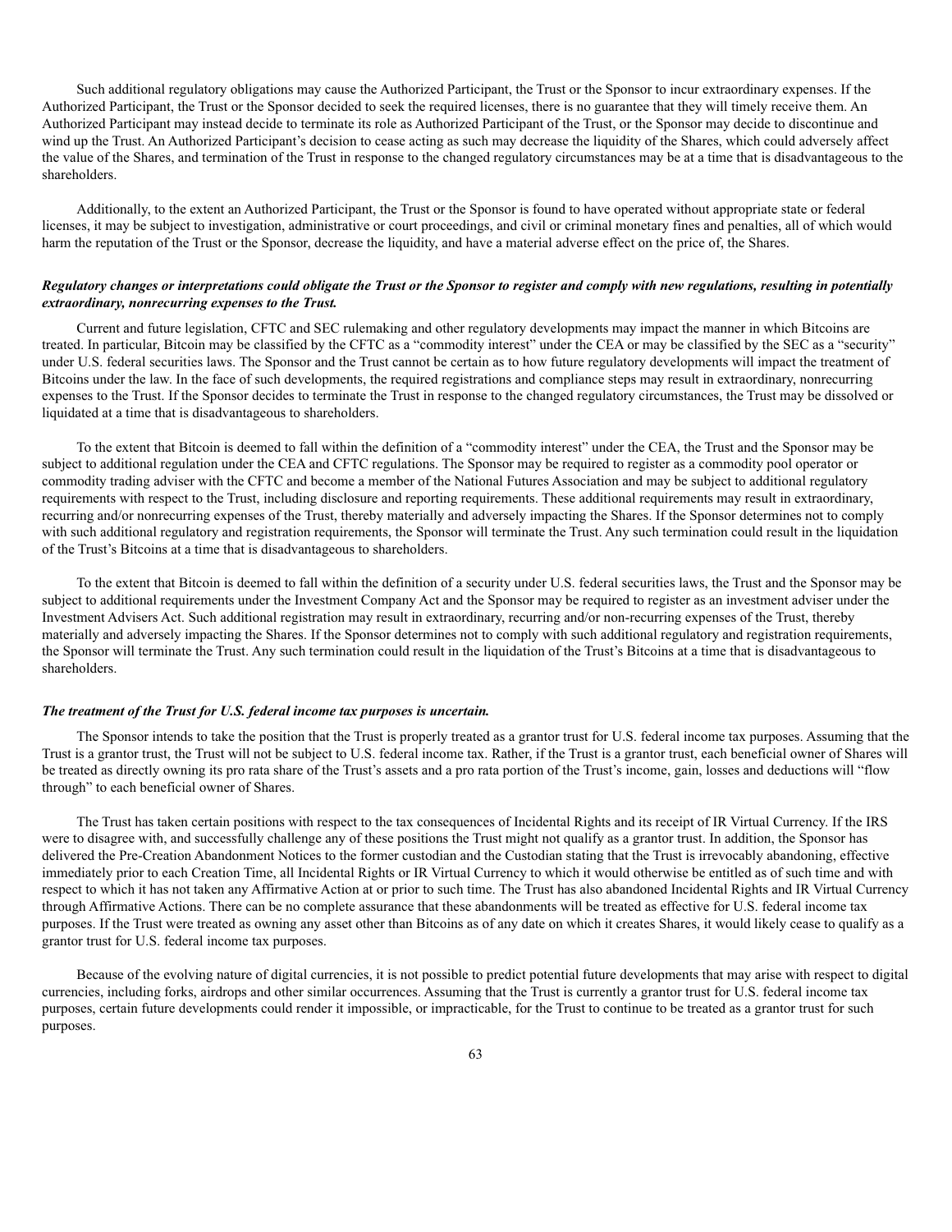Such additional regulatory obligations may cause the Authorized Participant, the Trust or the Sponsor to incur extraordinary expenses. If the Authorized Participant, the Trust or the Sponsor decided to seek the required licenses, there is no guarantee that they will timely receive them. An Authorized Participant may instead decide to terminate its role as Authorized Participant of the Trust, or the Sponsor may decide to discontinue and wind up the Trust. An Authorized Participant's decision to cease acting as such may decrease the liquidity of the Shares, which could adversely affect the value of the Shares, and termination of the Trust in response to the changed regulatory circumstances may be at a time that is disadvantageous to the shareholders.

Additionally, to the extent an Authorized Participant, the Trust or the Sponsor is found to have operated without appropriate state or federal licenses, it may be subject to investigation, administrative or court proceedings, and civil or criminal monetary fines and penalties, all of which would harm the reputation of the Trust or the Sponsor, decrease the liquidity, and have a material adverse effect on the price of, the Shares.

***Regulatory changes or interpretations could obligate the Trust or the Sponsor to register and comply with new regulations, resulting in potentially extraordinary, nonrecurring expenses to the Trust.***

Current and future legislation, CFTC and SEC rulemaking and other regulatory developments may impact the manner in which Bitcoins are treated. In particular, Bitcoin may be classified by the CFTC as a "commodity interest" under the CEA or may be classified by the SEC as a "security" under U.S. federal securities laws. The Sponsor and the Trust cannot be certain as to how future regulatory developments will impact the treatment of Bitcoins under the law. In the face of such developments, the required registrations and compliance steps may result in extraordinary, nonrecurring expenses to the Trust. If the Sponsor decides to terminate the Trust in response to the changed regulatory circumstances, the Trust may be dissolved or liquidated at a time that is disadvantageous to shareholders.

To the extent that Bitcoin is deemed to fall within the definition of a "commodity interest" under the CEA, the Trust and the Sponsor may be subject to additional regulation under the CEA and CFTC regulations. The Sponsor may be required to register as a commodity pool operator or commodity trading adviser with the CFTC and become a member of the National Futures Association and may be subject to additional regulatory requirements with respect to the Trust, including disclosure and reporting requirements. These additional requirements may result in extraordinary, recurring and/or nonrecurring expenses of the Trust, thereby materially and adversely impacting the Shares. If the Sponsor determines not to comply with such additional regulatory and registration requirements, the Sponsor will terminate the Trust. Any such termination could result in the liquidation of the Trust's Bitcoins at a time that is disadvantageous to shareholders.

To the extent that Bitcoin is deemed to fall within the definition of a security under U.S. federal securities laws, the Trust and the Sponsor may be subject to additional requirements under the Investment Company Act and the Sponsor may be required to register as an investment adviser under the Investment Advisers Act. Such additional registration may result in extraordinary, recurring and/or non-recurring expenses of the Trust, thereby materially and adversely impacting the Shares. If the Sponsor determines not to comply with such additional regulatory and registration requirements, the Sponsor will terminate the Trust. Any such termination could result in the liquidation of the Trust's Bitcoins at a time that is disadvantageous to shareholders.

***The treatment of the Trust for U.S. federal income tax purposes is uncertain.***

The Sponsor intends to take the position that the Trust is properly treated as a grantor trust for U.S. federal income tax purposes. Assuming that the Trust is a grantor trust, the Trust will not be subject to U.S. federal income tax. Rather, if the Trust is a grantor trust, each beneficial owner of Shares will be treated as directly owning its pro rata share of the Trust's assets and a pro rata portion of the Trust's income, gain, losses and deductions will "flow through" to each beneficial owner of Shares.

The Trust has taken certain positions with respect to the tax consequences of Incidental Rights and its receipt of IR Virtual Currency. If the IRS were to disagree with, and successfully challenge any of these positions the Trust might not qualify as a grantor trust. In addition, the Sponsor has delivered the Pre-Creation Abandonment Notices to the former custodian and the Custodian stating that the Trust is irrevocably abandoning, effective immediately prior to each Creation Time, all Incidental Rights or IR Virtual Currency to which it would otherwise be entitled as of such time and with respect to which it has not taken any Affirmative Action at or prior to such time. The Trust has also abandoned Incidental Rights and IR Virtual Currency through Affirmative Actions. There can be no complete assurance that these abandonments will be treated as effective for U.S. federal income tax purposes. If the Trust were treated as owning any asset other than Bitcoins as of any date on which it creates Shares, it would likely cease to qualify as a grantor trust for U.S. federal income tax purposes.

Because of the evolving nature of digital currencies, it is not possible to predict potential future developments that may arise with respect to digital currencies, including forks, airdrops and other similar occurrences. Assuming that the Trust is currently a grantor trust for U.S. federal income tax purposes, certain future developments could render it impossible, or impracticable, for the Trust to continue to be treated as a grantor trust for such purposes.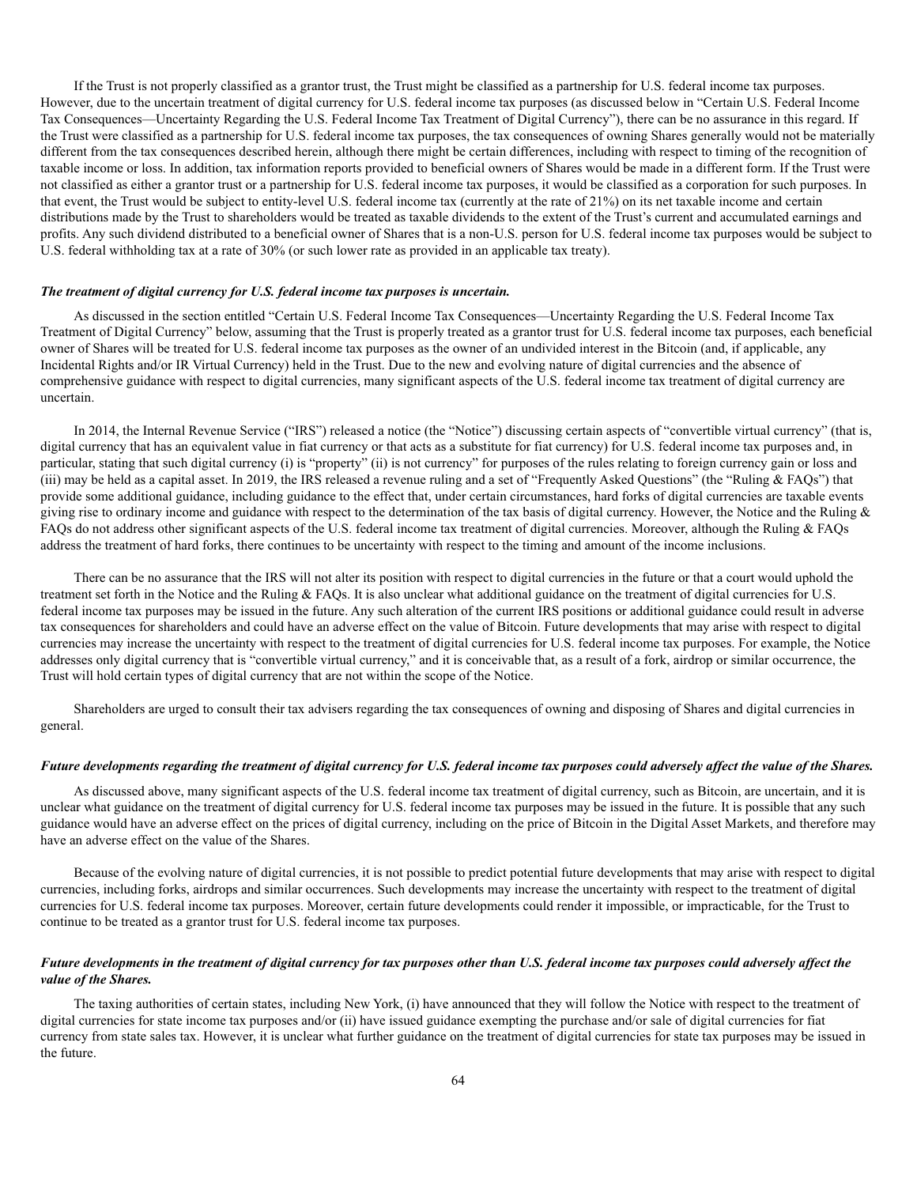If the Trust is not properly classified as a grantor trust, the Trust might be classified as a partnership for U.S. federal income tax purposes. However, due to the uncertain treatment of digital currency for U.S. federal income tax purposes (as discussed below in "Certain U.S. Federal Income Tax Consequences—Uncertainty Regarding the U.S. Federal Income Tax Treatment of Digital Currency"), there can be no assurance in this regard. If the Trust were classified as a partnership for U.S. federal income tax purposes, the tax consequences of owning Shares generally would not be materially different from the tax consequences described herein, although there might be certain differences, including with respect to timing of the recognition of taxable income or loss. In addition, tax information reports provided to beneficial owners of Shares would be made in a different form. If the Trust were not classified as either a grantor trust or a partnership for U.S. federal income tax purposes, it would be classified as a corporation for such purposes. In that event, the Trust would be subject to entity-level U.S. federal income tax (currently at the rate of 21%) on its net taxable income and certain distributions made by the Trust to shareholders would be treated as taxable dividends to the extent of the Trust's current and accumulated earnings and profits. Any such dividend distributed to a beneficial owner of Shares that is a non-U.S. person for U.S. federal income tax purposes would be subject to U.S. federal withholding tax at a rate of 30% (or such lower rate as provided in an applicable tax treaty).

***The treatment of digital currency for U.S. federal income tax purposes is uncertain.***

As discussed in the section entitled "Certain U.S. Federal Income Tax Consequences—Uncertainty Regarding the U.S. Federal Income Tax Treatment of Digital Currency" below, assuming that the Trust is properly treated as a grantor trust for U.S. federal income tax purposes, each beneficial owner of Shares will be treated for U.S. federal income tax purposes as the owner of an undivided interest in the Bitcoin (and, if applicable, any Incidental Rights and/or IR Virtual Currency) held in the Trust. Due to the new and evolving nature of digital currencies and the absence of comprehensive guidance with respect to digital currencies, many significant aspects of the U.S. federal income tax treatment of digital currency are uncertain.

In 2014, the Internal Revenue Service ("IRS") released a notice (the "Notice") discussing certain aspects of "convertible virtual currency" (that is, digital currency that has an equivalent value in fiat currency or that acts as a substitute for fiat currency) for U.S. federal income tax purposes and, in particular, stating that such digital currency (i) is "property" (ii) is not currency" for purposes of the rules relating to foreign currency gain or loss and (iii) may be held as a capital asset. In 2019, the IRS released a revenue ruling and a set of "Frequently Asked Questions" (the "Ruling & FAQs") that provide some additional guidance, including guidance to the effect that, under certain circumstances, hard forks of digital currencies are taxable events giving rise to ordinary income and guidance with respect to the determination of the tax basis of digital currency. However, the Notice and the Ruling & FAQs do not address other significant aspects of the U.S. federal income tax treatment of digital currencies. Moreover, although the Ruling & FAQs address the treatment of hard forks, there continues to be uncertainty with respect to the timing and amount of the income inclusions.

There can be no assurance that the IRS will not alter its position with respect to digital currencies in the future or that a court would uphold the treatment set forth in the Notice and the Ruling & FAQs. It is also unclear what additional guidance on the treatment of digital currencies for U.S. federal income tax purposes may be issued in the future. Any such alteration of the current IRS positions or additional guidance could result in adverse tax consequences for shareholders and could have an adverse effect on the value of Bitcoin. Future developments that may arise with respect to digital currencies may increase the uncertainty with respect to the treatment of digital currencies for U.S. federal income tax purposes. For example, the Notice addresses only digital currency that is "convertible virtual currency," and it is conceivable that, as a result of a fork, airdrop or similar occurrence, the Trust will hold certain types of digital currency that are not within the scope of the Notice.

Shareholders are urged to consult their tax advisers regarding the tax consequences of owning and disposing of Shares and digital currencies in general.

***Future developments regarding the treatment of digital currency for U.S. federal income tax purposes could adversely affect the value of the Shares.***

As discussed above, many significant aspects of the U.S. federal income tax treatment of digital currency, such as Bitcoin, are uncertain, and it is unclear what guidance on the treatment of digital currency for U.S. federal income tax purposes may be issued in the future. It is possible that any such guidance would have an adverse effect on the prices of digital currency, including on the price of Bitcoin in the Digital Asset Markets, and therefore may have an adverse effect on the value of the Shares.

Because of the evolving nature of digital currencies, it is not possible to predict potential future developments that may arise with respect to digital currencies, including forks, airdrops and similar occurrences. Such developments may increase the uncertainty with respect to the treatment of digital currencies for U.S. federal income tax purposes. Moreover, certain future developments could render it impossible, or impracticable, for the Trust to continue to be treated as a grantor trust for U.S. federal income tax purposes.

***Future developments in the treatment of digital currency for tax purposes other than U.S. federal income tax purposes could adversely affect the value of the Shares.***

The taxing authorities of certain states, including New York, (i) have announced that they will follow the Notice with respect to the treatment of digital currencies for state income tax purposes and/or (ii) have issued guidance exempting the purchase and/or sale of digital currencies for fiat currency from state sales tax. However, it is unclear what further guidance on the treatment of digital currencies for state tax purposes may be issued in the future.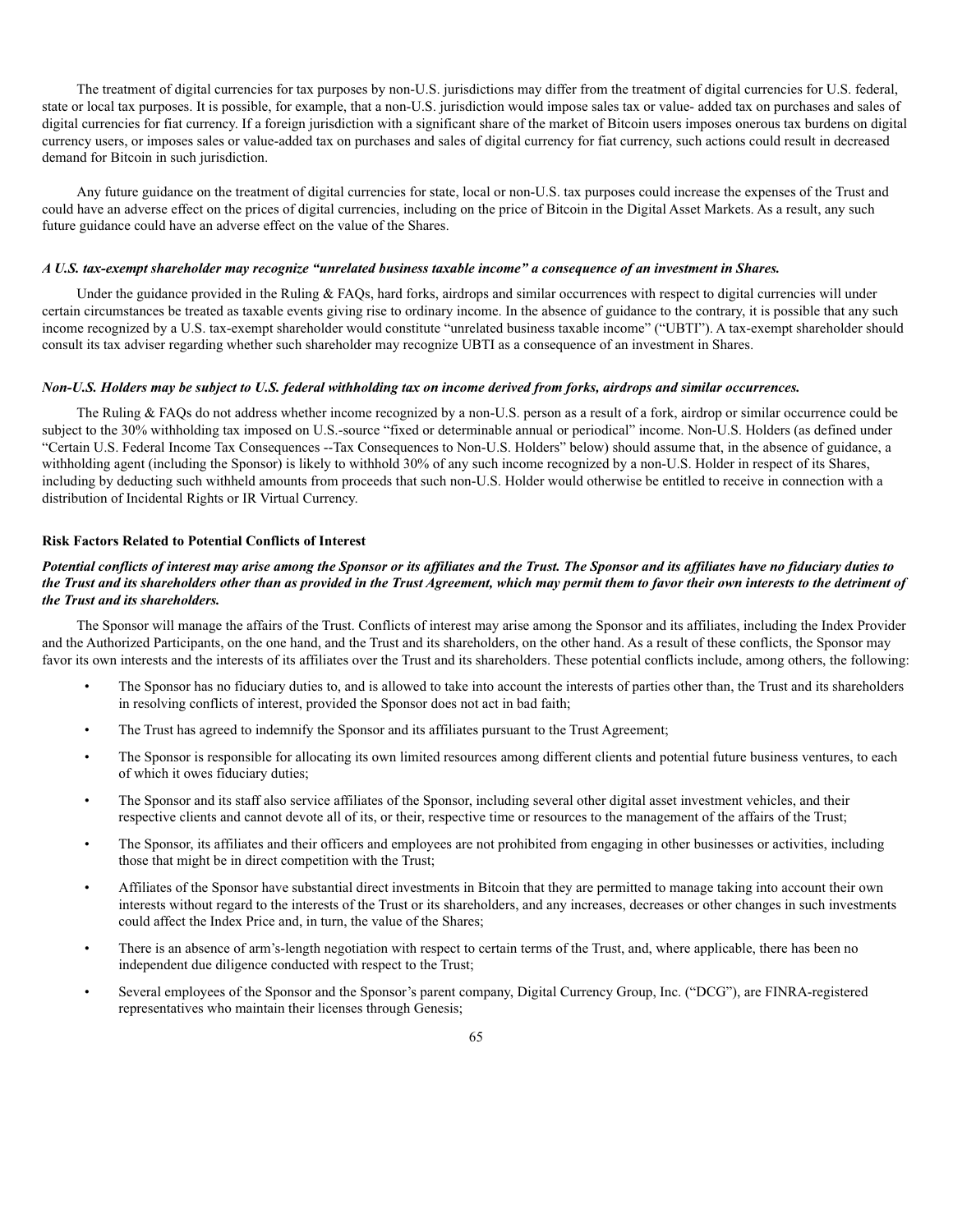The treatment of digital currencies for tax purposes by non-U.S. jurisdictions may differ from the treatment of digital currencies for U.S. federal, state or local tax purposes. It is possible, for example, that a non-U.S. jurisdiction would impose sales tax or value- added tax on purchases and sales of digital currencies for fiat currency. If a foreign jurisdiction with a significant share of the market of Bitcoin users imposes onerous tax burdens on digital currency users, or imposes sales or value-added tax on purchases and sales of digital currency for fiat currency, such actions could result in decreased demand for Bitcoin in such jurisdiction.

Any future guidance on the treatment of digital currencies for state, local or non-U.S. tax purposes could increase the expenses of the Trust and could have an adverse effect on the prices of digital currencies, including on the price of Bitcoin in the Digital Asset Markets. As a result, any such future guidance could have an adverse effect on the value of the Shares.

***A U.S. tax-exempt shareholder may recognize "unrelated business taxable income" a consequence of an investment in Shares.***

Under the guidance provided in the Ruling & FAQs, hard forks, airdrops and similar occurrences with respect to digital currencies will under certain circumstances be treated as taxable events giving rise to ordinary income. In the absence of guidance to the contrary, it is possible that any such income recognized by a U.S. tax-exempt shareholder would constitute "unrelated business taxable income" ("UBTI"). A tax-exempt shareholder should consult its tax adviser regarding whether such shareholder may recognize UBTI as a consequence of an investment in Shares.

***Non-U.S. Holders may be subject to U.S. federal withholding tax on income derived from forks, airdrops and similar occurrences.***

The Ruling & FAQs do not address whether income recognized by a non-U.S. person as a result of a fork, airdrop or similar occurrence could be subject to the 30% withholding tax imposed on U.S.-source "fixed or determinable annual or periodical" income. Non-U.S. Holders (as defined under "Certain U.S. Federal Income Tax Consequences --Tax Consequences to Non-U.S. Holders" below) should assume that, in the absence of guidance, a withholding agent (including the Sponsor) is likely to withhold 30% of any such income recognized by a non-U.S. Holder in respect of its Shares, including by deducting such withheld amounts from proceeds that such non-U.S. Holder would otherwise be entitled to receive in connection with a distribution of Incidental Rights or IR Virtual Currency.

**Risk Factors Related to Potential Conflicts of Interest**

***Potential conflicts of interest may arise among the Sponsor or its affiliates and the Trust. The Sponsor and its affiliates have no fiduciary duties to the Trust and its shareholders other than as provided in the Trust Agreement, which may permit them to favor their own interests to the detriment of the Trust and its shareholders.***

The Sponsor will manage the affairs of the Trust. Conflicts of interest may arise among the Sponsor and its affiliates, including the Index Provider and the Authorized Participants, on the one hand, and the Trust and its shareholders, on the other hand. As a result of these conflicts, the Sponsor may favor its own interests and the interests of its affiliates over the Trust and its shareholders. These potential conflicts include, among others, the following:

- The Sponsor has no fiduciary duties to, and is allowed to take into account the interests of parties other than, the Trust and its shareholders in resolving conflicts of interest, provided the Sponsor does not act in bad faith;
- The Trust has agreed to indemnify the Sponsor and its affiliates pursuant to the Trust Agreement;
- The Sponsor is responsible for allocating its own limited resources among different clients and potential future business ventures, to each of which it owes fiduciary duties;
- The Sponsor and its staff also service affiliates of the Sponsor, including several other digital asset investment vehicles, and their respective clients and cannot devote all of its, or their, respective time or resources to the management of the affairs of the Trust;
- The Sponsor, its affiliates and their officers and employees are not prohibited from engaging in other businesses or activities, including those that might be in direct competition with the Trust;
- Affiliates of the Sponsor have substantial direct investments in Bitcoin that they are permitted to manage taking into account their own interests without regard to the interests of the Trust or its shareholders, and any increases, decreases or other changes in such investments could affect the Index Price and, in turn, the value of the Shares;
- There is an absence of arm's-length negotiation with respect to certain terms of the Trust, and, where applicable, there has been no independent due diligence conducted with respect to the Trust;
- Several employees of the Sponsor and the Sponsor's parent company, Digital Currency Group, Inc. ("DCG"), are FINRA-registered representatives who maintain their licenses through Genesis;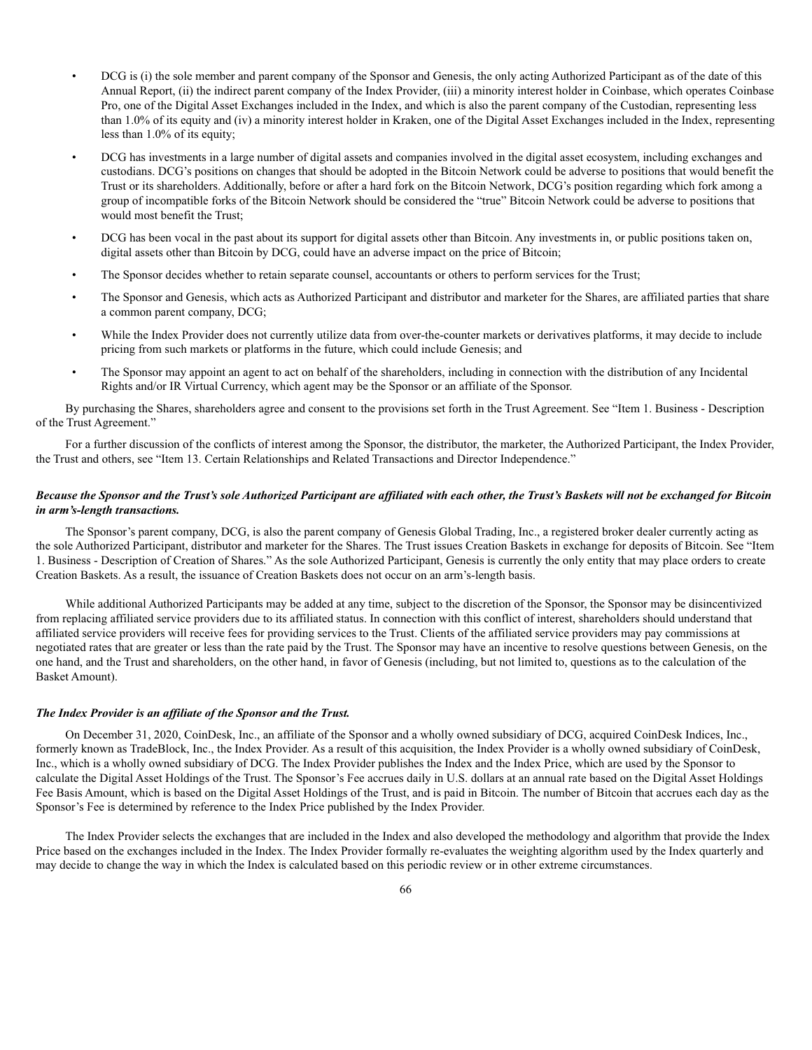- DCG is (i) the sole member and parent company of the Sponsor and Genesis, the only acting Authorized Participant as of the date of this Annual Report, (ii) the indirect parent company of the Index Provider, (iii) a minority interest holder in Coinbase, which operates Coinbase Pro, one of the Digital Asset Exchanges included in the Index, and which is also the parent company of the Custodian, representing less than 1.0% of its equity and (iv) a minority interest holder in Kraken, one of the Digital Asset Exchanges included in the Index, representing less than 1.0% of its equity;
- DCG has investments in a large number of digital assets and companies involved in the digital asset ecosystem, including exchanges and custodians. DCG's positions on changes that should be adopted in the Bitcoin Network could be adverse to positions that would benefit the Trust or its shareholders. Additionally, before or after a hard fork on the Bitcoin Network, DCG's position regarding which fork among a group of incompatible forks of the Bitcoin Network should be considered the "true" Bitcoin Network could be adverse to positions that would most benefit the Trust;
- DCG has been vocal in the past about its support for digital assets other than Bitcoin. Any investments in, or public positions taken on, digital assets other than Bitcoin by DCG, could have an adverse impact on the price of Bitcoin;
- The Sponsor decides whether to retain separate counsel, accountants or others to perform services for the Trust;
- The Sponsor and Genesis, which acts as Authorized Participant and distributor and marketer for the Shares, are affiliated parties that share a common parent company, DCG;
- While the Index Provider does not currently utilize data from over-the-counter markets or derivatives platforms, it may decide to include pricing from such markets or platforms in the future, which could include Genesis; and
- The Sponsor may appoint an agent to act on behalf of the shareholders, including in connection with the distribution of any Incidental Rights and/or IR Virtual Currency, which agent may be the Sponsor or an affiliate of the Sponsor.

By purchasing the Shares, shareholders agree and consent to the provisions set forth in the Trust Agreement. See "Item 1. Business - Description of the Trust Agreement."

For a further discussion of the conflicts of interest among the Sponsor, the distributor, the marketer, the Authorized Participant, the Index Provider, the Trust and others, see "Item 13. Certain Relationships and Related Transactions and Director Independence."

***Because the Sponsor and the Trust's sole Authorized Participant are affiliated with each other, the Trust's Baskets will not be exchanged for Bitcoin in arm's-length transactions.***

The Sponsor's parent company, DCG, is also the parent company of Genesis Global Trading, Inc., a registered broker dealer currently acting as the sole Authorized Participant, distributor and marketer for the Shares. The Trust issues Creation Baskets in exchange for deposits of Bitcoin. See "Item 1. Business - Description of Creation of Shares." As the sole Authorized Participant, Genesis is currently the only entity that may place orders to create Creation Baskets. As a result, the issuance of Creation Baskets does not occur on an arm's-length basis.

While additional Authorized Participants may be added at any time, subject to the discretion of the Sponsor, the Sponsor may be disincentivized from replacing affiliated service providers due to its affiliated status. In connection with this conflict of interest, shareholders should understand that affiliated service providers will receive fees for providing services to the Trust. Clients of the affiliated service providers may pay commissions at negotiated rates that are greater or less than the rate paid by the Trust. The Sponsor may have an incentive to resolve questions between Genesis, on the one hand, and the Trust and shareholders, on the other hand, in favor of Genesis (including, but not limited to, questions as to the calculation of the Basket Amount).

***The Index Provider is an affiliate of the Sponsor and the Trust.***

On December 31, 2020, CoinDesk, Inc., an affiliate of the Sponsor and a wholly owned subsidiary of DCG, acquired CoinDesk Indices, Inc., formerly known as TradeBlock, Inc., the Index Provider. As a result of this acquisition, the Index Provider is a wholly owned subsidiary of CoinDesk, Inc., which is a wholly owned subsidiary of DCG. The Index Provider publishes the Index and the Index Price, which are used by the Sponsor to calculate the Digital Asset Holdings of the Trust. The Sponsor's Fee accrues daily in U.S. dollars at an annual rate based on the Digital Asset Holdings Fee Basis Amount, which is based on the Digital Asset Holdings of the Trust, and is paid in Bitcoin. The number of Bitcoin that accrues each day as the Sponsor's Fee is determined by reference to the Index Price published by the Index Provider.

The Index Provider selects the exchanges that are included in the Index and also developed the methodology and algorithm that provide the Index Price based on the exchanges included in the Index. The Index Provider formally re-evaluates the weighting algorithm used by the Index quarterly and may decide to change the way in which the Index is calculated based on this periodic review or in other extreme circumstances.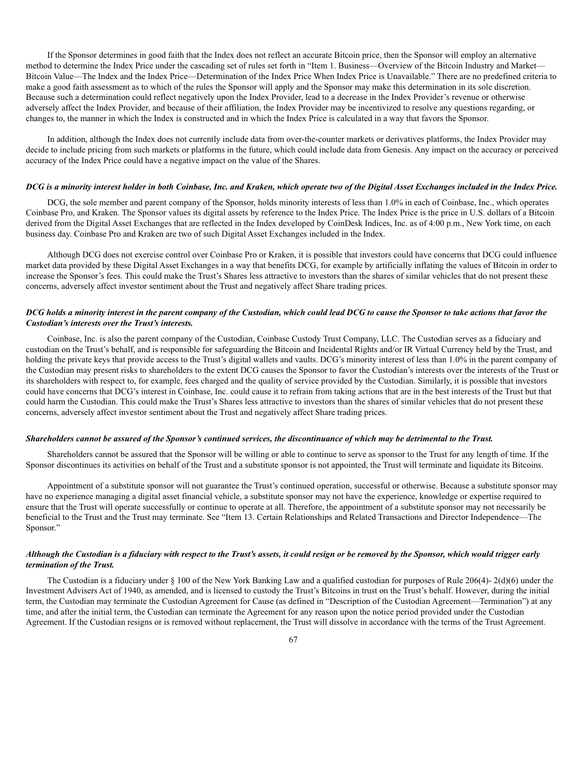If the Sponsor determines in good faith that the Index does not reflect an accurate Bitcoin price, then the Sponsor will employ an alternative method to determine the Index Price under the cascading set of rules set forth in "Item 1. Business—Overview of the Bitcoin Industry and Market—Bitcoin Value—The Index and the Index Price—Determination of the Index Price When Index Price is Unavailable." There are no predefined criteria to make a good faith assessment as to which of the rules the Sponsor will apply and the Sponsor may make this determination in its sole discretion. Because such a determination could reflect negatively upon the Index Provider, lead to a decrease in the Index Provider's revenue or otherwise adversely affect the Index Provider, and because of their affiliation, the Index Provider may be incentivized to resolve any questions regarding, or changes to, the manner in which the Index is constructed and in which the Index Price is calculated in a way that favors the Sponsor.

In addition, although the Index does not currently include data from over-the-counter markets or derivatives platforms, the Index Provider may decide to include pricing from such markets or platforms in the future, which could include data from Genesis. Any impact on the accuracy or perceived accuracy of the Index Price could have a negative impact on the value of the Shares.

***DCG is a minority interest holder in both Coinbase, Inc. and Kraken, which operate two of the Digital Asset Exchanges included in the Index Price.***

DCG, the sole member and parent company of the Sponsor, holds minority interests of less than 1.0% in each of Coinbase, Inc., which operates Coinbase Pro, and Kraken. The Sponsor values its digital assets by reference to the Index Price. The Index Price is the price in U.S. dollars of a Bitcoin derived from the Digital Asset Exchanges that are reflected in the Index developed by CoinDesk Indices, Inc. as of 4:00 p.m., New York time, on each business day. Coinbase Pro and Kraken are two of such Digital Asset Exchanges included in the Index.

Although DCG does not exercise control over Coinbase Pro or Kraken, it is possible that investors could have concerns that DCG could influence market data provided by these Digital Asset Exchanges in a way that benefits DCG, for example by artificially inflating the values of Bitcoin in order to increase the Sponsor's fees. This could make the Trust's Shares less attractive to investors than the shares of similar vehicles that do not present these concerns, adversely affect investor sentiment about the Trust and negatively affect Share trading prices.

***DCG holds a minority interest in the parent company of the Custodian, which could lead DCG to cause the Sponsor to take actions that favor the Custodian's interests over the Trust's interests.***

Coinbase, Inc. is also the parent company of the Custodian, Coinbase Custody Trust Company, LLC. The Custodian serves as a fiduciary and custodian on the Trust's behalf, and is responsible for safeguarding the Bitcoin and Incidental Rights and/or IR Virtual Currency held by the Trust, and holding the private keys that provide access to the Trust's digital wallets and vaults. DCG's minority interest of less than 1.0% in the parent company of the Custodian may present risks to shareholders to the extent DCG causes the Sponsor to favor the Custodian's interests over the interests of the Trust or its shareholders with respect to, for example, fees charged and the quality of service provided by the Custodian. Similarly, it is possible that investors could have concerns that DCG's interest in Coinbase, Inc. could cause it to refrain from taking actions that are in the best interests of the Trust but that could harm the Custodian. This could make the Trust's Shares less attractive to investors than the shares of similar vehicles that do not present these concerns, adversely affect investor sentiment about the Trust and negatively affect Share trading prices.

***Shareholders cannot be assured of the Sponsor's continued services, the discontinuance of which may be detrimental to the Trust.***

Shareholders cannot be assured that the Sponsor will be willing or able to continue to serve as sponsor to the Trust for any length of time. If the Sponsor discontinues its activities on behalf of the Trust and a substitute sponsor is not appointed, the Trust will terminate and liquidate its Bitcoins.

Appointment of a substitute sponsor will not guarantee the Trust's continued operation, successful or otherwise. Because a substitute sponsor may have no experience managing a digital asset financial vehicle, a substitute sponsor may not have the experience, knowledge or expertise required to ensure that the Trust will operate successfully or continue to operate at all. Therefore, the appointment of a substitute sponsor may not necessarily be beneficial to the Trust and the Trust may terminate. See "Item 13. Certain Relationships and Related Transactions and Director Independence—The Sponsor."

***Although the Custodian is a fiduciary with respect to the Trust's assets, it could resign or be removed by the Sponsor, which would trigger early termination of the Trust.***

The Custodian is a fiduciary under § 100 of the New York Banking Law and a qualified custodian for purposes of Rule 206(4)- 2(d)(6) under the Investment Advisers Act of 1940, as amended, and is licensed to custody the Trust's Bitcoins in trust on the Trust's behalf. However, during the initial term, the Custodian may terminate the Custodian Agreement for Cause (as defined in "Description of the Custodian Agreement—Termination") at any time, and after the initial term, the Custodian can terminate the Agreement for any reason upon the notice period provided under the Custodian Agreement. If the Custodian resigns or is removed without replacement, the Trust will dissolve in accordance with the terms of the Trust Agreement.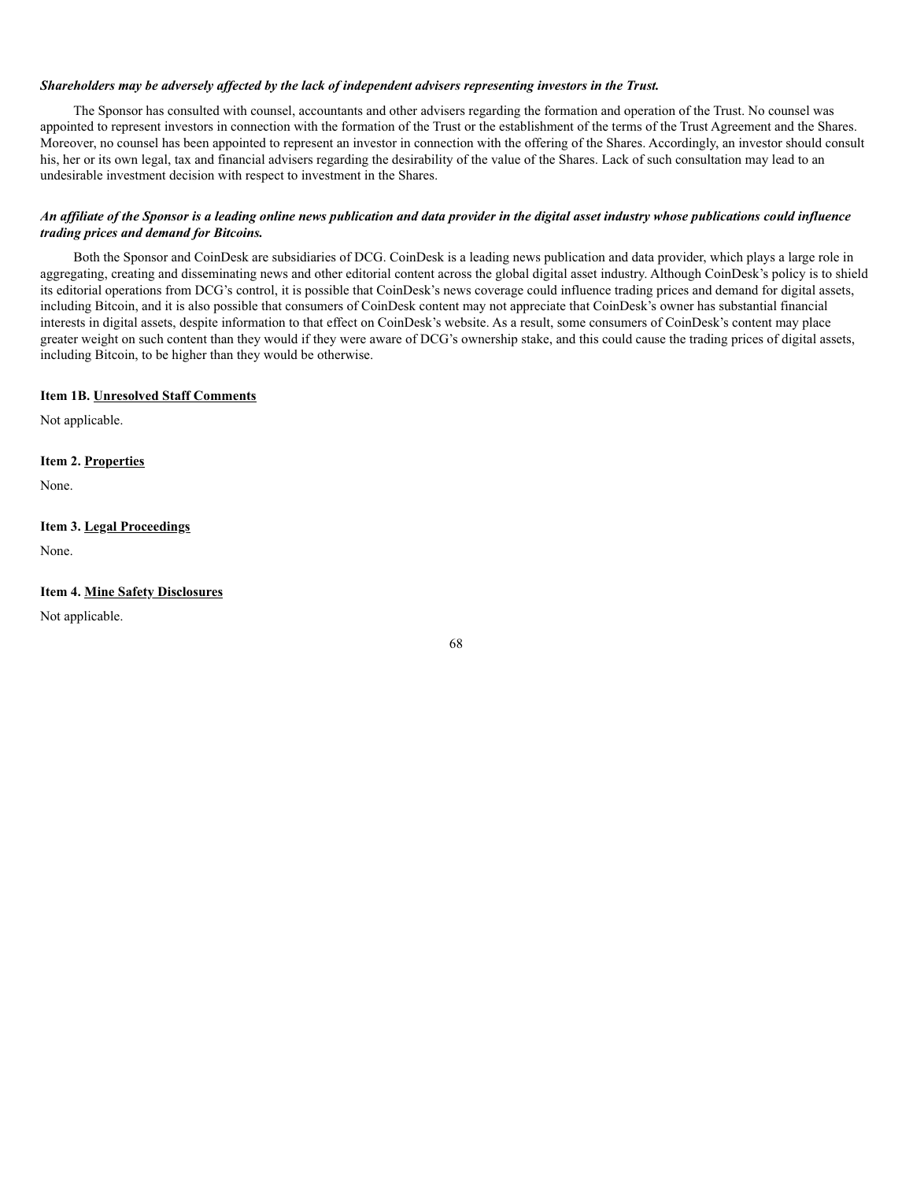***Shareholders may be adversely affected by the lack of independent advisers representing investors in the Trust.***

The Sponsor has consulted with counsel, accountants and other advisers regarding the formation and operation of the Trust. No counsel was appointed to represent investors in connection with the formation of the Trust or the establishment of the terms of the Trust Agreement and the Shares. Moreover, no counsel has been appointed to represent an investor in connection with the offering of the Shares. Accordingly, an investor should consult his, her or its own legal, tax and financial advisers regarding the desirability of the value of the Shares. Lack of such consultation may lead to an undesirable investment decision with respect to investment in the Shares.

***An affiliate of the Sponsor is a leading online news publication and data provider in the digital asset industry whose publications could influence trading prices and demand for Bitcoins.***

Both the Sponsor and CoinDesk are subsidiaries of DCG. CoinDesk is a leading news publication and data provider, which plays a large role in aggregating, creating and disseminating news and other editorial content across the global digital asset industry. Although CoinDesk's policy is to shield its editorial operations from DCG's control, it is possible that CoinDesk's news coverage could influence trading prices and demand for digital assets, including Bitcoin, and it is also possible that consumers of CoinDesk content may not appreciate that CoinDesk's owner has substantial financial interests in digital assets, despite information to that effect on CoinDesk's website. As a result, some consumers of CoinDesk's content may place greater weight on such content than they would if they were aware of DCG's ownership stake, and this could cause the trading prices of digital assets, including Bitcoin, to be higher than they would be otherwise.

**Item 1B. Unresolved Staff Comments**

Not applicable.

**Item 2. Properties**

None.

**Item 3. Legal Proceedings**

None.

**Item 4. Mine Safety Disclosures**

Not applicable.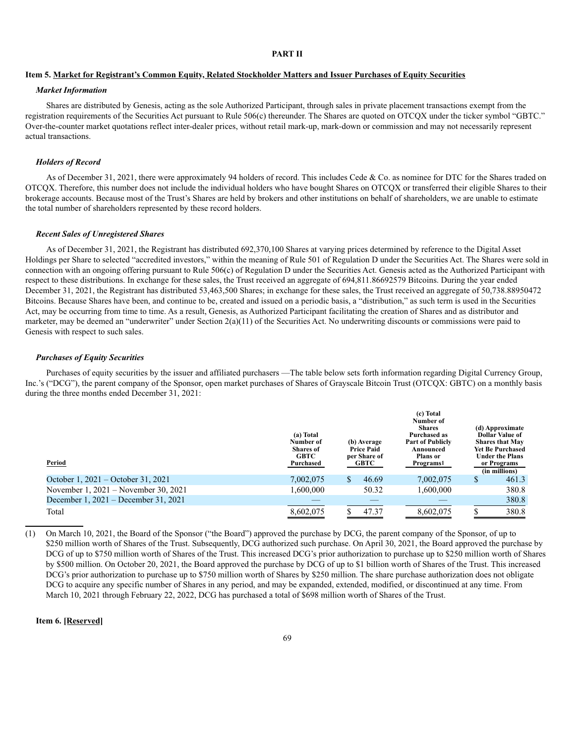# PART II

## Item 5. Market for Registrant's Common Equity, Related Stockholder Matters and Issuer Purchases of Equity Securities

### *Market Information*

Shares are distributed by Genesis, acting as the sole Authorized Participant, through sales in private placement transactions exempt from the registration requirements of the Securities Act pursuant to Rule 506(c) thereunder. The Shares are quoted on OTCQX under the ticker symbol "GBTC." Over-the-counter market quotations reflect inter-dealer prices, without retail mark-up, mark-down or commission and may not necessarily represent actual transactions.

### *Holders of Record*

As of December 31, 2021, there were approximately 94 holders of record. This includes Cede & Co. as nominee for DTC for the Shares traded on OTCQX. Therefore, this number does not include the individual holders who have bought Shares on OTCQX or transferred their eligible Shares to their brokerage accounts. Because most of the Trust's Shares are held by brokers and other institutions on behalf of shareholders, we are unable to estimate the total number of shareholders represented by these record holders.

### *Recent Sales of Unregistered Shares*

As of December 31, 2021, the Registrant has distributed 692,370,100 Shares at varying prices determined by reference to the Digital Asset Holdings per Share to selected "accredited investors," within the meaning of Rule 501 of Regulation D under the Securities Act. The Shares were sold in connection with an ongoing offering pursuant to Rule 506(c) of Regulation D under the Securities Act. Genesis acted as the Authorized Participant with respect to these distributions. In exchange for these sales, the Trust received an aggregate of 694,811.86692579 Bitcoins. During the year ended December 31, 2021, the Registrant has distributed 53,463,500 Shares; in exchange for these sales, the Trust received an aggregate of 50,738.88950472 Bitcoins. Because Shares have been, and continue to be, created and issued on a periodic basis, a "distribution," as such term is used in the Securities Act, may be occurring from time to time. As a result, Genesis, as Authorized Participant facilitating the creation of Shares and as distributor and marketer, may be deemed an "underwriter" under Section 2(a)(11) of the Securities Act. No underwriting discounts or commissions were paid to Genesis with respect to such sales.

### *Purchases of Equity Securities*

Purchases of equity securities by the issuer and affiliated purchasers —The table below sets forth information regarding Digital Currency Group, Inc.'s ("DCG"), the parent company of the Sponsor, open market purchases of Shares of Grayscale Bitcoin Trust (OTCQX: GBTC) on a monthly basis during the three months ended December 31, 2021:

| Period | (a) Total Number of Shares of GBTC Purchased | (b) Average Price Paid per Share of GBTC | (c) Total Number of Shares Purchased as Part of Publicly Announced Plans or Programs[1] | (d) Approximate Dollar Value of Shares that May Yet Be Purchased Under the Plans or Programs (in millions) |
|---|---|---|---|---|
| October 1, 2021 – October 31, 2021 | 7,002,075 | $ 46.69 | 7,002,075 | $ 461.3 |
| November 1, 2021 – November 30, 2021 | 1,600,000 | 50.32 | 1,600,000 | 380.8 |
| December 1, 2021 – December 31, 2021 | — | — | — | 380.8 |
| Total | 8,602,075 | $ 47.37 | 8,602,075 | $ 380.8 |

(1) On March 10, 2021, the Board of the Sponsor ("the Board") approved the purchase by DCG, the parent company of the Sponsor, of up to $250 million worth of Shares of the Trust. Subsequently, DCG authorized such purchase. On April 30, 2021, the Board approved the purchase by DCG of up to $750 million worth of Shares of the Trust. This increased DCG's prior authorization to purchase up to $250 million worth of Shares by $500 million. On October 20, 2021, the Board approved the purchase by DCG of up to $1 billion worth of Shares of the Trust. This increased DCG's prior authorization to purchase up to $750 million worth of Shares by $250 million. The share purchase authorization does not obligate DCG to acquire any specific number of Shares in any period, and may be expanded, extended, modified, or discontinued at any time. From March 10, 2021 through February 22, 2022, DCG has purchased a total of $698 million worth of Shares of the Trust.

## Item 6. [Reserved]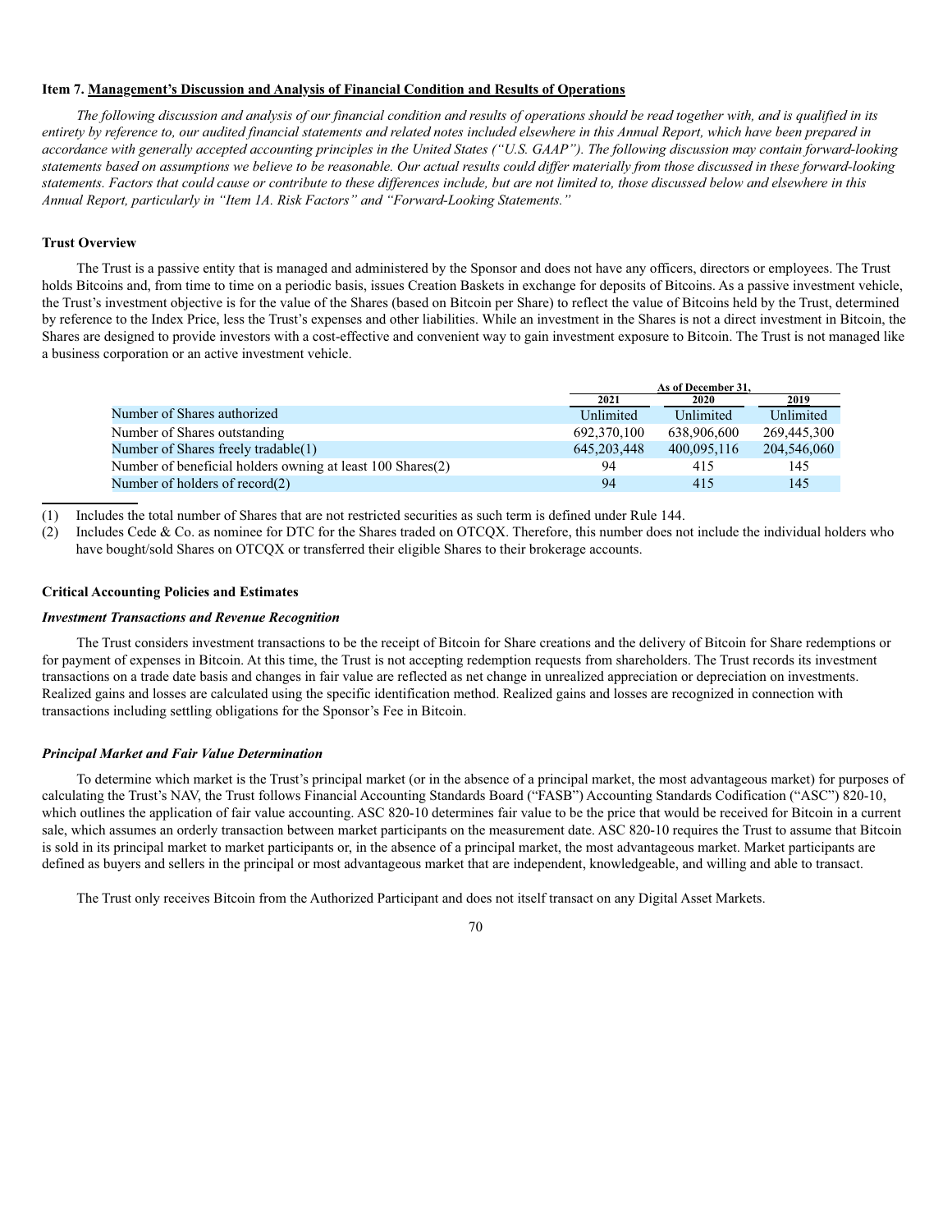**Item 7. Management's Discussion and Analysis of Financial Condition and Results of Operations**

*The following discussion and analysis of our financial condition and results of operations should be read together with, and is qualified in its entirety by reference to, our audited financial statements and related notes included elsewhere in this Annual Report, which have been prepared in accordance with generally accepted accounting principles in the United States ("U.S. GAAP"). The following discussion may contain forward-looking statements based on assumptions we believe to be reasonable. Our actual results could differ materially from those discussed in these forward-looking statements. Factors that could cause or contribute to these differences include, but are not limited to, those discussed below and elsewhere in this Annual Report, particularly in "Item 1A. Risk Factors" and "Forward-Looking Statements."*

**Trust Overview**

The Trust is a passive entity that is managed and administered by the Sponsor and does not have any officers, directors or employees. The Trust holds Bitcoins and, from time to time on a periodic basis, issues Creation Baskets in exchange for deposits of Bitcoins. As a passive investment vehicle, the Trust's investment objective is for the value of the Shares (based on Bitcoin per Share) to reflect the value of Bitcoins held by the Trust, determined by reference to the Index Price, less the Trust's expenses and other liabilities. While an investment in the Shares is not a direct investment in Bitcoin, the Shares are designed to provide investors with a cost-effective and convenient way to gain investment exposure to Bitcoin. The Trust is not managed like a business corporation or an active investment vehicle.

| | As of December 31, | | |
|---|---|---|---|
| | 2021 | 2020 | 2019 |
| Number of Shares authorized | Unlimited | Unlimited | Unlimited |
| Number of Shares outstanding | 692,370,100 | 638,906,600 | 269,445,300 |
| Number of Shares freely tradable(1) | 645,203,448 | 400,095,116 | 204,546,060 |
| Number of beneficial holders owning at least 100 Shares(2) | 94 | 415 | 145 |
| Number of holders of record(2) | 94 | 415 | 145 |

(1) Includes the total number of Shares that are not restricted securities as such term is defined under Rule 144.

(2) Includes Cede & Co. as nominee for DTC for the Shares traded on OTCQX. Therefore, this number does not include the individual holders who have bought/sold Shares on OTCQX or transferred their eligible Shares to their brokerage accounts.

**Critical Accounting Policies and Estimates**

***Investment Transactions and Revenue Recognition***

The Trust considers investment transactions to be the receipt of Bitcoin for Share creations and the delivery of Bitcoin for Share redemptions or for payment of expenses in Bitcoin. At this time, the Trust is not accepting redemption requests from shareholders. The Trust records its investment transactions on a trade date basis and changes in fair value are reflected as net change in unrealized appreciation or depreciation on investments. Realized gains and losses are calculated using the specific identification method. Realized gains and losses are recognized in connection with transactions including settling obligations for the Sponsor's Fee in Bitcoin.

***Principal Market and Fair Value Determination***

To determine which market is the Trust's principal market (or in the absence of a principal market, the most advantageous market) for purposes of calculating the Trust's NAV, the Trust follows Financial Accounting Standards Board ("FASB") Accounting Standards Codification ("ASC") 820-10, which outlines the application of fair value accounting. ASC 820-10 determines fair value to be the price that would be received for Bitcoin in a current sale, which assumes an orderly transaction between market participants on the measurement date. ASC 820-10 requires the Trust to assume that Bitcoin is sold in its principal market to market participants or, in the absence of a principal market, the most advantageous market. Market participants are defined as buyers and sellers in the principal or most advantageous market that are independent, knowledgeable, and willing and able to transact.

The Trust only receives Bitcoin from the Authorized Participant and does not itself transact on any Digital Asset Markets.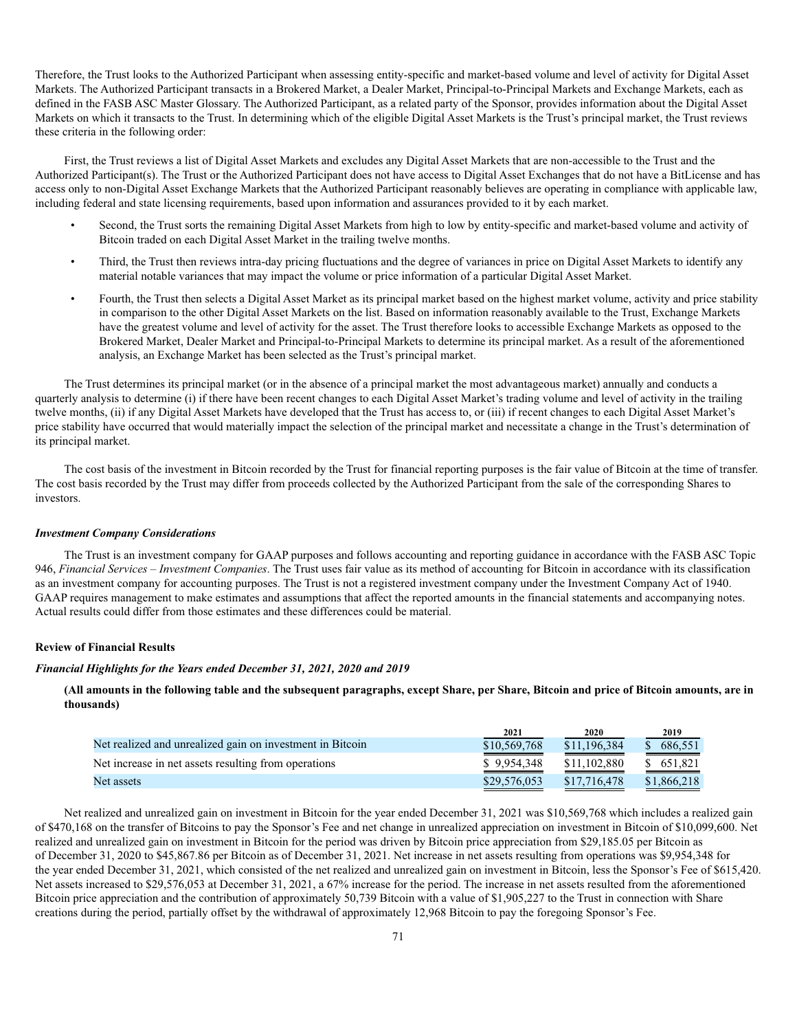Therefore, the Trust looks to the Authorized Participant when assessing entity-specific and market-based volume and level of activity for Digital Asset Markets. The Authorized Participant transacts in a Brokered Market, a Dealer Market, Principal-to-Principal Markets and Exchange Markets, each as defined in the FASB ASC Master Glossary. The Authorized Participant, as a related party of the Sponsor, provides information about the Digital Asset Markets on which it transacts to the Trust. In determining which of the eligible Digital Asset Markets is the Trust's principal market, the Trust reviews these criteria in the following order:

First, the Trust reviews a list of Digital Asset Markets and excludes any Digital Asset Markets that are non-accessible to the Trust and the Authorized Participant(s). The Trust or the Authorized Participant does not have access to Digital Asset Exchanges that do not have a BitLicense and has access only to non-Digital Asset Exchange Markets that the Authorized Participant reasonably believes are operating in compliance with applicable law, including federal and state licensing requirements, based upon information and assurances provided to it by each market.

- Second, the Trust sorts the remaining Digital Asset Markets from high to low by entity-specific and market-based volume and activity of Bitcoin traded on each Digital Asset Market in the trailing twelve months.
- Third, the Trust then reviews intra-day pricing fluctuations and the degree of variances in price on Digital Asset Markets to identify any material notable variances that may impact the volume or price information of a particular Digital Asset Market.
- Fourth, the Trust then selects a Digital Asset Market as its principal market based on the highest market volume, activity and price stability in comparison to the other Digital Asset Markets on the list. Based on information reasonably available to the Trust, Exchange Markets have the greatest volume and level of activity for the asset. The Trust therefore looks to accessible Exchange Markets as opposed to the Brokered Market, Dealer Market and Principal-to-Principal Markets to determine its principal market. As a result of the aforementioned analysis, an Exchange Market has been selected as the Trust's principal market.

The Trust determines its principal market (or in the absence of a principal market the most advantageous market) annually and conducts a quarterly analysis to determine (i) if there have been recent changes to each Digital Asset Market's trading volume and level of activity in the trailing twelve months, (ii) if any Digital Asset Markets have developed that the Trust has access to, or (iii) if recent changes to each Digital Asset Market's price stability have occurred that would materially impact the selection of the principal market and necessitate a change in the Trust's determination of its principal market.

The cost basis of the investment in Bitcoin recorded by the Trust for financial reporting purposes is the fair value of Bitcoin at the time of transfer. The cost basis recorded by the Trust may differ from proceeds collected by the Authorized Participant from the sale of the corresponding Shares to investors.

***Investment Company Considerations***

The Trust is an investment company for GAAP purposes and follows accounting and reporting guidance in accordance with the FASB ASC Topic 946, *Financial Services – Investment Companies*. The Trust uses fair value as its method of accounting for Bitcoin in accordance with its classification as an investment company for accounting purposes. The Trust is not a registered investment company under the Investment Company Act of 1940. GAAP requires management to make estimates and assumptions that affect the reported amounts in the financial statements and accompanying notes. Actual results could differ from those estimates and these differences could be material.

**Review of Financial Results**

***Financial Highlights for the Years ended December 31, 2021, 2020 and 2019***

**(All amounts in the following table and the subsequent paragraphs, except Share, per Share, Bitcoin and price of Bitcoin amounts, are in thousands)**

| | 2021 | 2020 | 2019 |
|---|---|---|---|
| Net realized and unrealized gain on investment in Bitcoin | $10,569,768 | $11,196,384 | $ 686,551 |
| Net increase in net assets resulting from operations | $ 9,954,348 | $11,102,880 | $ 651,821 |
| Net assets | $29,576,053 | $17,716,478 | $1,866,218 |

Net realized and unrealized gain on investment in Bitcoin for the year ended December 31, 2021 was $10,569,768 which includes a realized gain of $470,168 on the transfer of Bitcoins to pay the Sponsor's Fee and net change in unrealized appreciation on investment in Bitcoin of $10,099,600. Net realized and unrealized gain on investment in Bitcoin for the period was driven by Bitcoin price appreciation from $29,185.05 per Bitcoin as of December 31, 2020 to $45,867.86 per Bitcoin as of December 31, 2021. Net increase in net assets resulting from operations was $9,954,348 for the year ended December 31, 2021, which consisted of the net realized and unrealized gain on investment in Bitcoin, less the Sponsor's Fee of $615,420. Net assets increased to $29,576,053 at December 31, 2021, a 67% increase for the period. The increase in net assets resulted from the aforementioned Bitcoin price appreciation and the contribution of approximately 50,739 Bitcoin with a value of $1,905,227 to the Trust in connection with Share creations during the period, partially offset by the withdrawal of approximately 12,968 Bitcoin to pay the foregoing Sponsor's Fee.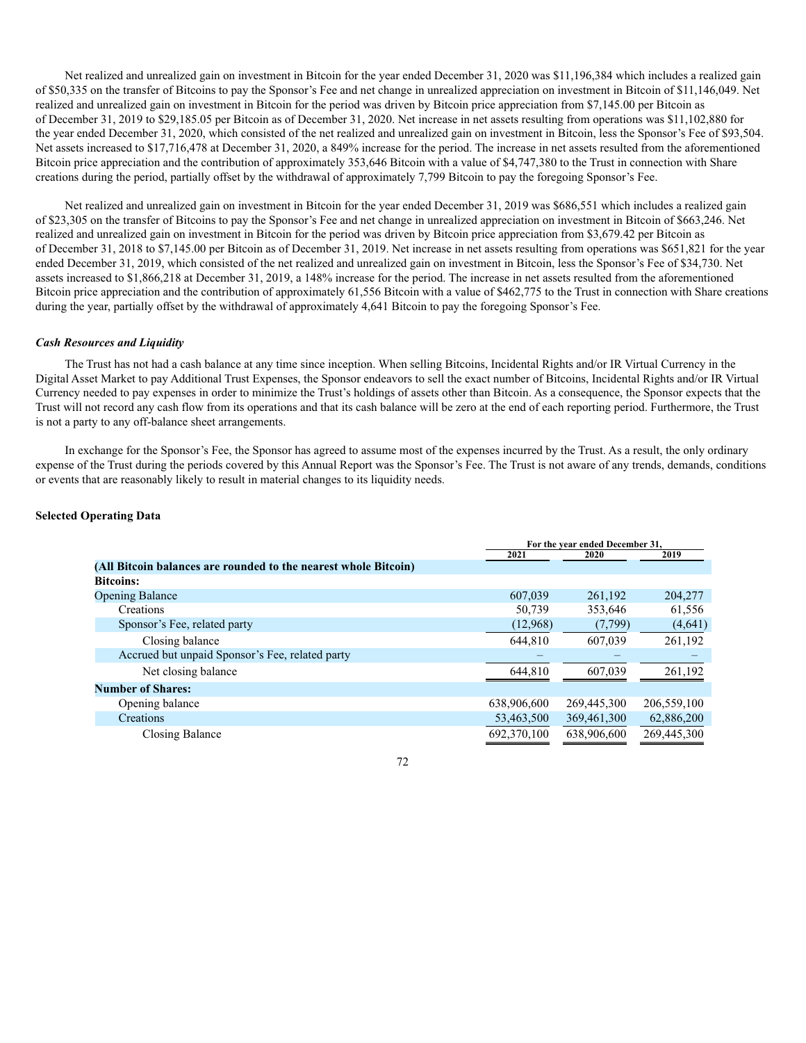Net realized and unrealized gain on investment in Bitcoin for the year ended December 31, 2020 was $11,196,384 which includes a realized gain of $50,335 on the transfer of Bitcoins to pay the Sponsor's Fee and net change in unrealized appreciation on investment in Bitcoin of $11,146,049. Net realized and unrealized gain on investment in Bitcoin for the period was driven by Bitcoin price appreciation from $7,145.00 per Bitcoin as of December 31, 2019 to $29,185.05 per Bitcoin as of December 31, 2020. Net increase in net assets resulting from operations was $11,102,880 for the year ended December 31, 2020, which consisted of the net realized and unrealized gain on investment in Bitcoin, less the Sponsor's Fee of $93,504. Net assets increased to $17,716,478 at December 31, 2020, a 849% increase for the period. The increase in net assets resulted from the aforementioned Bitcoin price appreciation and the contribution of approximately 353,646 Bitcoin with a value of $4,747,380 to the Trust in connection with Share creations during the period, partially offset by the withdrawal of approximately 7,799 Bitcoin to pay the foregoing Sponsor's Fee.

Net realized and unrealized gain on investment in Bitcoin for the year ended December 31, 2019 was $686,551 which includes a realized gain of $23,305 on the transfer of Bitcoins to pay the Sponsor's Fee and net change in unrealized appreciation on investment in Bitcoin of $663,246. Net realized and unrealized gain on investment in Bitcoin for the period was driven by Bitcoin price appreciation from $3,679.42 per Bitcoin as of December 31, 2018 to $7,145.00 per Bitcoin as of December 31, 2019. Net increase in net assets resulting from operations was $651,821 for the year ended December 31, 2019, which consisted of the net realized and unrealized gain on investment in Bitcoin, less the Sponsor's Fee of $34,730. Net assets increased to $1,866,218 at December 31, 2019, a 148% increase for the period. The increase in net assets resulted from the aforementioned Bitcoin price appreciation and the contribution of approximately 61,556 Bitcoin with a value of $462,775 to the Trust in connection with Share creations during the year, partially offset by the withdrawal of approximately 4,641 Bitcoin to pay the foregoing Sponsor's Fee.

***Cash Resources and Liquidity***

The Trust has not had a cash balance at any time since inception. When selling Bitcoins, Incidental Rights and/or IR Virtual Currency in the Digital Asset Market to pay Additional Trust Expenses, the Sponsor endeavors to sell the exact number of Bitcoins, Incidental Rights and/or IR Virtual Currency needed to pay expenses in order to minimize the Trust's holdings of assets other than Bitcoin. As a consequence, the Sponsor expects that the Trust will not record any cash flow from its operations and that its cash balance will be zero at the end of each reporting period. Furthermore, the Trust is not a party to any off-balance sheet arrangements.

In exchange for the Sponsor's Fee, the Sponsor has agreed to assume most of the expenses incurred by the Trust. As a result, the only ordinary expense of the Trust during the periods covered by this Annual Report was the Sponsor's Fee. The Trust is not aware of any trends, demands, conditions or events that are reasonably likely to result in material changes to its liquidity needs.

**Selected Operating Data**

| | For the year ended December 31, | | |
|---|---|---|---|
| | 2021 | 2020 | 2019 |
| **(All Bitcoin balances are rounded to the nearest whole Bitcoin)** | | | |
| **Bitcoins:** | | | |
| Opening Balance | 607,039 | 261,192 | 204,277 |
| Creations | 50,739 | 353,646 | 61,556 |
| Sponsor's Fee, related party | (12,968) | (7,799) | (4,641) |
| Closing balance | 644,810 | 607,039 | 261,192 |
| Accrued but unpaid Sponsor's Fee, related party | – | – | – |
| Net closing balance | 644,810 | 607,039 | 261,192 |
| **Number of Shares:** | | | |
| Opening balance | 638,906,600 | 269,445,300 | 206,559,100 |
| Creations | 53,463,500 | 369,461,300 | 62,886,200 |
| Closing Balance | 692,370,100 | 638,906,600 | 269,445,300 |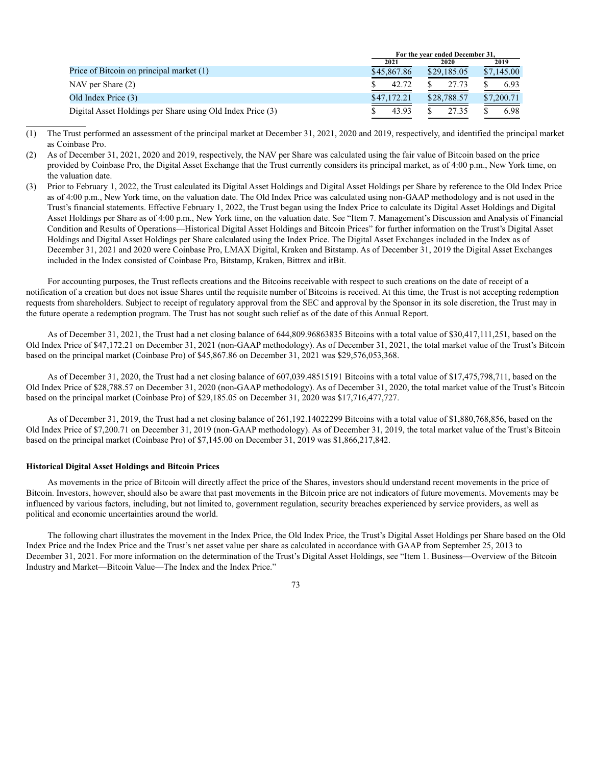| | For the year ended December 31, | | |
|---|---|---|---|
| | 2021 | 2020 | 2019 |
| Price of Bitcoin on principal market (1) | $45,867.86 | $29,185.05 | $7,145.00 |
| NAV per Share (2) | $ 42.72 | $ 27.73 | $ 6.93 |
| Old Index Price (3) | $47,172.21 | $28,788.57 | $7,200.71 |
| Digital Asset Holdings per Share using Old Index Price (3) | $ 43.93 | $ 27.35 | $ 6.98 |

(1) The Trust performed an assessment of the principal market at December 31, 2021, 2020 and 2019, respectively, and identified the principal market as Coinbase Pro.

(2) As of December 31, 2021, 2020 and 2019, respectively, the NAV per Share was calculated using the fair value of Bitcoin based on the price provided by Coinbase Pro, the Digital Asset Exchange that the Trust currently considers its principal market, as of 4:00 p.m., New York time, on the valuation date.

(3) Prior to February 1, 2022, the Trust calculated its Digital Asset Holdings and Digital Asset Holdings per Share by reference to the Old Index Price as of 4:00 p.m., New York time, on the valuation date. The Old Index Price was calculated using non-GAAP methodology and is not used in the Trust's financial statements. Effective February 1, 2022, the Trust began using the Index Price to calculate its Digital Asset Holdings and Digital Asset Holdings per Share as of 4:00 p.m., New York time, on the valuation date. See "Item 7. Management's Discussion and Analysis of Financial Condition and Results of Operations—Historical Digital Asset Holdings and Bitcoin Prices" for further information on the Trust's Digital Asset Holdings and Digital Asset Holdings per Share calculated using the Index Price. The Digital Asset Exchanges included in the Index as of December 31, 2021 and 2020 were Coinbase Pro, LMAX Digital, Kraken and Bitstamp. As of December 31, 2019 the Digital Asset Exchanges included in the Index consisted of Coinbase Pro, Bitstamp, Kraken, Bittrex and itBit.

For accounting purposes, the Trust reflects creations and the Bitcoins receivable with respect to such creations on the date of receipt of a notification of a creation but does not issue Shares until the requisite number of Bitcoins is received. At this time, the Trust is not accepting redemption requests from shareholders. Subject to receipt of regulatory approval from the SEC and approval by the Sponsor in its sole discretion, the Trust may in the future operate a redemption program. The Trust has not sought such relief as of the date of this Annual Report.

As of December 31, 2021, the Trust had a net closing balance of 644,809.96863835 Bitcoins with a total value of $30,417,111,251, based on the Old Index Price of $47,172.21 on December 31, 2021 (non-GAAP methodology). As of December 31, 2021, the total market value of the Trust's Bitcoin based on the principal market (Coinbase Pro) of $45,867.86 on December 31, 2021 was $29,576,053,368.

As of December 31, 2020, the Trust had a net closing balance of 607,039.48515191 Bitcoins with a total value of $17,475,798,711, based on the Old Index Price of $28,788.57 on December 31, 2020 (non-GAAP methodology). As of December 31, 2020, the total market value of the Trust's Bitcoin based on the principal market (Coinbase Pro) of $29,185.05 on December 31, 2020 was $17,716,477,727.

As of December 31, 2019, the Trust had a net closing balance of 261,192.14022299 Bitcoins with a total value of $1,880,768,856, based on the Old Index Price of $7,200.71 on December 31, 2019 (non-GAAP methodology). As of December 31, 2019, the total market value of the Trust's Bitcoin based on the principal market (Coinbase Pro) of $7,145.00 on December 31, 2019 was $1,866,217,842.

**Historical Digital Asset Holdings and Bitcoin Prices**

As movements in the price of Bitcoin will directly affect the price of the Shares, investors should understand recent movements in the price of Bitcoin. Investors, however, should also be aware that past movements in the Bitcoin price are not indicators of future movements. Movements may be influenced by various factors, including, but not limited to, government regulation, security breaches experienced by service providers, as well as political and economic uncertainties around the world.

The following chart illustrates the movement in the Index Price, the Old Index Price, the Trust's Digital Asset Holdings per Share based on the Old Index Price and the Index Price and the Trust's net asset value per share as calculated in accordance with GAAP from September 25, 2013 to December 31, 2021. For more information on the determination of the Trust's Digital Asset Holdings, see "Item 1. Business—Overview of the Bitcoin Industry and Market—Bitcoin Value—The Index and the Index Price."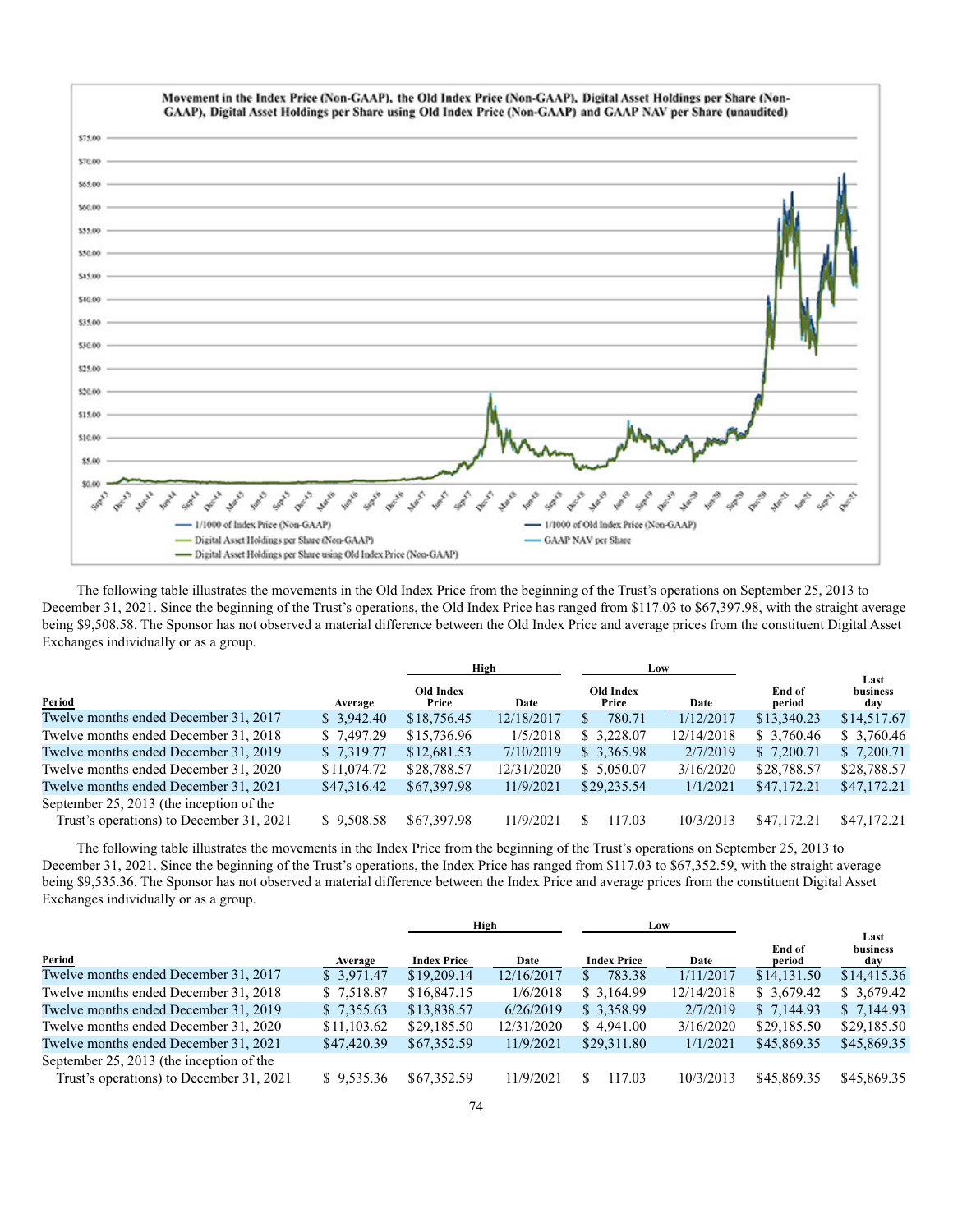**Movement in the Index Price (Non-GAAP), the Old Index Price (Non-GAAP), Digital Asset Holdings per Share (Non-GAAP), Digital Asset Holdings per Share using Old Index Price (Non-GAAP) and GAAP NAV per Share (unaudited)**

The following table illustrates the movements in the Old Index Price from the beginning of the Trust's operations on September 25, 2013 to December 31, 2021. Since the beginning of the Trust's operations, the Old Index Price has ranged from $117.03 to $67,397.98, with the straight average being $9,508.58. The Sponsor has not observed a material difference between the Old Index Price and average prices from the constituent Digital Asset Exchanges individually or as a group.

| | | High | | Low | | | |
|---|---|---|---|---|---|---|---|
| Period | Average | Old Index Price | Date | Old Index Price | Date | End of period | Last business day |
| Twelve months ended December 31, 2017 | $ 3,942.40 | $18,756.45 | 12/18/2017 | $ 780.71 | 1/12/2017 | $13,340.23 | $14,517.67 |
| Twelve months ended December 31, 2018 | $ 7,497.29 | $15,736.96 | 1/5/2018 | $ 3,228.07 | 12/14/2018 | $ 3,760.46 | $ 3,760.46 |
| Twelve months ended December 31, 2019 | $ 7,319.77 | $12,681.53 | 7/10/2019 | $ 3,365.98 | 2/7/2019 | $ 7,200.71 | $ 7,200.71 |
| Twelve months ended December 31, 2020 | $11,074.72 | $28,788.57 | 12/31/2020 | $ 5,050.07 | 3/16/2020 | $28,788.57 | $28,788.57 |
| Twelve months ended December 31, 2021 | $47,316.42 | $67,397.98 | 11/9/2021 | $29,235.54 | 1/1/2021 | $47,172.21 | $47,172.21 |
| September 25, 2013 (the inception of the Trust's operations) to December 31, 2021 | $ 9,508.58 | $67,397.98 | 11/9/2021 | $ 117.03 | 10/3/2013 | $47,172.21 | $47,172.21 |

The following table illustrates the movements in the Index Price from the beginning of the Trust's operations on September 25, 2013 to December 31, 2021. Since the beginning of the Trust's operations, the Index Price has ranged from $117.03 to $67,352.59, with the straight average being $9,535.36. The Sponsor has not observed a material difference between the Index Price and average prices from the constituent Digital Asset Exchanges individually or as a group.

| | | High | | Low | | | |
|---|---|---|---|---|---|---|---|
| Period | Average | Index Price | Date | Index Price | Date | End of period | Last business day |
| Twelve months ended December 31, 2017 | $ 3,971.47 | $19,209.14 | 12/16/2017 | $ 783.38 | 1/11/2017 | $14,131.50 | $14,415.36 |
| Twelve months ended December 31, 2018 | $ 7,518.87 | $16,847.15 | 1/6/2018 | $ 3,164.99 | 12/14/2018 | $ 3,679.42 | $ 3,679.42 |
| Twelve months ended December 31, 2019 | $ 7,355.63 | $13,838.57 | 6/26/2019 | $ 3,358.99 | 2/7/2019 | $ 7,144.93 | $ 7,144.93 |
| Twelve months ended December 31, 2020 | $11,103.62 | $29,185.50 | 12/31/2020 | $ 4,941.00 | 3/16/2020 | $29,185.50 | $29,185.50 |
| Twelve months ended December 31, 2021 | $47,420.39 | $67,352.59 | 11/9/2021 | $29,311.80 | 1/1/2021 | $45,869.35 | $45,869.35 |
| September 25, 2013 (the inception of the Trust's operations) to December 31, 2021 | $ 9,535.36 | $67,352.59 | 11/9/2021 | $ 117.03 | 10/3/2013 | $45,869.35 | $45,869.35 |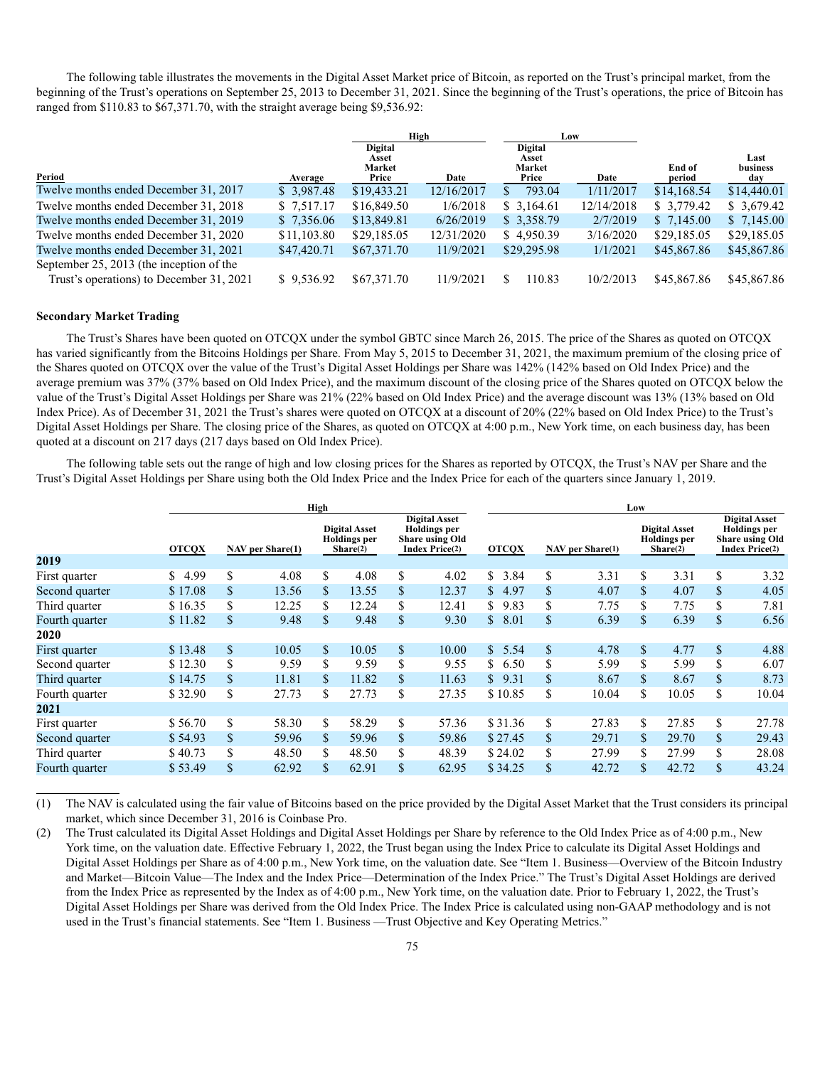The following table illustrates the movements in the Digital Asset Market price of Bitcoin, as reported on the Trust's principal market, from the beginning of the Trust's operations on September 25, 2013 to December 31, 2021. Since the beginning of the Trust's operations, the price of Bitcoin has ranged from $110.83 to $67,371.70, with the straight average being $9,536.92:

| Period | Average | High | | Low | | End of period | Last business day |
|---|---|---|---|---|---|---|---|
| | | Digital Asset Market Price | Date | Digital Asset Market Price | Date | | |
| Twelve months ended December 31, 2017 | $ 3,987.48 | $19,433.21 | 12/16/2017 | $ 793.04 | 1/11/2017 | $14,168.54 | $14,440.01 |
| Twelve months ended December 31, 2018 | $ 7,517.17 | $16,849.50 | 1/6/2018 | $ 3,164.61 | 12/14/2018 | $ 3,779.42 | $ 3,679.42 |
| Twelve months ended December 31, 2019 | $ 7,356.06 | $13,849.81 | 6/26/2019 | $ 3,358.79 | 2/7/2019 | $ 7,145.00 | $ 7,145.00 |
| Twelve months ended December 31, 2020 | $11,103.80 | $29,185.05 | 12/31/2020 | $ 4,950.39 | 3/16/2020 | $29,185.05 | $29,185.05 |
| Twelve months ended December 31, 2021 | $47,420.71 | $67,371.70 | 11/9/2021 | $29,295.98 | 1/1/2021 | $45,867.86 | $45,867.86 |
| September 25, 2013 (the inception of the Trust's operations) to December 31, 2021 | $ 9,536.92 | $67,371.70 | 11/9/2021 | $ 110.83 | 10/2/2013 | $45,867.86 | $45,867.86 |

### Secondary Market Trading

The Trust's Shares have been quoted on OTCQX under the symbol GBTC since March 26, 2015. The price of the Shares as quoted on OTCQX has varied significantly from the Bitcoins Holdings per Share. From May 5, 2015 to December 31, 2021, the maximum premium of the closing price of the Shares quoted on OTCQX over the value of the Trust's Digital Asset Holdings per Share was 142% (142% based on Old Index Price) and the average premium was 37% (37% based on Old Index Price), and the maximum discount of the closing price of the Shares quoted on OTCQX below the value of the Trust's Digital Asset Holdings per Share was 21% (22% based on Old Index Price) and the average discount was 13% (13% based on Old Index Price). As of December 31, 2021 the Trust's shares were quoted on OTCQX at a discount of 20% (22% based on Old Index Price) to the Trust's Digital Asset Holdings per Share. The closing price of the Shares, as quoted on OTCQX at 4:00 p.m., New York time, on each business day, has been quoted at a discount on 217 days (217 days based on Old Index Price).

The following table sets out the range of high and low closing prices for the Shares as reported by OTCQX, the Trust's NAV per Share and the Trust's Digital Asset Holdings per Share using both the Old Index Price and the Index Price for each of the quarters since January 1, 2019.

| | High | | | | Low | | | |
|---|---|---|---|---|---|---|---|---|
| | OTCQX | NAV per Share(1) | Digital Asset Holdings per Share(2) | Digital Asset Holdings per Share using Old Index Price(2) | OTCQX | NAV per Share(1) | Digital Asset Holdings per Share(2) | Digital Asset Holdings per Share using Old Index Price(2) |
| **2019** | | | | | | | | |
| First quarter | $ 4.99 | $ 4.08 | $ 4.08 | $ 4.02 | $ 3.84 | $ 3.31 | $ 3.31 | $ 3.32 |
| Second quarter | $ 17.08 | $ 13.56 | $ 13.55 | $ 12.37 | $ 4.97 | $ 4.07 | $ 4.07 | $ 4.05 |
| Third quarter | $ 16.35 | $ 12.25 | $ 12.24 | $ 12.41 | $ 9.83 | $ 7.75 | $ 7.75 | $ 7.81 |
| Fourth quarter | $ 11.82 | $ 9.48 | $ 9.48 | $ 9.30 | $ 8.01 | $ 6.39 | $ 6.39 | $ 6.56 |
| **2020** | | | | | | | | |
| First quarter | $ 13.48 | $ 10.05 | $ 10.05 | $ 10.00 | $ 5.54 | $ 4.78 | $ 4.77 | $ 4.88 |
| Second quarter | $ 12.30 | $ 9.59 | $ 9.59 | $ 9.55 | $ 6.50 | $ 5.99 | $ 5.99 | $ 6.07 |
| Third quarter | $ 14.75 | $ 11.81 | $ 11.82 | $ 11.63 | $ 9.31 | $ 8.67 | $ 8.67 | $ 8.73 |
| Fourth quarter | $ 32.90 | $ 27.73 | $ 27.73 | $ 27.35 | $ 10.85 | $ 10.04 | $ 10.05 | $ 10.04 |
| **2021** | | | | | | | | |
| First quarter | $ 56.70 | $ 58.30 | $ 58.29 | $ 57.36 | $ 31.36 | $ 27.83 | $ 27.85 | $ 27.78 |
| Second quarter | $ 54.93 | $ 59.96 | $ 59.96 | $ 59.86 | $ 27.45 | $ 29.71 | $ 29.70 | $ 29.43 |
| Third quarter | $ 40.73 | $ 48.50 | $ 48.50 | $ 48.39 | $ 24.02 | $ 27.99 | $ 27.99 | $ 28.08 |
| Fourth quarter | $ 53.49 | $ 62.92 | $ 62.91 | $ 62.95 | $ 34.25 | $ 42.72 | $ 42.72 | $ 43.24 |

(1) The NAV is calculated using the fair value of Bitcoins based on the price provided by the Digital Asset Market that the Trust considers its principal market, which since December 31, 2016 is Coinbase Pro.

(2) The Trust calculated its Digital Asset Holdings and Digital Asset Holdings per Share by reference to the Old Index Price as of 4:00 p.m., New York time, on the valuation date. Effective February 1, 2022, the Trust began using the Index Price to calculate its Digital Asset Holdings and Digital Asset Holdings per Share as of 4:00 p.m., New York time, on the valuation date. See "Item 1. Business—Overview of the Bitcoin Industry and Market—Bitcoin Value—The Index and the Index Price—Determination of the Index Price." The Trust's Digital Asset Holdings are derived from the Index Price as represented by the Index as of 4:00 p.m., New York time, on the valuation date. Prior to February 1, 2022, the Trust's Digital Asset Holdings per Share was derived from the Old Index Price. The Index Price is calculated using non-GAAP methodology and is not used in the Trust's financial statements. See "Item 1. Business —Trust Objective and Key Operating Metrics."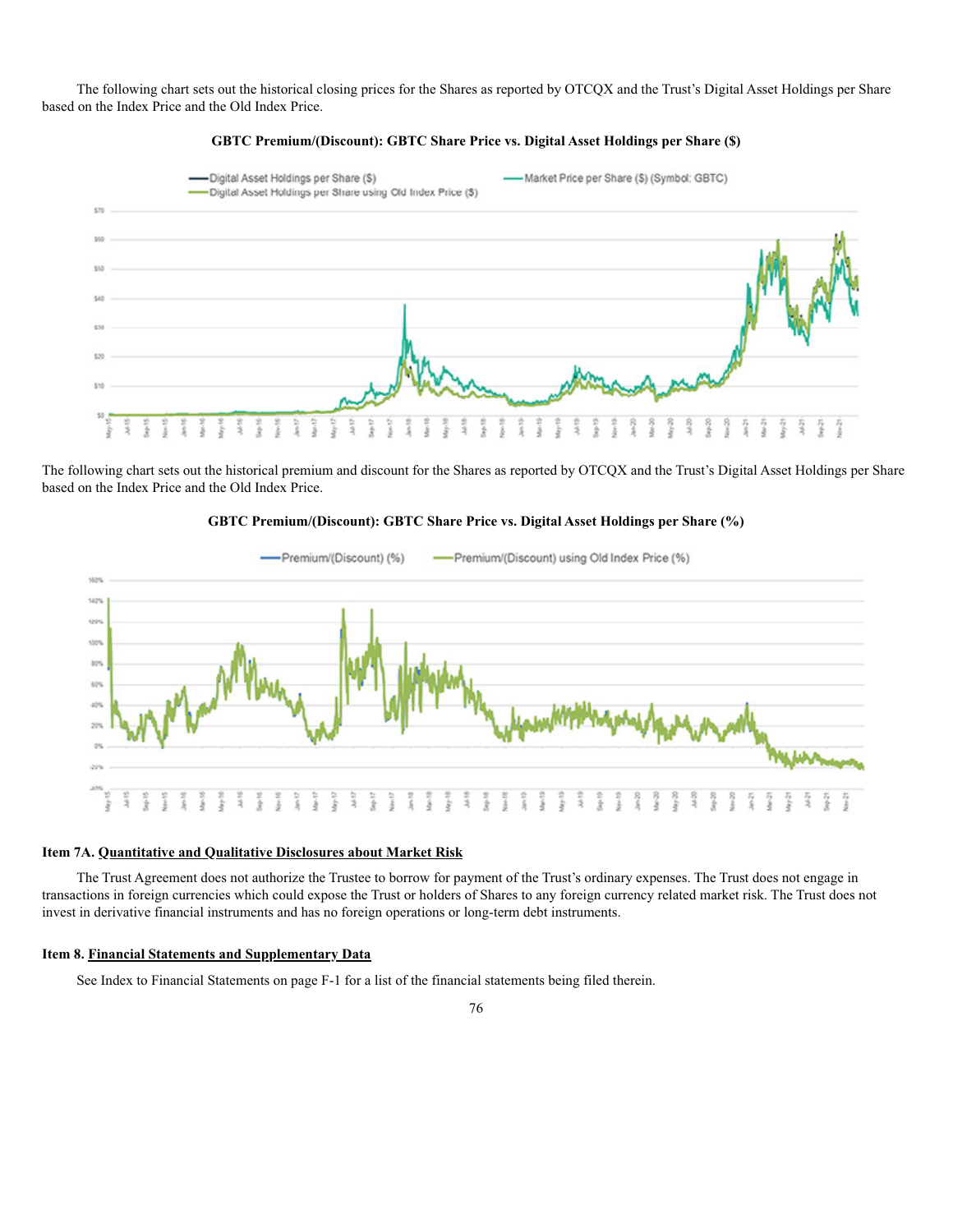The following chart sets out the historical closing prices for the Shares as reported by OTCQX and the Trust's Digital Asset Holdings per Share based on the Index Price and the Old Index Price.

**GBTC Premium/(Discount): GBTC Share Price vs. Digital Asset Holdings per Share ($)**

The following chart sets out the historical premium and discount for the Shares as reported by OTCQX and the Trust's Digital Asset Holdings per Share based on the Index Price and the Old Index Price.

**GBTC Premium/(Discount): GBTC Share Price vs. Digital Asset Holdings per Share (%)**

### Item 7A. Quantitative and Qualitative Disclosures about Market Risk

The Trust Agreement does not authorize the Trustee to borrow for payment of the Trust's ordinary expenses. The Trust does not engage in transactions in foreign currencies which could expose the Trust or holders of Shares to any foreign currency related market risk. The Trust does not invest in derivative financial instruments and has no foreign operations or long-term debt instruments.

### Item 8. Financial Statements and Supplementary Data

See Index to Financial Statements on page F-1 for a list of the financial statements being filed therein.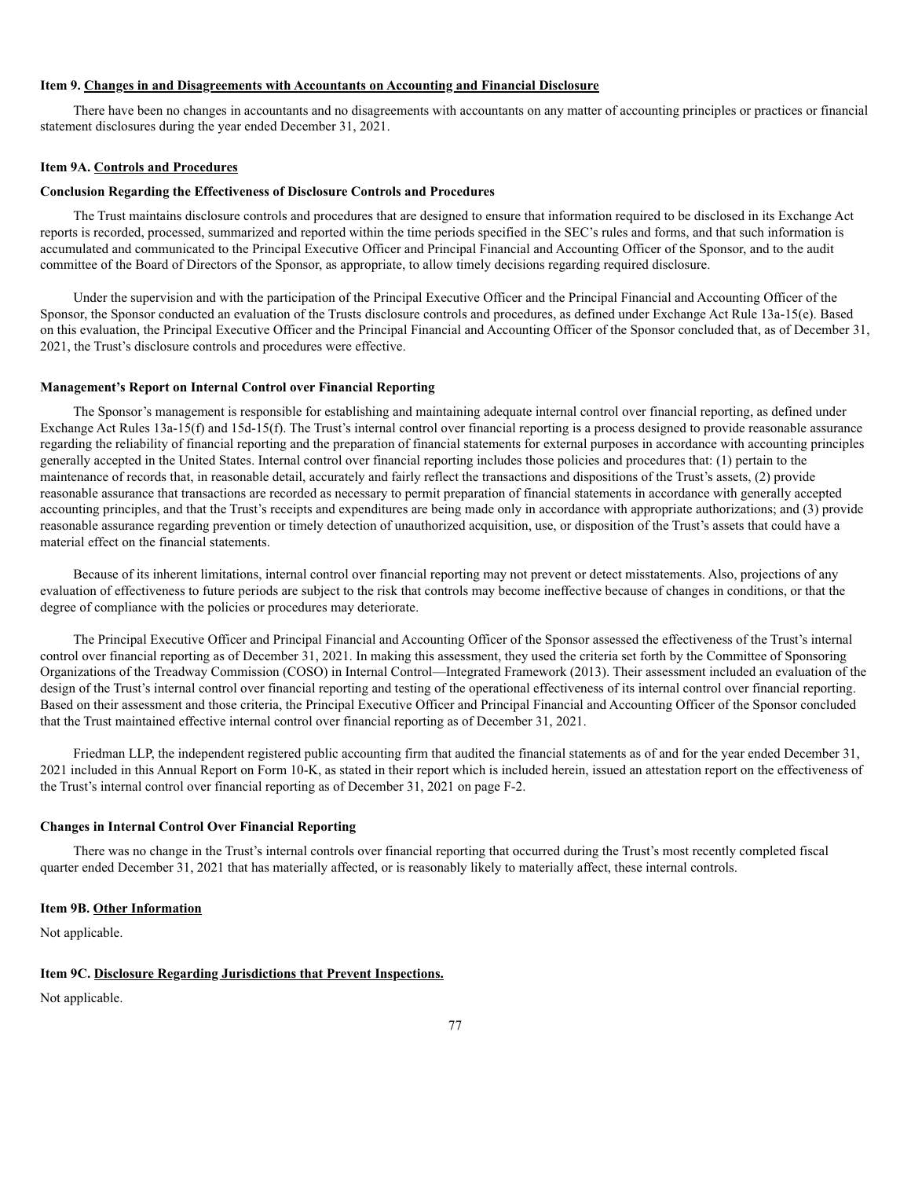**Item 9. Changes in and Disagreements with Accountants on Accounting and Financial Disclosure**

There have been no changes in accountants and no disagreements with accountants on any matter of accounting principles or practices or financial statement disclosures during the year ended December 31, 2021.

**Item 9A. Controls and Procedures**

**Conclusion Regarding the Effectiveness of Disclosure Controls and Procedures**

The Trust maintains disclosure controls and procedures that are designed to ensure that information required to be disclosed in its Exchange Act reports is recorded, processed, summarized and reported within the time periods specified in the SEC's rules and forms, and that such information is accumulated and communicated to the Principal Executive Officer and Principal Financial and Accounting Officer of the Sponsor, and to the audit committee of the Board of Directors of the Sponsor, as appropriate, to allow timely decisions regarding required disclosure.

Under the supervision and with the participation of the Principal Executive Officer and the Principal Financial and Accounting Officer of the Sponsor, the Sponsor conducted an evaluation of the Trusts disclosure controls and procedures, as defined under Exchange Act Rule 13a-15(e). Based on this evaluation, the Principal Executive Officer and the Principal Financial and Accounting Officer of the Sponsor concluded that, as of December 31, 2021, the Trust's disclosure controls and procedures were effective.

**Management's Report on Internal Control over Financial Reporting**

The Sponsor's management is responsible for establishing and maintaining adequate internal control over financial reporting, as defined under Exchange Act Rules 13a-15(f) and 15d-15(f). The Trust's internal control over financial reporting is a process designed to provide reasonable assurance regarding the reliability of financial reporting and the preparation of financial statements for external purposes in accordance with accounting principles generally accepted in the United States. Internal control over financial reporting includes those policies and procedures that: (1) pertain to the maintenance of records that, in reasonable detail, accurately and fairly reflect the transactions and dispositions of the Trust's assets, (2) provide reasonable assurance that transactions are recorded as necessary to permit preparation of financial statements in accordance with generally accepted accounting principles, and that the Trust's receipts and expenditures are being made only in accordance with appropriate authorizations; and (3) provide reasonable assurance regarding prevention or timely detection of unauthorized acquisition, use, or disposition of the Trust's assets that could have a material effect on the financial statements.

Because of its inherent limitations, internal control over financial reporting may not prevent or detect misstatements. Also, projections of any evaluation of effectiveness to future periods are subject to the risk that controls may become ineffective because of changes in conditions, or that the degree of compliance with the policies or procedures may deteriorate.

The Principal Executive Officer and Principal Financial and Accounting Officer of the Sponsor assessed the effectiveness of the Trust's internal control over financial reporting as of December 31, 2021. In making this assessment, they used the criteria set forth by the Committee of Sponsoring Organizations of the Treadway Commission (COSO) in Internal Control—Integrated Framework (2013). Their assessment included an evaluation of the design of the Trust's internal control over financial reporting and testing of the operational effectiveness of its internal control over financial reporting. Based on their assessment and those criteria, the Principal Executive Officer and Principal Financial and Accounting Officer of the Sponsor concluded that the Trust maintained effective internal control over financial reporting as of December 31, 2021.

Friedman LLP, the independent registered public accounting firm that audited the financial statements as of and for the year ended December 31, 2021 included in this Annual Report on Form 10-K, as stated in their report which is included herein, issued an attestation report on the effectiveness of the Trust's internal control over financial reporting as of December 31, 2021 on page F-2.

**Changes in Internal Control Over Financial Reporting**

There was no change in the Trust's internal controls over financial reporting that occurred during the Trust's most recently completed fiscal quarter ended December 31, 2021 that has materially affected, or is reasonably likely to materially affect, these internal controls.

**Item 9B. Other Information**

Not applicable.

**Item 9C. Disclosure Regarding Jurisdictions that Prevent Inspections.**

Not applicable.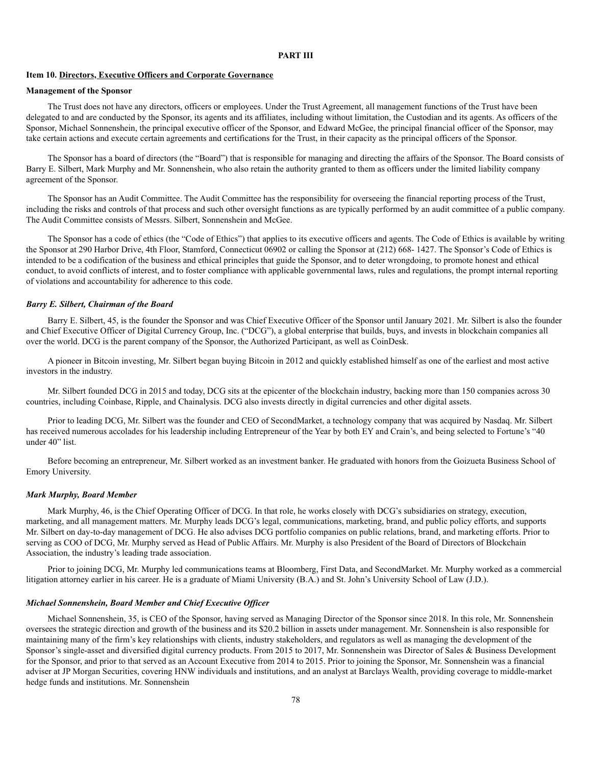# PART III

## Item 10. Directors, Executive Officers and Corporate Governance

### Management of the Sponsor

The Trust does not have any directors, officers or employees. Under the Trust Agreement, all management functions of the Trust have been delegated to and are conducted by the Sponsor, its agents and its affiliates, including without limitation, the Custodian and its agents. As officers of the Sponsor, Michael Sonnenshein, the principal executive officer of the Sponsor, and Edward McGee, the principal financial officer of the Sponsor, may take certain actions and execute certain agreements and certifications for the Trust, in their capacity as the principal officers of the Sponsor.

The Sponsor has a board of directors (the "Board") that is responsible for managing and directing the affairs of the Sponsor. The Board consists of Barry E. Silbert, Mark Murphy and Mr. Sonnenshein, who also retain the authority granted to them as officers under the limited liability company agreement of the Sponsor.

The Sponsor has an Audit Committee. The Audit Committee has the responsibility for overseeing the financial reporting process of the Trust, including the risks and controls of that process and such other oversight functions as are typically performed by an audit committee of a public company. The Audit Committee consists of Messrs. Silbert, Sonnenshein and McGee.

The Sponsor has a code of ethics (the "Code of Ethics") that applies to its executive officers and agents. The Code of Ethics is available by writing the Sponsor at 290 Harbor Drive, 4th Floor, Stamford, Connecticut 06902 or calling the Sponsor at (212) 668- 1427. The Sponsor's Code of Ethics is intended to be a codification of the business and ethical principles that guide the Sponsor, and to deter wrongdoing, to promote honest and ethical conduct, to avoid conflicts of interest, and to foster compliance with applicable governmental laws, rules and regulations, the prompt internal reporting of violations and accountability for adherence to this code.

***Barry E. Silbert, Chairman of the Board***

Barry E. Silbert, 45, is the founder the Sponsor and was Chief Executive Officer of the Sponsor until January 2021. Mr. Silbert is also the founder and Chief Executive Officer of Digital Currency Group, Inc. ("DCG"), a global enterprise that builds, buys, and invests in blockchain companies all over the world. DCG is the parent company of the Sponsor, the Authorized Participant, as well as CoinDesk.

A pioneer in Bitcoin investing, Mr. Silbert began buying Bitcoin in 2012 and quickly established himself as one of the earliest and most active investors in the industry.

Mr. Silbert founded DCG in 2015 and today, DCG sits at the epicenter of the blockchain industry, backing more than 150 companies across 30 countries, including Coinbase, Ripple, and Chainalysis. DCG also invests directly in digital currencies and other digital assets.

Prior to leading DCG, Mr. Silbert was the founder and CEO of SecondMarket, a technology company that was acquired by Nasdaq. Mr. Silbert has received numerous accolades for his leadership including Entrepreneur of the Year by both EY and Crain's, and being selected to Fortune's "40 under 40" list.

Before becoming an entrepreneur, Mr. Silbert worked as an investment banker. He graduated with honors from the Goizueta Business School of Emory University.

***Mark Murphy, Board Member***

Mark Murphy, 46, is the Chief Operating Officer of DCG. In that role, he works closely with DCG's subsidiaries on strategy, execution, marketing, and all management matters. Mr. Murphy leads DCG's legal, communications, marketing, brand, and public policy efforts, and supports Mr. Silbert on day-to-day management of DCG. He also advises DCG portfolio companies on public relations, brand, and marketing efforts. Prior to serving as COO of DCG, Mr. Murphy served as Head of Public Affairs. Mr. Murphy is also President of the Board of Directors of Blockchain Association, the industry's leading trade association.

Prior to joining DCG, Mr. Murphy led communications teams at Bloomberg, First Data, and SecondMarket. Mr. Murphy worked as a commercial litigation attorney earlier in his career. He is a graduate of Miami University (B.A.) and St. John's University School of Law (J.D.).

***Michael Sonnenshein, Board Member and Chief Executive Officer***

Michael Sonnenshein, 35, is CEO of the Sponsor, having served as Managing Director of the Sponsor since 2018. In this role, Mr. Sonnenshein oversees the strategic direction and growth of the business and its $20.2 billion in assets under management. Mr. Sonnenshein is also responsible for maintaining many of the firm's key relationships with clients, industry stakeholders, and regulators as well as managing the development of the Sponsor's single-asset and diversified digital currency products. From 2015 to 2017, Mr. Sonnenshein was Director of Sales & Business Development for the Sponsor, and prior to that served as an Account Executive from 2014 to 2015. Prior to joining the Sponsor, Mr. Sonnenshein was a financial adviser at JP Morgan Securities, covering HNW individuals and institutions, and an analyst at Barclays Wealth, providing coverage to middle-market hedge funds and institutions. Mr. Sonnenshein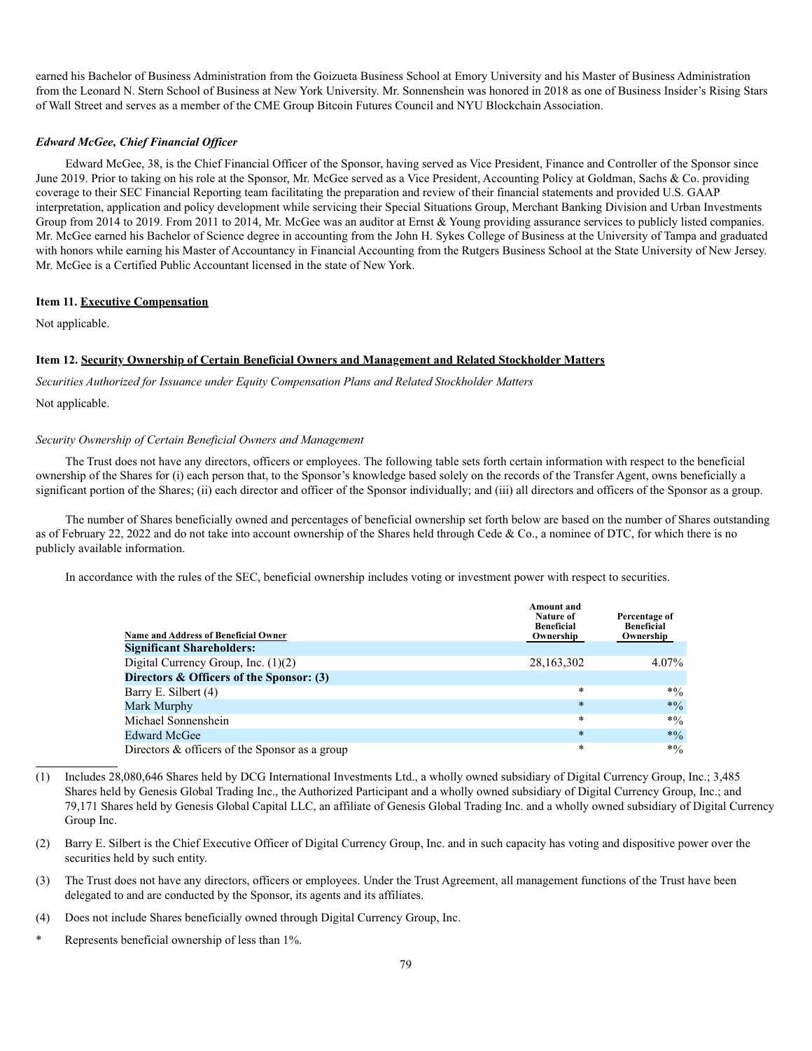earned his Bachelor of Business Administration from the Goizueta Business School at Emory University and his Master of Business Administration from the Leonard N. Stern School of Business at New York University. Mr. Sonnenshein was honored in 2018 as one of Business Insider's Rising Stars of Wall Street and serves as a member of the CME Group Bitcoin Futures Council and NYU Blockchain Association.

***Edward McGee, Chief Financial Officer***

Edward McGee, 38, is the Chief Financial Officer of the Sponsor, having served as Vice President, Finance and Controller of the Sponsor since June 2019. Prior to taking on his role at the Sponsor, Mr. McGee served as a Vice President, Accounting Policy at Goldman, Sachs & Co. providing coverage to their SEC Financial Reporting team facilitating the preparation and review of their financial statements and provided U.S. GAAP interpretation, application and policy development while servicing their Special Situations Group, Merchant Banking Division and Urban Investments Group from 2014 to 2019. From 2011 to 2014, Mr. McGee was an auditor at Ernst & Young providing assurance services to publicly listed companies. Mr. McGee earned his Bachelor of Science degree in accounting from the John H. Sykes College of Business at the University of Tampa and graduated with honors while earning his Master of Accountancy in Financial Accounting from the Rutgers Business School at the State University of New Jersey. Mr. McGee is a Certified Public Accountant licensed in the state of New York.

**Item 11. Executive Compensation**

Not applicable.

**Item 12. Security Ownership of Certain Beneficial Owners and Management and Related Stockholder Matters**

*Securities Authorized for Issuance under Equity Compensation Plans and Related Stockholder Matters*

Not applicable.

*Security Ownership of Certain Beneficial Owners and Management*

The Trust does not have any directors, officers or employees. The following table sets forth certain information with respect to the beneficial ownership of the Shares for (i) each person that, to the Sponsor's knowledge based solely on the records of the Transfer Agent, owns beneficially a significant portion of the Shares; (ii) each director and officer of the Sponsor individually; and (iii) all directors and officers of the Sponsor as a group.

The number of Shares beneficially owned and percentages of beneficial ownership set forth below are based on the number of Shares outstanding as of February 22, 2022 and do not take into account ownership of the Shares held through Cede & Co., a nominee of DTC, for which there is no publicly available information.

In accordance with the rules of the SEC, beneficial ownership includes voting or investment power with respect to securities.

| Name and Address of Beneficial Owner | Amount and Nature of Beneficial Ownership | Percentage of Beneficial Ownership |
|---|---|---|
| **Significant Shareholders:** | | |
| Digital Currency Group, Inc. (1)(2) | 28,163,302 | 4.07% |
| **Directors & Officers of the Sponsor: (3)** | | |
| Barry E. Silbert (4) | * | *% |
| Mark Murphy | * | *% |
| Michael Sonnenshein | * | *% |
| Edward McGee | * | *% |
| Directors & officers of the Sponsor as a group | * | *% |

(1) Includes 28,080,646 Shares held by DCG International Investments Ltd., a wholly owned subsidiary of Digital Currency Group, Inc.; 3,485 Shares held by Genesis Global Trading Inc., the Authorized Participant and a wholly owned subsidiary of Digital Currency Group, Inc.; and 79,171 Shares held by Genesis Global Capital LLC, an affiliate of Genesis Global Trading Inc. and a wholly owned subsidiary of Digital Currency Group Inc.

(2) Barry E. Silbert is the Chief Executive Officer of Digital Currency Group, Inc. and in such capacity has voting and dispositive power over the securities held by such entity.

(3) The Trust does not have any directors, officers or employees. Under the Trust Agreement, all management functions of the Trust have been delegated to and are conducted by the Sponsor, its agents and its affiliates.

(4) Does not include Shares beneficially owned through Digital Currency Group, Inc.

\* Represents beneficial ownership of less than 1%.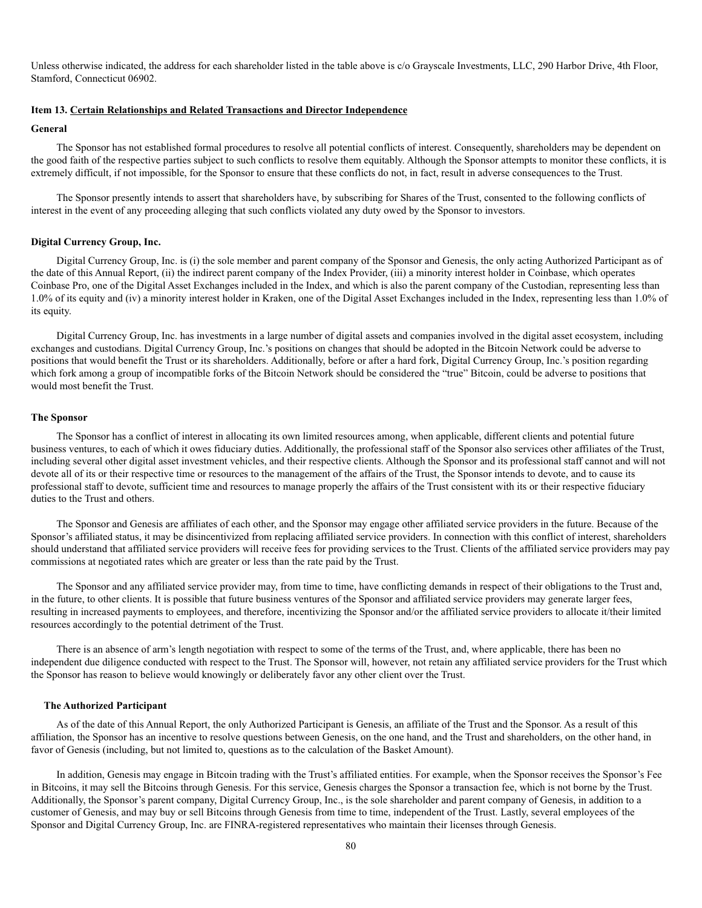Unless otherwise indicated, the address for each shareholder listed in the table above is c/o Grayscale Investments, LLC, 290 Harbor Drive, 4th Floor, Stamford, Connecticut 06902.

### Item 13. Certain Relationships and Related Transactions and Director Independence

#### General

The Sponsor has not established formal procedures to resolve all potential conflicts of interest. Consequently, shareholders may be dependent on the good faith of the respective parties subject to such conflicts to resolve them equitably. Although the Sponsor attempts to monitor these conflicts, it is extremely difficult, if not impossible, for the Sponsor to ensure that these conflicts do not, in fact, result in adverse consequences to the Trust.

The Sponsor presently intends to assert that shareholders have, by subscribing for Shares of the Trust, consented to the following conflicts of interest in the event of any proceeding alleging that such conflicts violated any duty owed by the Sponsor to investors.

#### Digital Currency Group, Inc.

Digital Currency Group, Inc. is (i) the sole member and parent company of the Sponsor and Genesis, the only acting Authorized Participant as of the date of this Annual Report, (ii) the indirect parent company of the Index Provider, (iii) a minority interest holder in Coinbase, which operates Coinbase Pro, one of the Digital Asset Exchanges included in the Index, and which is also the parent company of the Custodian, representing less than 1.0% of its equity and (iv) a minority interest holder in Kraken, one of the Digital Asset Exchanges included in the Index, representing less than 1.0% of its equity.

Digital Currency Group, Inc. has investments in a large number of digital assets and companies involved in the digital asset ecosystem, including exchanges and custodians. Digital Currency Group, Inc.'s positions on changes that should be adopted in the Bitcoin Network could be adverse to positions that would benefit the Trust or its shareholders. Additionally, before or after a hard fork, Digital Currency Group, Inc.'s position regarding which fork among a group of incompatible forks of the Bitcoin Network should be considered the "true" Bitcoin, could be adverse to positions that would most benefit the Trust.

#### The Sponsor

The Sponsor has a conflict of interest in allocating its own limited resources among, when applicable, different clients and potential future business ventures, to each of which it owes fiduciary duties. Additionally, the professional staff of the Sponsor also services other affiliates of the Trust, including several other digital asset investment vehicles, and their respective clients. Although the Sponsor and its professional staff cannot and will not devote all of its or their respective time or resources to the management of the affairs of the Trust, the Sponsor intends to devote, and to cause its professional staff to devote, sufficient time and resources to manage properly the affairs of the Trust consistent with its or their respective fiduciary duties to the Trust and others.

The Sponsor and Genesis are affiliates of each other, and the Sponsor may engage other affiliated service providers in the future. Because of the Sponsor's affiliated status, it may be disincentivized from replacing affiliated service providers. In connection with this conflict of interest, shareholders should understand that affiliated service providers will receive fees for providing services to the Trust. Clients of the affiliated service providers may pay commissions at negotiated rates which are greater or less than the rate paid by the Trust.

The Sponsor and any affiliated service provider may, from time to time, have conflicting demands in respect of their obligations to the Trust and, in the future, to other clients. It is possible that future business ventures of the Sponsor and affiliated service providers may generate larger fees, resulting in increased payments to employees, and therefore, incentivizing the Sponsor and/or the affiliated service providers to allocate it/their limited resources accordingly to the potential detriment of the Trust.

There is an absence of arm's length negotiation with respect to some of the terms of the Trust, and, where applicable, there has been no independent due diligence conducted with respect to the Trust. The Sponsor will, however, not retain any affiliated service providers for the Trust which the Sponsor has reason to believe would knowingly or deliberately favor any other client over the Trust.

#### The Authorized Participant

As of the date of this Annual Report, the only Authorized Participant is Genesis, an affiliate of the Trust and the Sponsor. As a result of this affiliation, the Sponsor has an incentive to resolve questions between Genesis, on the one hand, and the Trust and shareholders, on the other hand, in favor of Genesis (including, but not limited to, questions as to the calculation of the Basket Amount).

In addition, Genesis may engage in Bitcoin trading with the Trust's affiliated entities. For example, when the Sponsor receives the Sponsor's Fee in Bitcoins, it may sell the Bitcoins through Genesis. For this service, Genesis charges the Sponsor a transaction fee, which is not borne by the Trust. Additionally, the Sponsor's parent company, Digital Currency Group, Inc., is the sole shareholder and parent company of Genesis, in addition to a customer of Genesis, and may buy or sell Bitcoins through Genesis from time to time, independent of the Trust. Lastly, several employees of the Sponsor and Digital Currency Group, Inc. are FINRA-registered representatives who maintain their licenses through Genesis.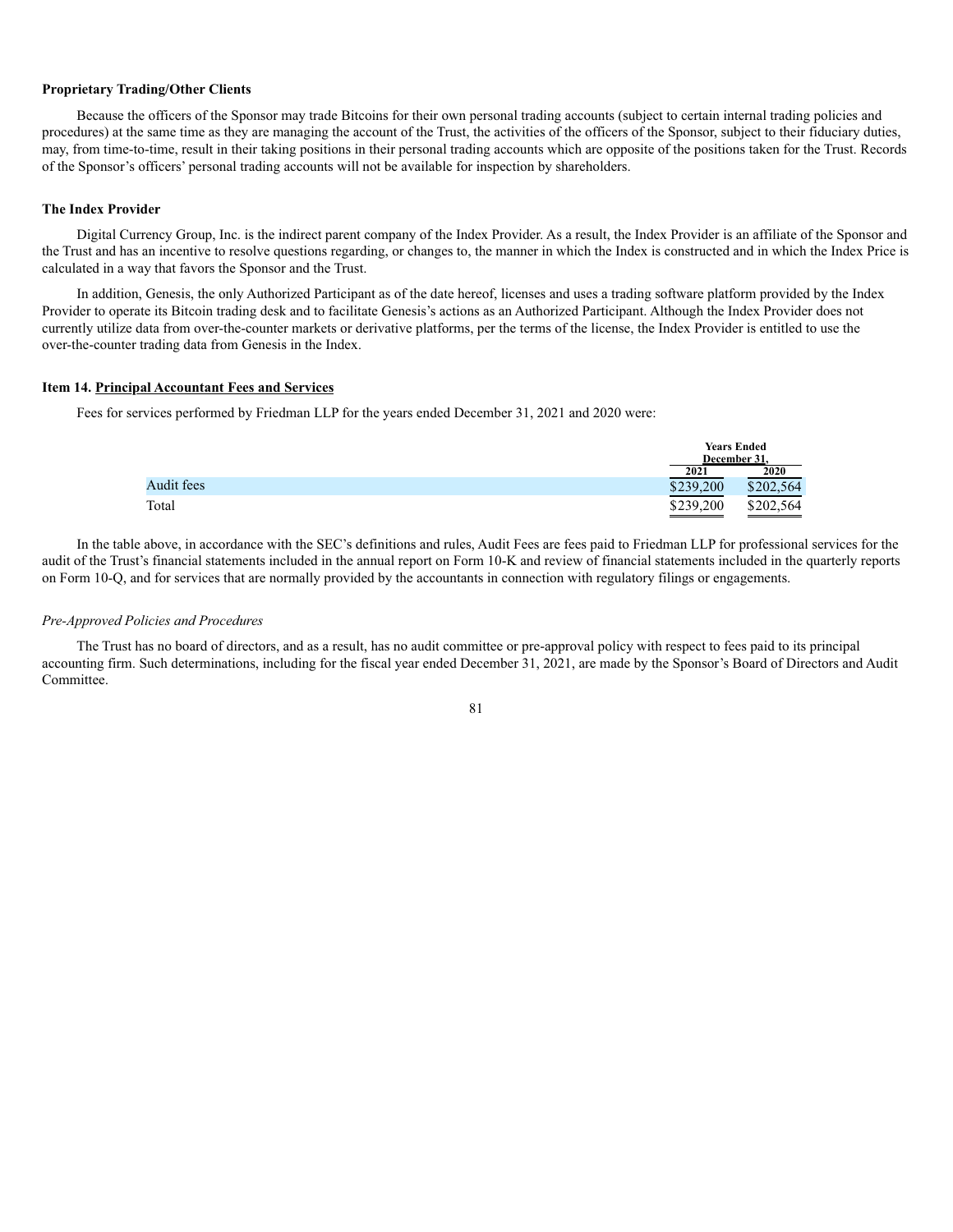**Proprietary Trading/Other Clients**

Because the officers of the Sponsor may trade Bitcoins for their own personal trading accounts (subject to certain internal trading policies and procedures) at the same time as they are managing the account of the Trust, the activities of the officers of the Sponsor, subject to their fiduciary duties, may, from time-to-time, result in their taking positions in their personal trading accounts which are opposite of the positions taken for the Trust. Records of the Sponsor's officers' personal trading accounts will not be available for inspection by shareholders.

**The Index Provider**

Digital Currency Group, Inc. is the indirect parent company of the Index Provider. As a result, the Index Provider is an affiliate of the Sponsor and the Trust and has an incentive to resolve questions regarding, or changes to, the manner in which the Index is constructed and in which the Index Price is calculated in a way that favors the Sponsor and the Trust.

In addition, Genesis, the only Authorized Participant as of the date hereof, licenses and uses a trading software platform provided by the Index Provider to operate its Bitcoin trading desk and to facilitate Genesis's actions as an Authorized Participant. Although the Index Provider does not currently utilize data from over-the-counter markets or derivative platforms, per the terms of the license, the Index Provider is entitled to use the over-the-counter trading data from Genesis in the Index.

**Item 14. Principal Accountant Fees and Services**

Fees for services performed by Friedman LLP for the years ended December 31, 2021 and 2020 were:

| | Years Ended December 31, | |
|---|---|---|
| | 2021 | 2020 |
| Audit fees | $239,200 | $202,564 |
| Total | $239,200 | $202,564 |

In the table above, in accordance with the SEC's definitions and rules, Audit Fees are fees paid to Friedman LLP for professional services for the audit of the Trust's financial statements included in the annual report on Form 10-K and review of financial statements included in the quarterly reports on Form 10-Q, and for services that are normally provided by the accountants in connection with regulatory filings or engagements.

*Pre-Approved Policies and Procedures*

The Trust has no board of directors, and as a result, has no audit committee or pre-approval policy with respect to fees paid to its principal accounting firm. Such determinations, including for the fiscal year ended December 31, 2021, are made by the Sponsor's Board of Directors and Audit Committee.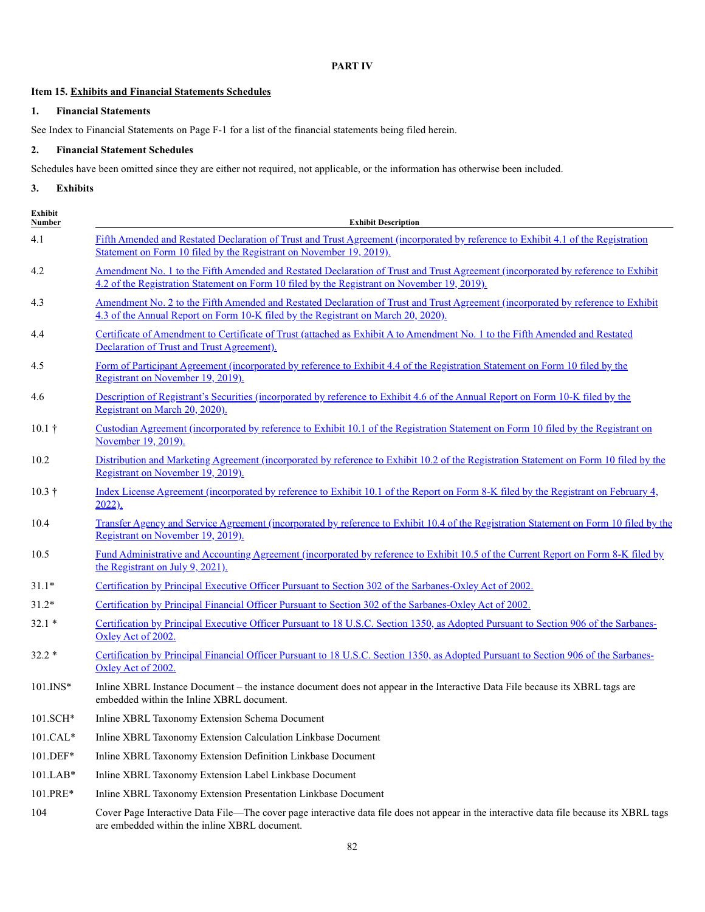## PART IV

### Item 15. Exhibits and Financial Statements Schedules

**1. Financial Statements**

See Index to Financial Statements on Page F-1 for a list of the financial statements being filed herein.

**2. Financial Statement Schedules**

Schedules have been omitted since they are either not required, not applicable, or the information has otherwise been included.

**3. Exhibits**

| Exhibit Number | Exhibit Description |
|---|---|
| 4.1 | Fifth Amended and Restated Declaration of Trust and Trust Agreement (incorporated by reference to Exhibit 4.1 of the Registration Statement on Form 10 filed by the Registrant on November 19, 2019). |
| 4.2 | Amendment No. 1 to the Fifth Amended and Restated Declaration of Trust and Trust Agreement (incorporated by reference to Exhibit 4.2 of the Registration Statement on Form 10 filed by the Registrant on November 19, 2019). |
| 4.3 | Amendment No. 2 to the Fifth Amended and Restated Declaration of Trust and Trust Agreement (incorporated by reference to Exhibit 4.3 of the Annual Report on Form 10-K filed by the Registrant on March 20, 2020). |
| 4.4 | Certificate of Amendment to Certificate of Trust (attached as Exhibit A to Amendment No. 1 to the Fifth Amended and Restated Declaration of Trust and Trust Agreement). |
| 4.5 | Form of Participant Agreement (incorporated by reference to Exhibit 4.4 of the Registration Statement on Form 10 filed by the Registrant on November 19, 2019). |
| 4.6 | Description of Registrant's Securities (incorporated by reference to Exhibit 4.6 of the Annual Report on Form 10-K filed by the Registrant on March 20, 2020). |
| 10.1 † | Custodian Agreement (incorporated by reference to Exhibit 10.1 of the Registration Statement on Form 10 filed by the Registrant on November 19, 2019). |
| 10.2 | Distribution and Marketing Agreement (incorporated by reference to Exhibit 10.2 of the Registration Statement on Form 10 filed by the Registrant on November 19, 2019). |
| 10.3 † | Index License Agreement (incorporated by reference to Exhibit 10.1 of the Report on Form 8-K filed by the Registrant on February 4, 2022). |
| 10.4 | Transfer Agency and Service Agreement (incorporated by reference to Exhibit 10.4 of the Registration Statement on Form 10 filed by the Registrant on November 19, 2019). |
| 10.5 | Fund Administrative and Accounting Agreement (incorporated by reference to Exhibit 10.5 of the Current Report on Form 8-K filed by the Registrant on July 9, 2021). |
| 31.1* | Certification by Principal Executive Officer Pursuant to Section 302 of the Sarbanes-Oxley Act of 2002. |
| 31.2* | Certification by Principal Financial Officer Pursuant to Section 302 of the Sarbanes-Oxley Act of 2002. |
| 32.1 * | Certification by Principal Executive Officer Pursuant to 18 U.S.C. Section 1350, as Adopted Pursuant to Section 906 of the Sarbanes-Oxley Act of 2002. |
| 32.2 * | Certification by Principal Financial Officer Pursuant to 18 U.S.C. Section 1350, as Adopted Pursuant to Section 906 of the Sarbanes-Oxley Act of 2002. |
| 101.INS* | Inline XBRL Instance Document – the instance document does not appear in the Interactive Data File because its XBRL tags are embedded within the Inline XBRL document. |
| 101.SCH* | Inline XBRL Taxonomy Extension Schema Document |
| 101.CAL* | Inline XBRL Taxonomy Extension Calculation Linkbase Document |
| 101.DEF* | Inline XBRL Taxonomy Extension Definition Linkbase Document |
| 101.LAB* | Inline XBRL Taxonomy Extension Label Linkbase Document |
| 101.PRE* | Inline XBRL Taxonomy Extension Presentation Linkbase Document |
| 104 | Cover Page Interactive Data File—The cover page interactive data file does not appear in the interactive data file because its XBRL tags are embedded within the inline XBRL document. |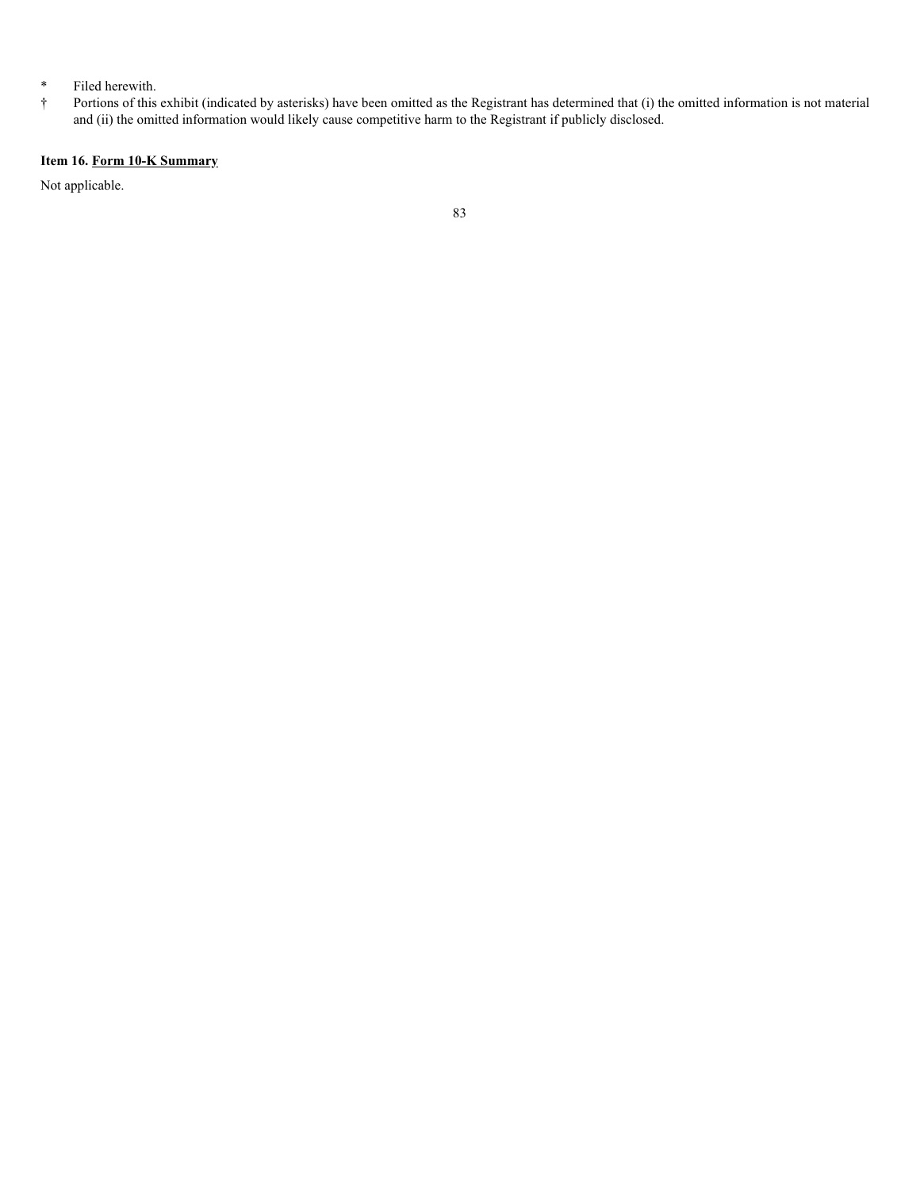| | |
|---|---|
| * | Filed herewith. |
| † | Portions of this exhibit (indicated by asterisks) have been omitted as the Registrant has determined that (i) the omitted information is not material and (ii) the omitted information would likely cause competitive harm to the Registrant if publicly disclosed. |

**Item 16. Form 10-K Summary**

Not applicable.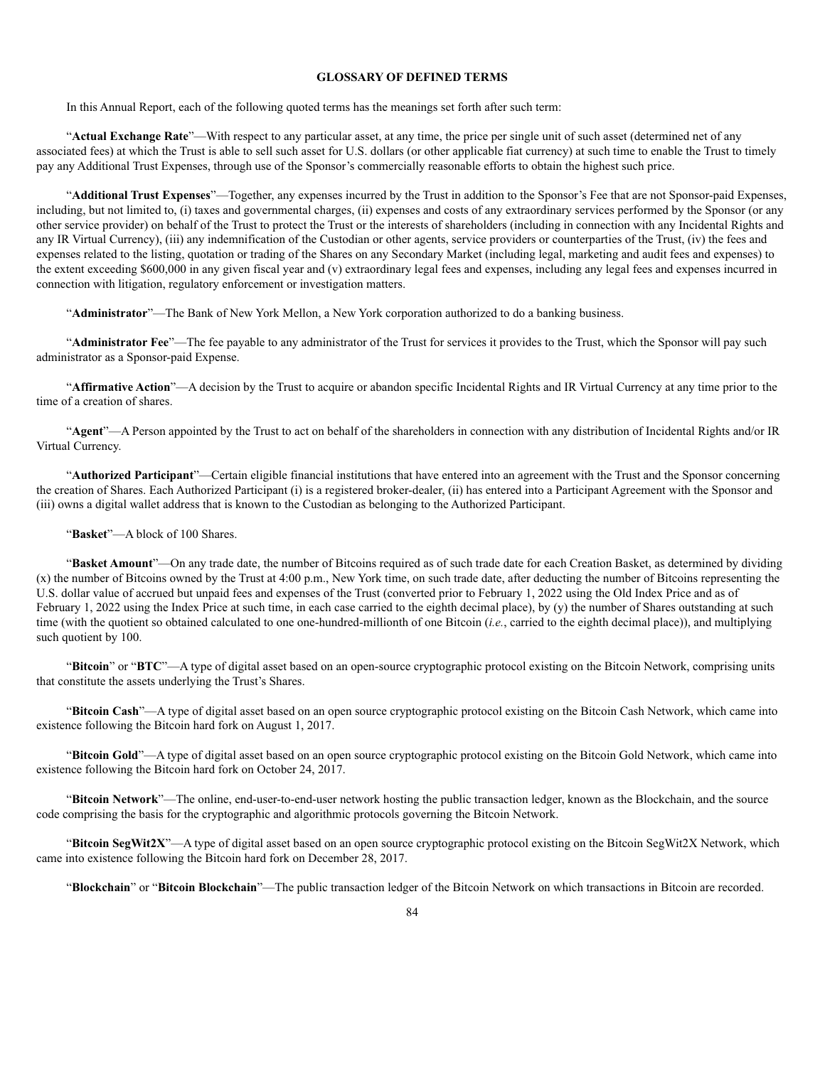## GLOSSARY OF DEFINED TERMS

In this Annual Report, each of the following quoted terms has the meanings set forth after such term:

"**Actual Exchange Rate**"—With respect to any particular asset, at any time, the price per single unit of such asset (determined net of any associated fees) at which the Trust is able to sell such asset for U.S. dollars (or other applicable fiat currency) at such time to enable the Trust to timely pay any Additional Trust Expenses, through use of the Sponsor's commercially reasonable efforts to obtain the highest such price.

"**Additional Trust Expenses**"—Together, any expenses incurred by the Trust in addition to the Sponsor's Fee that are not Sponsor-paid Expenses, including, but not limited to, (i) taxes and governmental charges, (ii) expenses and costs of any extraordinary services performed by the Sponsor (or any other service provider) on behalf of the Trust to protect the Trust or the interests of shareholders (including in connection with any Incidental Rights and any IR Virtual Currency), (iii) any indemnification of the Custodian or other agents, service providers or counterparties of the Trust, (iv) the fees and expenses related to the listing, quotation or trading of the Shares on any Secondary Market (including legal, marketing and audit fees and expenses) to the extent exceeding $600,000 in any given fiscal year and (v) extraordinary legal fees and expenses, including any legal fees and expenses incurred in connection with litigation, regulatory enforcement or investigation matters.

"**Administrator**"—The Bank of New York Mellon, a New York corporation authorized to do a banking business.

"**Administrator Fee**"—The fee payable to any administrator of the Trust for services it provides to the Trust, which the Sponsor will pay such administrator as a Sponsor-paid Expense.

"**Affirmative Action**"—A decision by the Trust to acquire or abandon specific Incidental Rights and IR Virtual Currency at any time prior to the time of a creation of shares.

"**Agent**"—A Person appointed by the Trust to act on behalf of the shareholders in connection with any distribution of Incidental Rights and/or IR Virtual Currency.

"**Authorized Participant**"—Certain eligible financial institutions that have entered into an agreement with the Trust and the Sponsor concerning the creation of Shares. Each Authorized Participant (i) is a registered broker-dealer, (ii) has entered into a Participant Agreement with the Sponsor and (iii) owns a digital wallet address that is known to the Custodian as belonging to the Authorized Participant.

"**Basket**"—A block of 100 Shares.

"**Basket Amount**"—On any trade date, the number of Bitcoins required as of such trade date for each Creation Basket, as determined by dividing (x) the number of Bitcoins owned by the Trust at 4:00 p.m., New York time, on such trade date, after deducting the number of Bitcoins representing the U.S. dollar value of accrued but unpaid fees and expenses of the Trust (converted prior to February 1, 2022 using the Old Index Price and as of February 1, 2022 using the Index Price at such time, in each case carried to the eighth decimal place), by (y) the number of Shares outstanding at such time (with the quotient so obtained calculated to one one-hundred-millionth of one Bitcoin (*i.e.*, carried to the eighth decimal place)), and multiplying such quotient by 100.

"**Bitcoin**" or "**BTC**"—A type of digital asset based on an open-source cryptographic protocol existing on the Bitcoin Network, comprising units that constitute the assets underlying the Trust's Shares.

"**Bitcoin Cash**"—A type of digital asset based on an open source cryptographic protocol existing on the Bitcoin Cash Network, which came into existence following the Bitcoin hard fork on August 1, 2017.

"**Bitcoin Gold**"—A type of digital asset based on an open source cryptographic protocol existing on the Bitcoin Gold Network, which came into existence following the Bitcoin hard fork on October 24, 2017.

"**Bitcoin Network**"—The online, end-user-to-end-user network hosting the public transaction ledger, known as the Blockchain, and the source code comprising the basis for the cryptographic and algorithmic protocols governing the Bitcoin Network.

"**Bitcoin SegWit2X**"—A type of digital asset based on an open source cryptographic protocol existing on the Bitcoin SegWit2X Network, which came into existence following the Bitcoin hard fork on December 28, 2017.

"**Blockchain**" or "**Bitcoin Blockchain**"—The public transaction ledger of the Bitcoin Network on which transactions in Bitcoin are recorded.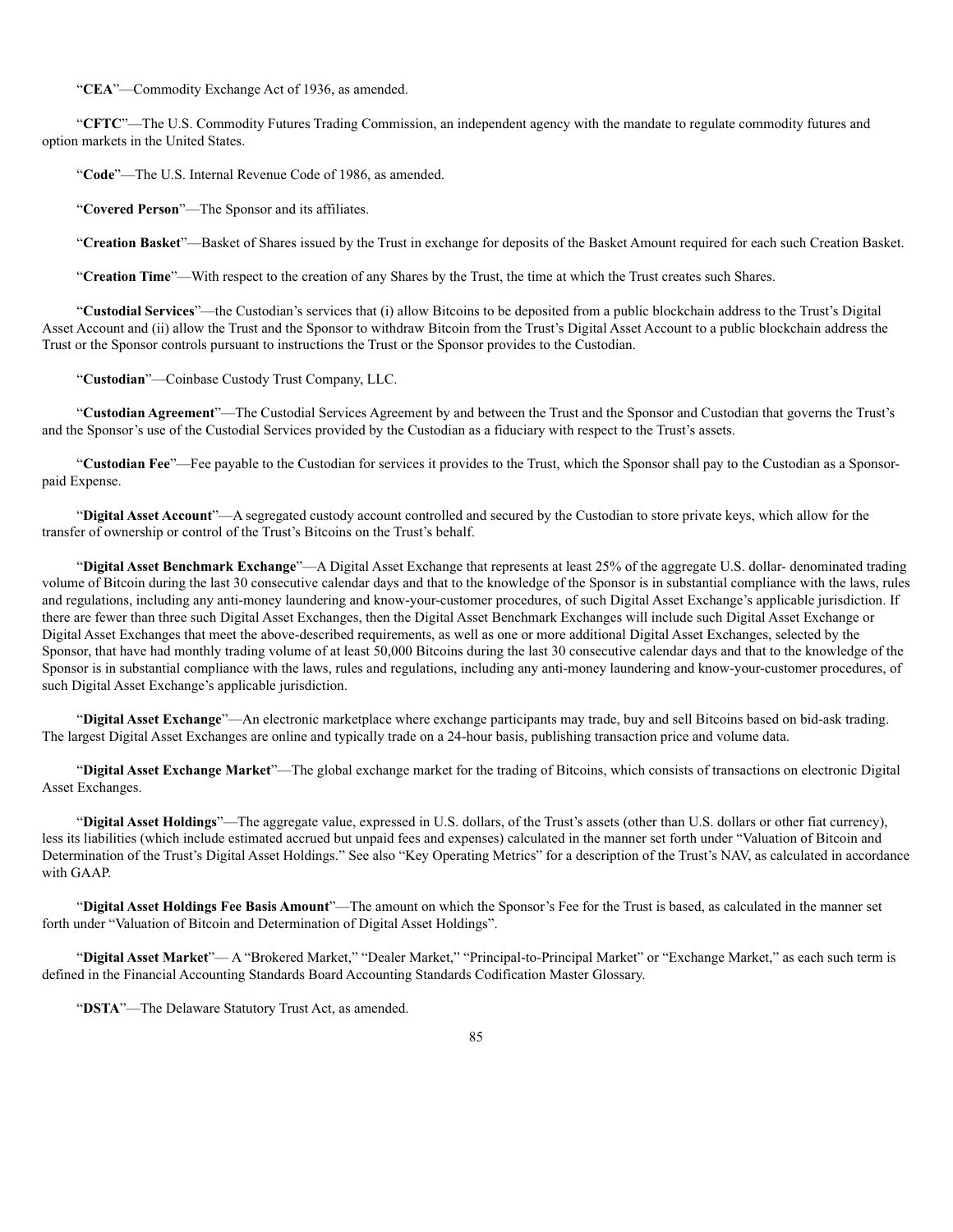"**CEA**"—Commodity Exchange Act of 1936, as amended.

"**CFTC**"—The U.S. Commodity Futures Trading Commission, an independent agency with the mandate to regulate commodity futures and option markets in the United States.

"**Code**"—The U.S. Internal Revenue Code of 1986, as amended.

"**Covered Person**"—The Sponsor and its affiliates.

"**Creation Basket**"—Basket of Shares issued by the Trust in exchange for deposits of the Basket Amount required for each such Creation Basket.

"**Creation Time**"—With respect to the creation of any Shares by the Trust, the time at which the Trust creates such Shares.

"**Custodial Services**"—the Custodian's services that (i) allow Bitcoins to be deposited from a public blockchain address to the Trust's Digital Asset Account and (ii) allow the Trust and the Sponsor to withdraw Bitcoin from the Trust's Digital Asset Account to a public blockchain address the Trust or the Sponsor controls pursuant to instructions the Trust or the Sponsor provides to the Custodian.

"**Custodian**"—Coinbase Custody Trust Company, LLC.

"**Custodian Agreement**"—The Custodial Services Agreement by and between the Trust and the Sponsor and Custodian that governs the Trust's and the Sponsor's use of the Custodial Services provided by the Custodian as a fiduciary with respect to the Trust's assets.

"**Custodian Fee**"—Fee payable to the Custodian for services it provides to the Trust, which the Sponsor shall pay to the Custodian as a Sponsor-paid Expense.

"**Digital Asset Account**"—A segregated custody account controlled and secured by the Custodian to store private keys, which allow for the transfer of ownership or control of the Trust's Bitcoins on the Trust's behalf.

"**Digital Asset Benchmark Exchange**"—A Digital Asset Exchange that represents at least 25% of the aggregate U.S. dollar- denominated trading volume of Bitcoin during the last 30 consecutive calendar days and that to the knowledge of the Sponsor is in substantial compliance with the laws, rules and regulations, including any anti-money laundering and know-your-customer procedures, of such Digital Asset Exchange's applicable jurisdiction. If there are fewer than three such Digital Asset Exchanges, then the Digital Asset Benchmark Exchanges will include such Digital Asset Exchange or Digital Asset Exchanges that meet the above-described requirements, as well as one or more additional Digital Asset Exchanges, selected by the Sponsor, that have had monthly trading volume of at least 50,000 Bitcoins during the last 30 consecutive calendar days and that to the knowledge of the Sponsor is in substantial compliance with the laws, rules and regulations, including any anti-money laundering and know-your-customer procedures, of such Digital Asset Exchange's applicable jurisdiction.

"**Digital Asset Exchange**"—An electronic marketplace where exchange participants may trade, buy and sell Bitcoins based on bid-ask trading. The largest Digital Asset Exchanges are online and typically trade on a 24-hour basis, publishing transaction price and volume data.

"**Digital Asset Exchange Market**"—The global exchange market for the trading of Bitcoins, which consists of transactions on electronic Digital Asset Exchanges.

"**Digital Asset Holdings**"—The aggregate value, expressed in U.S. dollars, of the Trust's assets (other than U.S. dollars or other fiat currency), less its liabilities (which include estimated accrued but unpaid fees and expenses) calculated in the manner set forth under "Valuation of Bitcoin and Determination of the Trust's Digital Asset Holdings." See also "Key Operating Metrics" for a description of the Trust's NAV, as calculated in accordance with GAAP.

"**Digital Asset Holdings Fee Basis Amount**"—The amount on which the Sponsor's Fee for the Trust is based, as calculated in the manner set forth under "Valuation of Bitcoin and Determination of Digital Asset Holdings".

"**Digital Asset Market**"— A "Brokered Market," "Dealer Market," "Principal-to-Principal Market" or "Exchange Market," as each such term is defined in the Financial Accounting Standards Board Accounting Standards Codification Master Glossary.

"**DSTA**"—The Delaware Statutory Trust Act, as amended.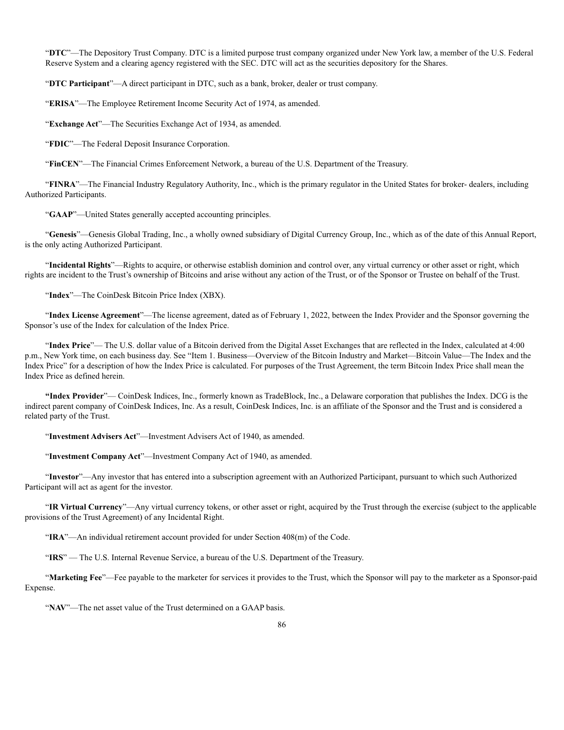"**DTC**"—The Depository Trust Company. DTC is a limited purpose trust company organized under New York law, a member of the U.S. Federal Reserve System and a clearing agency registered with the SEC. DTC will act as the securities depository for the Shares.

"**DTC Participant**"—A direct participant in DTC, such as a bank, broker, dealer or trust company.

"**ERISA**"—The Employee Retirement Income Security Act of 1974, as amended.

"**Exchange Act**"—The Securities Exchange Act of 1934, as amended.

"**FDIC**"—The Federal Deposit Insurance Corporation.

"**FinCEN**"—The Financial Crimes Enforcement Network, a bureau of the U.S. Department of the Treasury.

"**FINRA**"—The Financial Industry Regulatory Authority, Inc., which is the primary regulator in the United States for broker- dealers, including Authorized Participants.

"**GAAP**"—United States generally accepted accounting principles.

"**Genesis**"—Genesis Global Trading, Inc., a wholly owned subsidiary of Digital Currency Group, Inc., which as of the date of this Annual Report, is the only acting Authorized Participant.

"**Incidental Rights**"—Rights to acquire, or otherwise establish dominion and control over, any virtual currency or other asset or right, which rights are incident to the Trust's ownership of Bitcoins and arise without any action of the Trust, or of the Sponsor or Trustee on behalf of the Trust.

"**Index**"—The CoinDesk Bitcoin Price Index (XBX).

"**Index License Agreement**"—The license agreement, dated as of February 1, 2022, between the Index Provider and the Sponsor governing the Sponsor's use of the Index for calculation of the Index Price.

"**Index Price**"— The U.S. dollar value of a Bitcoin derived from the Digital Asset Exchanges that are reflected in the Index, calculated at 4:00 p.m., New York time, on each business day. See "Item 1. Business—Overview of the Bitcoin Industry and Market—Bitcoin Value—The Index and the Index Price" for a description of how the Index Price is calculated. For purposes of the Trust Agreement, the term Bitcoin Index Price shall mean the Index Price as defined herein.

**"Index Provider**"— CoinDesk Indices, Inc., formerly known as TradeBlock, Inc., a Delaware corporation that publishes the Index. DCG is the indirect parent company of CoinDesk Indices, Inc. As a result, CoinDesk Indices, Inc. is an affiliate of the Sponsor and the Trust and is considered a related party of the Trust.

"**Investment Advisers Act**"—Investment Advisers Act of 1940, as amended.

"**Investment Company Act**"—Investment Company Act of 1940, as amended.

"**Investor**"—Any investor that has entered into a subscription agreement with an Authorized Participant, pursuant to which such Authorized Participant will act as agent for the investor.

"**IR Virtual Currency**"—Any virtual currency tokens, or other asset or right, acquired by the Trust through the exercise (subject to the applicable provisions of the Trust Agreement) of any Incidental Right.

"**IRA**"—An individual retirement account provided for under Section 408(m) of the Code.

"**IRS**" — The U.S. Internal Revenue Service, a bureau of the U.S. Department of the Treasury.

"**Marketing Fee**"—Fee payable to the marketer for services it provides to the Trust, which the Sponsor will pay to the marketer as a Sponsor-paid Expense.

"**NAV**"—The net asset value of the Trust determined on a GAAP basis.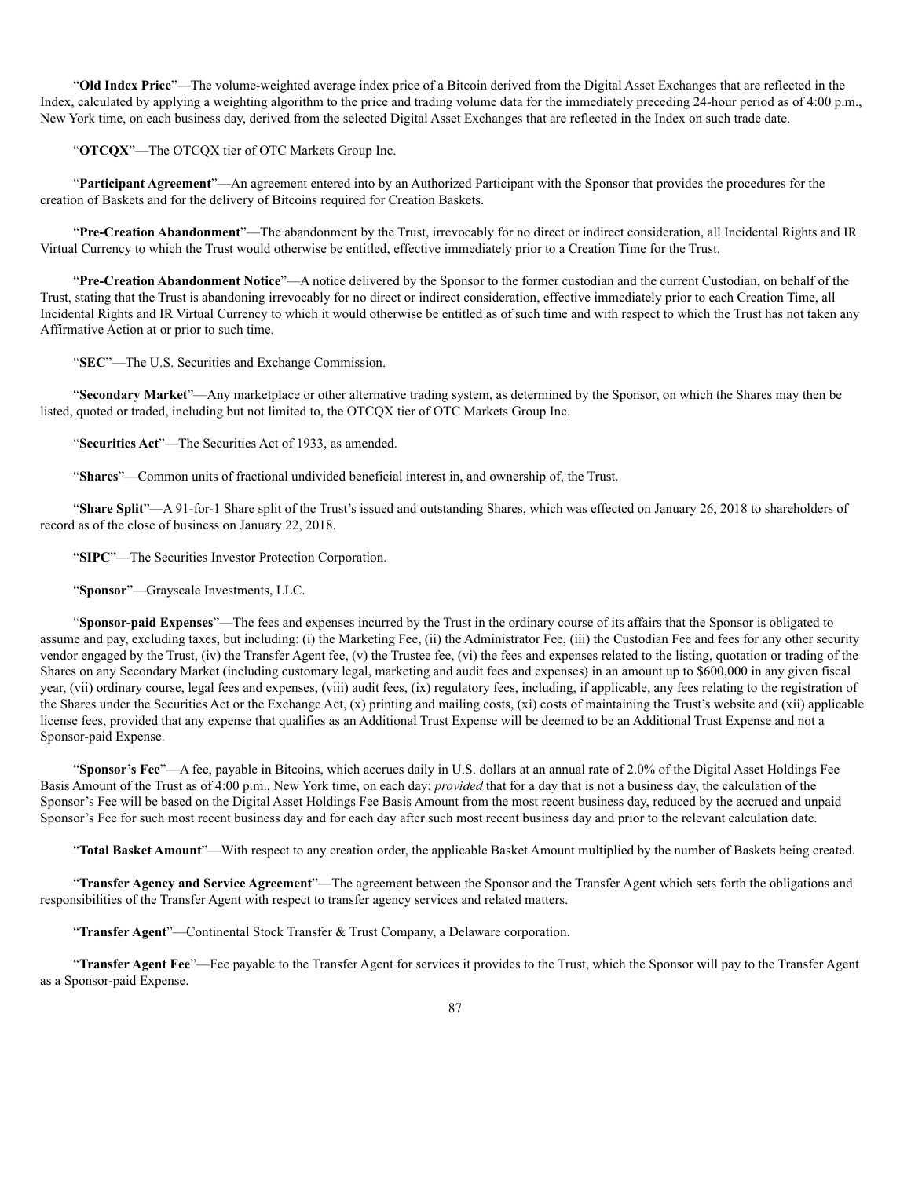"**Old Index Price**"—The volume-weighted average index price of a Bitcoin derived from the Digital Asset Exchanges that are reflected in the Index, calculated by applying a weighting algorithm to the price and trading volume data for the immediately preceding 24-hour period as of 4:00 p.m., New York time, on each business day, derived from the selected Digital Asset Exchanges that are reflected in the Index on such trade date.

"**OTCQX**"—The OTCQX tier of OTC Markets Group Inc.

"**Participant Agreement**"—An agreement entered into by an Authorized Participant with the Sponsor that provides the procedures for the creation of Baskets and for the delivery of Bitcoins required for Creation Baskets.

"**Pre-Creation Abandonment**"—The abandonment by the Trust, irrevocably for no direct or indirect consideration, all Incidental Rights and IR Virtual Currency to which the Trust would otherwise be entitled, effective immediately prior to a Creation Time for the Trust.

"**Pre-Creation Abandonment Notice**"—A notice delivered by the Sponsor to the former custodian and the current Custodian, on behalf of the Trust, stating that the Trust is abandoning irrevocably for no direct or indirect consideration, effective immediately prior to each Creation Time, all Incidental Rights and IR Virtual Currency to which it would otherwise be entitled as of such time and with respect to which the Trust has not taken any Affirmative Action at or prior to such time.

"**SEC**"—The U.S. Securities and Exchange Commission.

"**Secondary Market**"—Any marketplace or other alternative trading system, as determined by the Sponsor, on which the Shares may then be listed, quoted or traded, including but not limited to, the OTCQX tier of OTC Markets Group Inc.

"**Securities Act**"—The Securities Act of 1933, as amended.

"**Shares**"—Common units of fractional undivided beneficial interest in, and ownership of, the Trust.

"**Share Split**"—A 91-for-1 Share split of the Trust's issued and outstanding Shares, which was effected on January 26, 2018 to shareholders of record as of the close of business on January 22, 2018.

"**SIPC**"—The Securities Investor Protection Corporation.

"**Sponsor**"—Grayscale Investments, LLC.

"**Sponsor-paid Expenses**"—The fees and expenses incurred by the Trust in the ordinary course of its affairs that the Sponsor is obligated to assume and pay, excluding taxes, but including: (i) the Marketing Fee, (ii) the Administrator Fee, (iii) the Custodian Fee and fees for any other security vendor engaged by the Trust, (iv) the Transfer Agent fee, (v) the Trustee fee, (vi) the fees and expenses related to the listing, quotation or trading of the Shares on any Secondary Market (including customary legal, marketing and audit fees and expenses) in an amount up to $600,000 in any given fiscal year, (vii) ordinary course, legal fees and expenses, (viii) audit fees, (ix) regulatory fees, including, if applicable, any fees relating to the registration of the Shares under the Securities Act or the Exchange Act, (x) printing and mailing costs, (xi) costs of maintaining the Trust's website and (xii) applicable license fees, provided that any expense that qualifies as an Additional Trust Expense will be deemed to be an Additional Trust Expense and not a Sponsor-paid Expense.

"**Sponsor's Fee**"—A fee, payable in Bitcoins, which accrues daily in U.S. dollars at an annual rate of 2.0% of the Digital Asset Holdings Fee Basis Amount of the Trust as of 4:00 p.m., New York time, on each day; *provided* that for a day that is not a business day, the calculation of the Sponsor's Fee will be based on the Digital Asset Holdings Fee Basis Amount from the most recent business day, reduced by the accrued and unpaid Sponsor's Fee for such most recent business day and for each day after such most recent business day and prior to the relevant calculation date.

"**Total Basket Amount**"—With respect to any creation order, the applicable Basket Amount multiplied by the number of Baskets being created.

"**Transfer Agency and Service Agreement**"—The agreement between the Sponsor and the Transfer Agent which sets forth the obligations and responsibilities of the Transfer Agent with respect to transfer agency services and related matters.

"**Transfer Agent**"—Continental Stock Transfer & Trust Company, a Delaware corporation.

"**Transfer Agent Fee**"—Fee payable to the Transfer Agent for services it provides to the Trust, which the Sponsor will pay to the Transfer Agent as a Sponsor-paid Expense.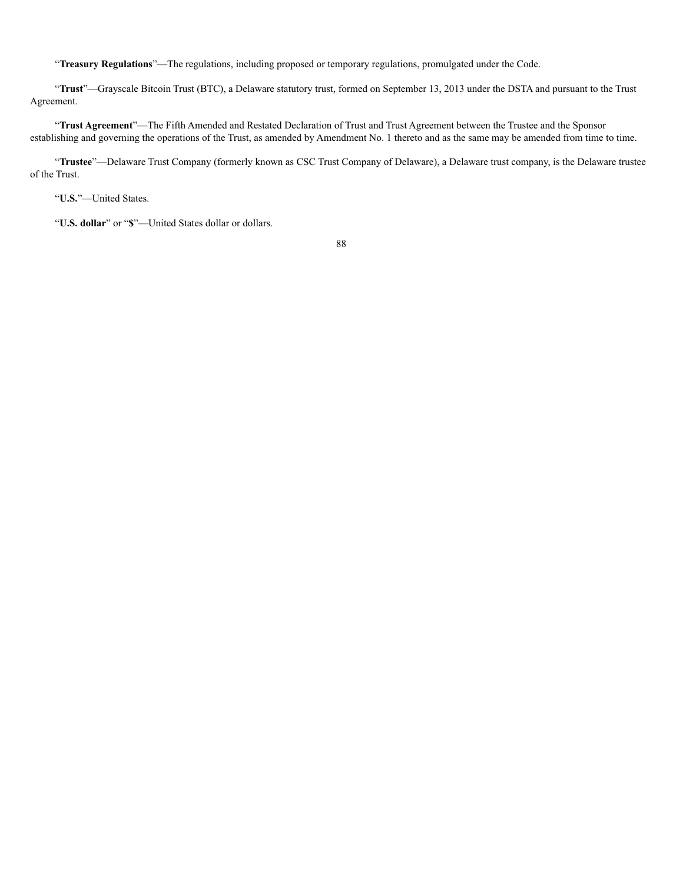"**Treasury Regulations**"—The regulations, including proposed or temporary regulations, promulgated under the Code.

"**Trust**"—Grayscale Bitcoin Trust (BTC), a Delaware statutory trust, formed on September 13, 2013 under the DSTA and pursuant to the Trust Agreement.

"**Trust Agreement**"—The Fifth Amended and Restated Declaration of Trust and Trust Agreement between the Trustee and the Sponsor establishing and governing the operations of the Trust, as amended by Amendment No. 1 thereto and as the same may be amended from time to time.

"**Trustee**"—Delaware Trust Company (formerly known as CSC Trust Company of Delaware), a Delaware trust company, is the Delaware trustee of the Trust.

"**U.S.**"—United States.

"**U.S. dollar**" or "**$**"—United States dollar or dollars.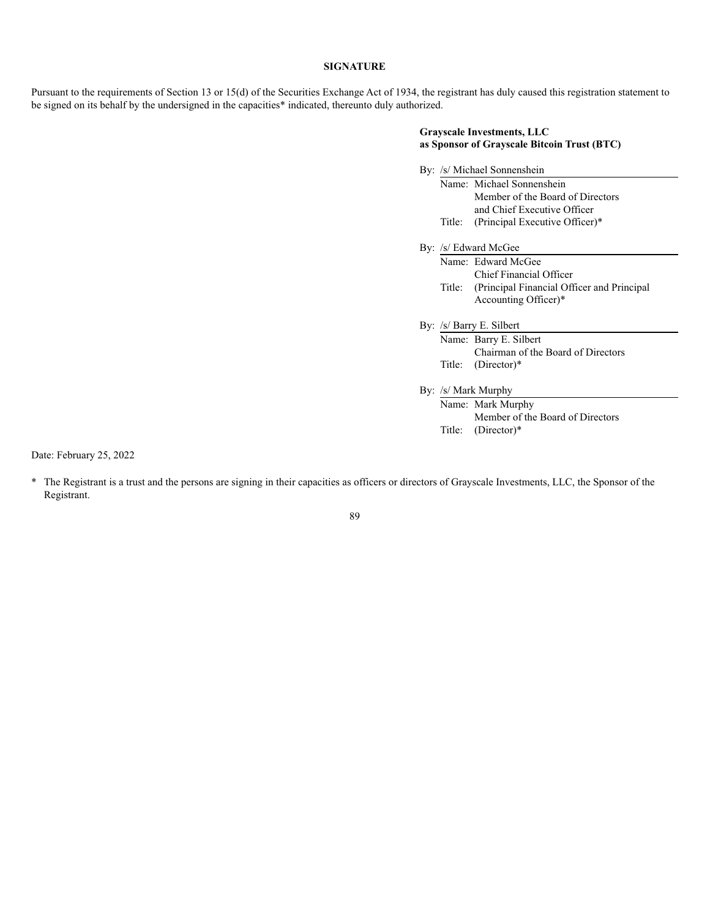**SIGNATURE**

Pursuant to the requirements of Section 13 or 15(d) of the Securities Exchange Act of 1934, the registrant has duly caused this registration statement to be signed on its behalf by the undersigned in the capacities* indicated, thereunto duly authorized.

**Grayscale Investments, LLC**
**as Sponsor of Grayscale Bitcoin Trust (BTC)**

By: /s/ Michael Sonnenshein
Name: Michael Sonnenshein
Member of the Board of Directors
and Chief Executive Officer
Title: (Principal Executive Officer)*

By: /s/ Edward McGee
Name: Edward McGee
Chief Financial Officer
Title: (Principal Financial Officer and Principal Accounting Officer)*

By: /s/ Barry E. Silbert
Name: Barry E. Silbert
Chairman of the Board of Directors
Title: (Director)*

By: /s/ Mark Murphy
Name: Mark Murphy
Member of the Board of Directors
Title: (Director)*

Date: February 25, 2022

* The Registrant is a trust and the persons are signing in their capacities as officers or directors of Grayscale Investments, LLC, the Sponsor of the Registrant.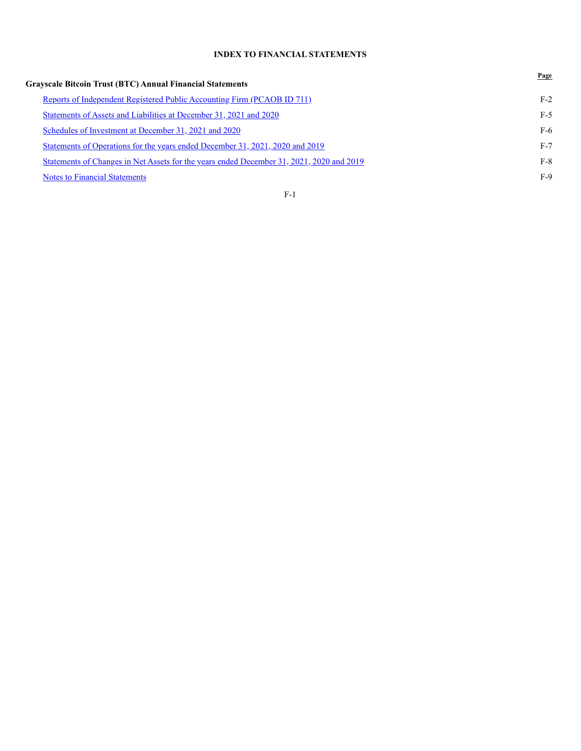# INDEX TO FINANCIAL STATEMENTS

| Grayscale Bitcoin Trust (BTC) Annual Financial Statements | Page |
|---|---|
| Reports of Independent Registered Public Accounting Firm (PCAOB ID 711) | F-2 |
| Statements of Assets and Liabilities at December 31, 2021 and 2020 | F-5 |
| Schedules of Investment at December 31, 2021 and 2020 | F-6 |
| Statements of Operations for the years ended December 31, 2021, 2020 and 2019 | F-7 |
| Statements of Changes in Net Assets for the years ended December 31, 2021, 2020 and 2019 | F-8 |
| Notes to Financial Statements | F-9 |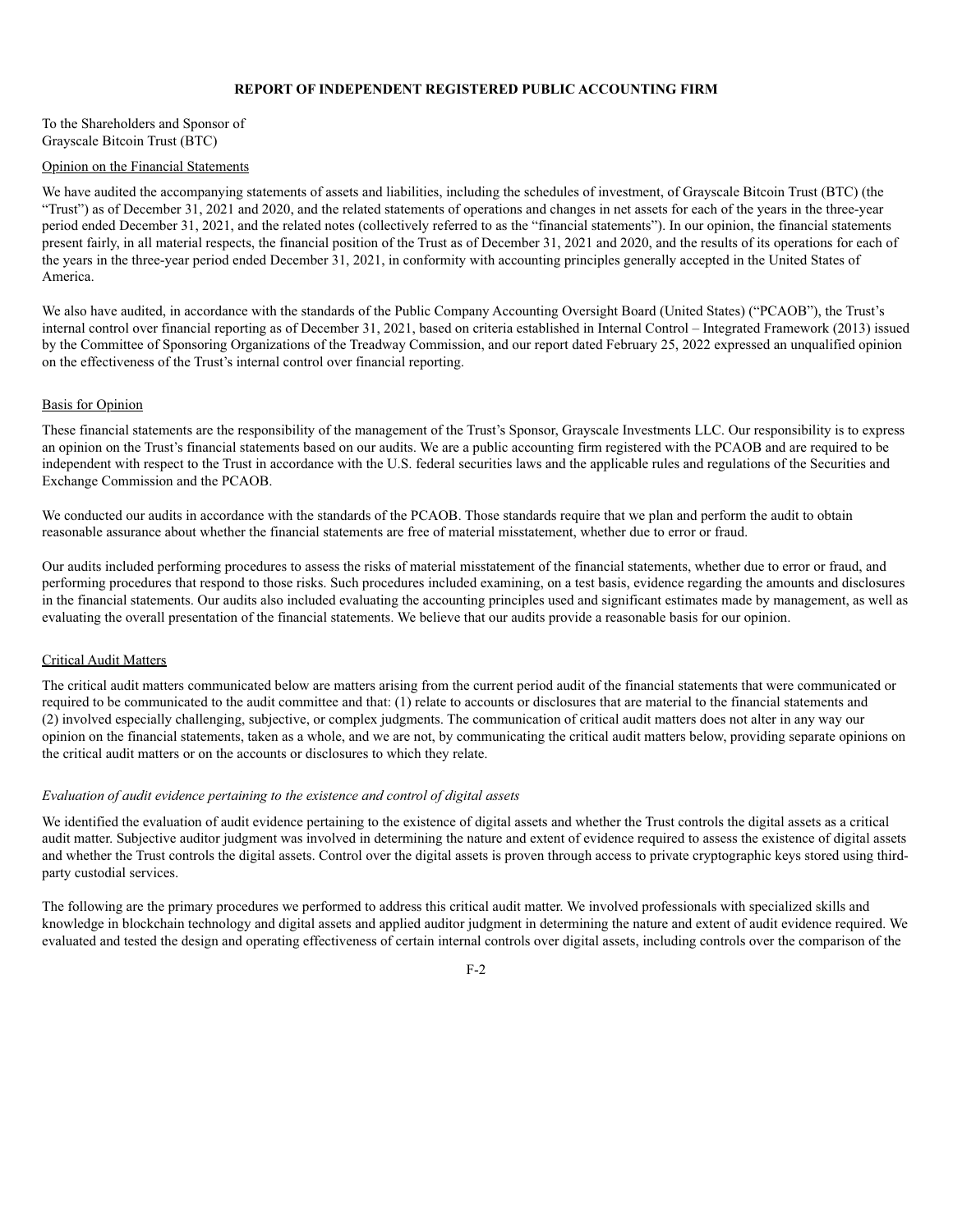**REPORT OF INDEPENDENT REGISTERED PUBLIC ACCOUNTING FIRM**

To the Shareholders and Sponsor of
Grayscale Bitcoin Trust (BTC)

Opinion on the Financial Statements

We have audited the accompanying statements of assets and liabilities, including the schedules of investment, of Grayscale Bitcoin Trust (BTC) (the "Trust") as of December 31, 2021 and 2020, and the related statements of operations and changes in net assets for each of the years in the three-year period ended December 31, 2021, and the related notes (collectively referred to as the "financial statements"). In our opinion, the financial statements present fairly, in all material respects, the financial position of the Trust as of December 31, 2021 and 2020, and the results of its operations for each of the years in the three-year period ended December 31, 2021, in conformity with accounting principles generally accepted in the United States of America.

We also have audited, in accordance with the standards of the Public Company Accounting Oversight Board (United States) ("PCAOB"), the Trust's internal control over financial reporting as of December 31, 2021, based on criteria established in Internal Control – Integrated Framework (2013) issued by the Committee of Sponsoring Organizations of the Treadway Commission, and our report dated February 25, 2022 expressed an unqualified opinion on the effectiveness of the Trust's internal control over financial reporting.

Basis for Opinion

These financial statements are the responsibility of the management of the Trust's Sponsor, Grayscale Investments LLC. Our responsibility is to express an opinion on the Trust's financial statements based on our audits. We are a public accounting firm registered with the PCAOB and are required to be independent with respect to the Trust in accordance with the U.S. federal securities laws and the applicable rules and regulations of the Securities and Exchange Commission and the PCAOB.

We conducted our audits in accordance with the standards of the PCAOB. Those standards require that we plan and perform the audit to obtain reasonable assurance about whether the financial statements are free of material misstatement, whether due to error or fraud.

Our audits included performing procedures to assess the risks of material misstatement of the financial statements, whether due to error or fraud, and performing procedures that respond to those risks. Such procedures included examining, on a test basis, evidence regarding the amounts and disclosures in the financial statements. Our audits also included evaluating the accounting principles used and significant estimates made by management, as well as evaluating the overall presentation of the financial statements. We believe that our audits provide a reasonable basis for our opinion.

Critical Audit Matters

The critical audit matters communicated below are matters arising from the current period audit of the financial statements that were communicated or required to be communicated to the audit committee and that: (1) relate to accounts or disclosures that are material to the financial statements and (2) involved especially challenging, subjective, or complex judgments. The communication of critical audit matters does not alter in any way our opinion on the financial statements, taken as a whole, and we are not, by communicating the critical audit matters below, providing separate opinions on the critical audit matters or on the accounts or disclosures to which they relate.

*Evaluation of audit evidence pertaining to the existence and control of digital assets*

We identified the evaluation of audit evidence pertaining to the existence of digital assets and whether the Trust controls the digital assets as a critical audit matter. Subjective auditor judgment was involved in determining the nature and extent of evidence required to assess the existence of digital assets and whether the Trust controls the digital assets. Control over the digital assets is proven through access to private cryptographic keys stored using third-party custodial services.

The following are the primary procedures we performed to address this critical audit matter. We involved professionals with specialized skills and knowledge in blockchain technology and digital assets and applied auditor judgment in determining the nature and extent of audit evidence required. We evaluated and tested the design and operating effectiveness of certain internal controls over digital assets, including controls over the comparison of the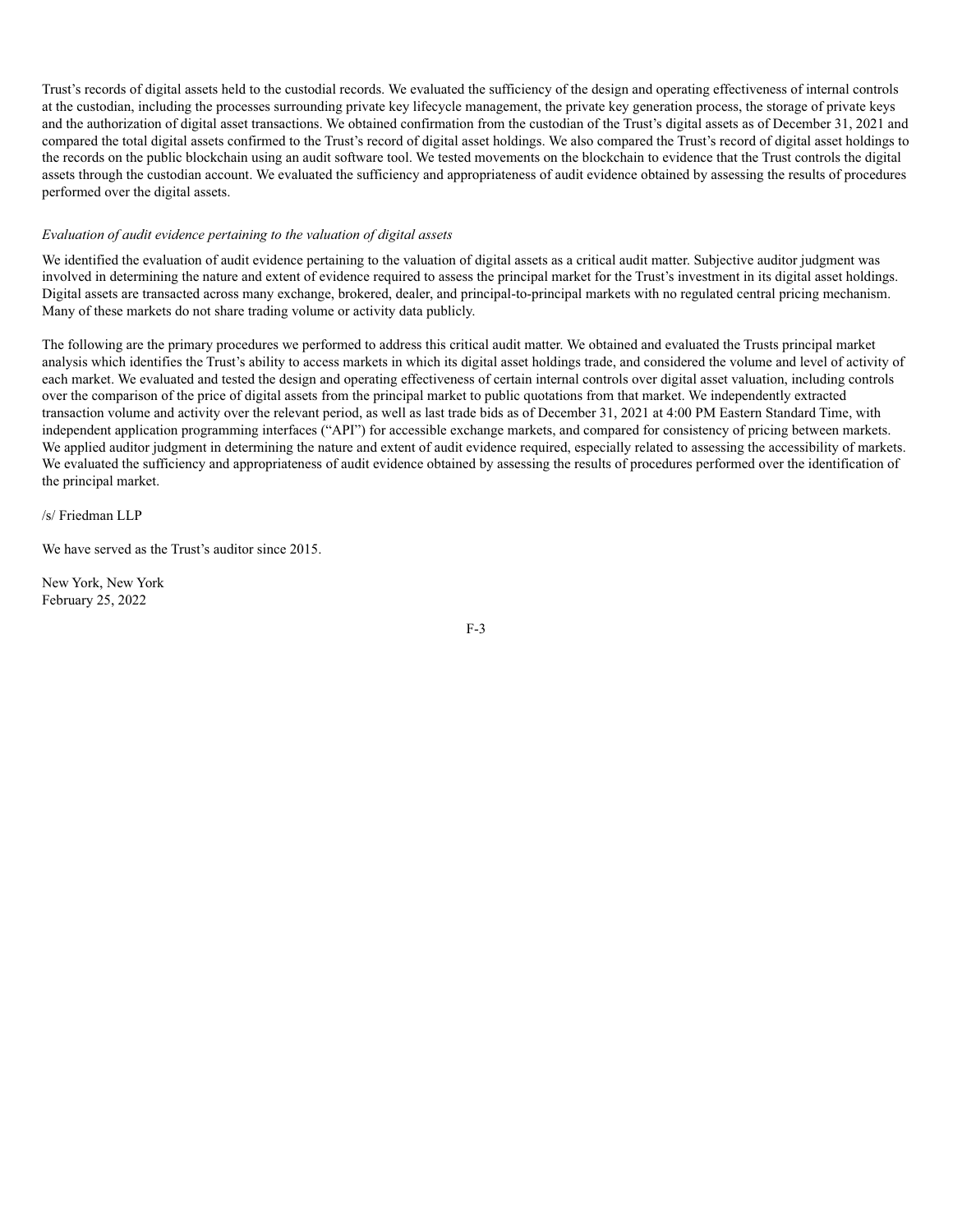Trust's records of digital assets held to the custodial records. We evaluated the sufficiency of the design and operating effectiveness of internal controls at the custodian, including the processes surrounding private key lifecycle management, the private key generation process, the storage of private keys and the authorization of digital asset transactions. We obtained confirmation from the custodian of the Trust's digital assets as of December 31, 2021 and compared the total digital assets confirmed to the Trust's record of digital asset holdings. We also compared the Trust's record of digital asset holdings to the records on the public blockchain using an audit software tool. We tested movements on the blockchain to evidence that the Trust controls the digital assets through the custodian account. We evaluated the sufficiency and appropriateness of audit evidence obtained by assessing the results of procedures performed over the digital assets.

*Evaluation of audit evidence pertaining to the valuation of digital assets*

We identified the evaluation of audit evidence pertaining to the valuation of digital assets as a critical audit matter. Subjective auditor judgment was involved in determining the nature and extent of evidence required to assess the principal market for the Trust's investment in its digital asset holdings. Digital assets are transacted across many exchange, brokered, dealer, and principal-to-principal markets with no regulated central pricing mechanism. Many of these markets do not share trading volume or activity data publicly.

The following are the primary procedures we performed to address this critical audit matter. We obtained and evaluated the Trusts principal market analysis which identifies the Trust's ability to access markets in which its digital asset holdings trade, and considered the volume and level of activity of each market. We evaluated and tested the design and operating effectiveness of certain internal controls over digital asset valuation, including controls over the comparison of the price of digital assets from the principal market to public quotations from that market. We independently extracted transaction volume and activity over the relevant period, as well as last trade bids as of December 31, 2021 at 4:00 PM Eastern Standard Time, with independent application programming interfaces ("API") for accessible exchange markets, and compared for consistency of pricing between markets. We applied auditor judgment in determining the nature and extent of audit evidence required, especially related to assessing the accessibility of markets. We evaluated the sufficiency and appropriateness of audit evidence obtained by assessing the results of procedures performed over the identification of the principal market.

/s/ Friedman LLP

We have served as the Trust's auditor since 2015.

New York, New York
February 25, 2022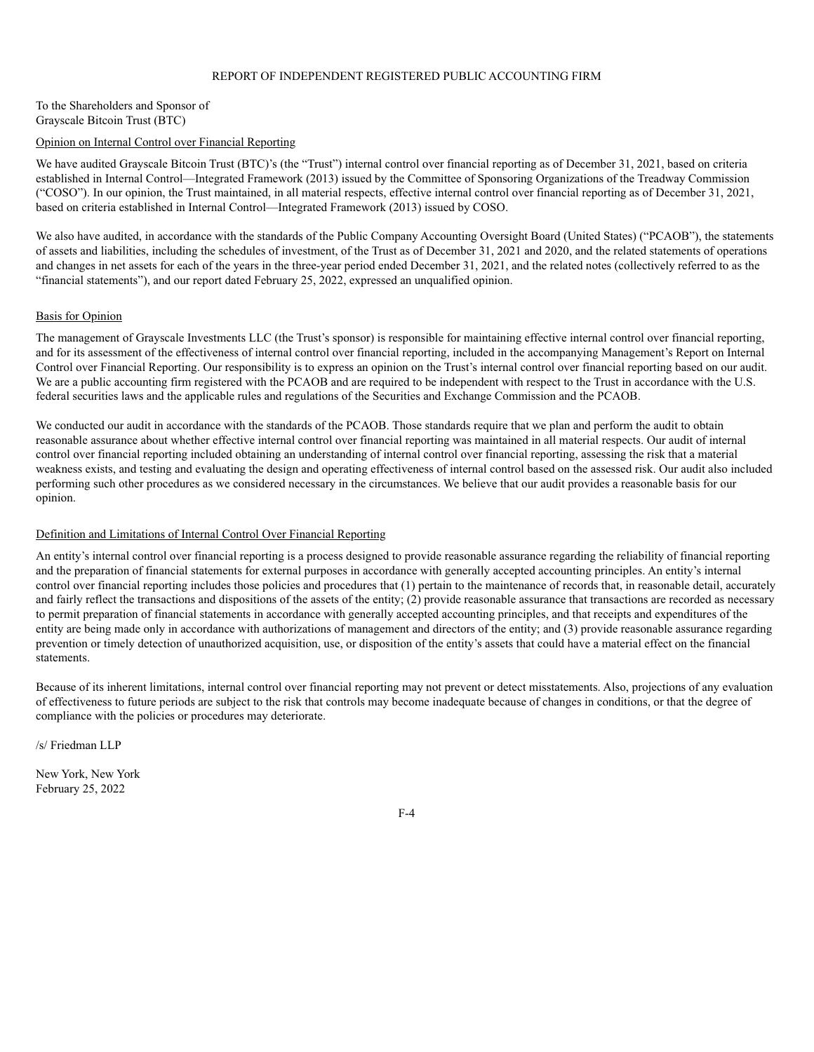# REPORT OF INDEPENDENT REGISTERED PUBLIC ACCOUNTING FIRM

To the Shareholders and Sponsor of
Grayscale Bitcoin Trust (BTC)

## Opinion on Internal Control over Financial Reporting

We have audited Grayscale Bitcoin Trust (BTC)'s (the "Trust") internal control over financial reporting as of December 31, 2021, based on criteria established in Internal Control—Integrated Framework (2013) issued by the Committee of Sponsoring Organizations of the Treadway Commission ("COSO"). In our opinion, the Trust maintained, in all material respects, effective internal control over financial reporting as of December 31, 2021, based on criteria established in Internal Control—Integrated Framework (2013) issued by COSO.

We also have audited, in accordance with the standards of the Public Company Accounting Oversight Board (United States) ("PCAOB"), the statements of assets and liabilities, including the schedules of investment, of the Trust as of December 31, 2021 and 2020, and the related statements of operations and changes in net assets for each of the years in the three-year period ended December 31, 2021, and the related notes (collectively referred to as the "financial statements"), and our report dated February 25, 2022, expressed an unqualified opinion.

## Basis for Opinion

The management of Grayscale Investments LLC (the Trust's sponsor) is responsible for maintaining effective internal control over financial reporting, and for its assessment of the effectiveness of internal control over financial reporting, included in the accompanying Management's Report on Internal Control over Financial Reporting. Our responsibility is to express an opinion on the Trust's internal control over financial reporting based on our audit. We are a public accounting firm registered with the PCAOB and are required to be independent with respect to the Trust in accordance with the U.S. federal securities laws and the applicable rules and regulations of the Securities and Exchange Commission and the PCAOB.

We conducted our audit in accordance with the standards of the PCAOB. Those standards require that we plan and perform the audit to obtain reasonable assurance about whether effective internal control over financial reporting was maintained in all material respects. Our audit of internal control over financial reporting included obtaining an understanding of internal control over financial reporting, assessing the risk that a material weakness exists, and testing and evaluating the design and operating effectiveness of internal control based on the assessed risk. Our audit also included performing such other procedures as we considered necessary in the circumstances. We believe that our audit provides a reasonable basis for our opinion.

## Definition and Limitations of Internal Control Over Financial Reporting

An entity's internal control over financial reporting is a process designed to provide reasonable assurance regarding the reliability of financial reporting and the preparation of financial statements for external purposes in accordance with generally accepted accounting principles. An entity's internal control over financial reporting includes those policies and procedures that (1) pertain to the maintenance of records that, in reasonable detail, accurately and fairly reflect the transactions and dispositions of the assets of the entity; (2) provide reasonable assurance that transactions are recorded as necessary to permit preparation of financial statements in accordance with generally accepted accounting principles, and that receipts and expenditures of the entity are being made only in accordance with authorizations of management and directors of the entity; and (3) provide reasonable assurance regarding prevention or timely detection of unauthorized acquisition, use, or disposition of the entity's assets that could have a material effect on the financial statements.

Because of its inherent limitations, internal control over financial reporting may not prevent or detect misstatements. Also, projections of any evaluation of effectiveness to future periods are subject to the risk that controls may become inadequate because of changes in conditions, or that the degree of compliance with the policies or procedures may deteriorate.

/s/ Friedman LLP

New York, New York
February 25, 2022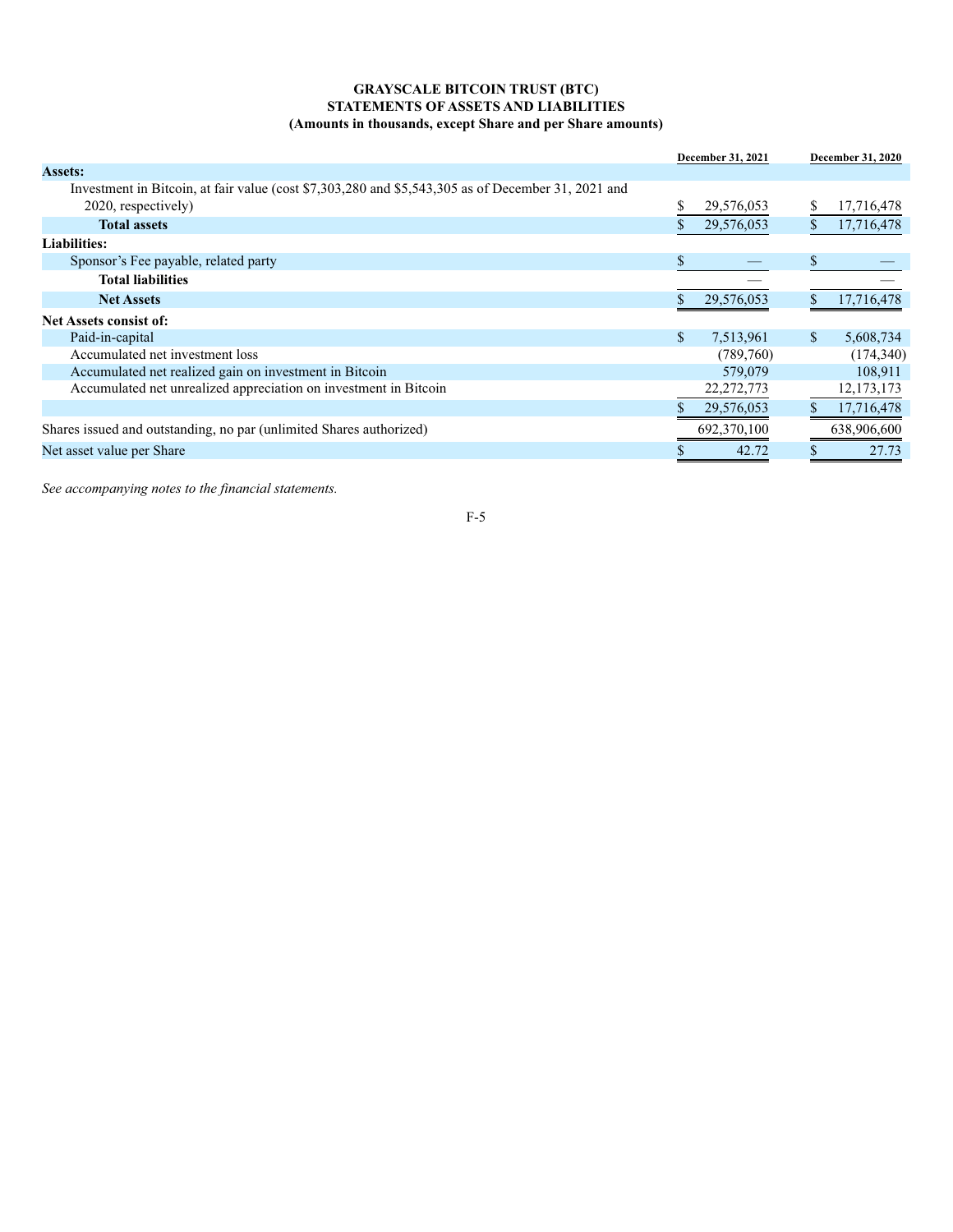**GRAYSCALE BITCOIN TRUST (BTC)**
**STATEMENTS OF ASSETS AND LIABILITIES**
**(Amounts in thousands, except Share and per Share amounts)**

| | December 31, 2021 | December 31, 2020 |
|---|---|---|
| **Assets:** | | |
| Investment in Bitcoin, at fair value (cost $7,303,280 and $5,543,305 as of December 31, 2021 and 2020, respectively) | $ 29,576,053 | $ 17,716,478 |
| **Total assets** | $ 29,576,053 | $ 17,716,478 |
| **Liabilities:** | | |
| Sponsor's Fee payable, related party | $ — | $ — |
| **Total liabilities** | — | — |
| **Net Assets** | $ 29,576,053 | $ 17,716,478 |
| **Net Assets consist of:** | | |
| Paid-in-capital | $ 7,513,961 | $ 5,608,734 |
| Accumulated net investment loss | (789,760) | (174,340) |
| Accumulated net realized gain on investment in Bitcoin | 579,079 | 108,911 |
| Accumulated net unrealized appreciation on investment in Bitcoin | 22,272,773 | 12,173,173 |
| | $ 29,576,053 | $ 17,716,478 |
| Shares issued and outstanding, no par (unlimited Shares authorized) | 692,370,100 | 638,906,600 |
| Net asset value per Share | $ 42.72 | $ 27.73 |

*See accompanying notes to the financial statements.*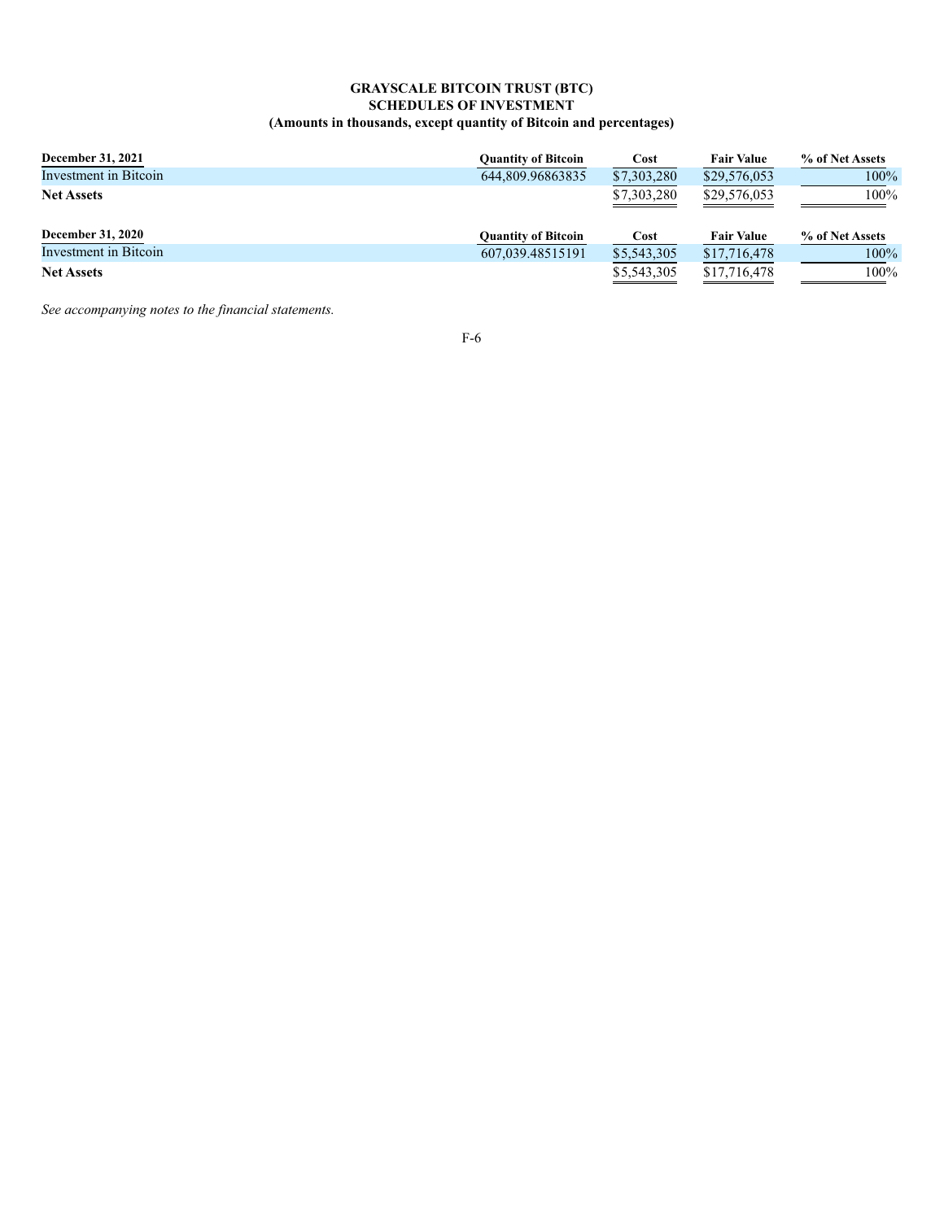**GRAYSCALE BITCOIN TRUST (BTC)**
**SCHEDULES OF INVESTMENT**
**(Amounts in thousands, except quantity of Bitcoin and percentages)**

| December 31, 2021 | Quantity of Bitcoin | Cost | Fair Value | % of Net Assets |
|---|---|---|---|---|
| Investment in Bitcoin | 644,809.96863835 | $7,303,280 | $29,576,053 | 100% |
| **Net Assets** | | $7,303,280 | $29,576,053 | 100% |

| December 31, 2020 | Quantity of Bitcoin | Cost | Fair Value | % of Net Assets |
|---|---|---|---|---|
| Investment in Bitcoin | 607,039.48515191 | $5,543,305 | $17,716,478 | 100% |
| **Net Assets** | | $5,543,305 | $17,716,478 | 100% |

*See accompanying notes to the financial statements.*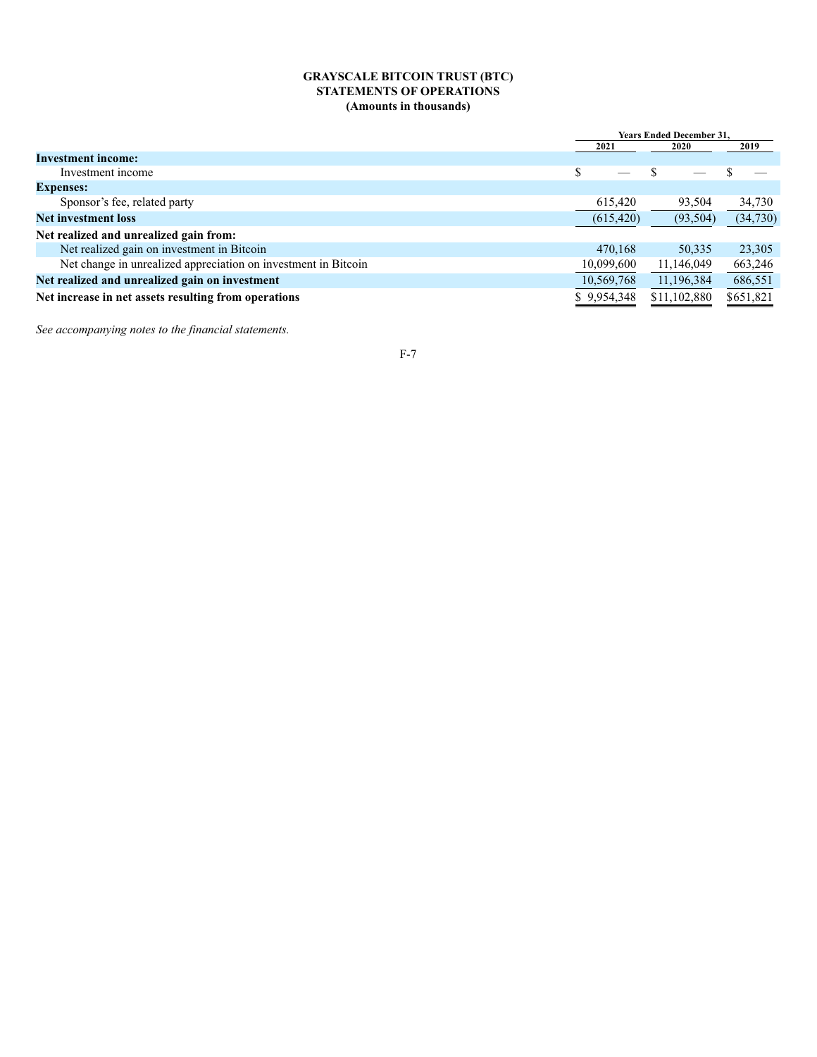**GRAYSCALE BITCOIN TRUST (BTC)**
**STATEMENTS OF OPERATIONS**
**(Amounts in thousands)**

| | Years Ended December 31, | | |
|---|---|---|---|
| | 2021 | 2020 | 2019 |
| **Investment income:** | | | |
| Investment income | $ — | $ — | $ — |
| **Expenses:** | | | |
| Sponsor's fee, related party | 615,420 | 93,504 | 34,730 |
| **Net investment loss** | (615,420) | (93,504) | (34,730) |
| **Net realized and unrealized gain from:** | | | |
| Net realized gain on investment in Bitcoin | 470,168 | 50,335 | 23,305 |
| Net change in unrealized appreciation on investment in Bitcoin | 10,099,600 | 11,146,049 | 663,246 |
| **Net realized and unrealized gain on investment** | 10,569,768 | 11,196,384 | 686,551 |
| **Net increase in net assets resulting from operations** | $ 9,954,348 | $11,102,880 | $651,821 |

*See accompanying notes to the financial statements.*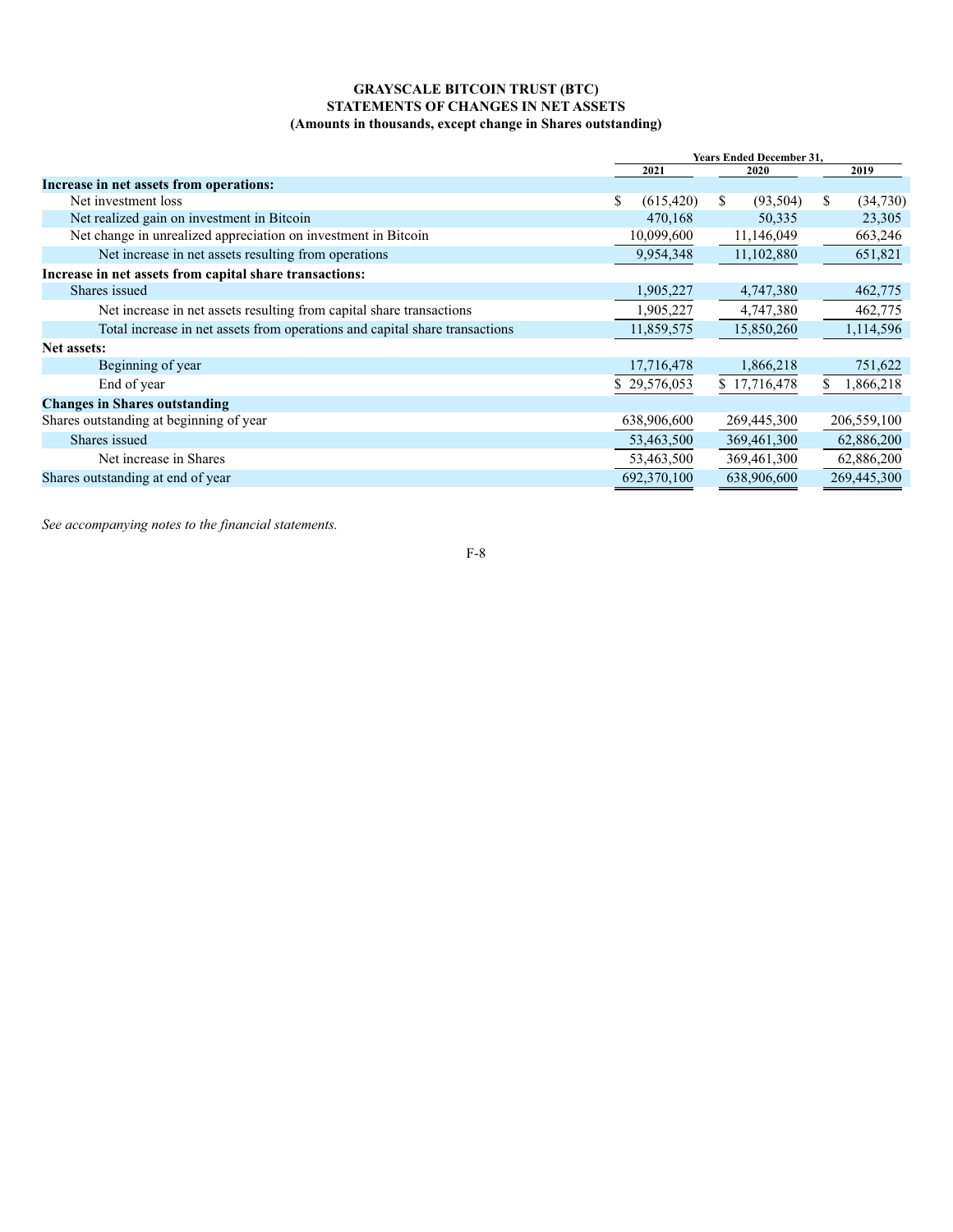**GRAYSCALE BITCOIN TRUST (BTC)**
**STATEMENTS OF CHANGES IN NET ASSETS**
**(Amounts in thousands, except change in Shares outstanding)**

| | Years Ended December 31, | | |
|---|---|---|---|
| | 2021 | 2020 | 2019 |
| **Increase in net assets from operations:** | | | |
| Net investment loss | $ (615,420) | $ (93,504) | $ (34,730) |
| Net realized gain on investment in Bitcoin | 470,168 | 50,335 | 23,305 |
| Net change in unrealized appreciation on investment in Bitcoin | 10,099,600 | 11,146,049 | 663,246 |
| Net increase in net assets resulting from operations | 9,954,348 | 11,102,880 | 651,821 |
| **Increase in net assets from capital share transactions:** | | | |
| Shares issued | 1,905,227 | 4,747,380 | 462,775 |
| Net increase in net assets resulting from capital share transactions | 1,905,227 | 4,747,380 | 462,775 |
| Total increase in net assets from operations and capital share transactions | 11,859,575 | 15,850,260 | 1,114,596 |
| **Net assets:** | | | |
| Beginning of year | 17,716,478 | 1,866,218 | 751,622 |
| End of year | $ 29,576,053 | $ 17,716,478 | $ 1,866,218 |
| **Changes in Shares outstanding** | | | |
| Shares outstanding at beginning of year | 638,906,600 | 269,445,300 | 206,559,100 |
| Shares issued | 53,463,500 | 369,461,300 | 62,886,200 |
| Net increase in Shares | 53,463,500 | 369,461,300 | 62,886,200 |
| Shares outstanding at end of year | 692,370,100 | 638,906,600 | 269,445,300 |

*See accompanying notes to the financial statements.*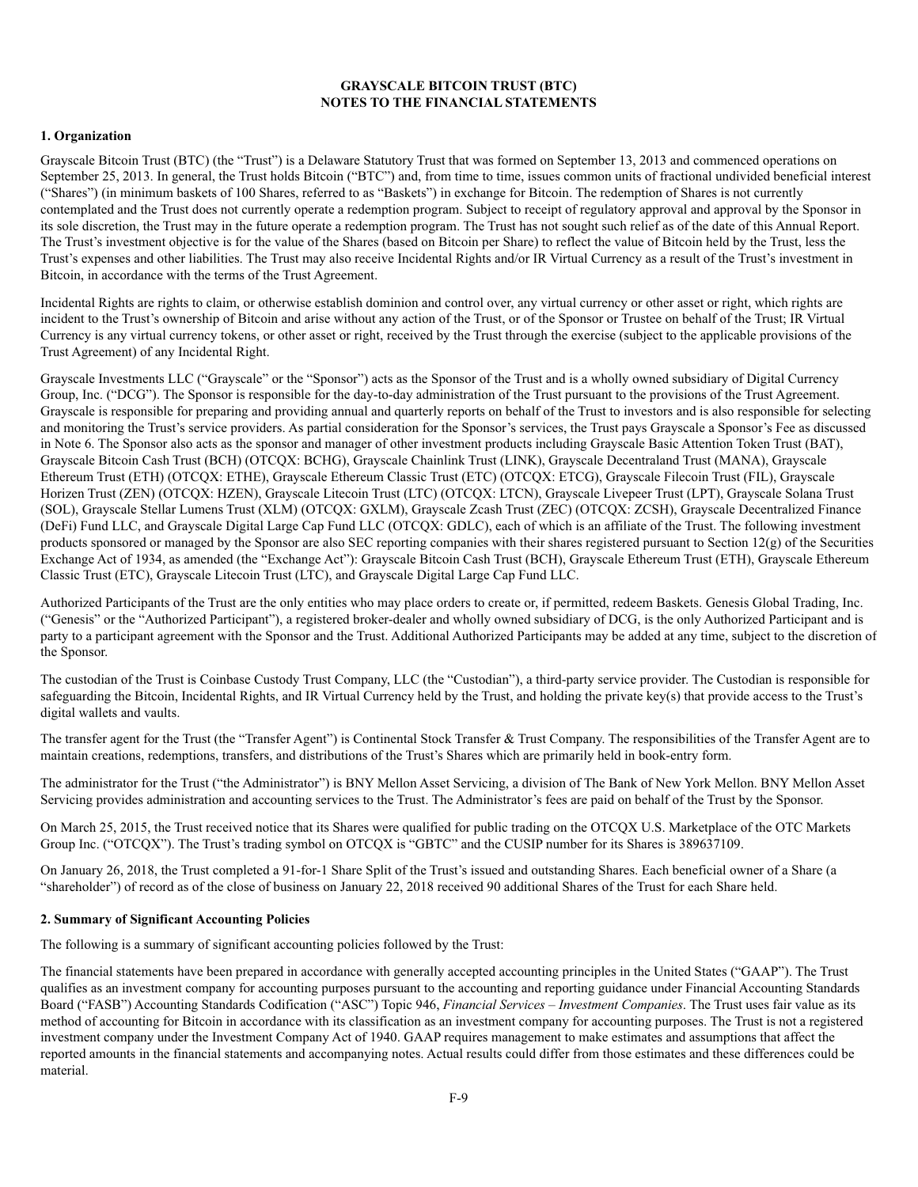# GRAYSCALE BITCOIN TRUST (BTC)
# NOTES TO THE FINANCIAL STATEMENTS

## 1. Organization

Grayscale Bitcoin Trust (BTC) (the "Trust") is a Delaware Statutory Trust that was formed on September 13, 2013 and commenced operations on September 25, 2013. In general, the Trust holds Bitcoin ("BTC") and, from time to time, issues common units of fractional undivided beneficial interest ("Shares") (in minimum baskets of 100 Shares, referred to as "Baskets") in exchange for Bitcoin. The redemption of Shares is not currently contemplated and the Trust does not currently operate a redemption program. Subject to receipt of regulatory approval and approval by the Sponsor in its sole discretion, the Trust may in the future operate a redemption program. The Trust has not sought such relief as of the date of this Annual Report. The Trust's investment objective is for the value of the Shares (based on Bitcoin per Share) to reflect the value of Bitcoin held by the Trust, less the Trust's expenses and other liabilities. The Trust may also receive Incidental Rights and/or IR Virtual Currency as a result of the Trust's investment in Bitcoin, in accordance with the terms of the Trust Agreement.

Incidental Rights are rights to claim, or otherwise establish dominion and control over, any virtual currency or other asset or right, which rights are incident to the Trust's ownership of Bitcoin and arise without any action of the Trust, or of the Sponsor or Trustee on behalf of the Trust; IR Virtual Currency is any virtual currency tokens, or other asset or right, received by the Trust through the exercise (subject to the applicable provisions of the Trust Agreement) of any Incidental Right.

Grayscale Investments LLC ("Grayscale" or the "Sponsor") acts as the Sponsor of the Trust and is a wholly owned subsidiary of Digital Currency Group, Inc. ("DCG"). The Sponsor is responsible for the day-to-day administration of the Trust pursuant to the provisions of the Trust Agreement. Grayscale is responsible for preparing and providing annual and quarterly reports on behalf of the Trust to investors and is also responsible for selecting and monitoring the Trust's service providers. As partial consideration for the Sponsor's services, the Trust pays Grayscale a Sponsor's Fee as discussed in Note 6. The Sponsor also acts as the sponsor and manager of other investment products including Grayscale Basic Attention Token Trust (BAT), Grayscale Bitcoin Cash Trust (BCH) (OTCQX: BCHG), Grayscale Chainlink Trust (LINK), Grayscale Decentraland Trust (MANA), Grayscale Ethereum Trust (ETH) (OTCQX: ETHE), Grayscale Ethereum Classic Trust (ETC) (OTCQX: ETCG), Grayscale Filecoin Trust (FIL), Grayscale Horizen Trust (ZEN) (OTCQX: HZEN), Grayscale Litecoin Trust (LTC) (OTCQX: LTCN), Grayscale Livepeer Trust (LPT), Grayscale Solana Trust (SOL), Grayscale Stellar Lumens Trust (XLM) (OTCQX: GXLM), Grayscale Zcash Trust (ZEC) (OTCQX: ZCSH), Grayscale Decentralized Finance (DeFi) Fund LLC, and Grayscale Digital Large Cap Fund LLC (OTCQX: GDLC), each of which is an affiliate of the Trust. The following investment products sponsored or managed by the Sponsor are also SEC reporting companies with their shares registered pursuant to Section 12(g) of the Securities Exchange Act of 1934, as amended (the "Exchange Act"): Grayscale Bitcoin Cash Trust (BCH), Grayscale Ethereum Trust (ETH), Grayscale Ethereum Classic Trust (ETC), Grayscale Litecoin Trust (LTC), and Grayscale Digital Large Cap Fund LLC.

Authorized Participants of the Trust are the only entities who may place orders to create or, if permitted, redeem Baskets. Genesis Global Trading, Inc. ("Genesis" or the "Authorized Participant"), a registered broker-dealer and wholly owned subsidiary of DCG, is the only Authorized Participant and is party to a participant agreement with the Sponsor and the Trust. Additional Authorized Participants may be added at any time, subject to the discretion of the Sponsor.

The custodian of the Trust is Coinbase Custody Trust Company, LLC (the "Custodian"), a third-party service provider. The Custodian is responsible for safeguarding the Bitcoin, Incidental Rights, and IR Virtual Currency held by the Trust, and holding the private key(s) that provide access to the Trust's digital wallets and vaults.

The transfer agent for the Trust (the "Transfer Agent") is Continental Stock Transfer & Trust Company. The responsibilities of the Transfer Agent are to maintain creations, redemptions, transfers, and distributions of the Trust's Shares which are primarily held in book-entry form.

The administrator for the Trust ("the Administrator") is BNY Mellon Asset Servicing, a division of The Bank of New York Mellon. BNY Mellon Asset Servicing provides administration and accounting services to the Trust. The Administrator's fees are paid on behalf of the Trust by the Sponsor.

On March 25, 2015, the Trust received notice that its Shares were qualified for public trading on the OTCQX U.S. Marketplace of the OTC Markets Group Inc. ("OTCQX"). The Trust's trading symbol on OTCQX is "GBTC" and the CUSIP number for its Shares is 389637109.

On January 26, 2018, the Trust completed a 91-for-1 Share Split of the Trust's issued and outstanding Shares. Each beneficial owner of a Share (a "shareholder") of record as of the close of business on January 22, 2018 received 90 additional Shares of the Trust for each Share held.

## 2. Summary of Significant Accounting Policies

The following is a summary of significant accounting policies followed by the Trust:

The financial statements have been prepared in accordance with generally accepted accounting principles in the United States ("GAAP"). The Trust qualifies as an investment company for accounting purposes pursuant to the accounting and reporting guidance under Financial Accounting Standards Board ("FASB") Accounting Standards Codification ("ASC") Topic 946, *Financial Services – Investment Companies*. The Trust uses fair value as its method of accounting for Bitcoin in accordance with its classification as an investment company for accounting purposes. The Trust is not a registered investment company under the Investment Company Act of 1940. GAAP requires management to make estimates and assumptions that affect the reported amounts in the financial statements and accompanying notes. Actual results could differ from those estimates and these differences could be material.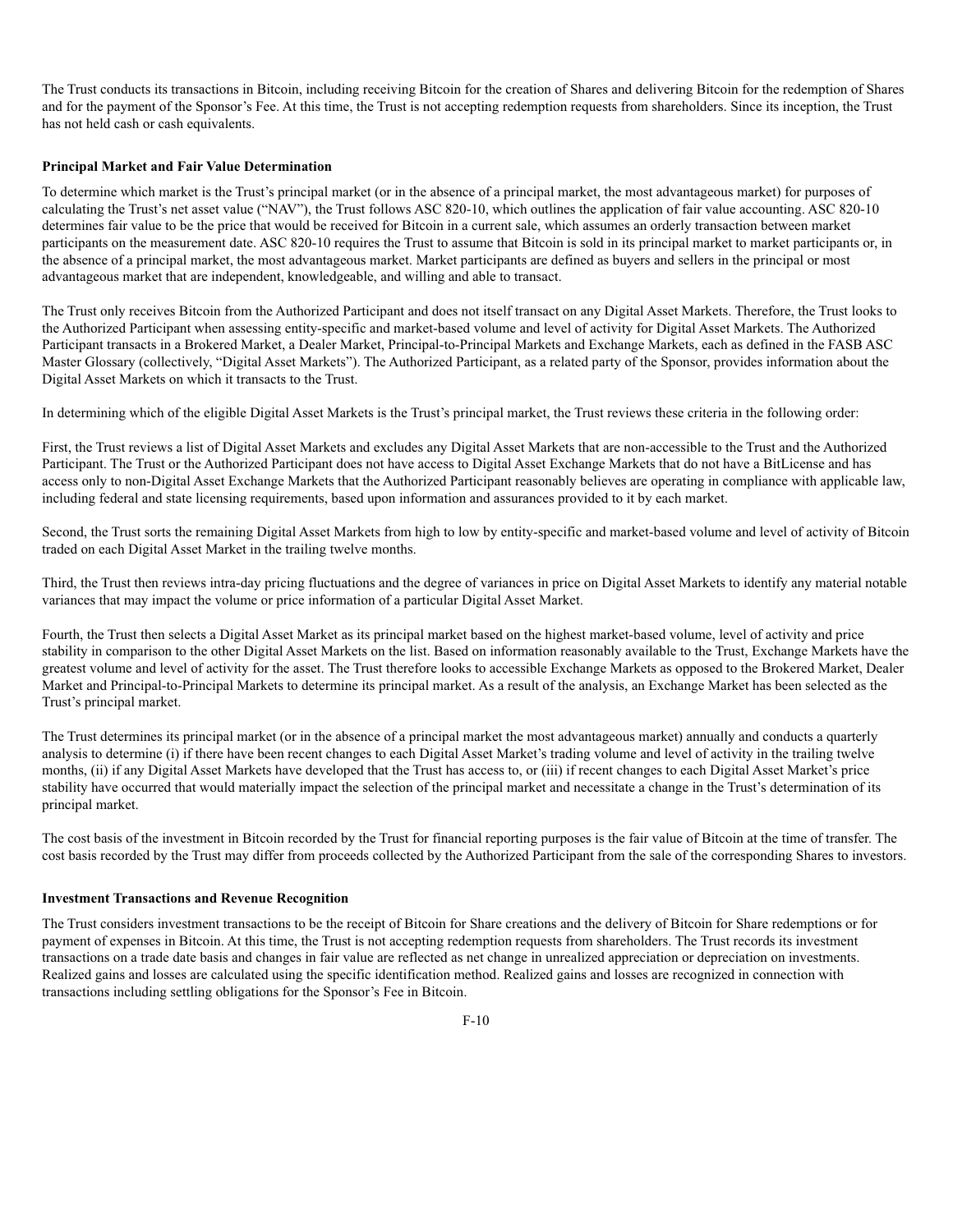The Trust conducts its transactions in Bitcoin, including receiving Bitcoin for the creation of Shares and delivering Bitcoin for the redemption of Shares and for the payment of the Sponsor's Fee. At this time, the Trust is not accepting redemption requests from shareholders. Since its inception, the Trust has not held cash or cash equivalents.

**Principal Market and Fair Value Determination**

To determine which market is the Trust's principal market (or in the absence of a principal market, the most advantageous market) for purposes of calculating the Trust's net asset value ("NAV"), the Trust follows ASC 820-10, which outlines the application of fair value accounting. ASC 820-10 determines fair value to be the price that would be received for Bitcoin in a current sale, which assumes an orderly transaction between market participants on the measurement date. ASC 820-10 requires the Trust to assume that Bitcoin is sold in its principal market to market participants or, in the absence of a principal market, the most advantageous market. Market participants are defined as buyers and sellers in the principal or most advantageous market that are independent, knowledgeable, and willing and able to transact.

The Trust only receives Bitcoin from the Authorized Participant and does not itself transact on any Digital Asset Markets. Therefore, the Trust looks to the Authorized Participant when assessing entity-specific and market-based volume and level of activity for Digital Asset Markets. The Authorized Participant transacts in a Brokered Market, a Dealer Market, Principal-to-Principal Markets and Exchange Markets, each as defined in the FASB ASC Master Glossary (collectively, "Digital Asset Markets"). The Authorized Participant, as a related party of the Sponsor, provides information about the Digital Asset Markets on which it transacts to the Trust.

In determining which of the eligible Digital Asset Markets is the Trust's principal market, the Trust reviews these criteria in the following order:

First, the Trust reviews a list of Digital Asset Markets and excludes any Digital Asset Markets that are non-accessible to the Trust and the Authorized Participant. The Trust or the Authorized Participant does not have access to Digital Asset Exchange Markets that do not have a BitLicense and has access only to non-Digital Asset Exchange Markets that the Authorized Participant reasonably believes are operating in compliance with applicable law, including federal and state licensing requirements, based upon information and assurances provided to it by each market.

Second, the Trust sorts the remaining Digital Asset Markets from high to low by entity-specific and market-based volume and level of activity of Bitcoin traded on each Digital Asset Market in the trailing twelve months.

Third, the Trust then reviews intra-day pricing fluctuations and the degree of variances in price on Digital Asset Markets to identify any material notable variances that may impact the volume or price information of a particular Digital Asset Market.

Fourth, the Trust then selects a Digital Asset Market as its principal market based on the highest market-based volume, level of activity and price stability in comparison to the other Digital Asset Markets on the list. Based on information reasonably available to the Trust, Exchange Markets have the greatest volume and level of activity for the asset. The Trust therefore looks to accessible Exchange Markets as opposed to the Brokered Market, Dealer Market and Principal-to-Principal Markets to determine its principal market. As a result of the analysis, an Exchange Market has been selected as the Trust's principal market.

The Trust determines its principal market (or in the absence of a principal market the most advantageous market) annually and conducts a quarterly analysis to determine (i) if there have been recent changes to each Digital Asset Market's trading volume and level of activity in the trailing twelve months, (ii) if any Digital Asset Markets have developed that the Trust has access to, or (iii) if recent changes to each Digital Asset Market's price stability have occurred that would materially impact the selection of the principal market and necessitate a change in the Trust's determination of its principal market.

The cost basis of the investment in Bitcoin recorded by the Trust for financial reporting purposes is the fair value of Bitcoin at the time of transfer. The cost basis recorded by the Trust may differ from proceeds collected by the Authorized Participant from the sale of the corresponding Shares to investors.

**Investment Transactions and Revenue Recognition**

The Trust considers investment transactions to be the receipt of Bitcoin for Share creations and the delivery of Bitcoin for Share redemptions or for payment of expenses in Bitcoin. At this time, the Trust is not accepting redemption requests from shareholders. The Trust records its investment transactions on a trade date basis and changes in fair value are reflected as net change in unrealized appreciation or depreciation on investments. Realized gains and losses are calculated using the specific identification method. Realized gains and losses are recognized in connection with transactions including settling obligations for the Sponsor's Fee in Bitcoin.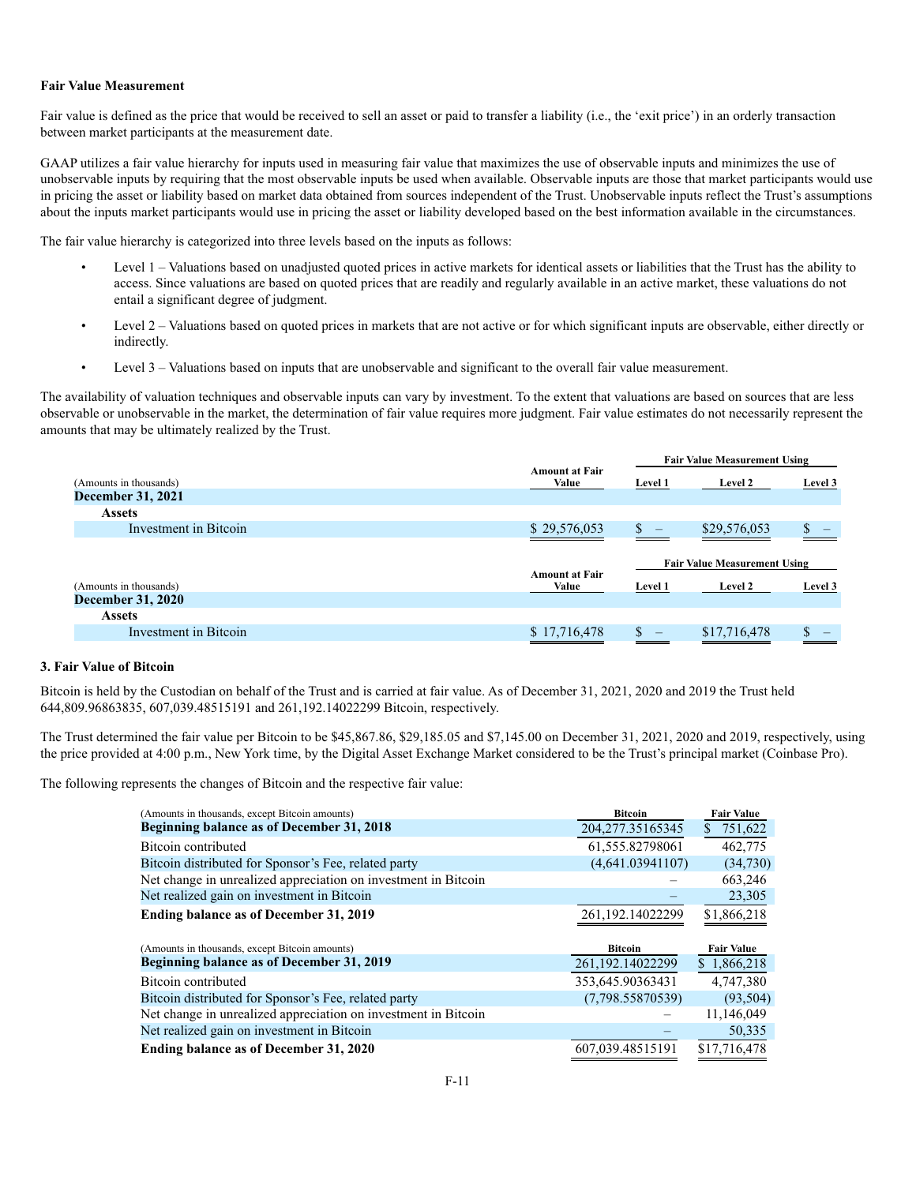**Fair Value Measurement**

Fair value is defined as the price that would be received to sell an asset or paid to transfer a liability (i.e., the 'exit price') in an orderly transaction between market participants at the measurement date.

GAAP utilizes a fair value hierarchy for inputs used in measuring fair value that maximizes the use of observable inputs and minimizes the use of unobservable inputs by requiring that the most observable inputs be used when available. Observable inputs are those that market participants would use in pricing the asset or liability based on market data obtained from sources independent of the Trust. Unobservable inputs reflect the Trust's assumptions about the inputs market participants would use in pricing the asset or liability developed based on the best information available in the circumstances.

The fair value hierarchy is categorized into three levels based on the inputs as follows:

- Level 1 – Valuations based on unadjusted quoted prices in active markets for identical assets or liabilities that the Trust has the ability to access. Since valuations are based on quoted prices that are readily and regularly available in an active market, these valuations do not entail a significant degree of judgment.
- Level 2 – Valuations based on quoted prices in markets that are not active or for which significant inputs are observable, either directly or indirectly.
- Level 3 – Valuations based on inputs that are unobservable and significant to the overall fair value measurement.

The availability of valuation techniques and observable inputs can vary by investment. To the extent that valuations are based on sources that are less observable or unobservable in the market, the determination of fair value requires more judgment. Fair value estimates do not necessarily represent the amounts that may be ultimately realized by the Trust.

| | | Fair Value Measurement Using | | |
|---|---|---|---|---|
| (Amounts in thousands) | Amount at Fair Value | Level 1 | Level 2 | Level 3 |
| **December 31, 2021** | | | | |
| **Assets** | | | | |
| Investment in Bitcoin | $ 29,576,053 | $ – | $29,576,053 | $ – |

| | | Fair Value Measurement Using | | |
|---|---|---|---|---|
| (Amounts in thousands) | Amount at Fair Value | Level 1 | Level 2 | Level 3 |
| **December 31, 2020** | | | | |
| **Assets** | | | | |
| Investment in Bitcoin | $ 17,716,478 | $ – | $17,716,478 | $ – |

**3. Fair Value of Bitcoin**

Bitcoin is held by the Custodian on behalf of the Trust and is carried at fair value. As of December 31, 2021, 2020 and 2019 the Trust held 644,809.96863835, 607,039.48515191 and 261,192.14022299 Bitcoin, respectively.

The Trust determined the fair value per Bitcoin to be $45,867.86, $29,185.05 and $7,145.00 on December 31, 2021, 2020 and 2019, respectively, using the price provided at 4:00 p.m., New York time, by the Digital Asset Exchange Market considered to be the Trust's principal market (Coinbase Pro).

The following represents the changes of Bitcoin and the respective fair value:

| (Amounts in thousands, except Bitcoin amounts) | Bitcoin | Fair Value |
|---|---|---|
| **Beginning balance as of December 31, 2018** | 204,277.35165345 | $ 751,622 |
| Bitcoin contributed | 61,555.82798061 | 462,775 |
| Bitcoin distributed for Sponsor's Fee, related party | (4,641.03941107) | (34,730) |
| Net change in unrealized appreciation on investment in Bitcoin | – | 663,246 |
| Net realized gain on investment in Bitcoin | – | 23,305 |
| **Ending balance as of December 31, 2019** | 261,192.14022299 | $1,866,218 |

| (Amounts in thousands, except Bitcoin amounts) | Bitcoin | Fair Value |
|---|---|---|
| **Beginning balance as of December 31, 2019** | 261,192.14022299 | $ 1,866,218 |
| Bitcoin contributed | 353,645.90363431 | 4,747,380 |
| Bitcoin distributed for Sponsor's Fee, related party | (7,798.55870539) | (93,504) |
| Net change in unrealized appreciation on investment in Bitcoin | – | 11,146,049 |
| Net realized gain on investment in Bitcoin | – | 50,335 |
| **Ending balance as of December 31, 2020** | 607,039.48515191 | $17,716,478 |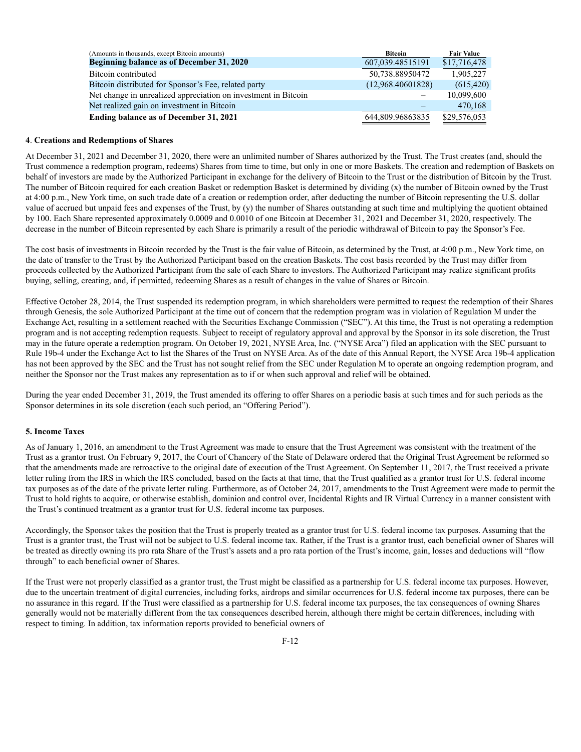| (Amounts in thousands, except Bitcoin amounts) | Bitcoin | Fair Value |
|---|---|---|
| **Beginning balance as of December 31, 2020** | 607,039.48515191 | $17,716,478 |
| Bitcoin contributed | 50,738.88950472 | 1,905,227 |
| Bitcoin distributed for Sponsor's Fee, related party | (12,968.40601828) | (615,420) |
| Net change in unrealized appreciation on investment in Bitcoin | – | 10,099,600 |
| Net realized gain on investment in Bitcoin | – | 470,168 |
| **Ending balance as of December 31, 2021** | 644,809.96863835 | $29,576,053 |

**4**. **Creations and Redemptions of Shares**

At December 31, 2021 and December 31, 2020, there were an unlimited number of Shares authorized by the Trust. The Trust creates (and, should the Trust commence a redemption program, redeems) Shares from time to time, but only in one or more Baskets. The creation and redemption of Baskets on behalf of investors are made by the Authorized Participant in exchange for the delivery of Bitcoin to the Trust or the distribution of Bitcoin by the Trust. The number of Bitcoin required for each creation Basket or redemption Basket is determined by dividing (x) the number of Bitcoin owned by the Trust at 4:00 p.m., New York time, on such trade date of a creation or redemption order, after deducting the number of Bitcoin representing the U.S. dollar value of accrued but unpaid fees and expenses of the Trust, by (y) the number of Shares outstanding at such time and multiplying the quotient obtained by 100. Each Share represented approximately 0.0009 and 0.0010 of one Bitcoin at December 31, 2021 and December 31, 2020, respectively. The decrease in the number of Bitcoin represented by each Share is primarily a result of the periodic withdrawal of Bitcoin to pay the Sponsor's Fee.

The cost basis of investments in Bitcoin recorded by the Trust is the fair value of Bitcoin, as determined by the Trust, at 4:00 p.m., New York time, on the date of transfer to the Trust by the Authorized Participant based on the creation Baskets. The cost basis recorded by the Trust may differ from proceeds collected by the Authorized Participant from the sale of each Share to investors. The Authorized Participant may realize significant profits buying, selling, creating, and, if permitted, redeeming Shares as a result of changes in the value of Shares or Bitcoin.

Effective October 28, 2014, the Trust suspended its redemption program, in which shareholders were permitted to request the redemption of their Shares through Genesis, the sole Authorized Participant at the time out of concern that the redemption program was in violation of Regulation M under the Exchange Act, resulting in a settlement reached with the Securities Exchange Commission ("SEC"). At this time, the Trust is not operating a redemption program and is not accepting redemption requests. Subject to receipt of regulatory approval and approval by the Sponsor in its sole discretion, the Trust may in the future operate a redemption program. On October 19, 2021, NYSE Arca, Inc. ("NYSE Arca") filed an application with the SEC pursuant to Rule 19b-4 under the Exchange Act to list the Shares of the Trust on NYSE Arca. As of the date of this Annual Report, the NYSE Arca 19b-4 application has not been approved by the SEC and the Trust has not sought relief from the SEC under Regulation M to operate an ongoing redemption program, and neither the Sponsor nor the Trust makes any representation as to if or when such approval and relief will be obtained.

During the year ended December 31, 2019, the Trust amended its offering to offer Shares on a periodic basis at such times and for such periods as the Sponsor determines in its sole discretion (each such period, an "Offering Period").

**5. Income Taxes**

As of January 1, 2016, an amendment to the Trust Agreement was made to ensure that the Trust Agreement was consistent with the treatment of the Trust as a grantor trust. On February 9, 2017, the Court of Chancery of the State of Delaware ordered that the Original Trust Agreement be reformed so that the amendments made are retroactive to the original date of execution of the Trust Agreement. On September 11, 2017, the Trust received a private letter ruling from the IRS in which the IRS concluded, based on the facts at that time, that the Trust qualified as a grantor trust for U.S. federal income tax purposes as of the date of the private letter ruling. Furthermore, as of October 24, 2017, amendments to the Trust Agreement were made to permit the Trust to hold rights to acquire, or otherwise establish, dominion and control over, Incidental Rights and IR Virtual Currency in a manner consistent with the Trust's continued treatment as a grantor trust for U.S. federal income tax purposes.

Accordingly, the Sponsor takes the position that the Trust is properly treated as a grantor trust for U.S. federal income tax purposes. Assuming that the Trust is a grantor trust, the Trust will not be subject to U.S. federal income tax. Rather, if the Trust is a grantor trust, each beneficial owner of Shares will be treated as directly owning its pro rata Share of the Trust's assets and a pro rata portion of the Trust's income, gain, losses and deductions will "flow through" to each beneficial owner of Shares.

If the Trust were not properly classified as a grantor trust, the Trust might be classified as a partnership for U.S. federal income tax purposes. However, due to the uncertain treatment of digital currencies, including forks, airdrops and similar occurrences for U.S. federal income tax purposes, there can be no assurance in this regard. If the Trust were classified as a partnership for U.S. federal income tax purposes, the tax consequences of owning Shares generally would not be materially different from the tax consequences described herein, although there might be certain differences, including with respect to timing. In addition, tax information reports provided to beneficial owners of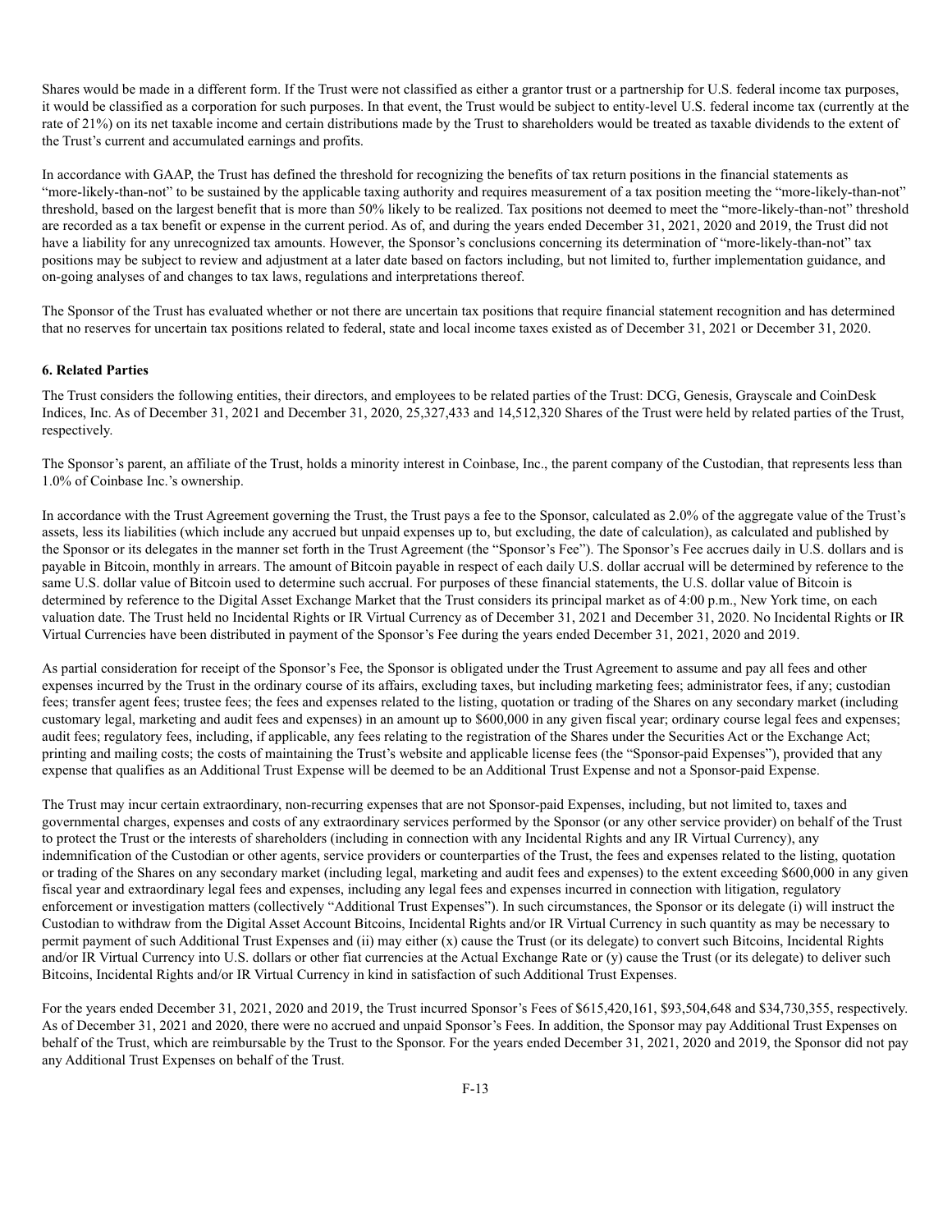Shares would be made in a different form. If the Trust were not classified as either a grantor trust or a partnership for U.S. federal income tax purposes, it would be classified as a corporation for such purposes. In that event, the Trust would be subject to entity-level U.S. federal income tax (currently at the rate of 21%) on its net taxable income and certain distributions made by the Trust to shareholders would be treated as taxable dividends to the extent of the Trust's current and accumulated earnings and profits.

In accordance with GAAP, the Trust has defined the threshold for recognizing the benefits of tax return positions in the financial statements as "more-likely-than-not" to be sustained by the applicable taxing authority and requires measurement of a tax position meeting the "more-likely-than-not" threshold, based on the largest benefit that is more than 50% likely to be realized. Tax positions not deemed to meet the "more-likely-than-not" threshold are recorded as a tax benefit or expense in the current period. As of, and during the years ended December 31, 2021, 2020 and 2019, the Trust did not have a liability for any unrecognized tax amounts. However, the Sponsor's conclusions concerning its determination of "more-likely-than-not" tax positions may be subject to review and adjustment at a later date based on factors including, but not limited to, further implementation guidance, and on-going analyses of and changes to tax laws, regulations and interpretations thereof.

The Sponsor of the Trust has evaluated whether or not there are uncertain tax positions that require financial statement recognition and has determined that no reserves for uncertain tax positions related to federal, state and local income taxes existed as of December 31, 2021 or December 31, 2020.

**6. Related Parties**

The Trust considers the following entities, their directors, and employees to be related parties of the Trust: DCG, Genesis, Grayscale and CoinDesk Indices, Inc. As of December 31, 2021 and December 31, 2020, 25,327,433 and 14,512,320 Shares of the Trust were held by related parties of the Trust, respectively.

The Sponsor's parent, an affiliate of the Trust, holds a minority interest in Coinbase, Inc., the parent company of the Custodian, that represents less than 1.0% of Coinbase Inc.'s ownership.

In accordance with the Trust Agreement governing the Trust, the Trust pays a fee to the Sponsor, calculated as 2.0% of the aggregate value of the Trust's assets, less its liabilities (which include any accrued but unpaid expenses up to, but excluding, the date of calculation), as calculated and published by the Sponsor or its delegates in the manner set forth in the Trust Agreement (the "Sponsor's Fee"). The Sponsor's Fee accrues daily in U.S. dollars and is payable in Bitcoin, monthly in arrears. The amount of Bitcoin payable in respect of each daily U.S. dollar accrual will be determined by reference to the same U.S. dollar value of Bitcoin used to determine such accrual. For purposes of these financial statements, the U.S. dollar value of Bitcoin is determined by reference to the Digital Asset Exchange Market that the Trust considers its principal market as of 4:00 p.m., New York time, on each valuation date. The Trust held no Incidental Rights or IR Virtual Currency as of December 31, 2021 and December 31, 2020. No Incidental Rights or IR Virtual Currencies have been distributed in payment of the Sponsor's Fee during the years ended December 31, 2021, 2020 and 2019.

As partial consideration for receipt of the Sponsor's Fee, the Sponsor is obligated under the Trust Agreement to assume and pay all fees and other expenses incurred by the Trust in the ordinary course of its affairs, excluding taxes, but including marketing fees; administrator fees, if any; custodian fees; transfer agent fees; trustee fees; the fees and expenses related to the listing, quotation or trading of the Shares on any secondary market (including customary legal, marketing and audit fees and expenses) in an amount up to $600,000 in any given fiscal year; ordinary course legal fees and expenses; audit fees; regulatory fees, including, if applicable, any fees relating to the registration of the Shares under the Securities Act or the Exchange Act; printing and mailing costs; the costs of maintaining the Trust's website and applicable license fees (the "Sponsor-paid Expenses"), provided that any expense that qualifies as an Additional Trust Expense will be deemed to be an Additional Trust Expense and not a Sponsor-paid Expense.

The Trust may incur certain extraordinary, non-recurring expenses that are not Sponsor-paid Expenses, including, but not limited to, taxes and governmental charges, expenses and costs of any extraordinary services performed by the Sponsor (or any other service provider) on behalf of the Trust to protect the Trust or the interests of shareholders (including in connection with any Incidental Rights and any IR Virtual Currency), any indemnification of the Custodian or other agents, service providers or counterparties of the Trust, the fees and expenses related to the listing, quotation or trading of the Shares on any secondary market (including legal, marketing and audit fees and expenses) to the extent exceeding $600,000 in any given fiscal year and extraordinary legal fees and expenses, including any legal fees and expenses incurred in connection with litigation, regulatory enforcement or investigation matters (collectively "Additional Trust Expenses"). In such circumstances, the Sponsor or its delegate (i) will instruct the Custodian to withdraw from the Digital Asset Account Bitcoins, Incidental Rights and/or IR Virtual Currency in such quantity as may be necessary to permit payment of such Additional Trust Expenses and (ii) may either (x) cause the Trust (or its delegate) to convert such Bitcoins, Incidental Rights and/or IR Virtual Currency into U.S. dollars or other fiat currencies at the Actual Exchange Rate or (y) cause the Trust (or its delegate) to deliver such Bitcoins, Incidental Rights and/or IR Virtual Currency in kind in satisfaction of such Additional Trust Expenses.

For the years ended December 31, 2021, 2020 and 2019, the Trust incurred Sponsor's Fees of $615,420,161, $93,504,648 and $34,730,355, respectively. As of December 31, 2021 and 2020, there were no accrued and unpaid Sponsor's Fees. In addition, the Sponsor may pay Additional Trust Expenses on behalf of the Trust, which are reimbursable by the Trust to the Sponsor. For the years ended December 31, 2021, 2020 and 2019, the Sponsor did not pay any Additional Trust Expenses on behalf of the Trust.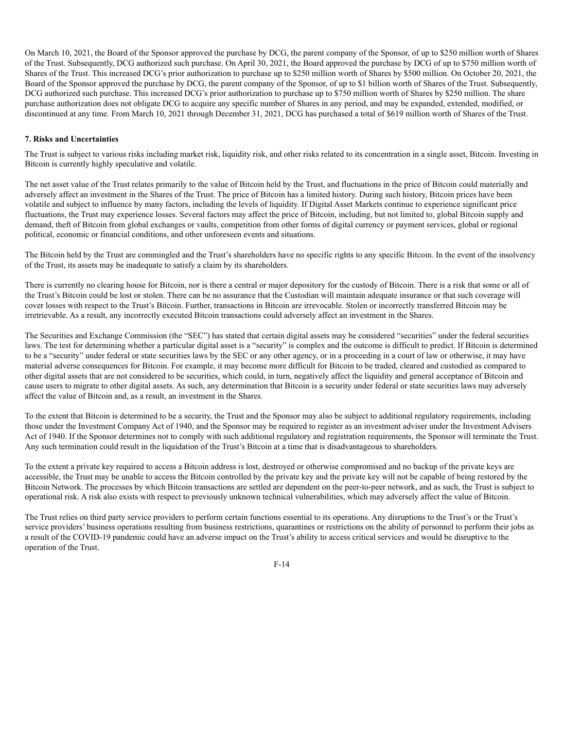On March 10, 2021, the Board of the Sponsor approved the purchase by DCG, the parent company of the Sponsor, of up to $250 million worth of Shares of the Trust. Subsequently, DCG authorized such purchase. On April 30, 2021, the Board approved the purchase by DCG of up to $750 million worth of Shares of the Trust. This increased DCG's prior authorization to purchase up to $250 million worth of Shares by $500 million. On October 20, 2021, the Board of the Sponsor approved the purchase by DCG, the parent company of the Sponsor, of up to $1 billion worth of Shares of the Trust. Subsequently, DCG authorized such purchase. This increased DCG's prior authorization to purchase up to $750 million worth of Shares by $250 million. The share purchase authorization does not obligate DCG to acquire any specific number of Shares in any period, and may be expanded, extended, modified, or discontinued at any time. From March 10, 2021 through December 31, 2021, DCG has purchased a total of $619 million worth of Shares of the Trust.

**7. Risks and Uncertainties**

The Trust is subject to various risks including market risk, liquidity risk, and other risks related to its concentration in a single asset, Bitcoin. Investing in Bitcoin is currently highly speculative and volatile.

The net asset value of the Trust relates primarily to the value of Bitcoin held by the Trust, and fluctuations in the price of Bitcoin could materially and adversely affect an investment in the Shares of the Trust. The price of Bitcoin has a limited history. During such history, Bitcoin prices have been volatile and subject to influence by many factors, including the levels of liquidity. If Digital Asset Markets continue to experience significant price fluctuations, the Trust may experience losses. Several factors may affect the price of Bitcoin, including, but not limited to, global Bitcoin supply and demand, theft of Bitcoin from global exchanges or vaults, competition from other forms of digital currency or payment services, global or regional political, economic or financial conditions, and other unforeseen events and situations.

The Bitcoin held by the Trust are commingled and the Trust's shareholders have no specific rights to any specific Bitcoin. In the event of the insolvency of the Trust, its assets may be inadequate to satisfy a claim by its shareholders.

There is currently no clearing house for Bitcoin, nor is there a central or major depository for the custody of Bitcoin. There is a risk that some or all of the Trust's Bitcoin could be lost or stolen. There can be no assurance that the Custodian will maintain adequate insurance or that such coverage will cover losses with respect to the Trust's Bitcoin. Further, transactions in Bitcoin are irrevocable. Stolen or incorrectly transferred Bitcoin may be irretrievable. As a result, any incorrectly executed Bitcoin transactions could adversely affect an investment in the Shares.

The Securities and Exchange Commission (the "SEC") has stated that certain digital assets may be considered "securities" under the federal securities laws. The test for determining whether a particular digital asset is a "security" is complex and the outcome is difficult to predict. If Bitcoin is determined to be a "security" under federal or state securities laws by the SEC or any other agency, or in a proceeding in a court of law or otherwise, it may have material adverse consequences for Bitcoin. For example, it may become more difficult for Bitcoin to be traded, cleared and custodied as compared to other digital assets that are not considered to be securities, which could, in turn, negatively affect the liquidity and general acceptance of Bitcoin and cause users to migrate to other digital assets. As such, any determination that Bitcoin is a security under federal or state securities laws may adversely affect the value of Bitcoin and, as a result, an investment in the Shares.

To the extent that Bitcoin is determined to be a security, the Trust and the Sponsor may also be subject to additional regulatory requirements, including those under the Investment Company Act of 1940, and the Sponsor may be required to register as an investment adviser under the Investment Advisers Act of 1940. If the Sponsor determines not to comply with such additional regulatory and registration requirements, the Sponsor will terminate the Trust. Any such termination could result in the liquidation of the Trust's Bitcoin at a time that is disadvantageous to shareholders.

To the extent a private key required to access a Bitcoin address is lost, destroyed or otherwise compromised and no backup of the private keys are accessible, the Trust may be unable to access the Bitcoin controlled by the private key and the private key will not be capable of being restored by the Bitcoin Network. The processes by which Bitcoin transactions are settled are dependent on the peer-to-peer network, and as such, the Trust is subject to operational risk. A risk also exists with respect to previously unknown technical vulnerabilities, which may adversely affect the value of Bitcoin.

The Trust relies on third party service providers to perform certain functions essential to its operations. Any disruptions to the Trust's or the Trust's service providers' business operations resulting from business restrictions, quarantines or restrictions on the ability of personnel to perform their jobs as a result of the COVID-19 pandemic could have an adverse impact on the Trust's ability to access critical services and would be disruptive to the operation of the Trust.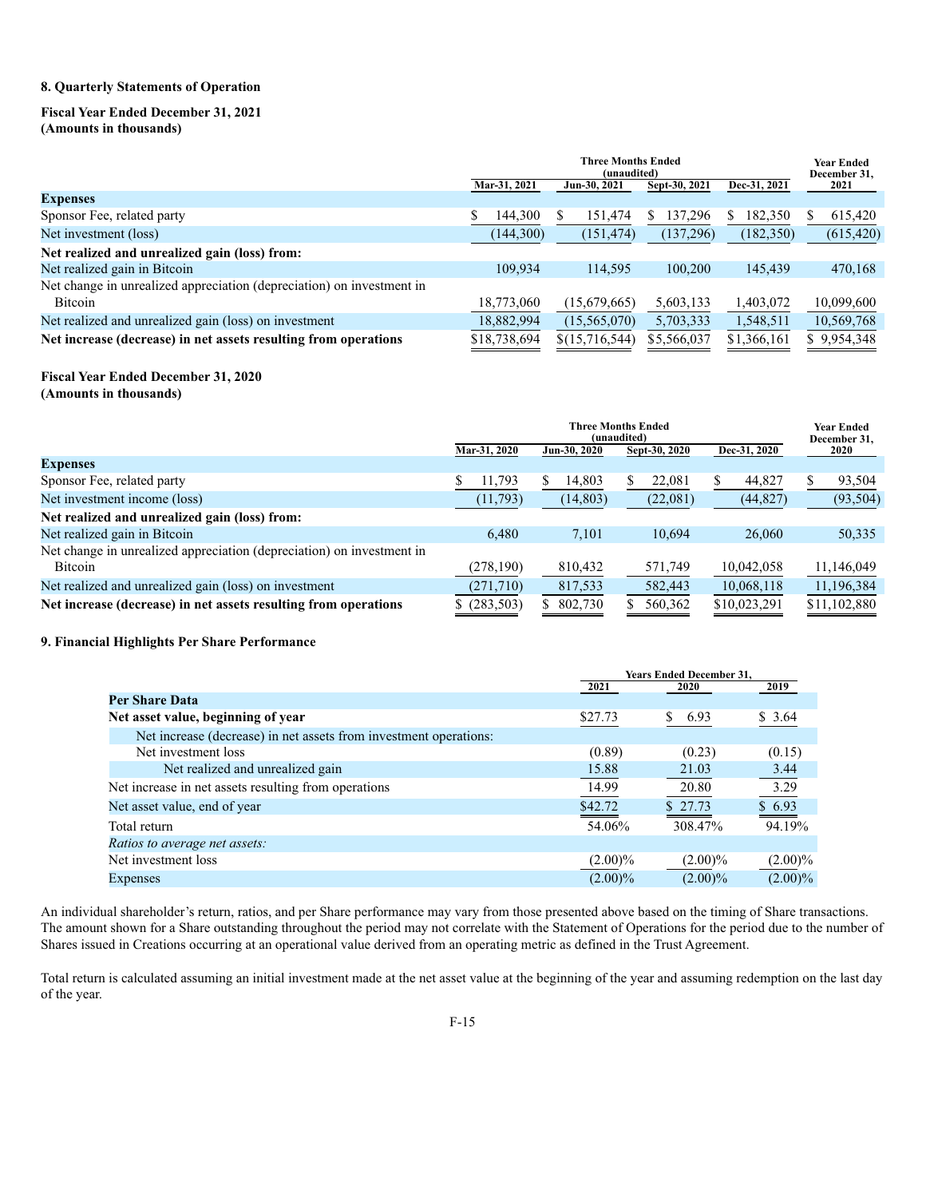### 8. Quarterly Statements of Operation

**Fiscal Year Ended December 31, 2021**
**(Amounts in thousands)**

| | Three Months Ended (unaudited) | | | | Year Ended December 31, |
|---|---|---|---|---|---|
| | Mar-31, 2021 | Jun-30, 2021 | Sept-30, 2021 | Dec-31, 2021 | 2021 |
| **Expenses** | | | | | |
| Sponsor Fee, related party | $ 144,300 | $ 151,474 | $ 137,296 | $ 182,350 | $ 615,420 |
| Net investment (loss) | (144,300) | (151,474) | (137,296) | (182,350) | (615,420) |
| **Net realized and unrealized gain (loss) from:** | | | | | |
| Net realized gain in Bitcoin | 109,934 | 114,595 | 100,200 | 145,439 | 470,168 |
| Net change in unrealized appreciation (depreciation) on investment in Bitcoin | 18,773,060 | (15,679,665) | 5,603,133 | 1,403,072 | 10,099,600 |
| Net realized and unrealized gain (loss) on investment | 18,882,994 | (15,565,070) | 5,703,333 | 1,548,511 | 10,569,768 |
| **Net increase (decrease) in net assets resulting from operations** | $18,738,694 | $(15,716,544) | $5,566,037 | $1,366,161 | $ 9,954,348 |

**Fiscal Year Ended December 31, 2020**
**(Amounts in thousands)**

| | Three Months Ended (unaudited) | | | | Year Ended December 31, |
|---|---|---|---|---|---|
| | Mar-31, 2020 | Jun-30, 2020 | Sept-30, 2020 | Dec-31, 2020 | 2020 |
| **Expenses** | | | | | |
| Sponsor Fee, related party | $ 11,793 | $ 14,803 | $ 22,081 | $ 44,827 | $ 93,504 |
| Net investment income (loss) | (11,793) | (14,803) | (22,081) | (44,827) | (93,504) |
| **Net realized and unrealized gain (loss) from:** | | | | | |
| Net realized gain in Bitcoin | 6,480 | 7,101 | 10,694 | 26,060 | 50,335 |
| Net change in unrealized appreciation (depreciation) on investment in Bitcoin | (278,190) | 810,432 | 571,749 | 10,042,058 | 11,146,049 |
| Net realized and unrealized gain (loss) on investment | (271,710) | 817,533 | 582,443 | 10,068,118 | 11,196,384 |
| **Net increase (decrease) in net assets resulting from operations** | $ (283,503) | $ 802,730 | $ 560,362 | $10,023,291 | $11,102,880 |

### 9. Financial Highlights Per Share Performance

| | Years Ended December 31, | | |
|---|---|---|---|
| | 2021 | 2020 | 2019 |
| **Per Share Data** | | | |
| **Net asset value, beginning of year** | $27.73 | $ 6.93 | $ 3.64 |
| Net increase (decrease) in net assets from investment operations: | | | |
| Net investment loss | (0.89) | (0.23) | (0.15) |
| Net realized and unrealized gain | 15.88 | 21.03 | 3.44 |
| Net increase in net assets resulting from operations | 14.99 | 20.80 | 3.29 |
| Net asset value, end of year | $42.72 | $ 27.73 | $ 6.93 |
| Total return | 54.06% | 308.47% | 94.19% |
| *Ratios to average net assets:* | | | |
| Net investment loss | (2.00)% | (2.00)% | (2.00)% |
| Expenses | (2.00)% | (2.00)% | (2.00)% |

An individual shareholder's return, ratios, and per Share performance may vary from those presented above based on the timing of Share transactions. The amount shown for a Share outstanding throughout the period may not correlate with the Statement of Operations for the period due to the number of Shares issued in Creations occurring at an operational value derived from an operating metric as defined in the Trust Agreement.

Total return is calculated assuming an initial investment made at the net asset value at the beginning of the year and assuming redemption on the last day of the year.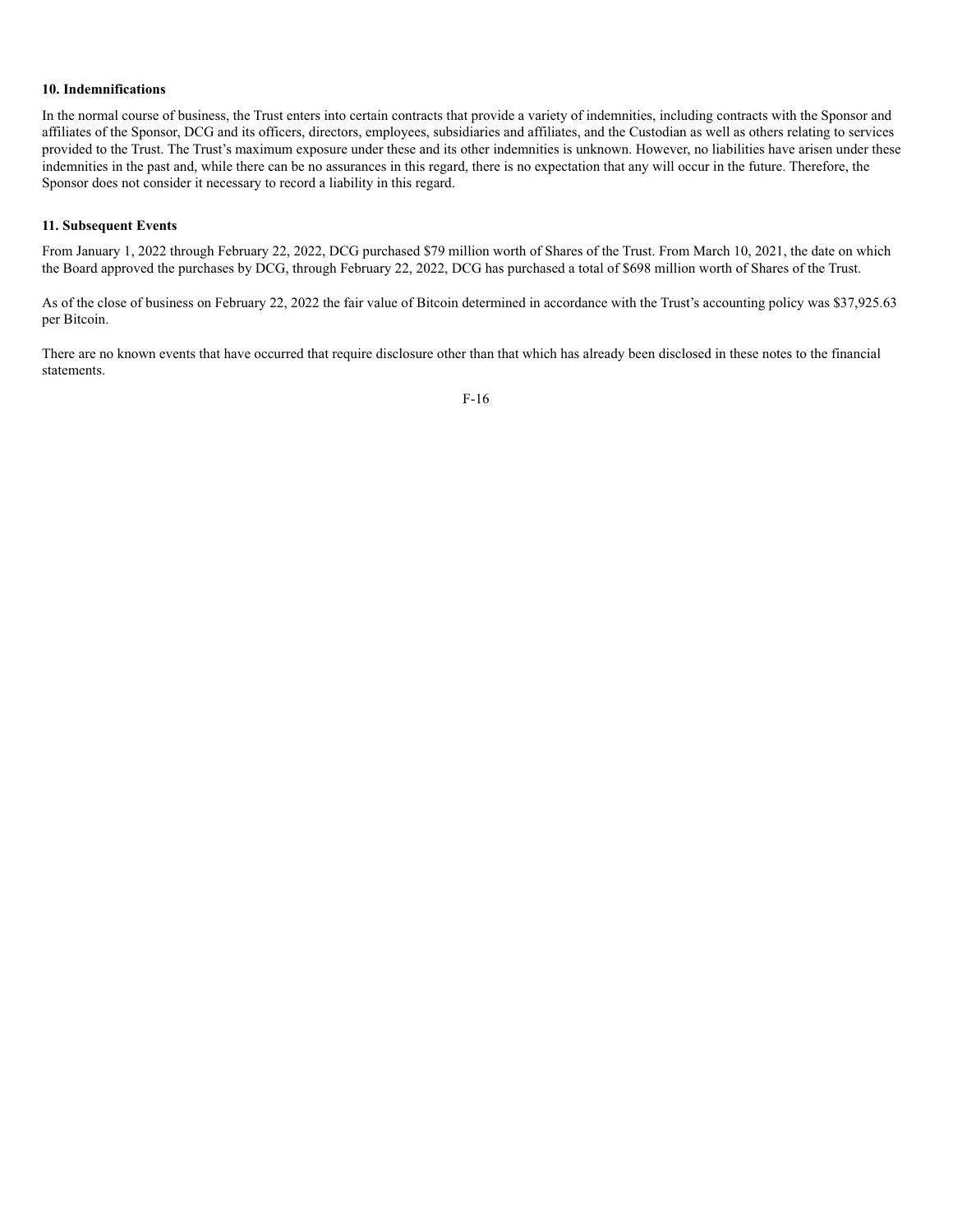#### 10. Indemnifications

In the normal course of business, the Trust enters into certain contracts that provide a variety of indemnities, including contracts with the Sponsor and affiliates of the Sponsor, DCG and its officers, directors, employees, subsidiaries and affiliates, and the Custodian as well as others relating to services provided to the Trust. The Trust's maximum exposure under these and its other indemnities is unknown. However, no liabilities have arisen under these indemnities in the past and, while there can be no assurances in this regard, there is no expectation that any will occur in the future. Therefore, the Sponsor does not consider it necessary to record a liability in this regard.

#### 11. Subsequent Events

From January 1, 2022 through February 22, 2022, DCG purchased $79 million worth of Shares of the Trust. From March 10, 2021, the date on which the Board approved the purchases by DCG, through February 22, 2022, DCG has purchased a total of $698 million worth of Shares of the Trust.

As of the close of business on February 22, 2022 the fair value of Bitcoin determined in accordance with the Trust's accounting policy was $37,925.63 per Bitcoin.

There are no known events that have occurred that require disclosure other than that which has already been disclosed in these notes to the financial statements.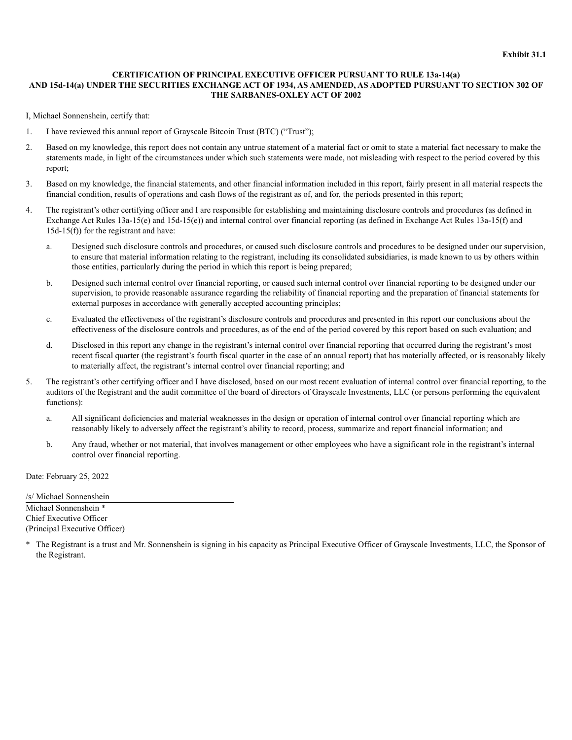**Exhibit 31.1**

**CERTIFICATION OF PRINCIPAL EXECUTIVE OFFICER PURSUANT TO RULE 13a-14(a) AND 15d-14(a) UNDER THE SECURITIES EXCHANGE ACT OF 1934, AS AMENDED, AS ADOPTED PURSUANT TO SECTION 302 OF THE SARBANES-OXLEY ACT OF 2002**

I, Michael Sonnenshein, certify that:

1. I have reviewed this annual report of Grayscale Bitcoin Trust (BTC) ("Trust");
2. Based on my knowledge, this report does not contain any untrue statement of a material fact or omit to state a material fact necessary to make the statements made, in light of the circumstances under which such statements were made, not misleading with respect to the period covered by this report;
3. Based on my knowledge, the financial statements, and other financial information included in this report, fairly present in all material respects the financial condition, results of operations and cash flows of the registrant as of, and for, the periods presented in this report;
4. The registrant's other certifying officer and I are responsible for establishing and maintaining disclosure controls and procedures (as defined in Exchange Act Rules 13a-15(e) and 15d-15(e)) and internal control over financial reporting (as defined in Exchange Act Rules 13a-15(f) and 15d-15(f)) for the registrant and have:
   a. Designed such disclosure controls and procedures, or caused such disclosure controls and procedures to be designed under our supervision, to ensure that material information relating to the registrant, including its consolidated subsidiaries, is made known to us by others within those entities, particularly during the period in which this report is being prepared;
   b. Designed such internal control over financial reporting, or caused such internal control over financial reporting to be designed under our supervision, to provide reasonable assurance regarding the reliability of financial reporting and the preparation of financial statements for external purposes in accordance with generally accepted accounting principles;
   c. Evaluated the effectiveness of the registrant's disclosure controls and procedures and presented in this report our conclusions about the effectiveness of the disclosure controls and procedures, as of the end of the period covered by this report based on such evaluation; and
   d. Disclosed in this report any change in the registrant's internal control over financial reporting that occurred during the registrant's most recent fiscal quarter (the registrant's fourth fiscal quarter in the case of an annual report) that has materially affected, or is reasonably likely to materially affect, the registrant's internal control over financial reporting; and
5. The registrant's other certifying officer and I have disclosed, based on our most recent evaluation of internal control over financial reporting, to the auditors of the Registrant and the audit committee of the board of directors of Grayscale Investments, LLC (or persons performing the equivalent functions):
   a. All significant deficiencies and material weaknesses in the design or operation of internal control over financial reporting which are reasonably likely to adversely affect the registrant's ability to record, process, summarize and report financial information; and
   b. Any fraud, whether or not material, that involves management or other employees who have a significant role in the registrant's internal control over financial reporting.

Date: February 25, 2022

/s/ Michael Sonnenshein

Michael Sonnenshein *
Chief Executive Officer
(Principal Executive Officer)

* The Registrant is a trust and Mr. Sonnenshein is signing in his capacity as Principal Executive Officer of Grayscale Investments, LLC, the Sponsor of the Registrant.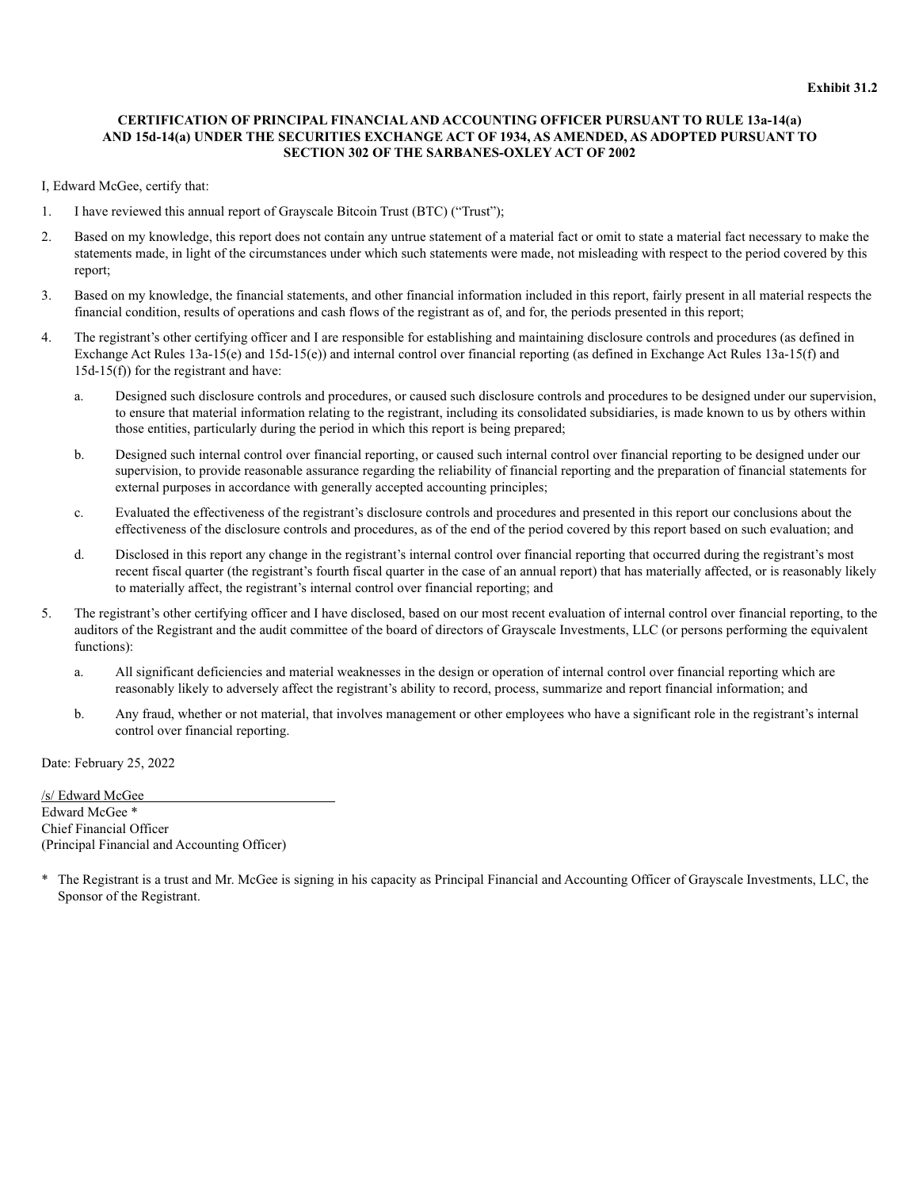**Exhibit 31.2**

**CERTIFICATION OF PRINCIPAL FINANCIAL AND ACCOUNTING OFFICER PURSUANT TO RULE 13a-14(a) AND 15d-14(a) UNDER THE SECURITIES EXCHANGE ACT OF 1934, AS AMENDED, AS ADOPTED PURSUANT TO SECTION 302 OF THE SARBANES-OXLEY ACT OF 2002**

I, Edward McGee, certify that:

1. I have reviewed this annual report of Grayscale Bitcoin Trust (BTC) ("Trust");
2. Based on my knowledge, this report does not contain any untrue statement of a material fact or omit to state a material fact necessary to make the statements made, in light of the circumstances under which such statements were made, not misleading with respect to the period covered by this report;
3. Based on my knowledge, the financial statements, and other financial information included in this report, fairly present in all material respects the financial condition, results of operations and cash flows of the registrant as of, and for, the periods presented in this report;
4. The registrant's other certifying officer and I are responsible for establishing and maintaining disclosure controls and procedures (as defined in Exchange Act Rules 13a-15(e) and 15d-15(e)) and internal control over financial reporting (as defined in Exchange Act Rules 13a-15(f) and 15d-15(f)) for the registrant and have:
   a. Designed such disclosure controls and procedures, or caused such disclosure controls and procedures to be designed under our supervision, to ensure that material information relating to the registrant, including its consolidated subsidiaries, is made known to us by others within those entities, particularly during the period in which this report is being prepared;
   b. Designed such internal control over financial reporting, or caused such internal control over financial reporting to be designed under our supervision, to provide reasonable assurance regarding the reliability of financial reporting and the preparation of financial statements for external purposes in accordance with generally accepted accounting principles;
   c. Evaluated the effectiveness of the registrant's disclosure controls and procedures and presented in this report our conclusions about the effectiveness of the disclosure controls and procedures, as of the end of the period covered by this report based on such evaluation; and
   d. Disclosed in this report any change in the registrant's internal control over financial reporting that occurred during the registrant's most recent fiscal quarter (the registrant's fourth fiscal quarter in the case of an annual report) that has materially affected, or is reasonably likely to materially affect, the registrant's internal control over financial reporting; and
5. The registrant's other certifying officer and I have disclosed, based on our most recent evaluation of internal control over financial reporting, to the auditors of the Registrant and the audit committee of the board of directors of Grayscale Investments, LLC (or persons performing the equivalent functions):
   a. All significant deficiencies and material weaknesses in the design or operation of internal control over financial reporting which are reasonably likely to adversely affect the registrant's ability to record, process, summarize and report financial information; and
   b. Any fraud, whether or not material, that involves management or other employees who have a significant role in the registrant's internal control over financial reporting.

Date: February 25, 2022

/s/ Edward McGee
Edward McGee *
Chief Financial Officer
(Principal Financial and Accounting Officer)

\* The Registrant is a trust and Mr. McGee is signing in his capacity as Principal Financial and Accounting Officer of Grayscale Investments, LLC, the Sponsor of the Registrant.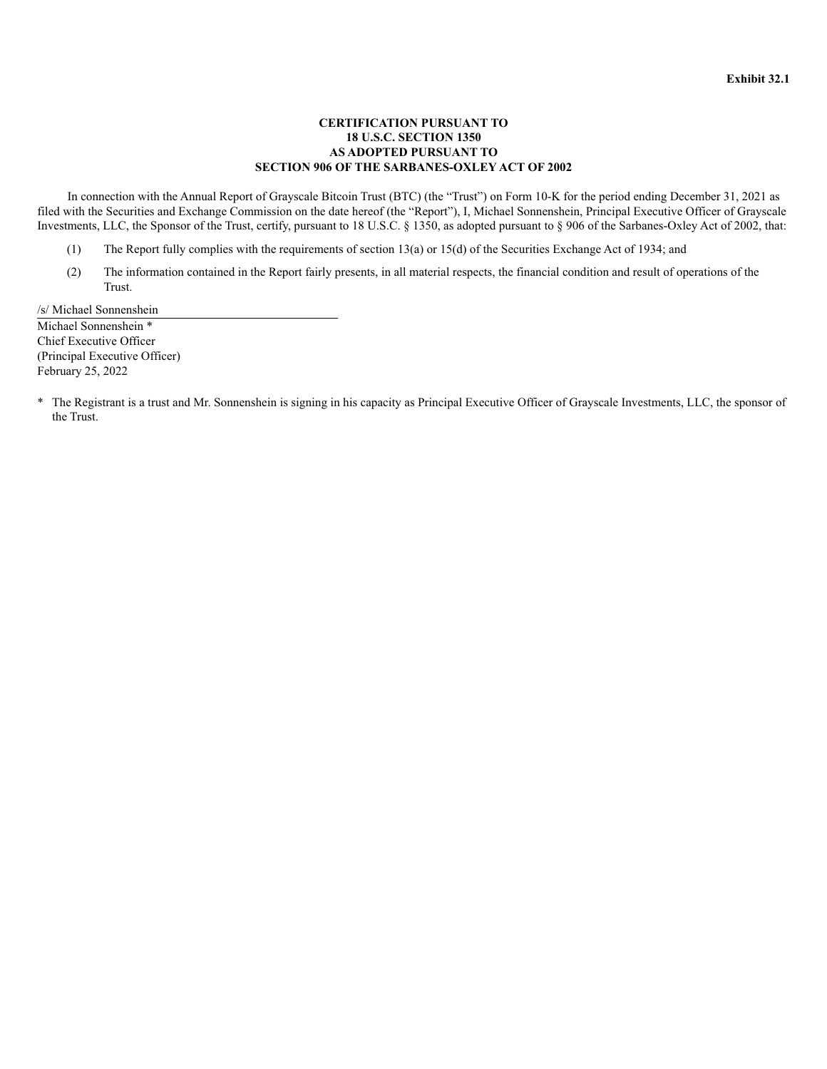**Exhibit 32.1**

**CERTIFICATION PURSUANT TO**
**18 U.S.C. SECTION 1350**
**AS ADOPTED PURSUANT TO**
**SECTION 906 OF THE SARBANES-OXLEY ACT OF 2002**

In connection with the Annual Report of Grayscale Bitcoin Trust (BTC) (the "Trust") on Form 10-K for the period ending December 31, 2021 as filed with the Securities and Exchange Commission on the date hereof (the "Report"), I, Michael Sonnenshein, Principal Executive Officer of Grayscale Investments, LLC, the Sponsor of the Trust, certify, pursuant to 18 U.S.C. § 1350, as adopted pursuant to § 906 of the Sarbanes-Oxley Act of 2002, that:

(1) The Report fully complies with the requirements of section 13(a) or 15(d) of the Securities Exchange Act of 1934; and

(2) The information contained in the Report fairly presents, in all material respects, the financial condition and result of operations of the Trust.

/s/ Michael Sonnenshein

Michael Sonnenshein *
Chief Executive Officer
(Principal Executive Officer)
February 25, 2022

\* The Registrant is a trust and Mr. Sonnenshein is signing in his capacity as Principal Executive Officer of Grayscale Investments, LLC, the sponsor of the Trust.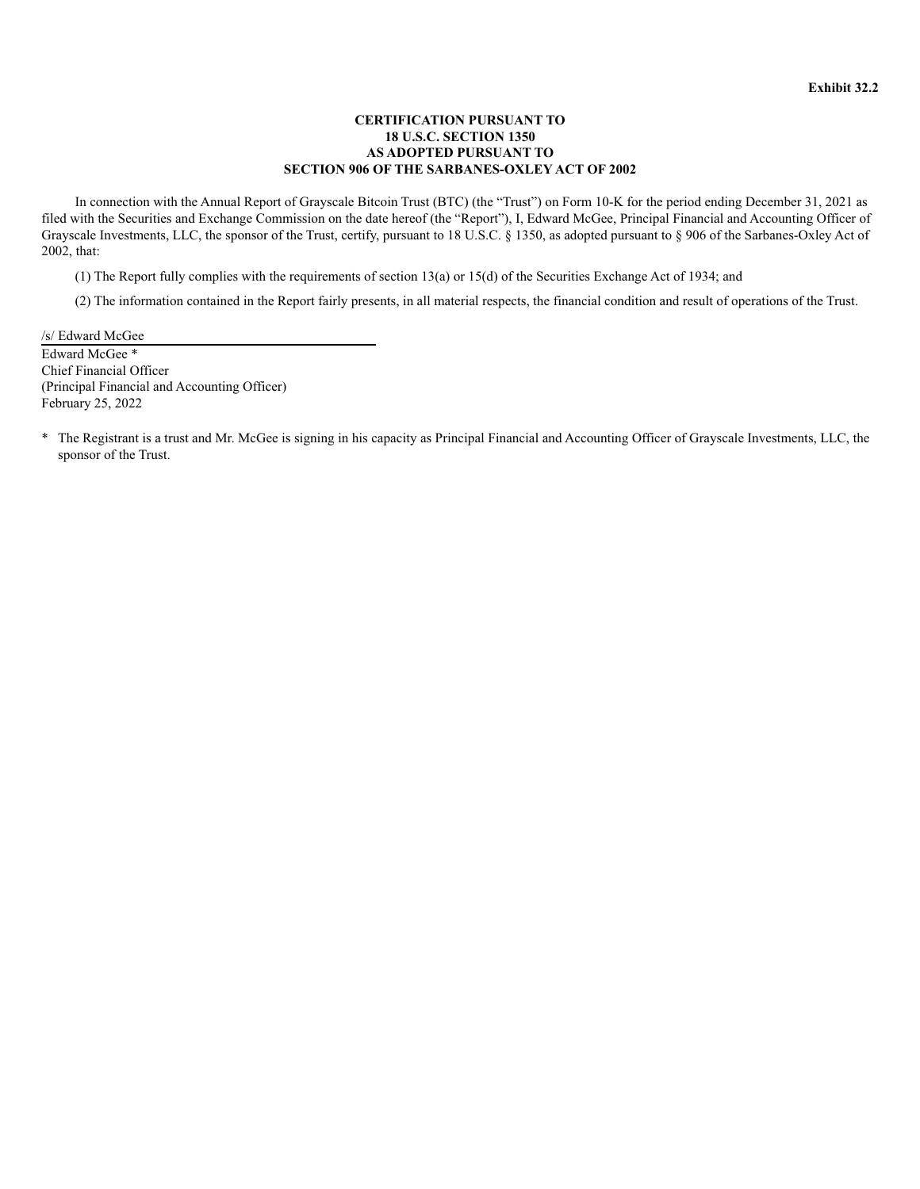**Exhibit 32.2**

**CERTIFICATION PURSUANT TO**
**18 U.S.C. SECTION 1350**
**AS ADOPTED PURSUANT TO**
**SECTION 906 OF THE SARBANES-OXLEY ACT OF 2002**

In connection with the Annual Report of Grayscale Bitcoin Trust (BTC) (the "Trust") on Form 10-K for the period ending December 31, 2021 as filed with the Securities and Exchange Commission on the date hereof (the "Report"), I, Edward McGee, Principal Financial and Accounting Officer of Grayscale Investments, LLC, the sponsor of the Trust, certify, pursuant to 18 U.S.C. § 1350, as adopted pursuant to § 906 of the Sarbanes-Oxley Act of 2002, that:

(1) The Report fully complies with the requirements of section 13(a) or 15(d) of the Securities Exchange Act of 1934; and

(2) The information contained in the Report fairly presents, in all material respects, the financial condition and result of operations of the Trust.

/s/ Edward McGee

Edward McGee *
Chief Financial Officer
(Principal Financial and Accounting Officer)
February 25, 2022

* The Registrant is a trust and Mr. McGee is signing in his capacity as Principal Financial and Accounting Officer of Grayscale Investments, LLC, the sponsor of the Trust.